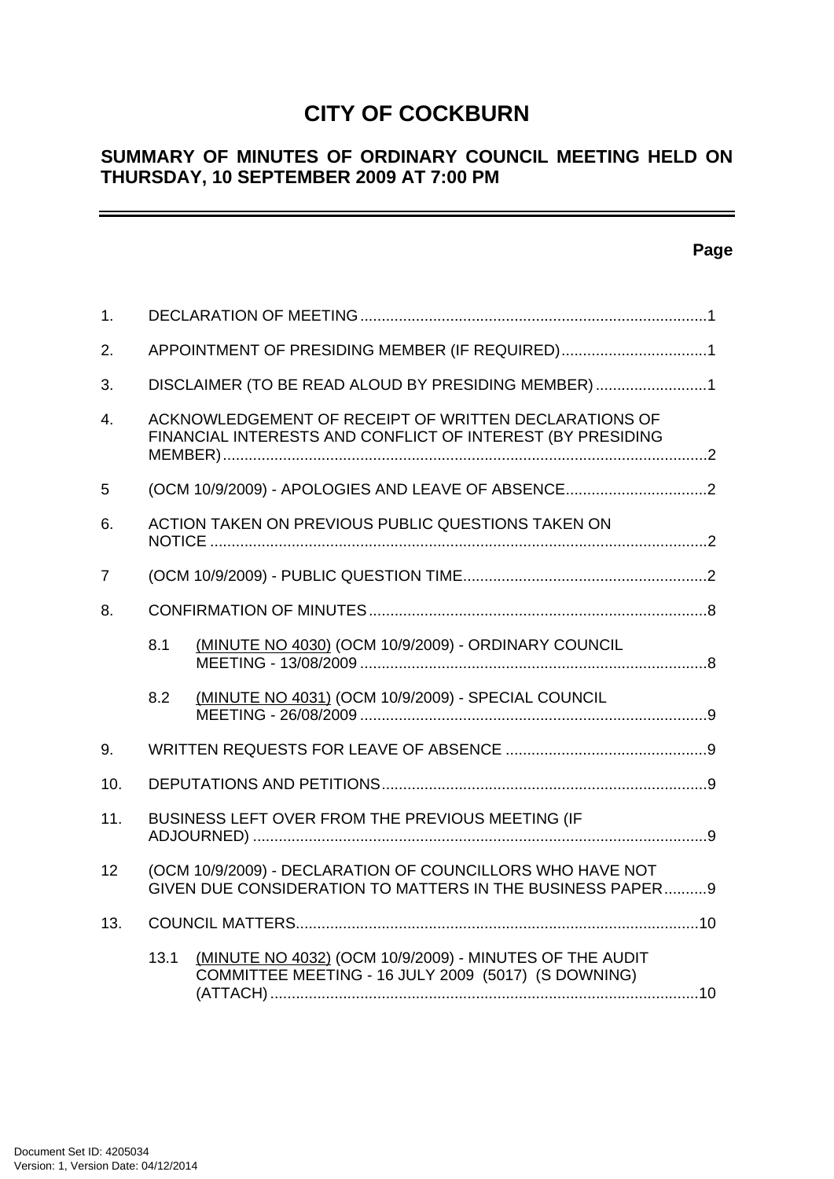# CITY OF COCKBURN

## SUMMARY OF MINUTES OF ORDINARY COUNCIL MEETING HELD ON THURSDAY, 10 SEPTEMBER 2009 AT 7:00 PM

**Page**

1. DECLARATION OF MEETING ....................................................................1

2. APPOINTMENT OF PRESIDING MEMBER (IF REQUIRED) ....................................1

3. DISCLAIMER (TO BE READ ALOUD BY PRESIDING MEMBER) ............................1

4. ACKNOWLEDGEMENT OF RECEIPT OF WRITTEN DECLARATIONS OF FINANCIAL INTERESTS AND CONFLICT OF INTEREST (BY PRESIDING MEMBER) ....................................................................2

5 (OCM 10/9/2009) - APOLOGIES AND LEAVE OF ABSENCE ....................................2

6. ACTION TAKEN ON PREVIOUS PUBLIC QUESTIONS TAKEN ON NOTICE ....................................................................2

7 (OCM 10/9/2009) - PUBLIC QUESTION TIME ....................................................2

8. CONFIRMATION OF MINUTES ....................................................................8

   8.1 (MINUTE NO 4030) (OCM 10/9/2009) - ORDINARY COUNCIL MEETING - 13/08/2009 ....................................................................8

   8.2 (MINUTE NO 4031) (OCM 10/9/2009) - SPECIAL COUNCIL MEETING - 26/08/2009 ....................................................................9

9. WRITTEN REQUESTS FOR LEAVE OF ABSENCE ................................................9

10. DEPUTATIONS AND PETITIONS ....................................................................9

11. BUSINESS LEFT OVER FROM THE PREVIOUS MEETING (IF ADJOURNED) ....................................................................9

12 (OCM 10/9/2009) - DECLARATION OF COUNCILLORS WHO HAVE NOT GIVEN DUE CONSIDERATION TO MATTERS IN THE BUSINESS PAPER ..........9

13. COUNCIL MATTERS ....................................................................10

   13.1 (MINUTE NO 4032) (OCM 10/9/2009) - MINUTES OF THE AUDIT COMMITTEE MEETING - 16 JULY 2009 (5017) (S DOWNING) (ATTACH) ....................................................................10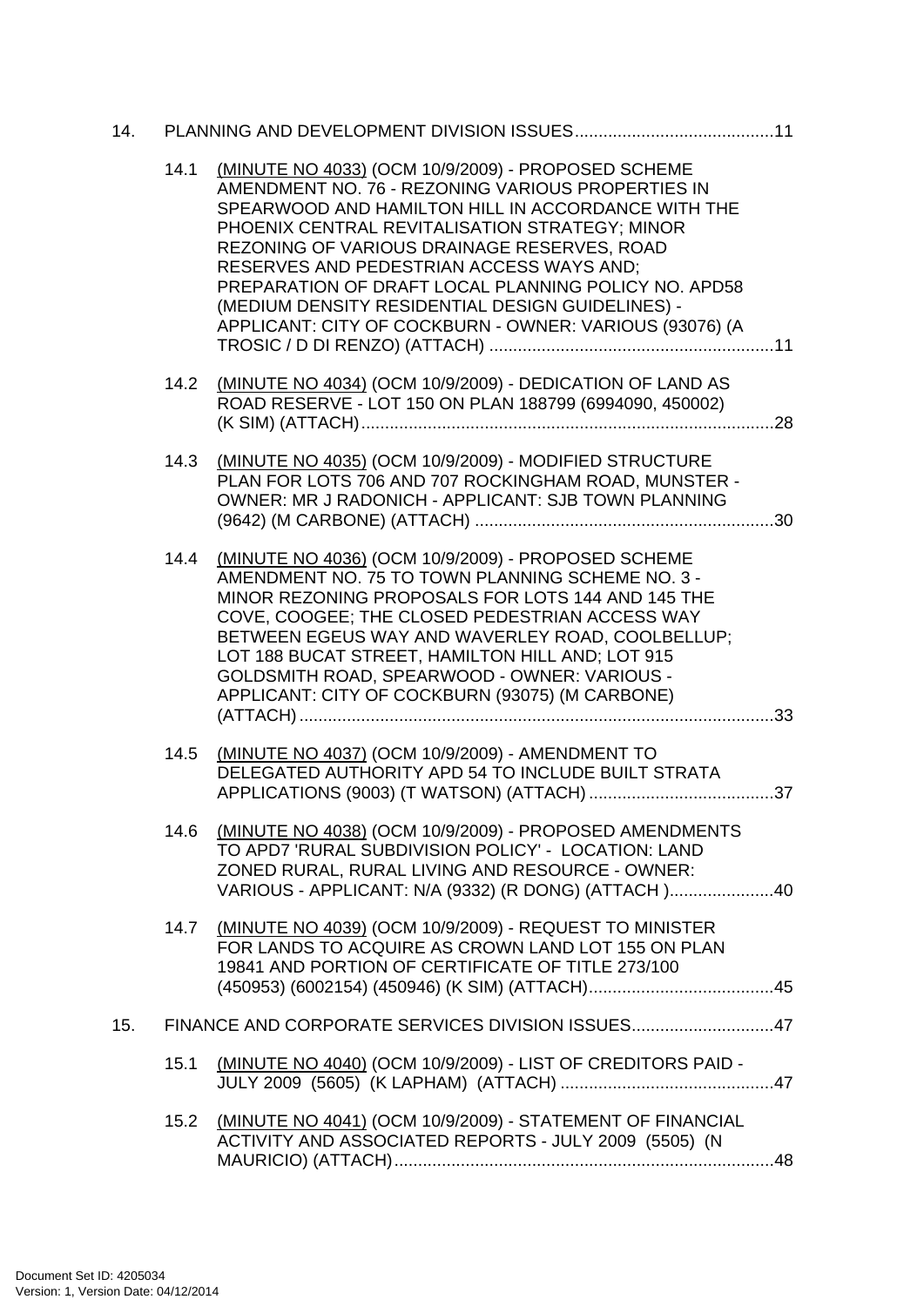14. PLANNING AND DEVELOPMENT DIVISION ISSUES..........................................11

   14.1 (MINUTE NO 4033) (OCM 10/9/2009) - PROPOSED SCHEME AMENDMENT NO. 76 - REZONING VARIOUS PROPERTIES IN SPEARWOOD AND HAMILTON HILL IN ACCORDANCE WITH THE PHOENIX CENTRAL REVITALISATION STRATEGY; MINOR REZONING OF VARIOUS DRAINAGE RESERVES, ROAD RESERVES AND PEDESTRIAN ACCESS WAYS AND; PREPARATION OF DRAFT LOCAL PLANNING POLICY NO. APD58 (MEDIUM DENSITY RESIDENTIAL DESIGN GUIDELINES) - APPLICANT: CITY OF COCKBURN - OWNER: VARIOUS (93076) (A TROSIC / D DI RENZO) (ATTACH) ............................................................11

   14.2 (MINUTE NO 4034) (OCM 10/9/2009) - DEDICATION OF LAND AS ROAD RESERVE - LOT 150 ON PLAN 188799 (6994090, 450002) (K SIM) (ATTACH).......................................................................................28

   14.3 (MINUTE NO 4035) (OCM 10/9/2009) - MODIFIED STRUCTURE PLAN FOR LOTS 706 AND 707 ROCKINGHAM ROAD, MUNSTER - OWNER: MR J RADONICH - APPLICANT: SJB TOWN PLANNING (9642) (M CARBONE) (ATTACH) ...............................................................30

   14.4 (MINUTE NO 4036) (OCM 10/9/2009) - PROPOSED SCHEME AMENDMENT NO. 75 TO TOWN PLANNING SCHEME NO. 3 - MINOR REZONING PROPOSALS FOR LOTS 144 AND 145 THE COVE, COOGEE; THE CLOSED PEDESTRIAN ACCESS WAY BETWEEN EGEUS WAY AND WAVERLEY ROAD, COOLBELLUP; LOT 188 BUCAT STREET, HAMILTON HILL AND; LOT 915 GOLDSMITH ROAD, SPEARWOOD - OWNER: VARIOUS - APPLICANT: CITY OF COCKBURN (93075) (M CARBONE) (ATTACH)....................................................................................................33

   14.5 (MINUTE NO 4037) (OCM 10/9/2009) - AMENDMENT TO DELEGATED AUTHORITY APD 54 TO INCLUDE BUILT STRATA APPLICATIONS (9003) (T WATSON) (ATTACH).......................................37

   14.6 (MINUTE NO 4038) (OCM 10/9/2009) - PROPOSED AMENDMENTS TO APD7 'RURAL SUBDIVISION POLICY' - LOCATION: LAND ZONED RURAL, RURAL LIVING AND RESOURCE - OWNER: VARIOUS - APPLICANT: N/A (9332) (R DONG) (ATTACH )......................40

   14.7 (MINUTE NO 4039) (OCM 10/9/2009) - REQUEST TO MINISTER FOR LANDS TO ACQUIRE AS CROWN LAND LOT 155 ON PLAN 19841 AND PORTION OF CERTIFICATE OF TITLE 273/100 (450953) (6002154) (450946) (K SIM) (ATTACH).......................................45

15. FINANCE AND CORPORATE SERVICES DIVISION ISSUES..............................47

   15.1 (MINUTE NO 4040) (OCM 10/9/2009) - LIST OF CREDITORS PAID - JULY 2009 (5605) (K LAPHAM) (ATTACH) .............................................47

   15.2 (MINUTE NO 4041) (OCM 10/9/2009) - STATEMENT OF FINANCIAL ACTIVITY AND ASSOCIATED REPORTS - JULY 2009 (5505) (N MAURICIO) (ATTACH)................................................................................48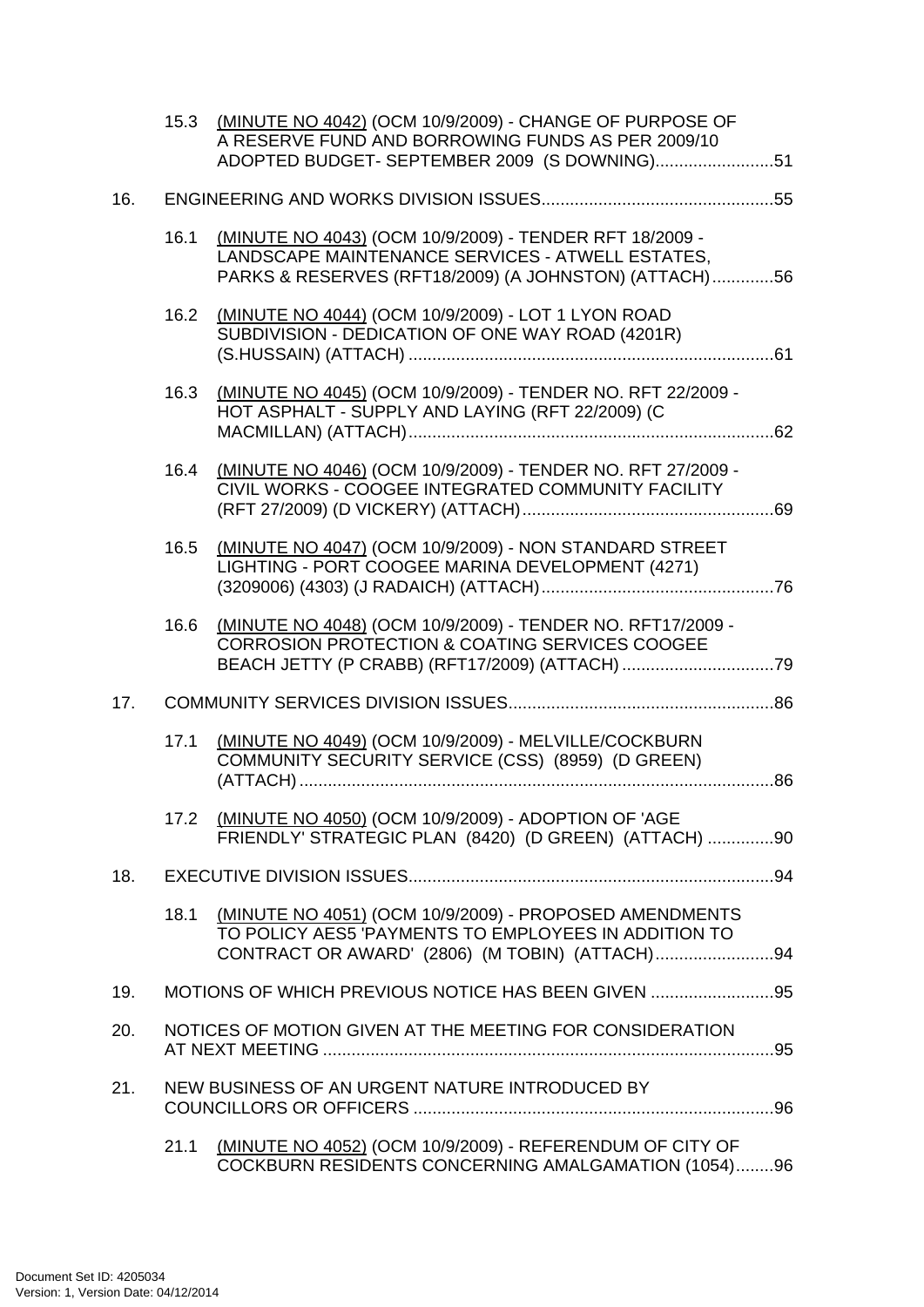15.3 (MINUTE NO 4042) (OCM 10/9/2009) - CHANGE OF PURPOSE OF A RESERVE FUND AND BORROWING FUNDS AS PER 2009/10 ADOPTED BUDGET- SEPTEMBER 2009 (S DOWNING) ........................ 51

16. ENGINEERING AND WORKS DIVISION ISSUES ................................................ 55

16.1 (MINUTE NO 4043) (OCM 10/9/2009) - TENDER RFT 18/2009 - LANDSCAPE MAINTENANCE SERVICES - ATWELL ESTATES, PARKS & RESERVES (RFT18/2009) (A JOHNSTON) (ATTACH) ............. 56

16.2 (MINUTE NO 4044) (OCM 10/9/2009) - LOT 1 LYON ROAD SUBDIVISION - DEDICATION OF ONE WAY ROAD (4201R) (S.HUSSAIN) (ATTACH) ............................................................................ 61

16.3 (MINUTE NO 4045) (OCM 10/9/2009) - TENDER NO. RFT 22/2009 - HOT ASPHALT - SUPPLY AND LAYING (RFT 22/2009) (C MACMILLAN) (ATTACH) ............................................................................ 62

16.4 (MINUTE NO 4046) (OCM 10/9/2009) - TENDER NO. RFT 27/2009 - CIVIL WORKS - COOGEE INTEGRATED COMMUNITY FACILITY (RFT 27/2009) (D VICKERY) (ATTACH) ..................................................... 69

16.5 (MINUTE NO 4047) (OCM 10/9/2009) - NON STANDARD STREET LIGHTING - PORT COOGEE MARINA DEVELOPMENT (4271) (3209006) (4303) (J RADAICH) (ATTACH) ................................................. 76

16.6 (MINUTE NO 4048) (OCM 10/9/2009) - TENDER NO. RFT17/2009 - CORROSION PROTECTION & COATING SERVICES COOGEE BEACH JETTY (P CRABB) (RFT17/2009) (ATTACH) ................................ 79

17. COMMUNITY SERVICES DIVISION ISSUES ........................................................ 86

17.1 (MINUTE NO 4049) (OCM 10/9/2009) - MELVILLE/COCKBURN COMMUNITY SECURITY SERVICE (CSS) (8959) (D GREEN) (ATTACH) .................................................................................................. 86

17.2 (MINUTE NO 4050) (OCM 10/9/2009) - ADOPTION OF 'AGE FRIENDLY' STRATEGIC PLAN (8420) (D GREEN) (ATTACH) .............. 90

18. EXECUTIVE DIVISION ISSUES ............................................................................ 94

18.1 (MINUTE NO 4051) (OCM 10/9/2009) - PROPOSED AMENDMENTS TO POLICY AES5 'PAYMENTS TO EMPLOYEES IN ADDITION TO CONTRACT OR AWARD' (2806) (M TOBIN) (ATTACH) ......................... 94

19. MOTIONS OF WHICH PREVIOUS NOTICE HAS BEEN GIVEN .......................... 95

20. NOTICES OF MOTION GIVEN AT THE MEETING FOR CONSIDERATION AT NEXT MEETING .............................................................................................. 95

21. NEW BUSINESS OF AN URGENT NATURE INTRODUCED BY COUNCILLORS OR OFFICERS ........................................................................... 96

21.1 (MINUTE NO 4052) (OCM 10/9/2009) - REFERENDUM OF CITY OF COCKBURN RESIDENTS CONCERNING AMALGAMATION (1054)........ 96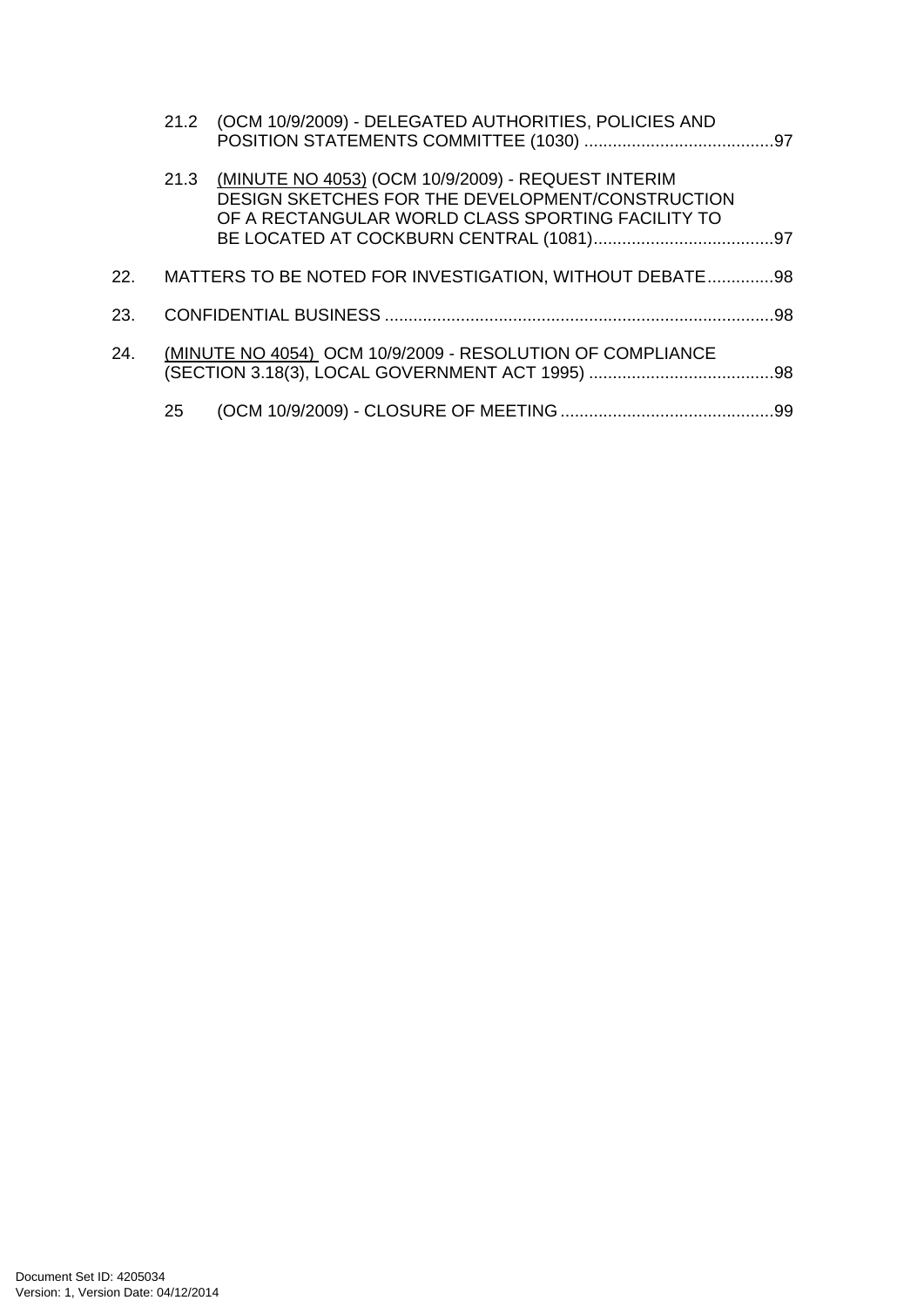21.2 (OCM 10/9/2009) - DELEGATED AUTHORITIES, POLICIES AND POSITION STATEMENTS COMMITTEE (1030) ........................................97

21.3 <u>(MINUTE NO 4053)</u> (OCM 10/9/2009) - REQUEST INTERIM DESIGN SKETCHES FOR THE DEVELOPMENT/CONSTRUCTION OF A RECTANGULAR WORLD CLASS SPORTING FACILITY TO BE LOCATED AT COCKBURN CENTRAL (1081)......................................97

22. MATTERS TO BE NOTED FOR INVESTIGATION, WITHOUT DEBATE..............98

23. CONFIDENTIAL BUSINESS .................................................................................98

24. <u>(MINUTE NO 4054)</u> OCM 10/9/2009 - RESOLUTION OF COMPLIANCE (SECTION 3.18(3), LOCAL GOVERNMENT ACT 1995) .......................................98

25 (OCM 10/9/2009) - CLOSURE OF MEETING ............................................99

Document Set ID: 4205034
Version: 1, Version Date: 04/12/2014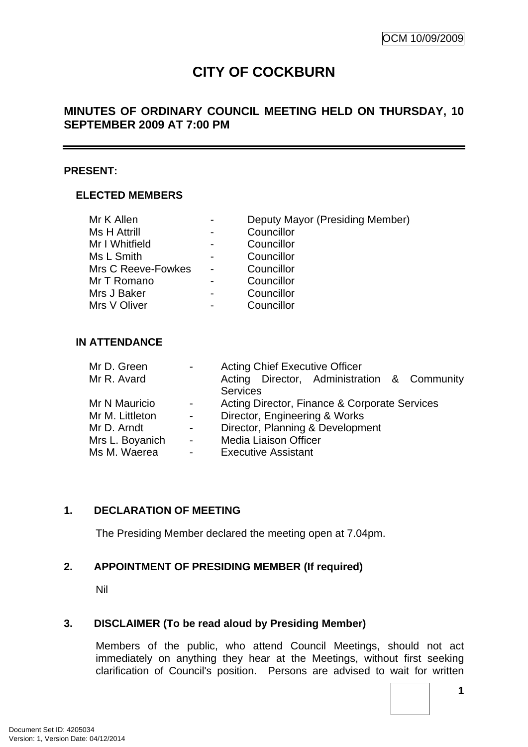OCM 10/09/2009

# CITY OF COCKBURN

## MINUTES OF ORDINARY COUNCIL MEETING HELD ON THURSDAY, 10 SEPTEMBER 2009 AT 7:00 PM

**PRESENT:**

### ELECTED MEMBERS

| | | |
|---|---|---|
| Mr K Allen | - | Deputy Mayor (Presiding Member) |
| Ms H Attrill | - | Councillor |
| Mr I Whitfield | - | Councillor |
| Ms L Smith | - | Councillor |
| Mrs C Reeve-Fowkes | - | Councillor |
| Mr T Romano | - | Councillor |
| Mrs J Baker | - | Councillor |
| Mrs V Oliver | - | Councillor |

### IN ATTENDANCE

| | | |
|---|---|---|
| Mr D. Green | - | Acting Chief Executive Officer |
| Mr R. Avard | | Acting Director, Administration & Community Services |
| Mr N Mauricio | - | Acting Director, Finance & Corporate Services |
| Mr M. Littleton | - | Director, Engineering & Works |
| Mr D. Arndt | - | Director, Planning & Development |
| Mrs L. Boyanich | - | Media Liaison Officer |
| Ms M. Waerea | - | Executive Assistant |

## 1. DECLARATION OF MEETING

The Presiding Member declared the meeting open at 7.04pm.

## 2. APPOINTMENT OF PRESIDING MEMBER (If required)

Nil

## 3. DISCLAIMER (To be read aloud by Presiding Member)

Members of the public, who attend Council Meetings, should not act immediately on anything they hear at the Meetings, without first seeking clarification of Council's position. Persons are advised to wait for written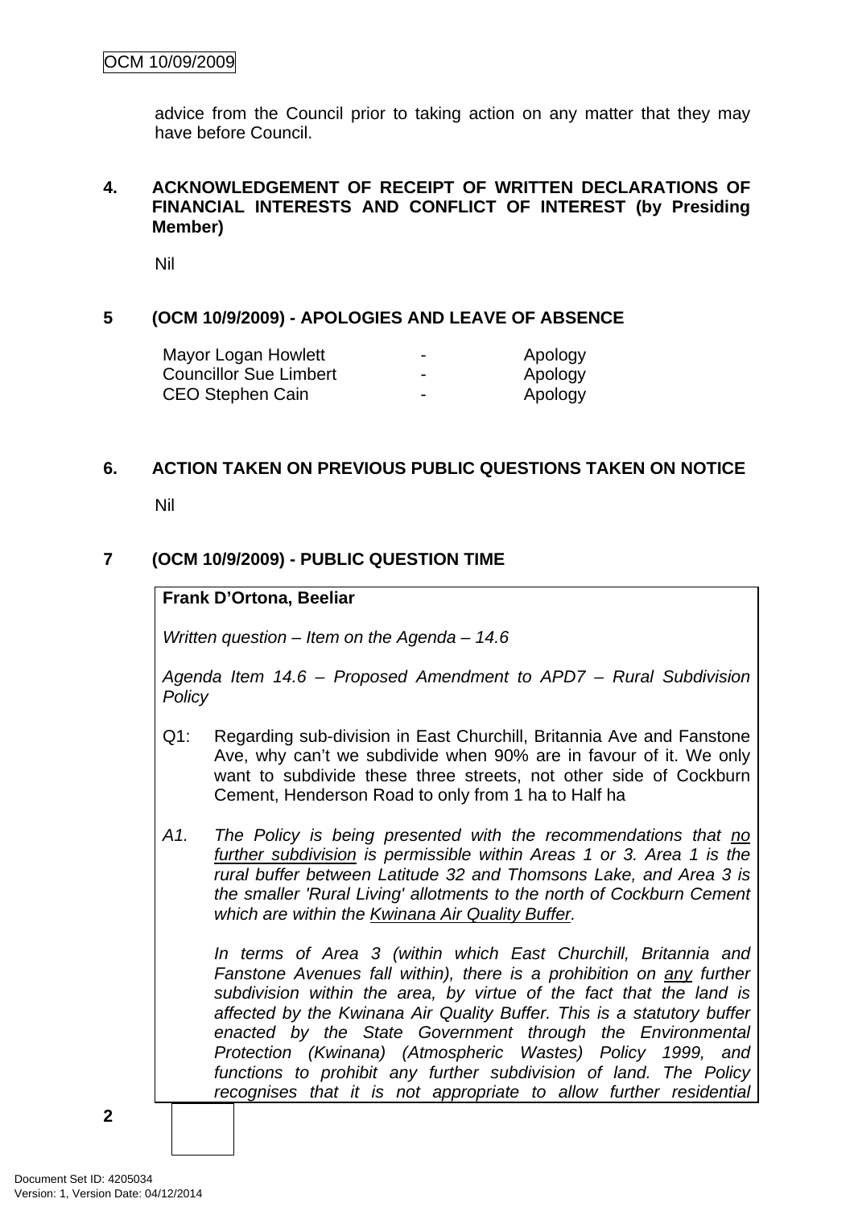advice from the Council prior to taking action on any matter that they may have before Council.

## 4. ACKNOWLEDGEMENT OF RECEIPT OF WRITTEN DECLARATIONS OF FINANCIAL INTERESTS AND CONFLICT OF INTEREST (by Presiding Member)

Nil

## 5 (OCM 10/9/2009) - APOLOGIES AND LEAVE OF ABSENCE

| | | |
|---|---|---|
| Mayor Logan Howlett | - | Apology |
| Councillor Sue Limbert | - | Apology |
| CEO Stephen Cain | - | Apology |

## 6. ACTION TAKEN ON PREVIOUS PUBLIC QUESTIONS TAKEN ON NOTICE

Nil

## 7 (OCM 10/9/2009) - PUBLIC QUESTION TIME

**Frank D'Ortona, Beeliar**

*Written question – Item on the Agenda – 14.6*

*Agenda Item 14.6 – Proposed Amendment to APD7 – Rural Subdivision Policy*

Q1: Regarding sub-division in East Churchill, Britannia Ave and Fanstone Ave, why can't we subdivide when 90% are in favour of it. We only want to subdivide these three streets, not other side of Cockburn Cement, Henderson Road to only from 1 ha to Half ha

*A1. The Policy is being presented with the recommendations that no further subdivision is permissible within Areas 1 or 3. Area 1 is the rural buffer between Latitude 32 and Thomsons Lake, and Area 3 is the smaller 'Rural Living' allotments to the north of Cockburn Cement which are within the Kwinana Air Quality Buffer.*

*In terms of Area 3 (within which East Churchill, Britannia and Fanstone Avenues fall within), there is a prohibition on any further subdivision within the area, by virtue of the fact that the land is affected by the Kwinana Air Quality Buffer. This is a statutory buffer enacted by the State Government through the Environmental Protection (Kwinana) (Atmospheric Wastes) Policy 1999, and functions to prohibit any further subdivision of land. The Policy recognises that it is not appropriate to allow further residential*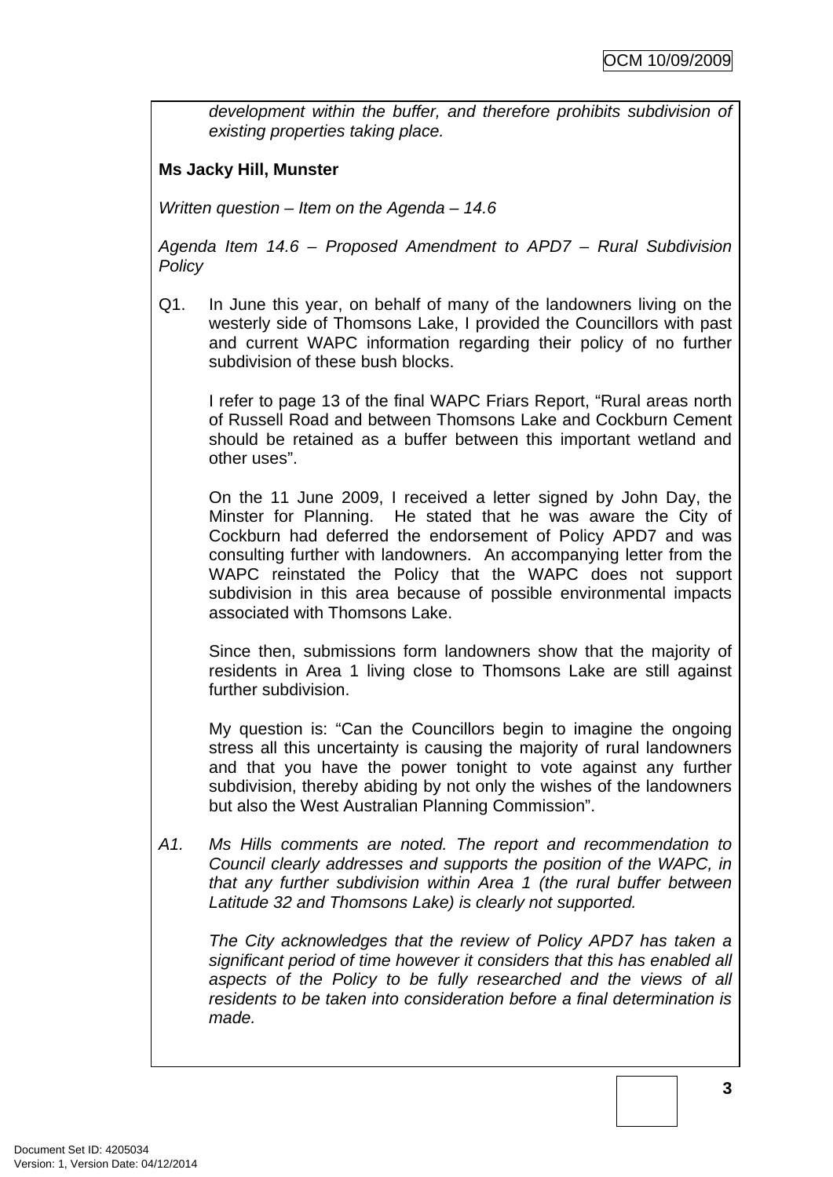*development within the buffer, and therefore prohibits subdivision of existing properties taking place.*

**Ms Jacky Hill, Munster**

*Written question – Item on the Agenda – 14.6*

*Agenda Item 14.6 – Proposed Amendment to APD7 – Rural Subdivision Policy*

Q1. In June this year, on behalf of many of the landowners living on the westerly side of Thomsons Lake, I provided the Councillors with past and current WAPC information regarding their policy of no further subdivision of these bush blocks.

I refer to page 13 of the final WAPC Friars Report, "Rural areas north of Russell Road and between Thomsons Lake and Cockburn Cement should be retained as a buffer between this important wetland and other uses".

On the 11 June 2009, I received a letter signed by John Day, the Minster for Planning. He stated that he was aware the City of Cockburn had deferred the endorsement of Policy APD7 and was consulting further with landowners. An accompanying letter from the WAPC reinstated the Policy that the WAPC does not support subdivision in this area because of possible environmental impacts associated with Thomsons Lake.

Since then, submissions form landowners show that the majority of residents in Area 1 living close to Thomsons Lake are still against further subdivision.

My question is: "Can the Councillors begin to imagine the ongoing stress all this uncertainty is causing the majority of rural landowners and that you have the power tonight to vote against any further subdivision, thereby abiding by not only the wishes of the landowners but also the West Australian Planning Commission".

*A1. Ms Hills comments are noted. The report and recommendation to Council clearly addresses and supports the position of the WAPC, in that any further subdivision within Area 1 (the rural buffer between Latitude 32 and Thomsons Lake) is clearly not supported.*

*The City acknowledges that the review of Policy APD7 has taken a significant period of time however it considers that this has enabled all aspects of the Policy to be fully researched and the views of all residents to be taken into consideration before a final determination is made.*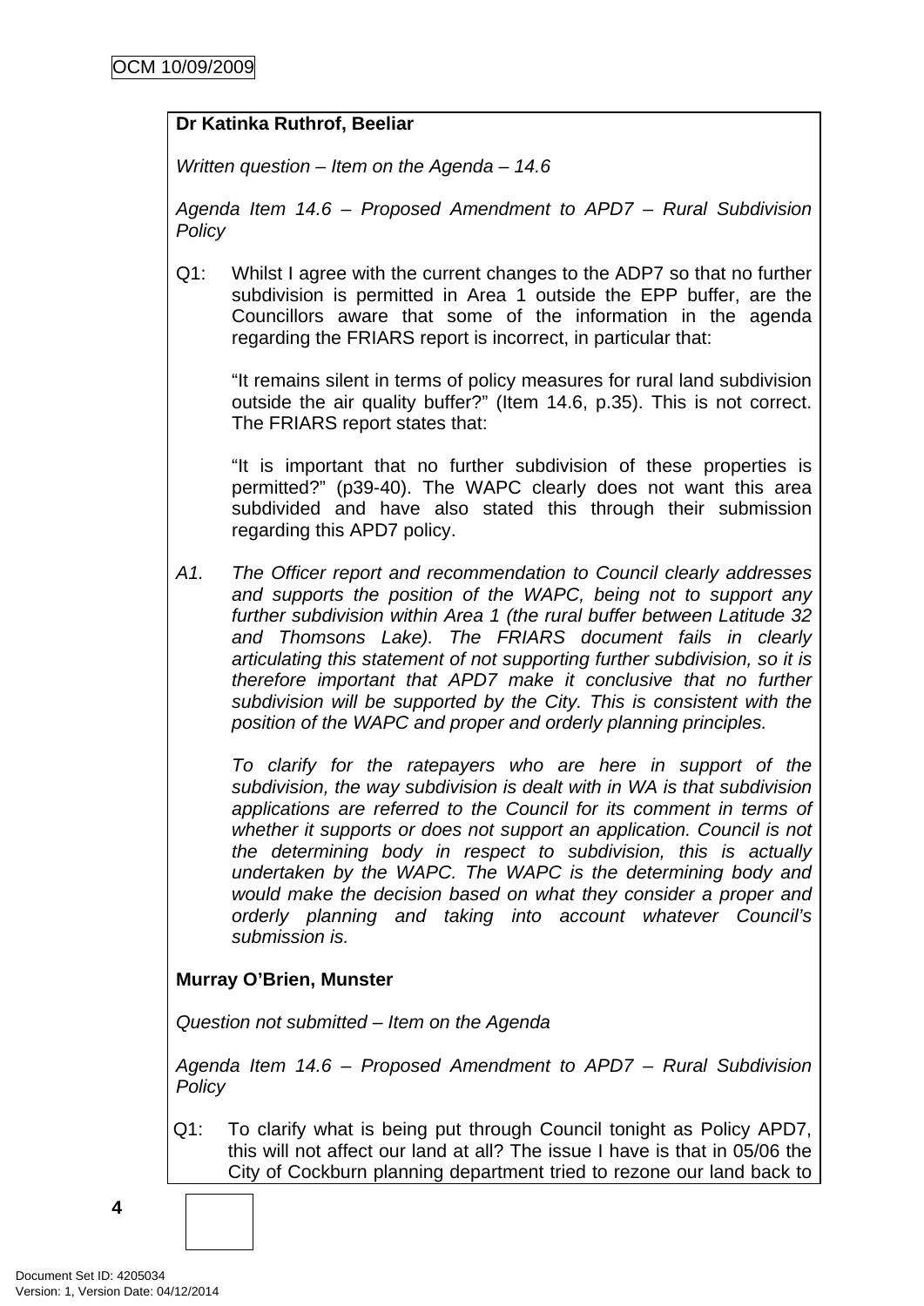**Dr Katinka Ruthrof, Beeliar**

*Written question – Item on the Agenda – 14.6*

*Agenda Item 14.6 – Proposed Amendment to APD7 – Rural Subdivision Policy*

Q1: Whilst I agree with the current changes to the ADP7 so that no further subdivision is permitted in Area 1 outside the EPP buffer, are the Councillors aware that some of the information in the agenda regarding the FRIARS report is incorrect, in particular that:

"It remains silent in terms of policy measures for rural land subdivision outside the air quality buffer?" (Item 14.6, p.35). This is not correct. The FRIARS report states that:

"It is important that no further subdivision of these properties is permitted?" (p39-40). The WAPC clearly does not want this area subdivided and have also stated this through their submission regarding this APD7 policy.

*A1. The Officer report and recommendation to Council clearly addresses and supports the position of the WAPC, being not to support any further subdivision within Area 1 (the rural buffer between Latitude 32 and Thomsons Lake). The FRIARS document fails in clearly articulating this statement of not supporting further subdivision, so it is therefore important that APD7 make it conclusive that no further subdivision will be supported by the City. This is consistent with the position of the WAPC and proper and orderly planning principles.*

*To clarify for the ratepayers who are here in support of the subdivision, the way subdivision is dealt with in WA is that subdivision applications are referred to the Council for its comment in terms of whether it supports or does not support an application. Council is not the determining body in respect to subdivision, this is actually undertaken by the WAPC. The WAPC is the determining body and would make the decision based on what they consider a proper and orderly planning and taking into account whatever Council's submission is.*

**Murray O'Brien, Munster**

*Question not submitted – Item on the Agenda*

*Agenda Item 14.6 – Proposed Amendment to APD7 – Rural Subdivision Policy*

Q1: To clarify what is being put through Council tonight as Policy APD7, this will not affect our land at all? The issue I have is that in 05/06 the City of Cockburn planning department tried to rezone our land back to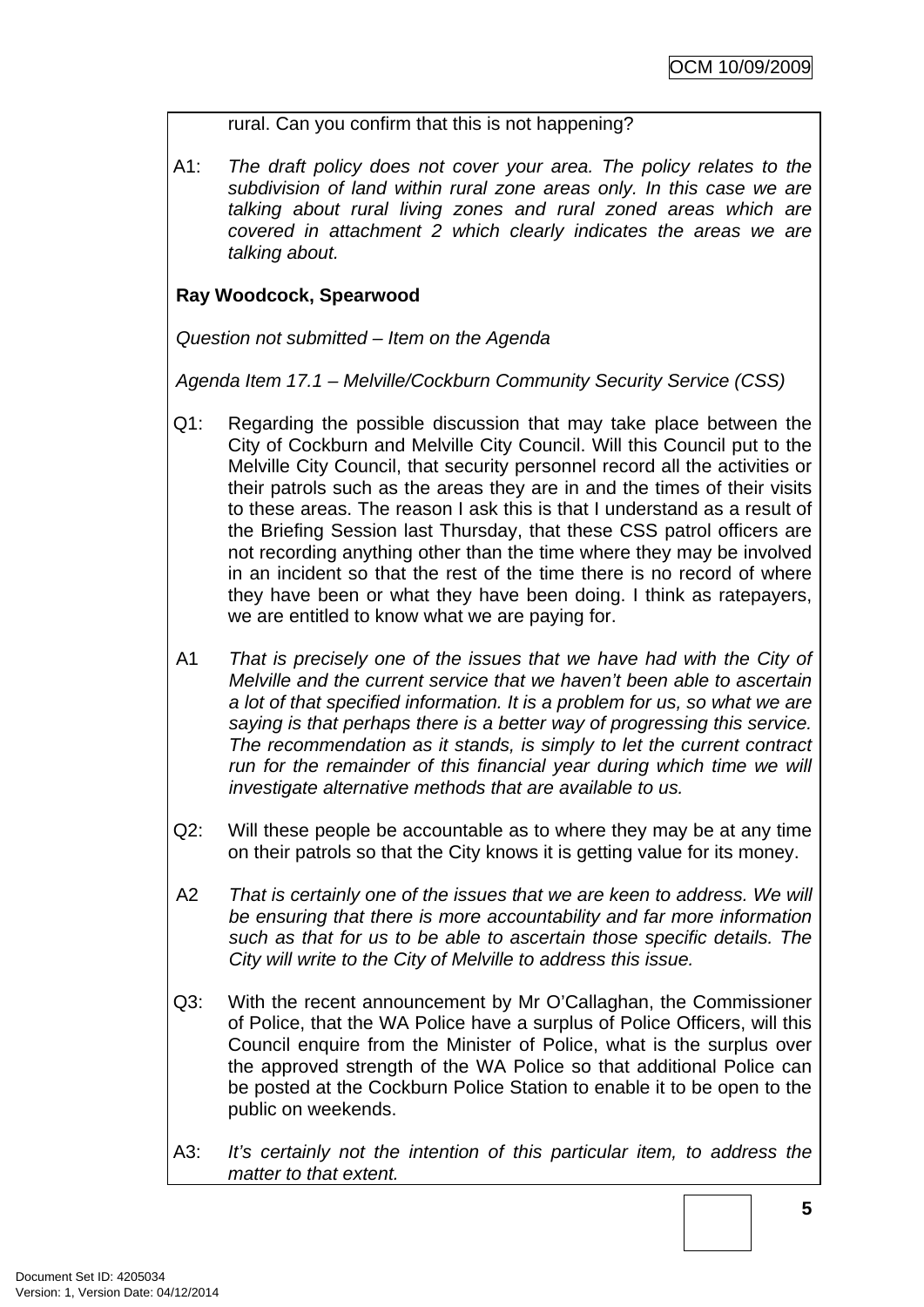rural. Can you confirm that this is not happening?

A1: *The draft policy does not cover your area. The policy relates to the subdivision of land within rural zone areas only. In this case we are talking about rural living zones and rural zoned areas which are covered in attachment 2 which clearly indicates the areas we are talking about.*

**Ray Woodcock, Spearwood**

*Question not submitted – Item on the Agenda*

*Agenda Item 17.1 – Melville/Cockburn Community Security Service (CSS)*

Q1: Regarding the possible discussion that may take place between the City of Cockburn and Melville City Council. Will this Council put to the Melville City Council, that security personnel record all the activities or their patrols such as the areas they are in and the times of their visits to these areas. The reason I ask this is that I understand as a result of the Briefing Session last Thursday, that these CSS patrol officers are not recording anything other than the time where they may be involved in an incident so that the rest of the time there is no record of where they have been or what they have been doing. I think as ratepayers, we are entitled to know what we are paying for.

A1 *That is precisely one of the issues that we have had with the City of Melville and the current service that we haven't been able to ascertain a lot of that specified information. It is a problem for us, so what we are saying is that perhaps there is a better way of progressing this service. The recommendation as it stands, is simply to let the current contract run for the remainder of this financial year during which time we will investigate alternative methods that are available to us.*

Q2: Will these people be accountable as to where they may be at any time on their patrols so that the City knows it is getting value for its money.

A2 *That is certainly one of the issues that we are keen to address. We will be ensuring that there is more accountability and far more information such as that for us to be able to ascertain those specific details. The City will write to the City of Melville to address this issue.*

Q3: With the recent announcement by Mr O'Callaghan, the Commissioner of Police, that the WA Police have a surplus of Police Officers, will this Council enquire from the Minister of Police, what is the surplus over the approved strength of the WA Police so that additional Police can be posted at the Cockburn Police Station to enable it to be open to the public on weekends.

A3: *It's certainly not the intention of this particular item, to address the matter to that extent.*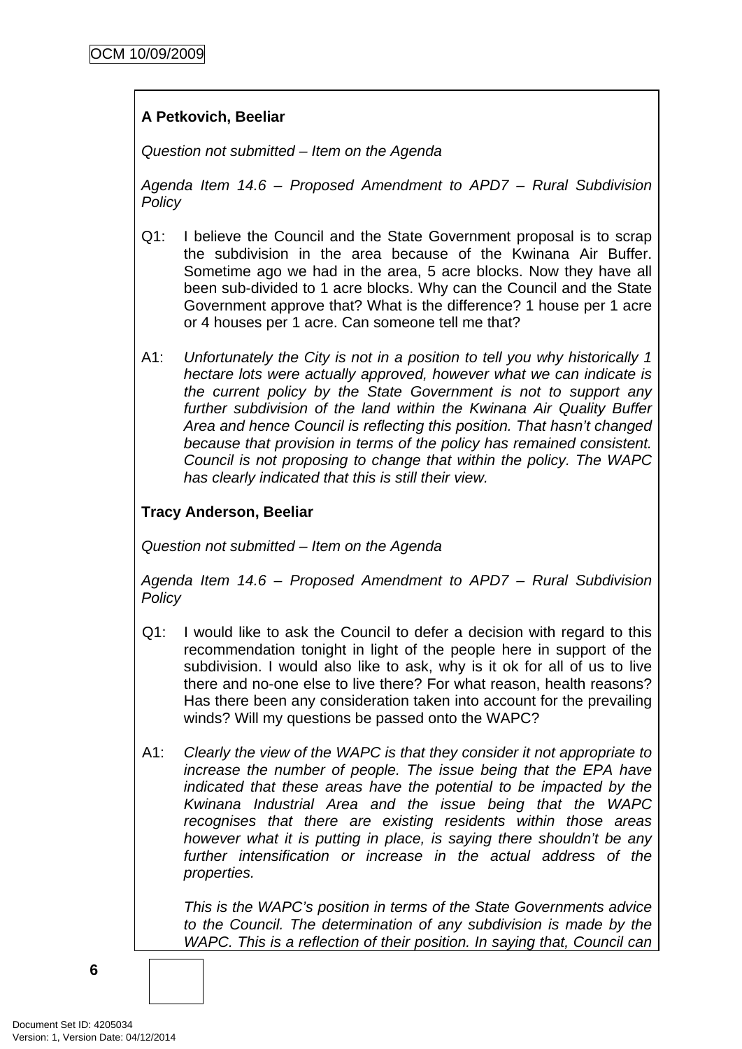**A Petkovich, Beeliar**

*Question not submitted – Item on the Agenda*

*Agenda Item 14.6 – Proposed Amendment to APD7 – Rural Subdivision Policy*

Q1: I believe the Council and the State Government proposal is to scrap the subdivision in the area because of the Kwinana Air Buffer. Sometime ago we had in the area, 5 acre blocks. Now they have all been sub-divided to 1 acre blocks. Why can the Council and the State Government approve that? What is the difference? 1 house per 1 acre or 4 houses per 1 acre. Can someone tell me that?

A1: *Unfortunately the City is not in a position to tell you why historically 1 hectare lots were actually approved, however what we can indicate is the current policy by the State Government is not to support any further subdivision of the land within the Kwinana Air Quality Buffer Area and hence Council is reflecting this position. That hasn't changed because that provision in terms of the policy has remained consistent. Council is not proposing to change that within the policy. The WAPC has clearly indicated that this is still their view.*

**Tracy Anderson, Beeliar**

*Question not submitted – Item on the Agenda*

*Agenda Item 14.6 – Proposed Amendment to APD7 – Rural Subdivision Policy*

Q1: I would like to ask the Council to defer a decision with regard to this recommendation tonight in light of the people here in support of the subdivision. I would also like to ask, why is it ok for all of us to live there and no-one else to live there? For what reason, health reasons? Has there been any consideration taken into account for the prevailing winds? Will my questions be passed onto the WAPC?

A1: *Clearly the view of the WAPC is that they consider it not appropriate to increase the number of people. The issue being that the EPA have indicated that these areas have the potential to be impacted by the Kwinana Industrial Area and the issue being that the WAPC recognises that there are existing residents within those areas however what it is putting in place, is saying there shouldn't be any further intensification or increase in the actual address of the properties.*

*This is the WAPC's position in terms of the State Governments advice to the Council. The determination of any subdivision is made by the WAPC. This is a reflection of their position. In saying that, Council can*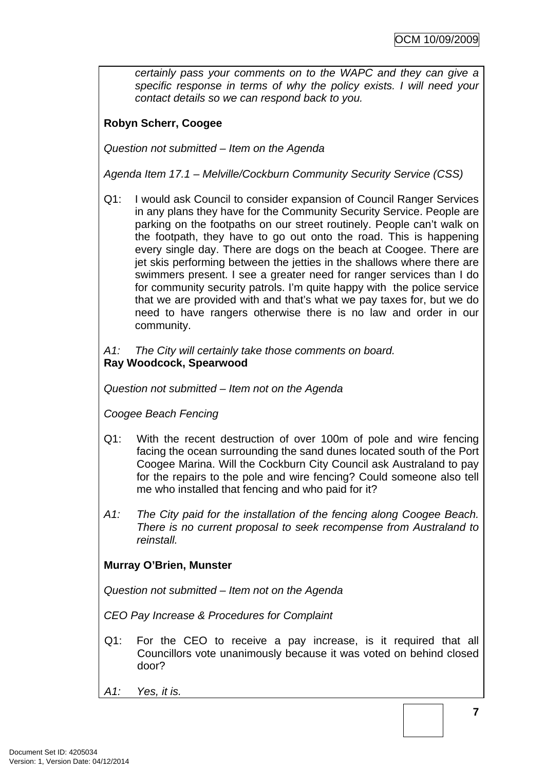*certainly pass your comments on to the WAPC and they can give a specific response in terms of why the policy exists. I will need your contact details so we can respond back to you.*

**Robyn Scherr, Coogee**

*Question not submitted – Item on the Agenda*

*Agenda Item 17.1 – Melville/Cockburn Community Security Service (CSS)*

Q1: I would ask Council to consider expansion of Council Ranger Services in any plans they have for the Community Security Service. People are parking on the footpaths on our street routinely. People can't walk on the footpath, they have to go out onto the road. This is happening every single day. There are dogs on the beach at Coogee. There are jet skis performing between the jetties in the shallows where there are swimmers present. I see a greater need for ranger services than I do for community security patrols. I'm quite happy with the police service that we are provided with and that's what we pay taxes for, but we do need to have rangers otherwise there is no law and order in our community.

*A1: The City will certainly take those comments on board.*

**Ray Woodcock, Spearwood**

*Question not submitted – Item not on the Agenda*

*Coogee Beach Fencing*

Q1: With the recent destruction of over 100m of pole and wire fencing facing the ocean surrounding the sand dunes located south of the Port Coogee Marina. Will the Cockburn City Council ask Australand to pay for the repairs to the pole and wire fencing? Could someone also tell me who installed that fencing and who paid for it?

*A1: The City paid for the installation of the fencing along Coogee Beach. There is no current proposal to seek recompense from Australand to reinstall.*

**Murray O'Brien, Munster**

*Question not submitted – Item not on the Agenda*

*CEO Pay Increase & Procedures for Complaint*

Q1: For the CEO to receive a pay increase, is it required that all Councillors vote unanimously because it was voted on behind closed door?

*A1: Yes, it is.*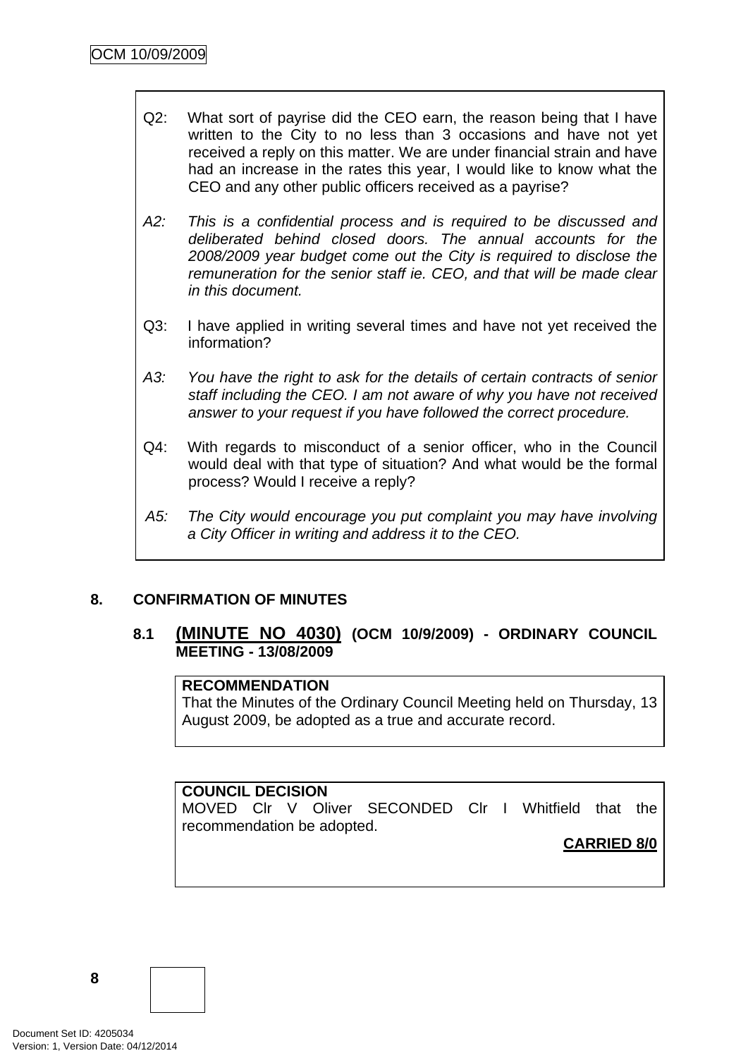Q2: What sort of payrise did the CEO earn, the reason being that I have written to the City to no less than 3 occasions and have not yet received a reply on this matter. We are under financial strain and have had an increase in the rates this year, I would like to know what the CEO and any other public officers received as a payrise?

*A2: This is a confidential process and is required to be discussed and deliberated behind closed doors. The annual accounts for the 2008/2009 year budget come out the City is required to disclose the remuneration for the senior staff ie. CEO, and that will be made clear in this document.*

Q3: I have applied in writing several times and have not yet received the information?

*A3: You have the right to ask for the details of certain contracts of senior staff including the CEO. I am not aware of why you have not received answer to your request if you have followed the correct procedure.*

Q4: With regards to misconduct of a senior officer, who in the Council would deal with that type of situation? And what would be the formal process? Would I receive a reply?

*A5: The City would encourage you put complaint you may have involving a City Officer in writing and address it to the CEO.*

## 8. CONFIRMATION OF MINUTES

### 8.1 (MINUTE NO 4030) (OCM 10/9/2009) - ORDINARY COUNCIL MEETING - 13/08/2009

**RECOMMENDATION**
That the Minutes of the Ordinary Council Meeting held on Thursday, 13 August 2009, be adopted as a true and accurate record.

**COUNCIL DECISION**
MOVED Clr V Oliver SECONDED Clr I Whitfield that the recommendation be adopted.

**CARRIED 8/0**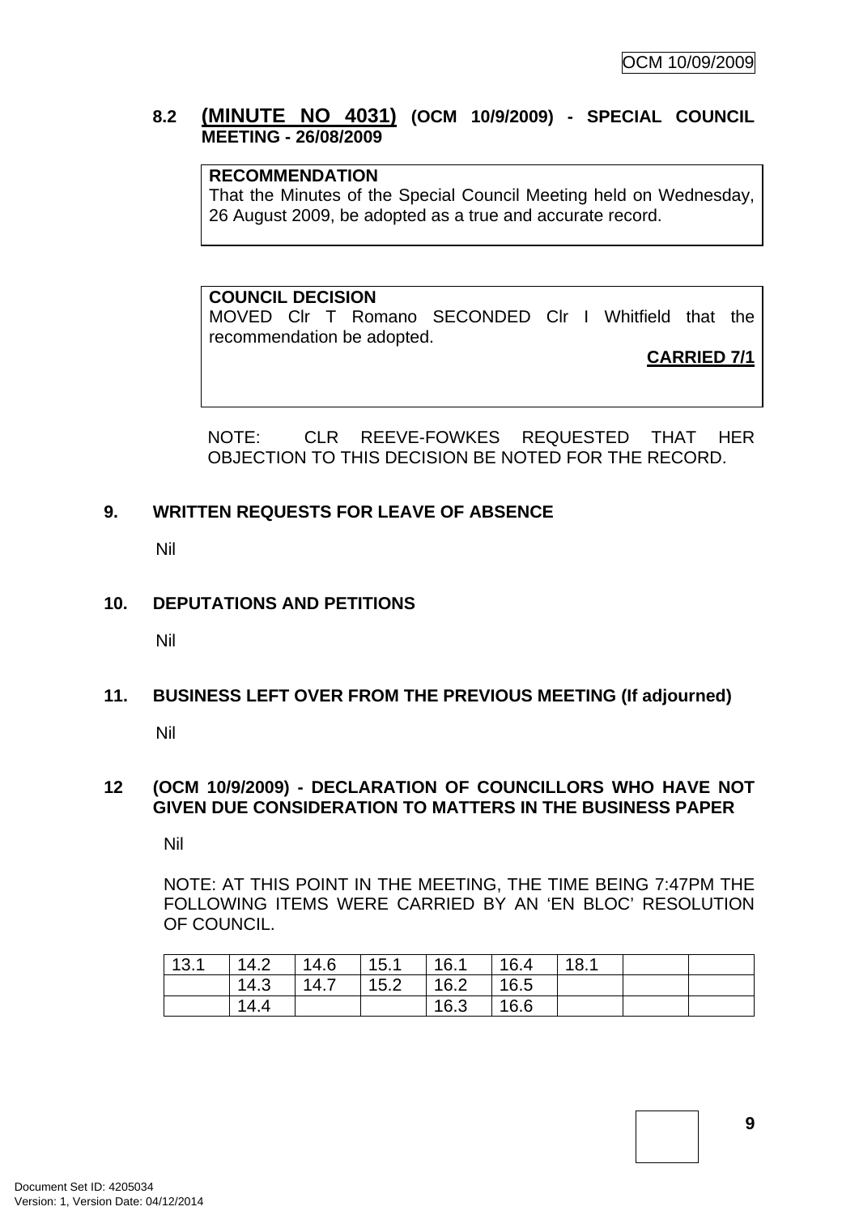### 8.2 (MINUTE NO 4031) (OCM 10/9/2009) - SPECIAL COUNCIL MEETING - 26/08/2009

**RECOMMENDATION**
That the Minutes of the Special Council Meeting held on Wednesday, 26 August 2009, be adopted as a true and accurate record.

**COUNCIL DECISION**
MOVED Clr T Romano SECONDED Clr I Whitfield that the recommendation be adopted.

**CARRIED 7/1**

NOTE: CLR REEVE-FOWKES REQUESTED THAT HER OBJECTION TO THIS DECISION BE NOTED FOR THE RECORD.

## 9. WRITTEN REQUESTS FOR LEAVE OF ABSENCE

Nil

## 10. DEPUTATIONS AND PETITIONS

Nil

## 11. BUSINESS LEFT OVER FROM THE PREVIOUS MEETING (If adjourned)

Nil

## 12 (OCM 10/9/2009) - DECLARATION OF COUNCILLORS WHO HAVE NOT GIVEN DUE CONSIDERATION TO MATTERS IN THE BUSINESS PAPER

Nil

NOTE: AT THIS POINT IN THE MEETING, THE TIME BEING 7:47PM THE FOLLOWING ITEMS WERE CARRIED BY AN 'EN BLOC' RESOLUTION OF COUNCIL.

| 13.1 | 14.2 | 14.6 | 15.1 | 16.1 | 16.4 | 18.1 | | |
|---|---|---|---|---|---|---|---|---|
| | 14.3 | 14.7 | 15.2 | 16.2 | 16.5 | | | |
| | 14.4 | | | 16.3 | 16.6 | | | |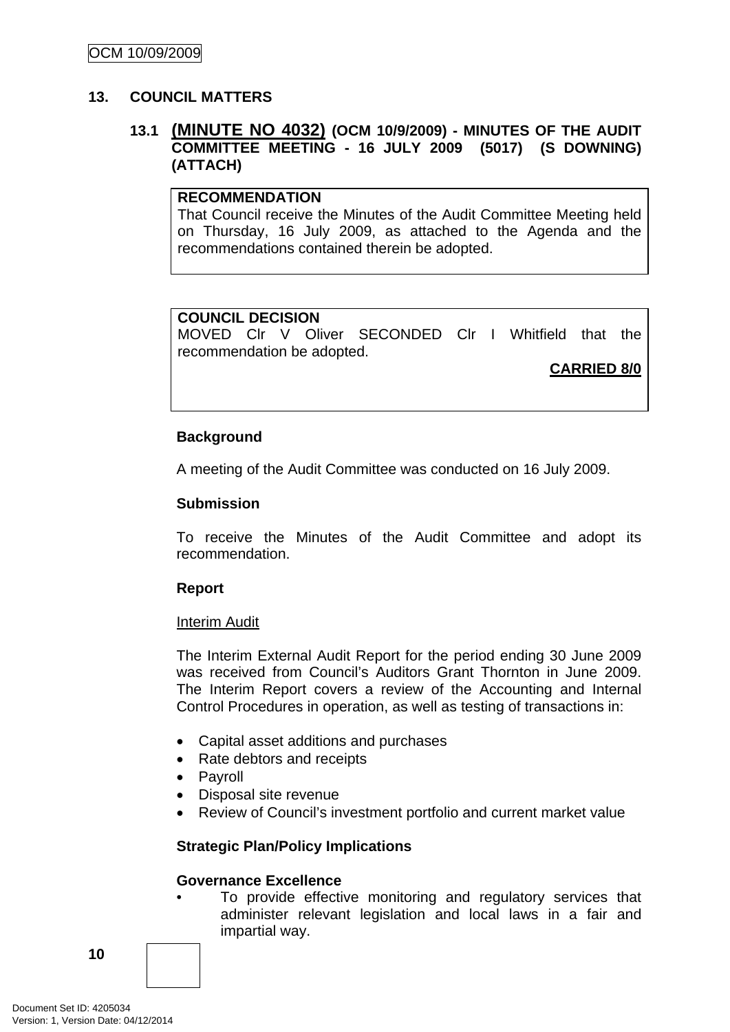## 13. COUNCIL MATTERS

### 13.1 (MINUTE NO 4032) (OCM 10/9/2009) - MINUTES OF THE AUDIT COMMITTEE MEETING - 16 JULY 2009 (5017) (S DOWNING) (ATTACH)

**RECOMMENDATION**
That Council receive the Minutes of the Audit Committee Meeting held on Thursday, 16 July 2009, as attached to the Agenda and the recommendations contained therein be adopted.

**COUNCIL DECISION**
MOVED Clr V Oliver SECONDED Clr I Whitfield that the recommendation be adopted.

**CARRIED 8/0**

**Background**

A meeting of the Audit Committee was conducted on 16 July 2009.

**Submission**

To receive the Minutes of the Audit Committee and adopt its recommendation.

**Report**

Interim Audit

The Interim External Audit Report for the period ending 30 June 2009 was received from Council's Auditors Grant Thornton in June 2009. The Interim Report covers a review of the Accounting and Internal Control Procedures in operation, as well as testing of transactions in:

- Capital asset additions and purchases
- Rate debtors and receipts
- Payroll
- Disposal site revenue
- Review of Council's investment portfolio and current market value

**Strategic Plan/Policy Implications**

**Governance Excellence**
- To provide effective monitoring and regulatory services that administer relevant legislation and local laws in a fair and impartial way.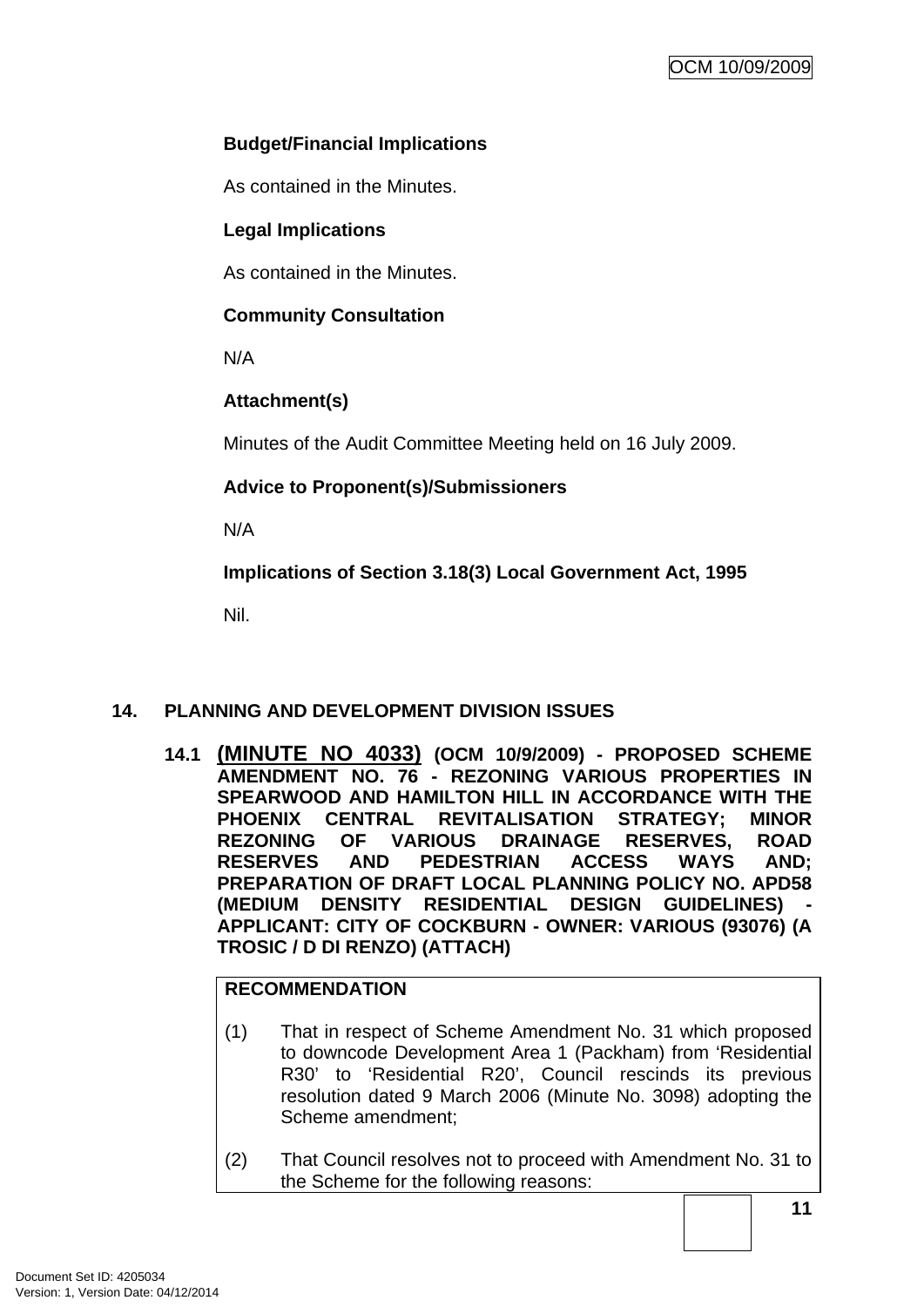**Budget/Financial Implications**

As contained in the Minutes.

**Legal Implications**

As contained in the Minutes.

**Community Consultation**

N/A

**Attachment(s)**

Minutes of the Audit Committee Meeting held on 16 July 2009.

**Advice to Proponent(s)/Submissioners**

N/A

**Implications of Section 3.18(3) Local Government Act, 1995**

Nil.

## 14. PLANNING AND DEVELOPMENT DIVISION ISSUES

### 14.1 (MINUTE NO 4033) (OCM 10/9/2009) - PROPOSED SCHEME AMENDMENT NO. 76 - REZONING VARIOUS PROPERTIES IN SPEARWOOD AND HAMILTON HILL IN ACCORDANCE WITH THE PHOENIX CENTRAL REVITALISATION STRATEGY; MINOR REZONING OF VARIOUS DRAINAGE RESERVES, ROAD RESERVES AND PEDESTRIAN ACCESS WAYS AND; PREPARATION OF DRAFT LOCAL PLANNING POLICY NO. APD58 (MEDIUM DENSITY RESIDENTIAL DESIGN GUIDELINES) - APPLICANT: CITY OF COCKBURN - OWNER: VARIOUS (93076) (A TROSIC / D DI RENZO) (ATTACH)

**RECOMMENDATION**

(1) That in respect of Scheme Amendment No. 31 which proposed to downcode Development Area 1 (Packham) from 'Residential R30' to 'Residential R20', Council rescinds its previous resolution dated 9 March 2006 (Minute No. 3098) adopting the Scheme amendment;

(2) That Council resolves not to proceed with Amendment No. 31 to the Scheme for the following reasons: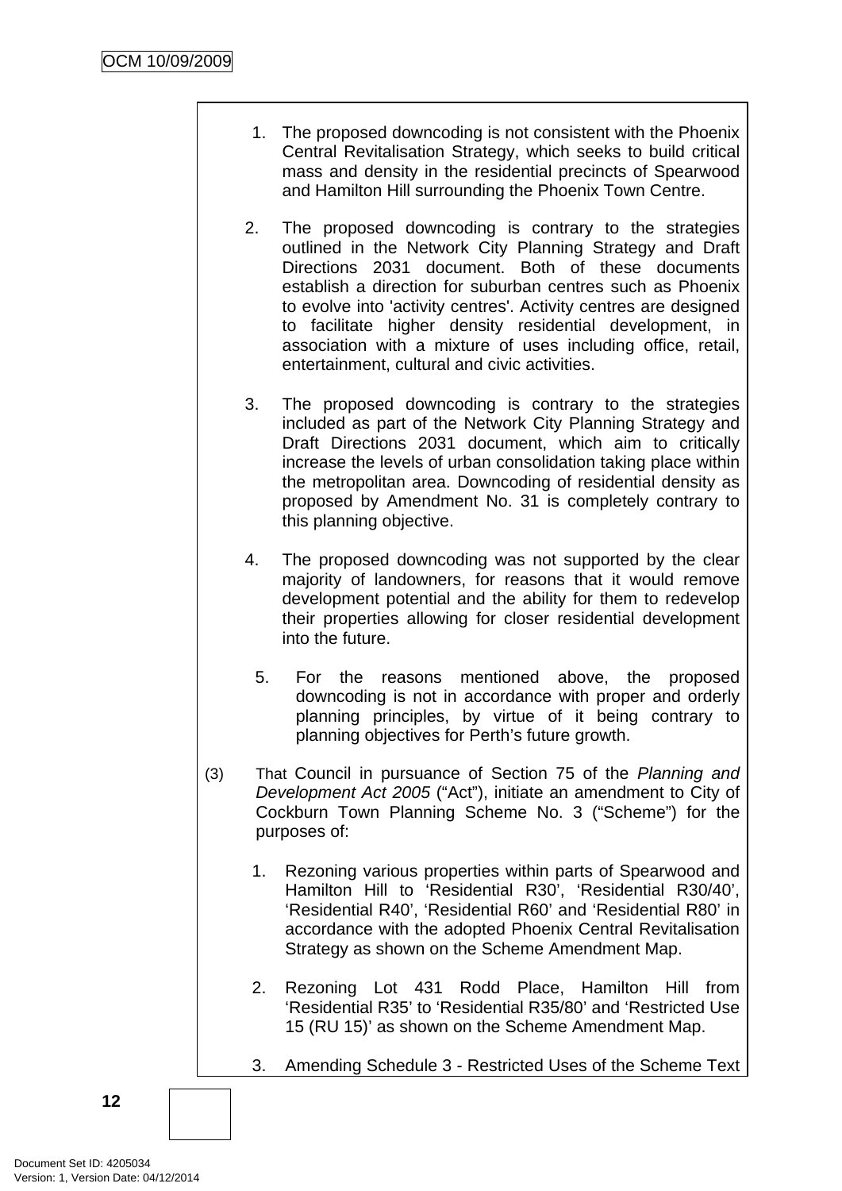1. The proposed downcoding is not consistent with the Phoenix Central Revitalisation Strategy, which seeks to build critical mass and density in the residential precincts of Spearwood and Hamilton Hill surrounding the Phoenix Town Centre.

2. The proposed downcoding is contrary to the strategies outlined in the Network City Planning Strategy and Draft Directions 2031 document. Both of these documents establish a direction for suburban centres such as Phoenix to evolve into 'activity centres'. Activity centres are designed to facilitate higher density residential development, in association with a mixture of uses including office, retail, entertainment, cultural and civic activities.

3. The proposed downcoding is contrary to the strategies included as part of the Network City Planning Strategy and Draft Directions 2031 document, which aim to critically increase the levels of urban consolidation taking place within the metropolitan area. Downcoding of residential density as proposed by Amendment No. 31 is completely contrary to this planning objective.

4. The proposed downcoding was not supported by the clear majority of landowners, for reasons that it would remove development potential and the ability for them to redevelop their properties allowing for closer residential development into the future.

5. For the reasons mentioned above, the proposed downcoding is not in accordance with proper and orderly planning principles, by virtue of it being contrary to planning objectives for Perth's future growth.

(3) That Council in pursuance of Section 75 of the *Planning and Development Act 2005* ("Act"), initiate an amendment to City of Cockburn Town Planning Scheme No. 3 ("Scheme") for the purposes of:

1. Rezoning various properties within parts of Spearwood and Hamilton Hill to 'Residential R30', 'Residential R30/40', 'Residential R40', 'Residential R60' and 'Residential R80' in accordance with the adopted Phoenix Central Revitalisation Strategy as shown on the Scheme Amendment Map.

2. Rezoning Lot 431 Rodd Place, Hamilton Hill from 'Residential R35' to 'Residential R35/80' and 'Restricted Use 15 (RU 15)' as shown on the Scheme Amendment Map.

3. Amending Schedule 3 - Restricted Uses of the Scheme Text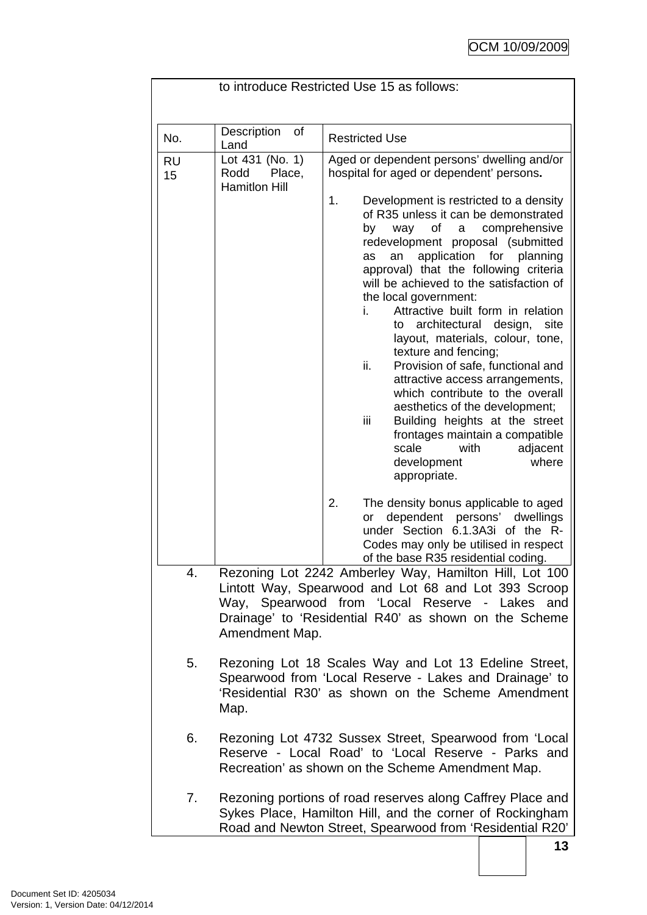to introduce Restricted Use 15 as follows:

| No. | Description of Land | Restricted Use |
|---|---|---|
| RU 15 | Lot 431 (No. 1) Rodd Place, Hamitlon Hill | Aged or dependent persons' dwelling and/or hospital for aged or dependent' persons.<br><br>1. Development is restricted to a density of R35 unless it can be demonstrated by way of a comprehensive redevelopment proposal (submitted as an application for planning approval) that the following criteria will be achieved to the satisfaction of the local government:<br>i. Attractive built form in relation to architectural design, site layout, materials, colour, tone, texture and fencing;<br>ii. Provision of safe, functional and attractive access arrangements, which contribute to the overall aesthetics of the development;<br>iii Building heights at the street frontages maintain a compatible scale with adjacent development where appropriate.<br><br>2. The density bonus applicable to aged or dependent persons' dwellings under Section 6.1.3A3i of the R-Codes may only be utilised in respect of the base R35 residential coding. |

4. Rezoning Lot 2242 Amberley Way, Hamilton Hill, Lot 100 Lintott Way, Spearwood and Lot 68 and Lot 393 Scroop Way, Spearwood from 'Local Reserve - Lakes and Drainage' to 'Residential R40' as shown on the Scheme Amendment Map.

5. Rezoning Lot 18 Scales Way and Lot 13 Edeline Street, Spearwood from 'Local Reserve - Lakes and Drainage' to 'Residential R30' as shown on the Scheme Amendment Map.

6. Rezoning Lot 4732 Sussex Street, Spearwood from 'Local Reserve - Local Road' to 'Local Reserve - Parks and Recreation' as shown on the Scheme Amendment Map.

7. Rezoning portions of road reserves along Caffrey Place and Sykes Place, Hamilton Hill, and the corner of Rockingham Road and Newton Street, Spearwood from 'Residential R20'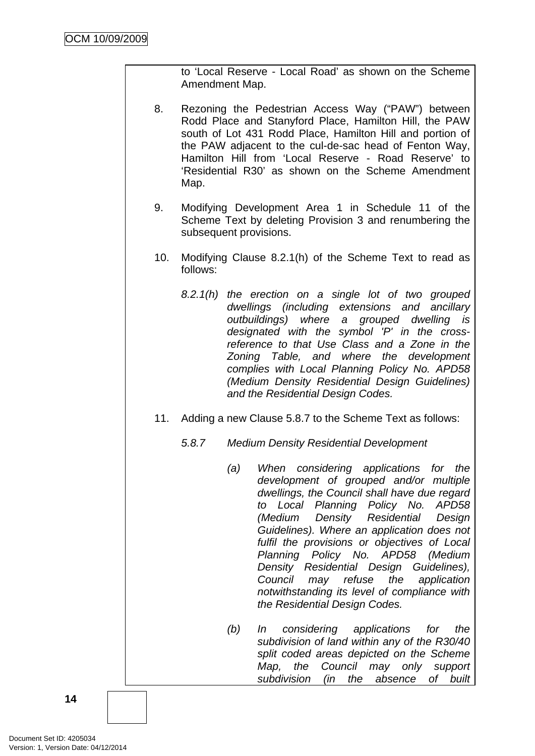to 'Local Reserve - Local Road' as shown on the Scheme Amendment Map.

8. Rezoning the Pedestrian Access Way ("PAW") between Rodd Place and Stanyford Place, Hamilton Hill, the PAW south of Lot 431 Rodd Place, Hamilton Hill and portion of the PAW adjacent to the cul-de-sac head of Fenton Way, Hamilton Hill from 'Local Reserve - Road Reserve' to 'Residential R30' as shown on the Scheme Amendment Map.

9. Modifying Development Area 1 in Schedule 11 of the Scheme Text by deleting Provision 3 and renumbering the subsequent provisions.

10. Modifying Clause 8.2.1(h) of the Scheme Text to read as follows:

    *8.2.1(h) the erection on a single lot of two grouped dwellings (including extensions and ancillary outbuildings) where a grouped dwelling is designated with the symbol 'P' in the cross-reference to that Use Class and a Zone in the Zoning Table, and where the development complies with Local Planning Policy No. APD58 (Medium Density Residential Design Guidelines) and the Residential Design Codes.*

11. Adding a new Clause 5.8.7 to the Scheme Text as follows:

    *5.8.7 Medium Density Residential Development*

    *(a) When considering applications for the development of grouped and/or multiple dwellings, the Council shall have due regard to Local Planning Policy No. APD58 (Medium Density Residential Design Guidelines). Where an application does not fulfil the provisions or objectives of Local Planning Policy No. APD58 (Medium Density Residential Design Guidelines), Council may refuse the application notwithstanding its level of compliance with the Residential Design Codes.*

    *(b) In considering applications for the subdivision of land within any of the R30/40 split coded areas depicted on the Scheme Map, the Council may only support subdivision (in the absence of built*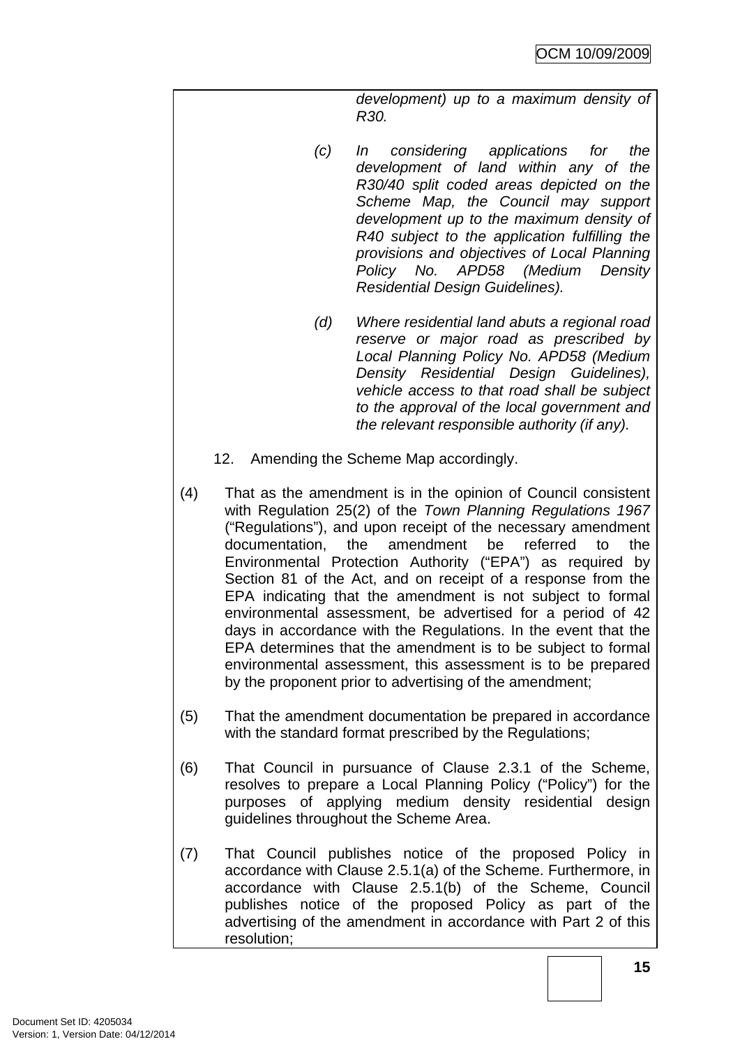*development) up to a maximum density of R30.*

(c) *In considering applications for the development of land within any of the R30/40 split coded areas depicted on the Scheme Map, the Council may support development up to the maximum density of R40 subject to the application fulfilling the provisions and objectives of Local Planning Policy No. APD58 (Medium Density Residential Design Guidelines).*

(d) *Where residential land abuts a regional road reserve or major road as prescribed by Local Planning Policy No. APD58 (Medium Density Residential Design Guidelines), vehicle access to that road shall be subject to the approval of the local government and the relevant responsible authority (if any).*

12. Amending the Scheme Map accordingly.

(4) That as the amendment is in the opinion of Council consistent with Regulation 25(2) of the *Town Planning Regulations 1967* ("Regulations"), and upon receipt of the necessary amendment documentation, the amendment be referred to the Environmental Protection Authority ("EPA") as required by Section 81 of the Act, and on receipt of a response from the EPA indicating that the amendment is not subject to formal environmental assessment, be advertised for a period of 42 days in accordance with the Regulations. In the event that the EPA determines that the amendment is to be subject to formal environmental assessment, this assessment is to be prepared by the proponent prior to advertising of the amendment;

(5) That the amendment documentation be prepared in accordance with the standard format prescribed by the Regulations;

(6) That Council in pursuance of Clause 2.3.1 of the Scheme, resolves to prepare a Local Planning Policy ("Policy") for the purposes of applying medium density residential design guidelines throughout the Scheme Area.

(7) That Council publishes notice of the proposed Policy in accordance with Clause 2.5.1(a) of the Scheme. Furthermore, in accordance with Clause 2.5.1(b) of the Scheme, Council publishes notice of the proposed Policy as part of the advertising of the amendment in accordance with Part 2 of this resolution;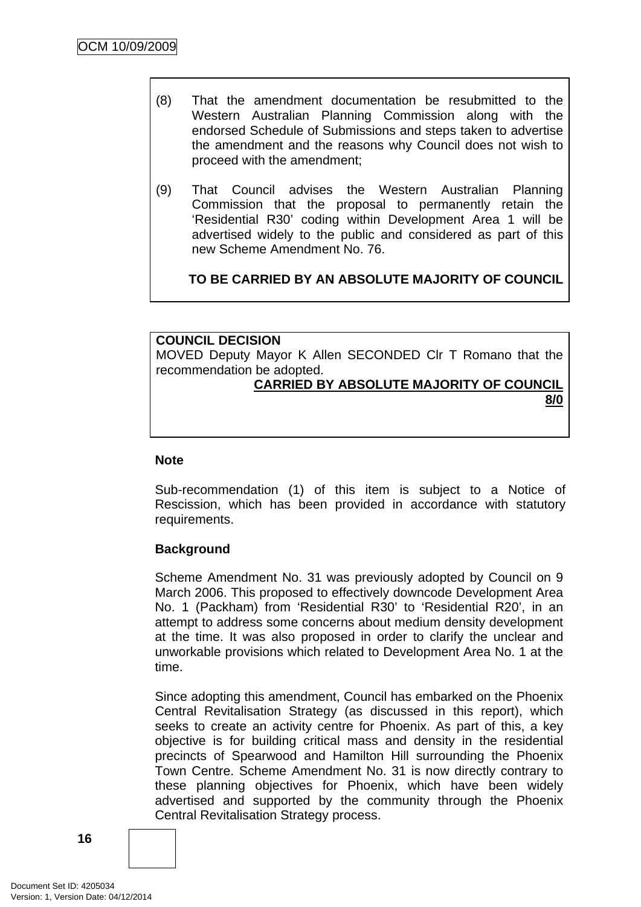(8) That the amendment documentation be resubmitted to the Western Australian Planning Commission along with the endorsed Schedule of Submissions and steps taken to advertise the amendment and the reasons why Council does not wish to proceed with the amendment;

(9) That Council advises the Western Australian Planning Commission that the proposal to permanently retain the 'Residential R30' coding within Development Area 1 will be advertised widely to the public and considered as part of this new Scheme Amendment No. 76.

**TO BE CARRIED BY AN ABSOLUTE MAJORITY OF COUNCIL**

**COUNCIL DECISION**
MOVED Deputy Mayor K Allen SECONDED Clr T Romano that the recommendation be adopted.

**CARRIED BY ABSOLUTE MAJORITY OF COUNCIL 8/0**

**Note**

Sub-recommendation (1) of this item is subject to a Notice of Rescission, which has been provided in accordance with statutory requirements.

**Background**

Scheme Amendment No. 31 was previously adopted by Council on 9 March 2006. This proposed to effectively downcode Development Area No. 1 (Packham) from 'Residential R30' to 'Residential R20', in an attempt to address some concerns about medium density development at the time. It was also proposed in order to clarify the unclear and unworkable provisions which related to Development Area No. 1 at the time.

Since adopting this amendment, Council has embarked on the Phoenix Central Revitalisation Strategy (as discussed in this report), which seeks to create an activity centre for Phoenix. As part of this, a key objective is for building critical mass and density in the residential precincts of Spearwood and Hamilton Hill surrounding the Phoenix Town Centre. Scheme Amendment No. 31 is now directly contrary to these planning objectives for Phoenix, which have been widely advertised and supported by the community through the Phoenix Central Revitalisation Strategy process.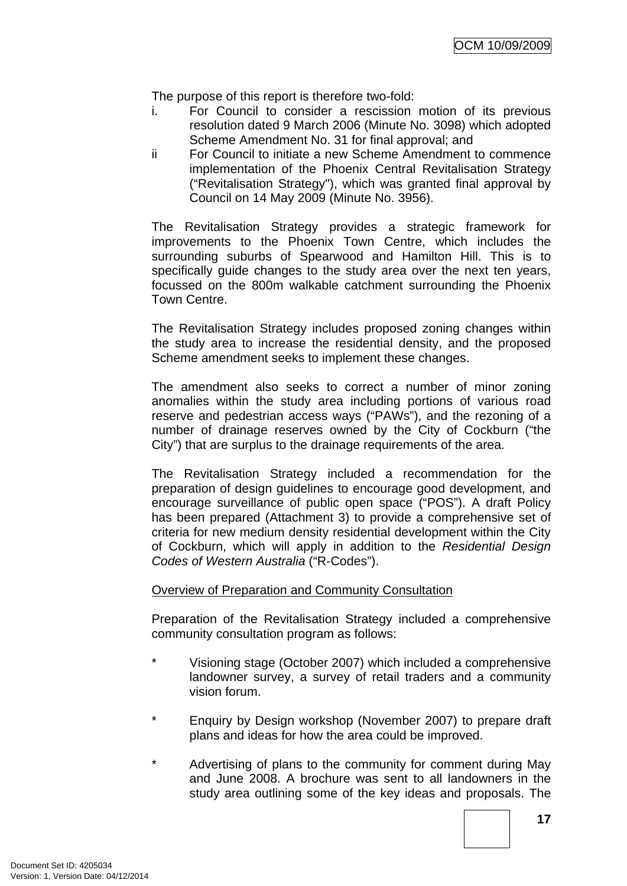The purpose of this report is therefore two-fold:

i. For Council to consider a rescission motion of its previous resolution dated 9 March 2006 (Minute No. 3098) which adopted Scheme Amendment No. 31 for final approval; and

ii For Council to initiate a new Scheme Amendment to commence implementation of the Phoenix Central Revitalisation Strategy ("Revitalisation Strategy"), which was granted final approval by Council on 14 May 2009 (Minute No. 3956).

The Revitalisation Strategy provides a strategic framework for improvements to the Phoenix Town Centre, which includes the surrounding suburbs of Spearwood and Hamilton Hill. This is to specifically guide changes to the study area over the next ten years, focussed on the 800m walkable catchment surrounding the Phoenix Town Centre.

The Revitalisation Strategy includes proposed zoning changes within the study area to increase the residential density, and the proposed Scheme amendment seeks to implement these changes.

The amendment also seeks to correct a number of minor zoning anomalies within the study area including portions of various road reserve and pedestrian access ways ("PAWs"), and the rezoning of a number of drainage reserves owned by the City of Cockburn ("the City") that are surplus to the drainage requirements of the area.

The Revitalisation Strategy included a recommendation for the preparation of design guidelines to encourage good development, and encourage surveillance of public open space ("POS"). A draft Policy has been prepared (Attachment 3) to provide a comprehensive set of criteria for new medium density residential development within the City of Cockburn, which will apply in addition to the *Residential Design Codes of Western Australia* ("R-Codes").

<u>Overview of Preparation and Community Consultation</u>

Preparation of the Revitalisation Strategy included a comprehensive community consultation program as follows:

* Visioning stage (October 2007) which included a comprehensive landowner survey, a survey of retail traders and a community vision forum.

* Enquiry by Design workshop (November 2007) to prepare draft plans and ideas for how the area could be improved.

* Advertising of plans to the community for comment during May and June 2008. A brochure was sent to all landowners in the study area outlining some of the key ideas and proposals. The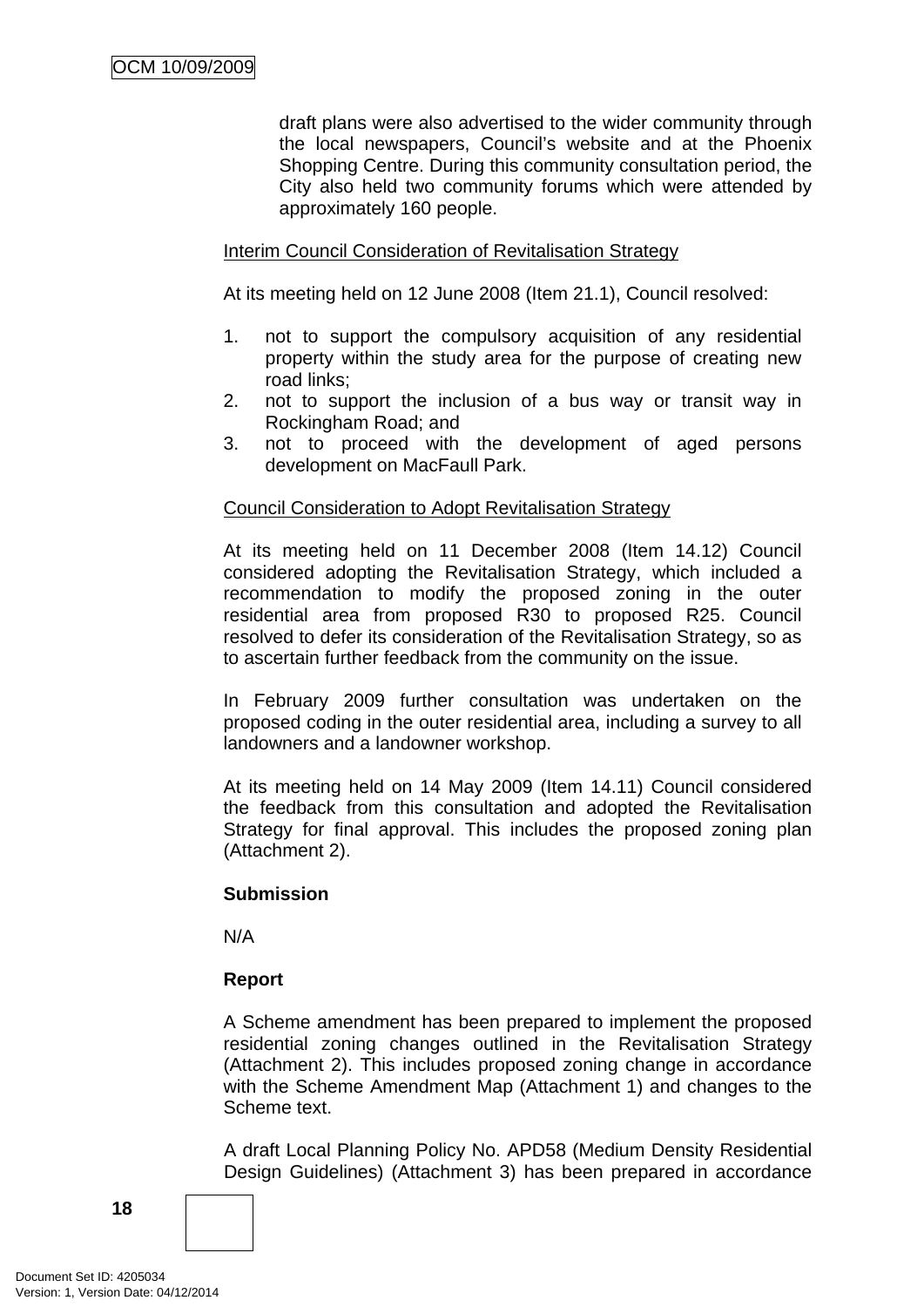draft plans were also advertised to the wider community through the local newspapers, Council's website and at the Phoenix Shopping Centre. During this community consultation period, the City also held two community forums which were attended by approximately 160 people.

Interim Council Consideration of Revitalisation Strategy

At its meeting held on 12 June 2008 (Item 21.1), Council resolved:

1. not to support the compulsory acquisition of any residential property within the study area for the purpose of creating new road links;
2. not to support the inclusion of a bus way or transit way in Rockingham Road; and
3. not to proceed with the development of aged persons development on MacFaull Park.

Council Consideration to Adopt Revitalisation Strategy

At its meeting held on 11 December 2008 (Item 14.12) Council considered adopting the Revitalisation Strategy, which included a recommendation to modify the proposed zoning in the outer residential area from proposed R30 to proposed R25. Council resolved to defer its consideration of the Revitalisation Strategy, so as to ascertain further feedback from the community on the issue.

In February 2009 further consultation was undertaken on the proposed coding in the outer residential area, including a survey to all landowners and a landowner workshop.

At its meeting held on 14 May 2009 (Item 14.11) Council considered the feedback from this consultation and adopted the Revitalisation Strategy for final approval. This includes the proposed zoning plan (Attachment 2).

**Submission**

N/A

**Report**

A Scheme amendment has been prepared to implement the proposed residential zoning changes outlined in the Revitalisation Strategy (Attachment 2). This includes proposed zoning change in accordance with the Scheme Amendment Map (Attachment 1) and changes to the Scheme text.

A draft Local Planning Policy No. APD58 (Medium Density Residential Design Guidelines) (Attachment 3) has been prepared in accordance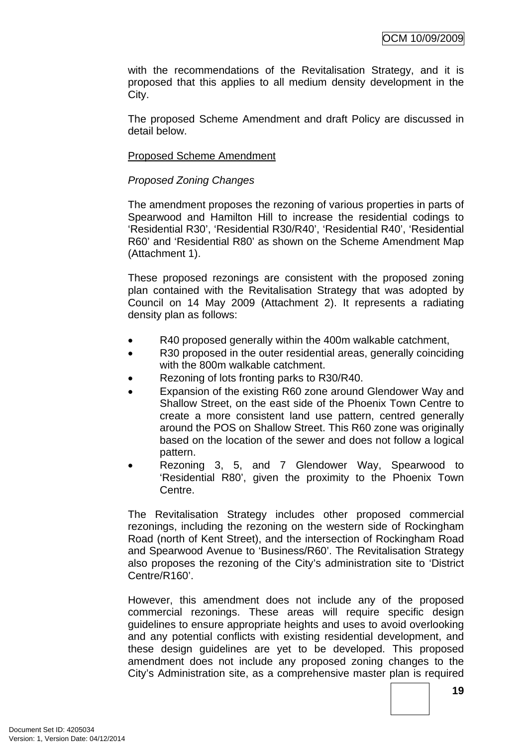with the recommendations of the Revitalisation Strategy, and it is proposed that this applies to all medium density development in the City.

The proposed Scheme Amendment and draft Policy are discussed in detail below.

Proposed Scheme Amendment

*Proposed Zoning Changes*

The amendment proposes the rezoning of various properties in parts of Spearwood and Hamilton Hill to increase the residential codings to 'Residential R30', 'Residential R30/R40', 'Residential R40', 'Residential R60' and 'Residential R80' as shown on the Scheme Amendment Map (Attachment 1).

These proposed rezonings are consistent with the proposed zoning plan contained with the Revitalisation Strategy that was adopted by Council on 14 May 2009 (Attachment 2). It represents a radiating density plan as follows:

- R40 proposed generally within the 400m walkable catchment,
- R30 proposed in the outer residential areas, generally coinciding with the 800m walkable catchment.
- Rezoning of lots fronting parks to R30/R40.
- Expansion of the existing R60 zone around Glendower Way and Shallow Street, on the east side of the Phoenix Town Centre to create a more consistent land use pattern, centred generally around the POS on Shallow Street. This R60 zone was originally based on the location of the sewer and does not follow a logical pattern.
- Rezoning 3, 5, and 7 Glendower Way, Spearwood to 'Residential R80', given the proximity to the Phoenix Town Centre.

The Revitalisation Strategy includes other proposed commercial rezonings, including the rezoning on the western side of Rockingham Road (north of Kent Street), and the intersection of Rockingham Road and Spearwood Avenue to 'Business/R60'. The Revitalisation Strategy also proposes the rezoning of the City's administration site to 'District Centre/R160'.

However, this amendment does not include any of the proposed commercial rezonings. These areas will require specific design guidelines to ensure appropriate heights and uses to avoid overlooking and any potential conflicts with existing residential development, and these design guidelines are yet to be developed. This proposed amendment does not include any proposed zoning changes to the City's Administration site, as a comprehensive master plan is required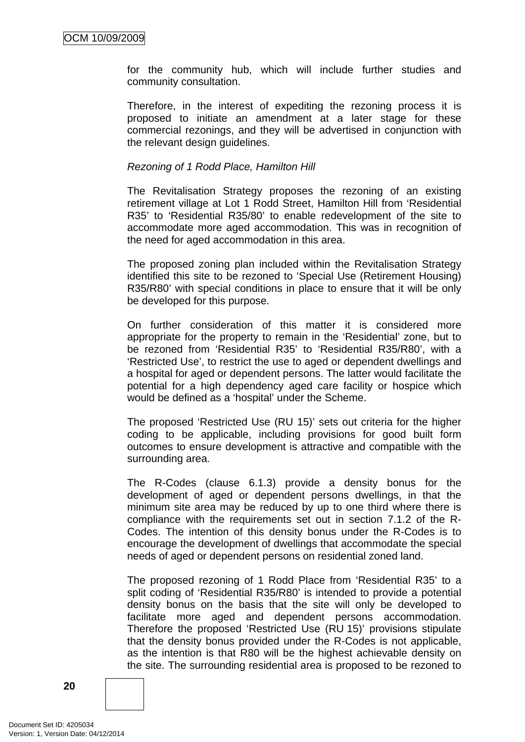for the community hub, which will include further studies and community consultation.

Therefore, in the interest of expediting the rezoning process it is proposed to initiate an amendment at a later stage for these commercial rezonings, and they will be advertised in conjunction with the relevant design guidelines.

*Rezoning of 1 Rodd Place, Hamilton Hill*

The Revitalisation Strategy proposes the rezoning of an existing retirement village at Lot 1 Rodd Street, Hamilton Hill from 'Residential R35' to 'Residential R35/R80' to enable redevelopment of the site to accommodate more aged accommodation. This was in recognition of the need for aged accommodation in this area.

The proposed zoning plan included within the Revitalisation Strategy identified this site to be rezoned to 'Special Use (Retirement Housing) R35/R80' with special conditions in place to ensure that it will be only be developed for this purpose.

On further consideration of this matter it is considered more appropriate for the property to remain in the 'Residential' zone, but to be rezoned from 'Residential R35' to 'Residential R35/R80', with a 'Restricted Use', to restrict the use to aged or dependent dwellings and a hospital for aged or dependent persons. The latter would facilitate the potential for a high dependency aged care facility or hospice which would be defined as a 'hospital' under the Scheme.

The proposed 'Restricted Use (RU 15)' sets out criteria for the higher coding to be applicable, including provisions for good built form outcomes to ensure development is attractive and compatible with the surrounding area.

The R-Codes (clause 6.1.3) provide a density bonus for the development of aged or dependent persons dwellings, in that the minimum site area may be reduced by up to one third where there is compliance with the requirements set out in section 7.1.2 of the R-Codes. The intention of this density bonus under the R-Codes is to encourage the development of dwellings that accommodate the special needs of aged or dependent persons on residential zoned land.

The proposed rezoning of 1 Rodd Place from 'Residential R35' to a split coding of 'Residential R35/R80' is intended to provide a potential density bonus on the basis that the site will only be developed to facilitate more aged and dependent persons accommodation. Therefore the proposed 'Restricted Use (RU 15)' provisions stipulate that the density bonus provided under the R-Codes is not applicable, as the intention is that R80 will be the highest achievable density on the site. The surrounding residential area is proposed to be rezoned to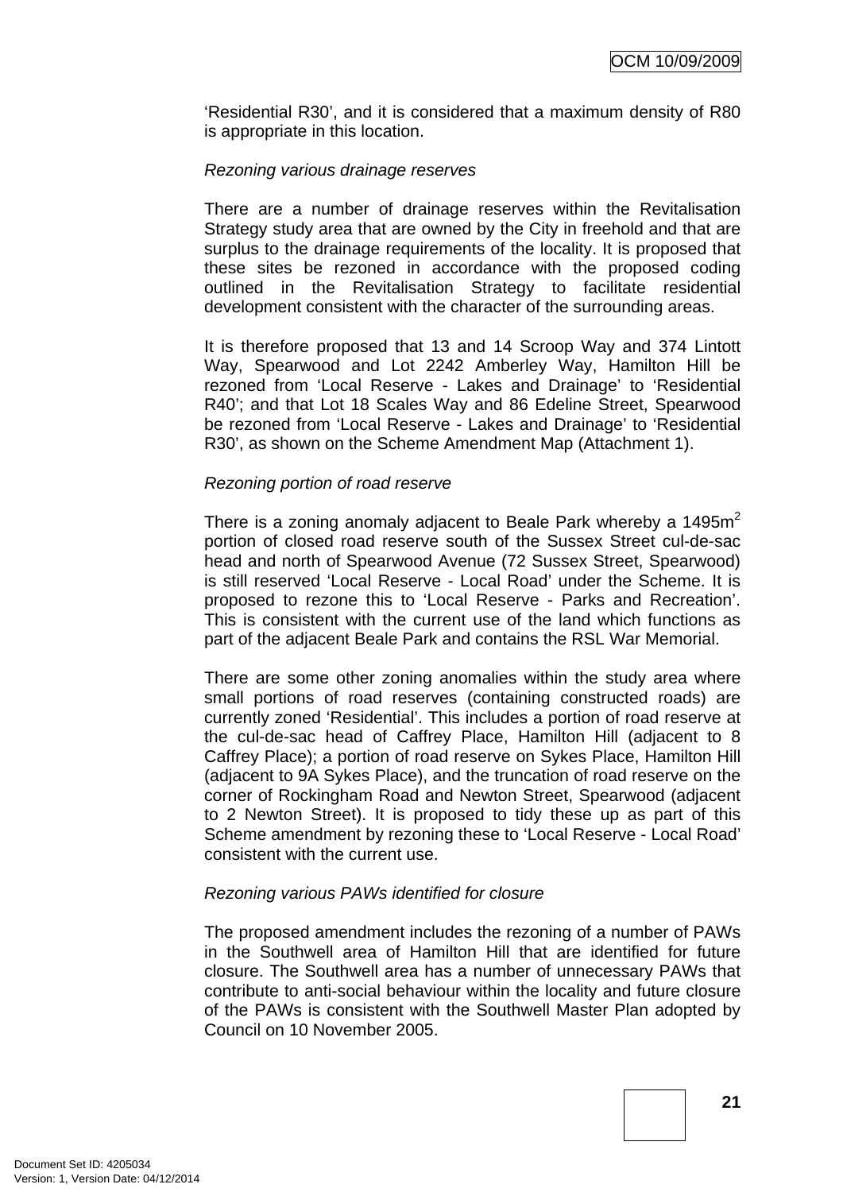'Residential R30', and it is considered that a maximum density of R80 is appropriate in this location.

*Rezoning various drainage reserves*

There are a number of drainage reserves within the Revitalisation Strategy study area that are owned by the City in freehold and that are surplus to the drainage requirements of the locality. It is proposed that these sites be rezoned in accordance with the proposed coding outlined in the Revitalisation Strategy to facilitate residential development consistent with the character of the surrounding areas.

It is therefore proposed that 13 and 14 Scroop Way and 374 Lintott Way, Spearwood and Lot 2242 Amberley Way, Hamilton Hill be rezoned from 'Local Reserve - Lakes and Drainage' to 'Residential R40'; and that Lot 18 Scales Way and 86 Edeline Street, Spearwood be rezoned from 'Local Reserve - Lakes and Drainage' to 'Residential R30', as shown on the Scheme Amendment Map (Attachment 1).

*Rezoning portion of road reserve*

There is a zoning anomaly adjacent to Beale Park whereby a 1495m$^2$ portion of closed road reserve south of the Sussex Street cul-de-sac head and north of Spearwood Avenue (72 Sussex Street, Spearwood) is still reserved 'Local Reserve - Local Road' under the Scheme. It is proposed to rezone this to 'Local Reserve - Parks and Recreation'. This is consistent with the current use of the land which functions as part of the adjacent Beale Park and contains the RSL War Memorial.

There are some other zoning anomalies within the study area where small portions of road reserves (containing constructed roads) are currently zoned 'Residential'. This includes a portion of road reserve at the cul-de-sac head of Caffrey Place, Hamilton Hill (adjacent to 8 Caffrey Place); a portion of road reserve on Sykes Place, Hamilton Hill (adjacent to 9A Sykes Place), and the truncation of road reserve on the corner of Rockingham Road and Newton Street, Spearwood (adjacent to 2 Newton Street). It is proposed to tidy these up as part of this Scheme amendment by rezoning these to 'Local Reserve - Local Road' consistent with the current use.

*Rezoning various PAWs identified for closure*

The proposed amendment includes the rezoning of a number of PAWs in the Southwell area of Hamilton Hill that are identified for future closure. The Southwell area has a number of unnecessary PAWs that contribute to anti-social behaviour within the locality and future closure of the PAWs is consistent with the Southwell Master Plan adopted by Council on 10 November 2005.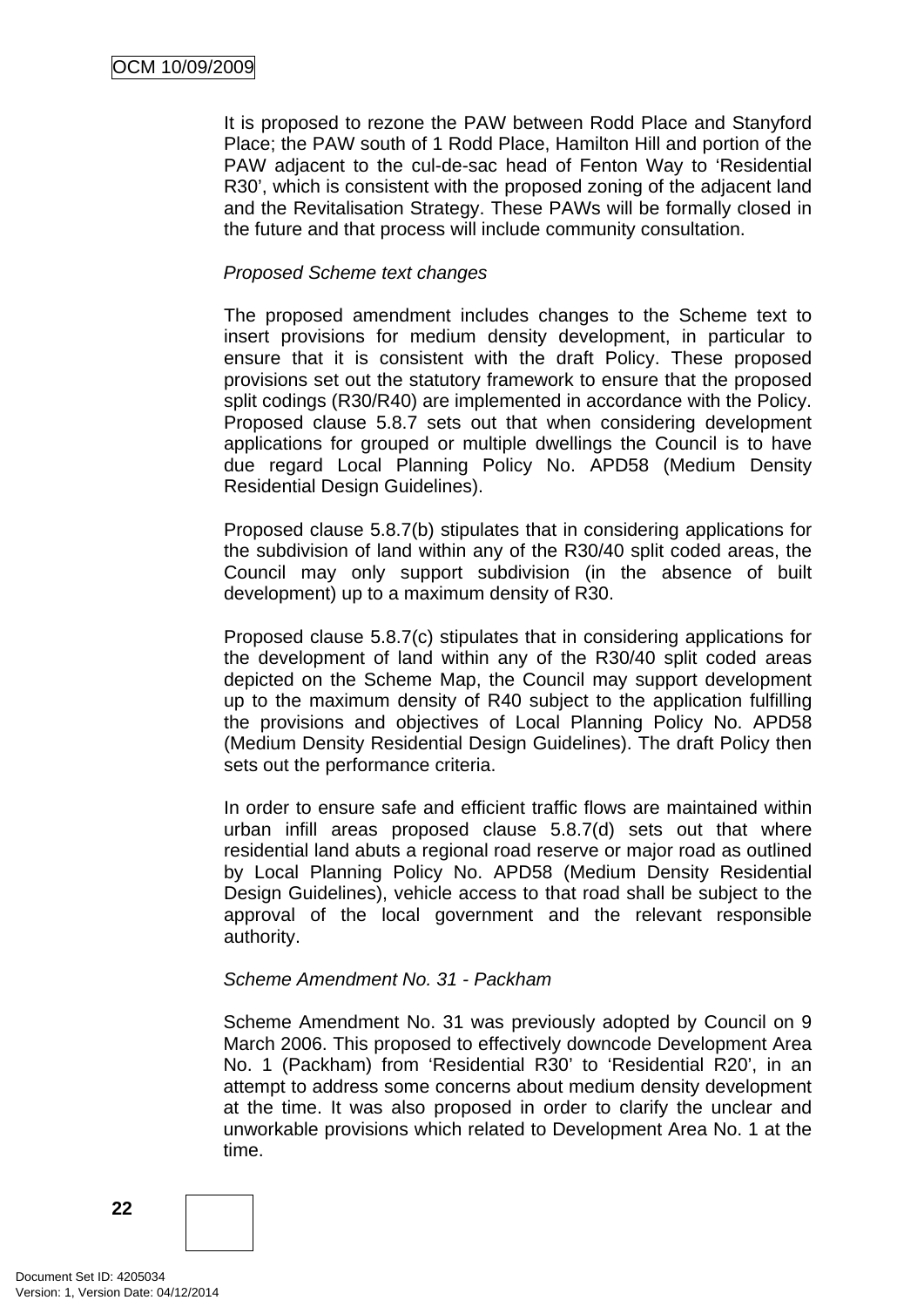It is proposed to rezone the PAW between Rodd Place and Stanyford Place; the PAW south of 1 Rodd Place, Hamilton Hill and portion of the PAW adjacent to the cul-de-sac head of Fenton Way to 'Residential R30', which is consistent with the proposed zoning of the adjacent land and the Revitalisation Strategy. These PAWs will be formally closed in the future and that process will include community consultation.

*Proposed Scheme text changes*

The proposed amendment includes changes to the Scheme text to insert provisions for medium density development, in particular to ensure that it is consistent with the draft Policy. These proposed provisions set out the statutory framework to ensure that the proposed split codings (R30/R40) are implemented in accordance with the Policy. Proposed clause 5.8.7 sets out that when considering development applications for grouped or multiple dwellings the Council is to have due regard Local Planning Policy No. APD58 (Medium Density Residential Design Guidelines).

Proposed clause 5.8.7(b) stipulates that in considering applications for the subdivision of land within any of the R30/40 split coded areas, the Council may only support subdivision (in the absence of built development) up to a maximum density of R30.

Proposed clause 5.8.7(c) stipulates that in considering applications for the development of land within any of the R30/40 split coded areas depicted on the Scheme Map, the Council may support development up to the maximum density of R40 subject to the application fulfilling the provisions and objectives of Local Planning Policy No. APD58 (Medium Density Residential Design Guidelines). The draft Policy then sets out the performance criteria.

In order to ensure safe and efficient traffic flows are maintained within urban infill areas proposed clause 5.8.7(d) sets out that where residential land abuts a regional road reserve or major road as outlined by Local Planning Policy No. APD58 (Medium Density Residential Design Guidelines), vehicle access to that road shall be subject to the approval of the local government and the relevant responsible authority.

*Scheme Amendment No. 31 - Packham*

Scheme Amendment No. 31 was previously adopted by Council on 9 March 2006. This proposed to effectively downcode Development Area No. 1 (Packham) from 'Residential R30' to 'Residential R20', in an attempt to address some concerns about medium density development at the time. It was also proposed in order to clarify the unclear and unworkable provisions which related to Development Area No. 1 at the time.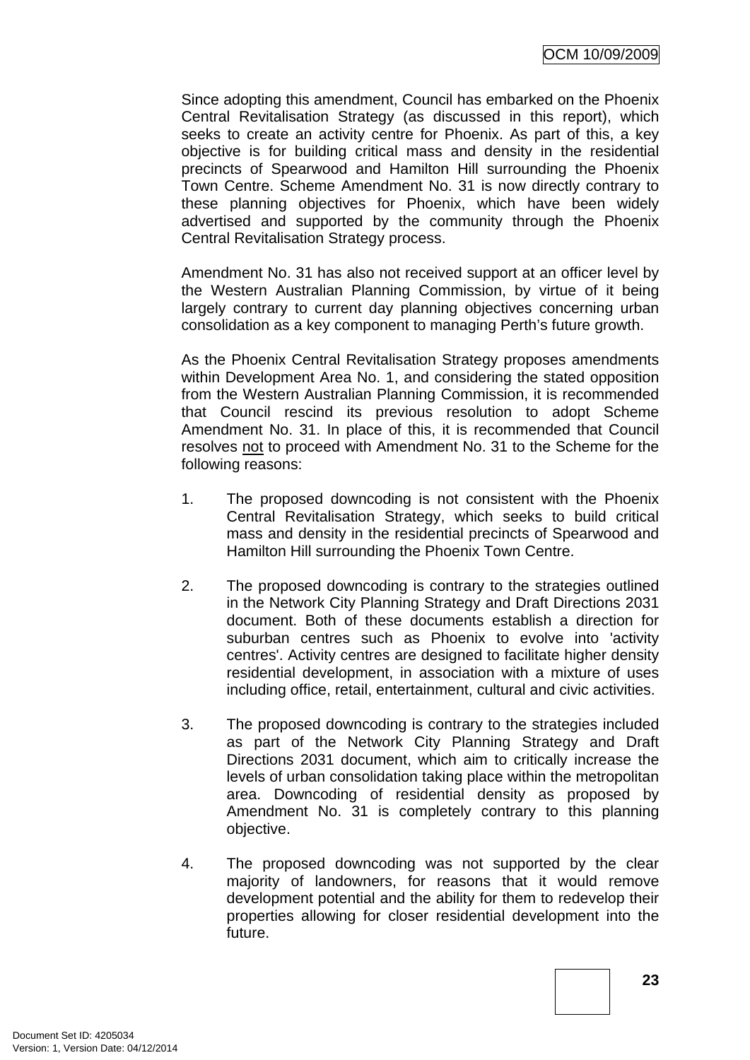Since adopting this amendment, Council has embarked on the Phoenix Central Revitalisation Strategy (as discussed in this report), which seeks to create an activity centre for Phoenix. As part of this, a key objective is for building critical mass and density in the residential precincts of Spearwood and Hamilton Hill surrounding the Phoenix Town Centre. Scheme Amendment No. 31 is now directly contrary to these planning objectives for Phoenix, which have been widely advertised and supported by the community through the Phoenix Central Revitalisation Strategy process.

Amendment No. 31 has also not received support at an officer level by the Western Australian Planning Commission, by virtue of it being largely contrary to current day planning objectives concerning urban consolidation as a key component to managing Perth's future growth.

As the Phoenix Central Revitalisation Strategy proposes amendments within Development Area No. 1, and considering the stated opposition from the Western Australian Planning Commission, it is recommended that Council rescind its previous resolution to adopt Scheme Amendment No. 31. In place of this, it is recommended that Council resolves <u>not</u> to proceed with Amendment No. 31 to the Scheme for the following reasons:

1. The proposed downcoding is not consistent with the Phoenix Central Revitalisation Strategy, which seeks to build critical mass and density in the residential precincts of Spearwood and Hamilton Hill surrounding the Phoenix Town Centre.

2. The proposed downcoding is contrary to the strategies outlined in the Network City Planning Strategy and Draft Directions 2031 document. Both of these documents establish a direction for suburban centres such as Phoenix to evolve into 'activity centres'. Activity centres are designed to facilitate higher density residential development, in association with a mixture of uses including office, retail, entertainment, cultural and civic activities.

3. The proposed downcoding is contrary to the strategies included as part of the Network City Planning Strategy and Draft Directions 2031 document, which aim to critically increase the levels of urban consolidation taking place within the metropolitan area. Downcoding of residential density as proposed by Amendment No. 31 is completely contrary to this planning objective.

4. The proposed downcoding was not supported by the clear majority of landowners, for reasons that it would remove development potential and the ability for them to redevelop their properties allowing for closer residential development into the future.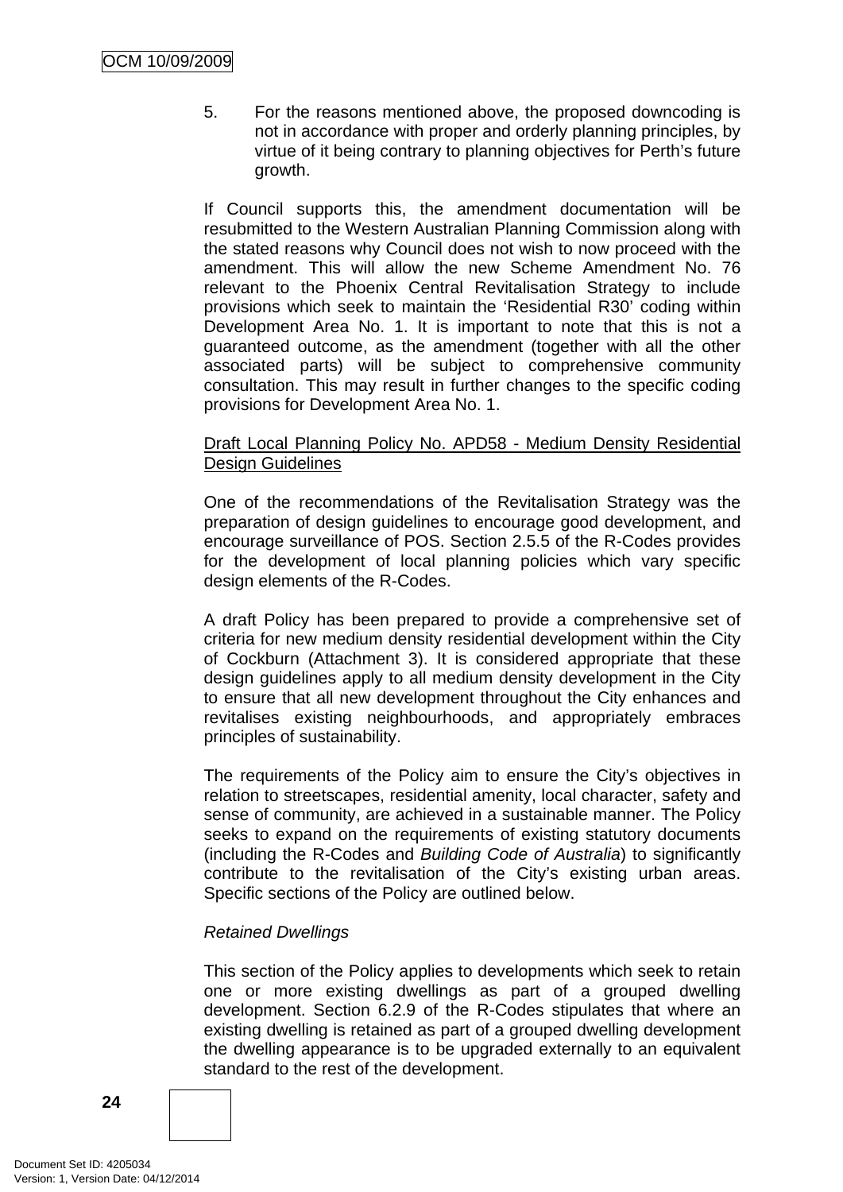5. For the reasons mentioned above, the proposed downcoding is not in accordance with proper and orderly planning principles, by virtue of it being contrary to planning objectives for Perth's future growth.

If Council supports this, the amendment documentation will be resubmitted to the Western Australian Planning Commission along with the stated reasons why Council does not wish to now proceed with the amendment. This will allow the new Scheme Amendment No. 76 relevant to the Phoenix Central Revitalisation Strategy to include provisions which seek to maintain the 'Residential R30' coding within Development Area No. 1. It is important to note that this is not a guaranteed outcome, as the amendment (together with all the other associated parts) will be subject to comprehensive community consultation. This may result in further changes to the specific coding provisions for Development Area No. 1.

<u>Draft Local Planning Policy No. APD58 - Medium Density Residential Design Guidelines</u>

One of the recommendations of the Revitalisation Strategy was the preparation of design guidelines to encourage good development, and encourage surveillance of POS. Section 2.5.5 of the R-Codes provides for the development of local planning policies which vary specific design elements of the R-Codes.

A draft Policy has been prepared to provide a comprehensive set of criteria for new medium density residential development within the City of Cockburn (Attachment 3). It is considered appropriate that these design guidelines apply to all medium density development in the City to ensure that all new development throughout the City enhances and revitalises existing neighbourhoods, and appropriately embraces principles of sustainability.

The requirements of the Policy aim to ensure the City's objectives in relation to streetscapes, residential amenity, local character, safety and sense of community, are achieved in a sustainable manner. The Policy seeks to expand on the requirements of existing statutory documents (including the R-Codes and *Building Code of Australia*) to significantly contribute to the revitalisation of the City's existing urban areas. Specific sections of the Policy are outlined below.

*Retained Dwellings*

This section of the Policy applies to developments which seek to retain one or more existing dwellings as part of a grouped dwelling development. Section 6.2.9 of the R-Codes stipulates that where an existing dwelling is retained as part of a grouped dwelling development the dwelling appearance is to be upgraded externally to an equivalent standard to the rest of the development.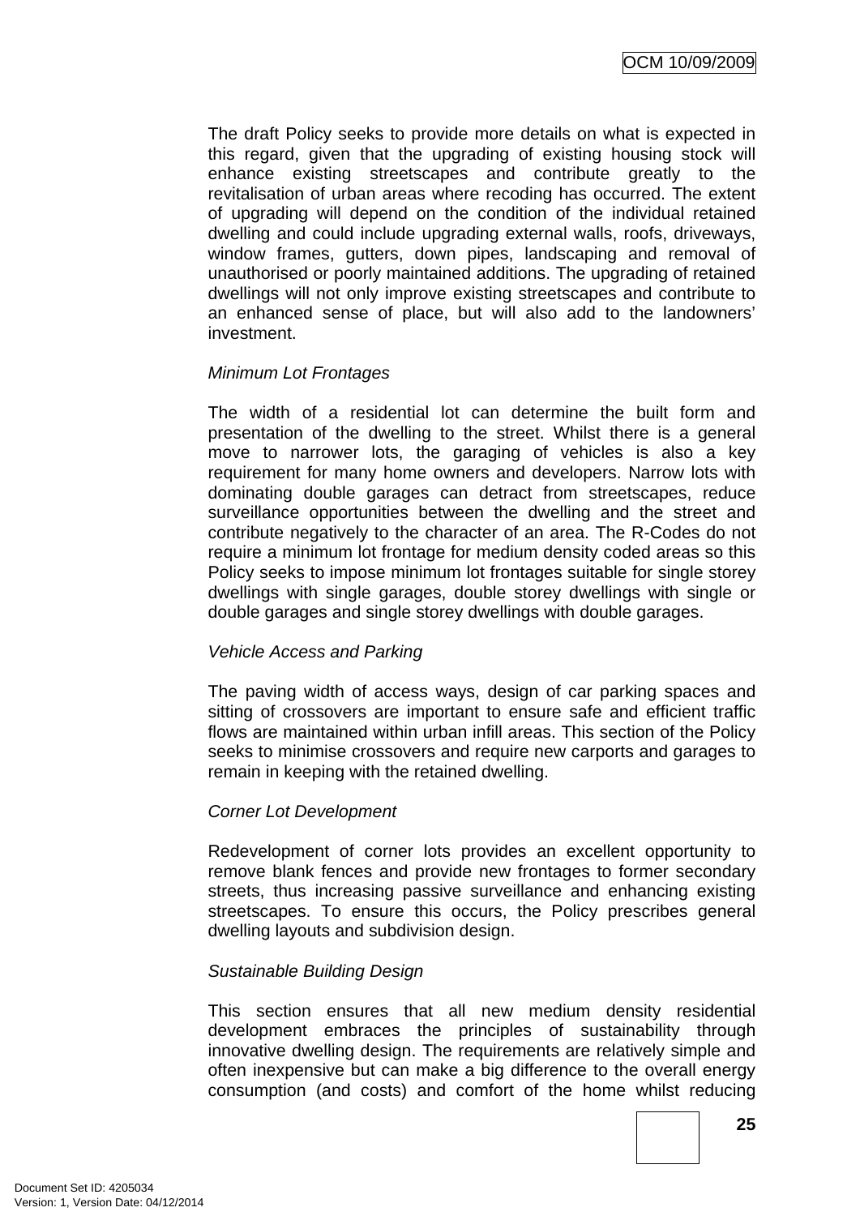The draft Policy seeks to provide more details on what is expected in this regard, given that the upgrading of existing housing stock will enhance existing streetscapes and contribute greatly to the revitalisation of urban areas where recoding has occurred. The extent of upgrading will depend on the condition of the individual retained dwelling and could include upgrading external walls, roofs, driveways, window frames, gutters, down pipes, landscaping and removal of unauthorised or poorly maintained additions. The upgrading of retained dwellings will not only improve existing streetscapes and contribute to an enhanced sense of place, but will also add to the landowners' investment.

*Minimum Lot Frontages*

The width of a residential lot can determine the built form and presentation of the dwelling to the street. Whilst there is a general move to narrower lots, the garaging of vehicles is also a key requirement for many home owners and developers. Narrow lots with dominating double garages can detract from streetscapes, reduce surveillance opportunities between the dwelling and the street and contribute negatively to the character of an area. The R-Codes do not require a minimum lot frontage for medium density coded areas so this Policy seeks to impose minimum lot frontages suitable for single storey dwellings with single garages, double storey dwellings with single or double garages and single storey dwellings with double garages.

*Vehicle Access and Parking*

The paving width of access ways, design of car parking spaces and sitting of crossovers are important to ensure safe and efficient traffic flows are maintained within urban infill areas. This section of the Policy seeks to minimise crossovers and require new carports and garages to remain in keeping with the retained dwelling.

*Corner Lot Development*

Redevelopment of corner lots provides an excellent opportunity to remove blank fences and provide new frontages to former secondary streets, thus increasing passive surveillance and enhancing existing streetscapes. To ensure this occurs, the Policy prescribes general dwelling layouts and subdivision design.

*Sustainable Building Design*

This section ensures that all new medium density residential development embraces the principles of sustainability through innovative dwelling design. The requirements are relatively simple and often inexpensive but can make a big difference to the overall energy consumption (and costs) and comfort of the home whilst reducing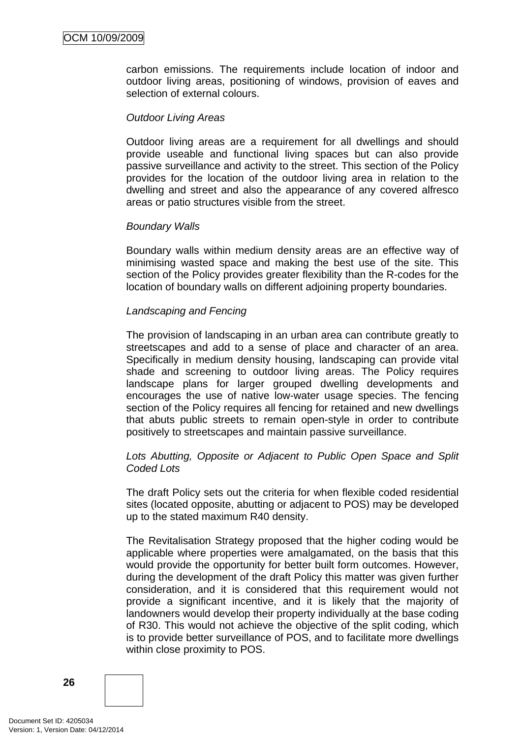carbon emissions. The requirements include location of indoor and outdoor living areas, positioning of windows, provision of eaves and selection of external colours.

*Outdoor Living Areas*

Outdoor living areas are a requirement for all dwellings and should provide useable and functional living spaces but can also provide passive surveillance and activity to the street. This section of the Policy provides for the location of the outdoor living area in relation to the dwelling and street and also the appearance of any covered alfresco areas or patio structures visible from the street.

*Boundary Walls*

Boundary walls within medium density areas are an effective way of minimising wasted space and making the best use of the site. This section of the Policy provides greater flexibility than the R-codes for the location of boundary walls on different adjoining property boundaries.

*Landscaping and Fencing*

The provision of landscaping in an urban area can contribute greatly to streetscapes and add to a sense of place and character of an area. Specifically in medium density housing, landscaping can provide vital shade and screening to outdoor living areas. The Policy requires landscape plans for larger grouped dwelling developments and encourages the use of native low-water usage species. The fencing section of the Policy requires all fencing for retained and new dwellings that abuts public streets to remain open-style in order to contribute positively to streetscapes and maintain passive surveillance.

*Lots Abutting, Opposite or Adjacent to Public Open Space and Split Coded Lots*

The draft Policy sets out the criteria for when flexible coded residential sites (located opposite, abutting or adjacent to POS) may be developed up to the stated maximum R40 density.

The Revitalisation Strategy proposed that the higher coding would be applicable where properties were amalgamated, on the basis that this would provide the opportunity for better built form outcomes. However, during the development of the draft Policy this matter was given further consideration, and it is considered that this requirement would not provide a significant incentive, and it is likely that the majority of landowners would develop their property individually at the base coding of R30. This would not achieve the objective of the split coding, which is to provide better surveillance of POS, and to facilitate more dwellings within close proximity to POS.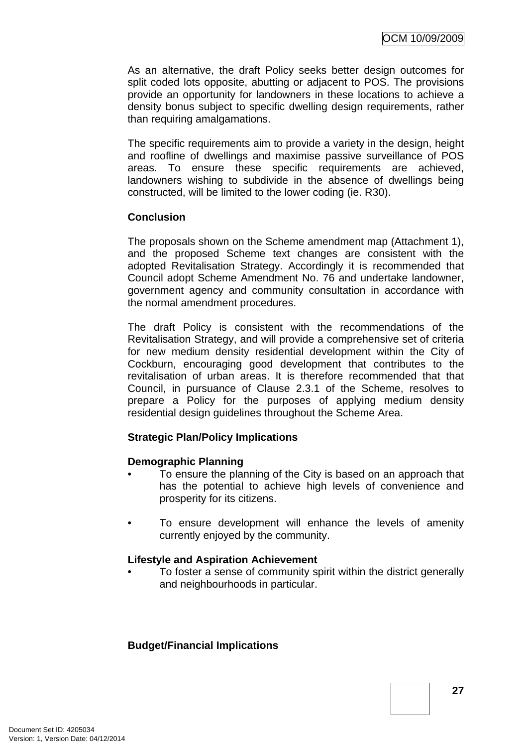As an alternative, the draft Policy seeks better design outcomes for split coded lots opposite, abutting or adjacent to POS. The provisions provide an opportunity for landowners in these locations to achieve a density bonus subject to specific dwelling design requirements, rather than requiring amalgamations.

The specific requirements aim to provide a variety in the design, height and roofline of dwellings and maximise passive surveillance of POS areas. To ensure these specific requirements are achieved, landowners wishing to subdivide in the absence of dwellings being constructed, will be limited to the lower coding (ie. R30).

**Conclusion**

The proposals shown on the Scheme amendment map (Attachment 1), and the proposed Scheme text changes are consistent with the adopted Revitalisation Strategy. Accordingly it is recommended that Council adopt Scheme Amendment No. 76 and undertake landowner, government agency and community consultation in accordance with the normal amendment procedures.

The draft Policy is consistent with the recommendations of the Revitalisation Strategy, and will provide a comprehensive set of criteria for new medium density residential development within the City of Cockburn, encouraging good development that contributes to the revitalisation of urban areas. It is therefore recommended that that Council, in pursuance of Clause 2.3.1 of the Scheme, resolves to prepare a Policy for the purposes of applying medium density residential design guidelines throughout the Scheme Area.

**Strategic Plan/Policy Implications**

**Demographic Planning**

- To ensure the planning of the City is based on an approach that has the potential to achieve high levels of convenience and prosperity for its citizens.

- To ensure development will enhance the levels of amenity currently enjoyed by the community.

**Lifestyle and Aspiration Achievement**

- To foster a sense of community spirit within the district generally and neighbourhoods in particular.

**Budget/Financial Implications**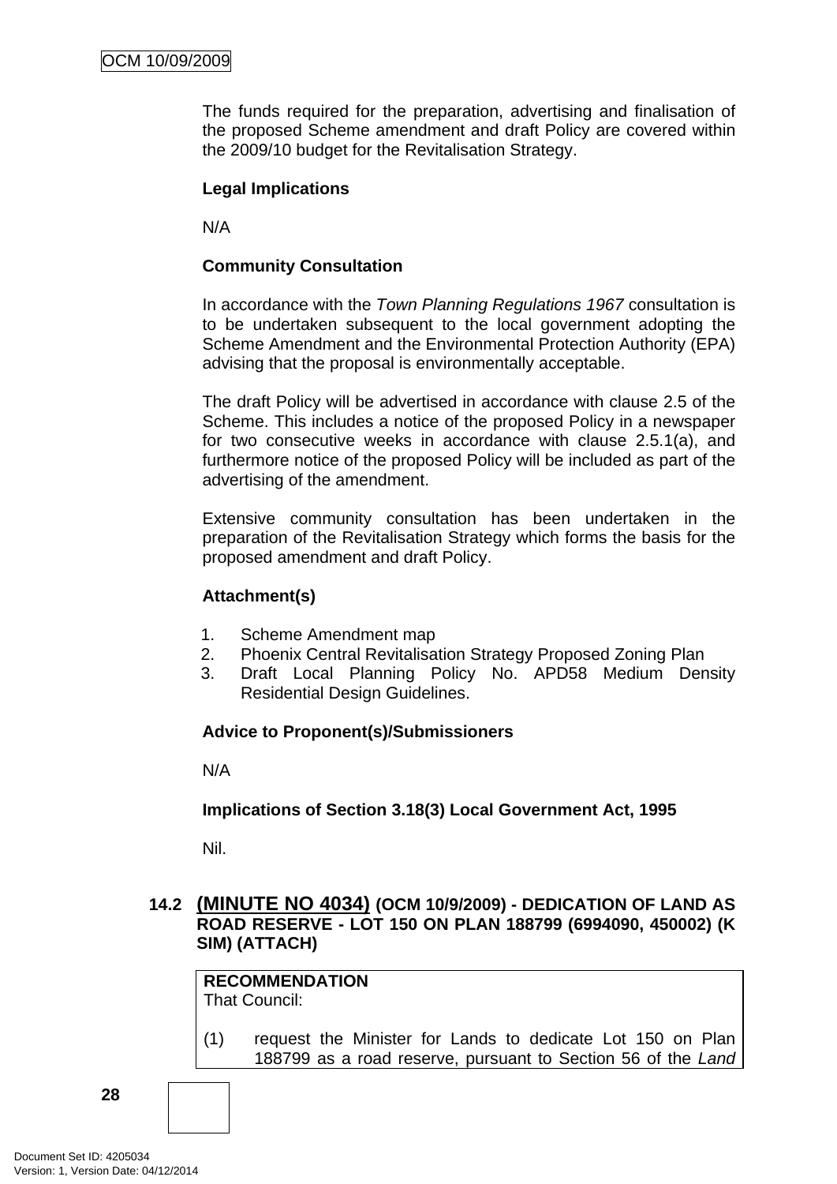The funds required for the preparation, advertising and finalisation of the proposed Scheme amendment and draft Policy are covered within the 2009/10 budget for the Revitalisation Strategy.

**Legal Implications**

N/A

**Community Consultation**

In accordance with the *Town Planning Regulations 1967* consultation is to be undertaken subsequent to the local government adopting the Scheme Amendment and the Environmental Protection Authority (EPA) advising that the proposal is environmentally acceptable.

The draft Policy will be advertised in accordance with clause 2.5 of the Scheme. This includes a notice of the proposed Policy in a newspaper for two consecutive weeks in accordance with clause 2.5.1(a), and furthermore notice of the proposed Policy will be included as part of the advertising of the amendment.

Extensive community consultation has been undertaken in the preparation of the Revitalisation Strategy which forms the basis for the proposed amendment and draft Policy.

**Attachment(s)**

1. Scheme Amendment map
2. Phoenix Central Revitalisation Strategy Proposed Zoning Plan
3. Draft Local Planning Policy No. APD58 Medium Density Residential Design Guidelines.

**Advice to Proponent(s)/Submissioners**

N/A

**Implications of Section 3.18(3) Local Government Act, 1995**

Nil.

## 14.2 (MINUTE NO 4034) (OCM 10/9/2009) - DEDICATION OF LAND AS ROAD RESERVE - LOT 150 ON PLAN 188799 (6994090, 450002) (K SIM) (ATTACH)

**RECOMMENDATION**
That Council:

(1) request the Minister for Lands to dedicate Lot 150 on Plan 188799 as a road reserve, pursuant to Section 56 of the *Land*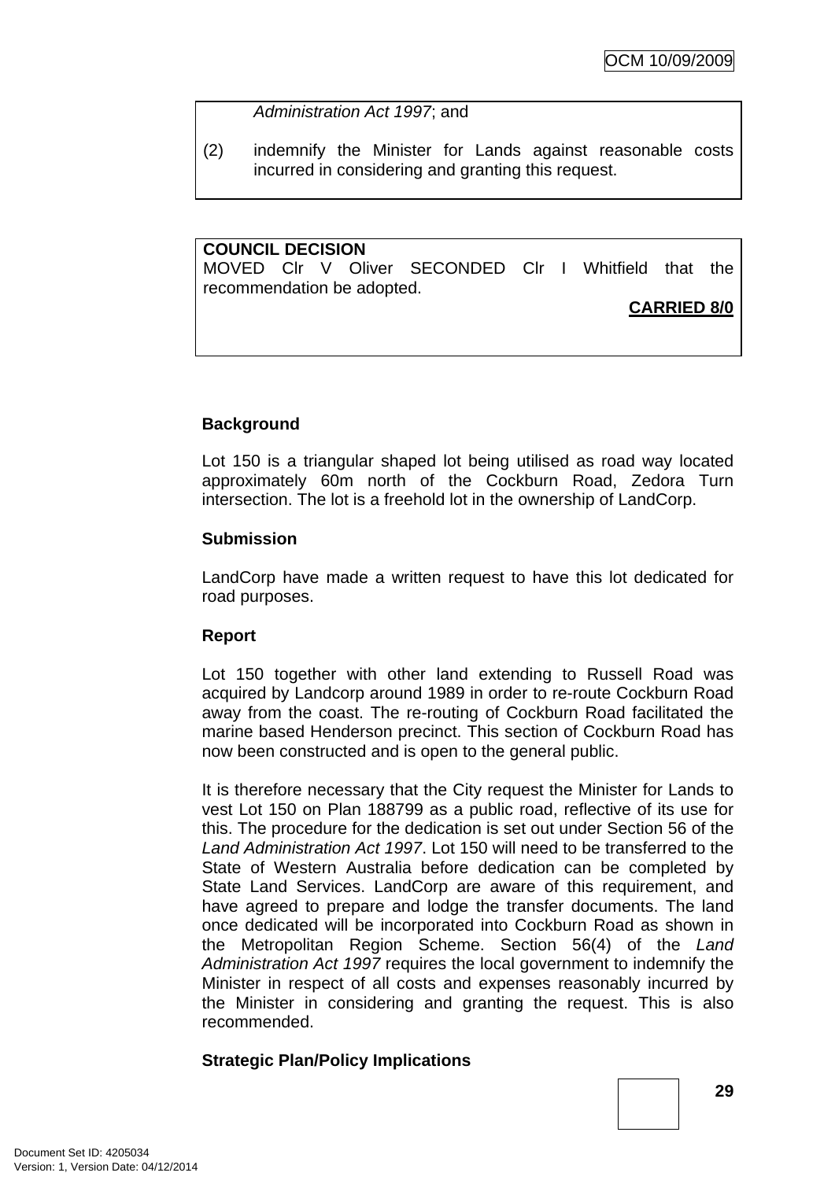*Administration Act 1997*; and

(2) indemnify the Minister for Lands against reasonable costs incurred in considering and granting this request.

**COUNCIL DECISION**
MOVED Clr V Oliver SECONDED Clr I Whitfield that the recommendation be adopted.

**CARRIED 8/0**

**Background**

Lot 150 is a triangular shaped lot being utilised as road way located approximately 60m north of the Cockburn Road, Zedora Turn intersection. The lot is a freehold lot in the ownership of LandCorp.

**Submission**

LandCorp have made a written request to have this lot dedicated for road purposes.

**Report**

Lot 150 together with other land extending to Russell Road was acquired by Landcorp around 1989 in order to re-route Cockburn Road away from the coast. The re-routing of Cockburn Road facilitated the marine based Henderson precinct. This section of Cockburn Road has now been constructed and is open to the general public.

It is therefore necessary that the City request the Minister for Lands to vest Lot 150 on Plan 188799 as a public road, reflective of its use for this. The procedure for the dedication is set out under Section 56 of the *Land Administration Act 1997*. Lot 150 will need to be transferred to the State of Western Australia before dedication can be completed by State Land Services. LandCorp are aware of this requirement, and have agreed to prepare and lodge the transfer documents. The land once dedicated will be incorporated into Cockburn Road as shown in the Metropolitan Region Scheme. Section 56(4) of the *Land Administration Act 1997* requires the local government to indemnify the Minister in respect of all costs and expenses reasonably incurred by the Minister in considering and granting the request. This is also recommended.

**Strategic Plan/Policy Implications**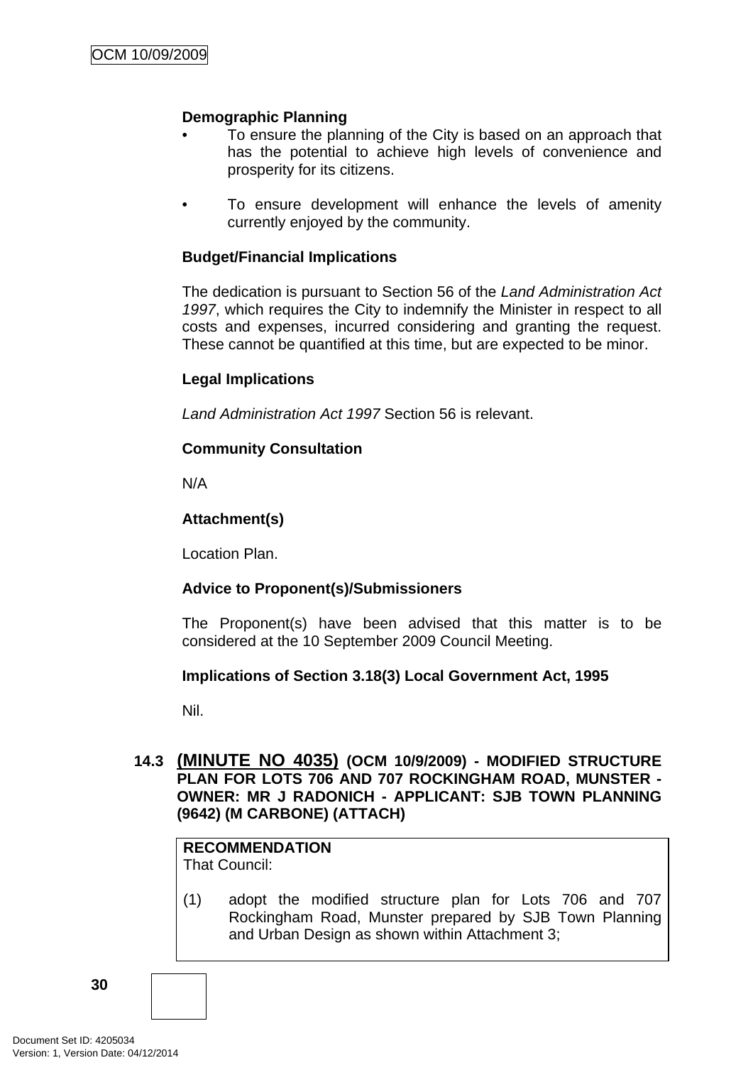**Demographic Planning**

- To ensure the planning of the City is based on an approach that has the potential to achieve high levels of convenience and prosperity for its citizens.

- To ensure development will enhance the levels of amenity currently enjoyed by the community.

**Budget/Financial Implications**

The dedication is pursuant to Section 56 of the *Land Administration Act 1997*, which requires the City to indemnify the Minister in respect to all costs and expenses, incurred considering and granting the request. These cannot be quantified at this time, but are expected to be minor.

**Legal Implications**

*Land Administration Act 1997* Section 56 is relevant.

**Community Consultation**

N/A

**Attachment(s)**

Location Plan.

**Advice to Proponent(s)/Submissioners**

The Proponent(s) have been advised that this matter is to be considered at the 10 September 2009 Council Meeting.

**Implications of Section 3.18(3) Local Government Act, 1995**

Nil.

## 14.3 (MINUTE NO 4035) (OCM 10/9/2009) - MODIFIED STRUCTURE PLAN FOR LOTS 706 AND 707 ROCKINGHAM ROAD, MUNSTER - OWNER: MR J RADONICH - APPLICANT: SJB TOWN PLANNING (9642) (M CARBONE) (ATTACH)

**RECOMMENDATION**
That Council:

(1) adopt the modified structure plan for Lots 706 and 707 Rockingham Road, Munster prepared by SJB Town Planning and Urban Design as shown within Attachment 3;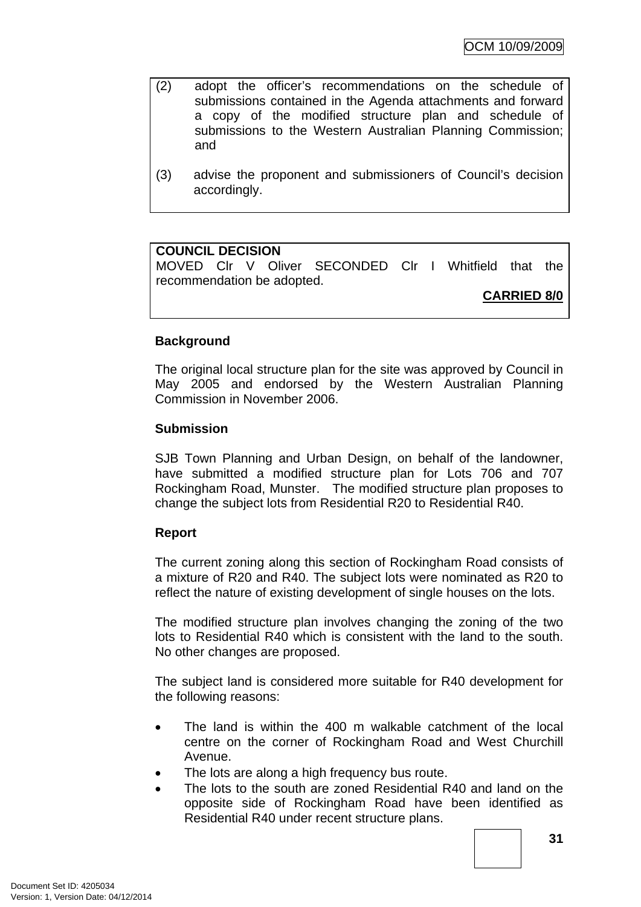(2) adopt the officer's recommendations on the schedule of submissions contained in the Agenda attachments and forward a copy of the modified structure plan and schedule of submissions to the Western Australian Planning Commission; and

(3) advise the proponent and submissioners of Council's decision accordingly.

**COUNCIL DECISION**
MOVED Clr V Oliver SECONDED Clr I Whitfield that the recommendation be adopted.

**CARRIED 8/0**

**Background**

The original local structure plan for the site was approved by Council in May 2005 and endorsed by the Western Australian Planning Commission in November 2006.

**Submission**

SJB Town Planning and Urban Design, on behalf of the landowner, have submitted a modified structure plan for Lots 706 and 707 Rockingham Road, Munster. The modified structure plan proposes to change the subject lots from Residential R20 to Residential R40.

**Report**

The current zoning along this section of Rockingham Road consists of a mixture of R20 and R40. The subject lots were nominated as R20 to reflect the nature of existing development of single houses on the lots.

The modified structure plan involves changing the zoning of the two lots to Residential R40 which is consistent with the land to the south. No other changes are proposed.

The subject land is considered more suitable for R40 development for the following reasons:

- The land is within the 400 m walkable catchment of the local centre on the corner of Rockingham Road and West Churchill Avenue.
- The lots are along a high frequency bus route.
- The lots to the south are zoned Residential R40 and land on the opposite side of Rockingham Road have been identified as Residential R40 under recent structure plans.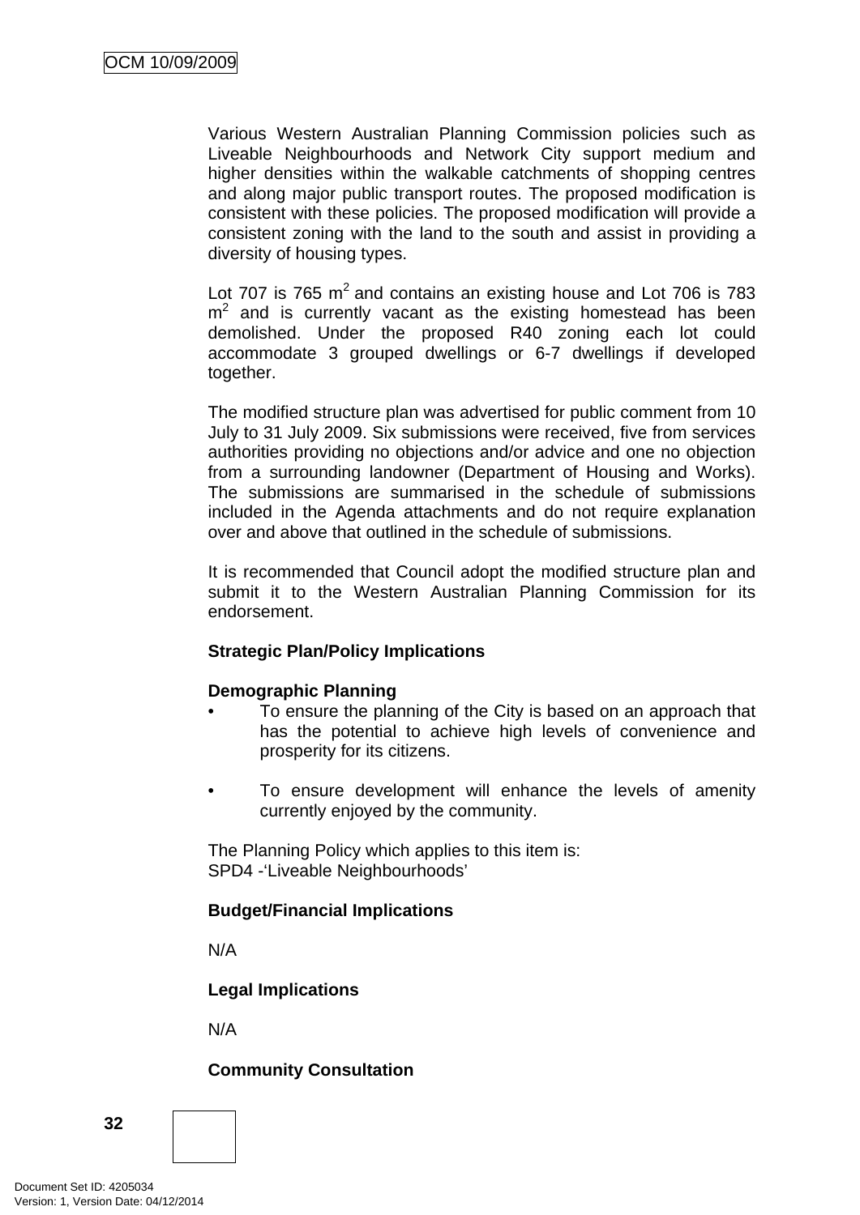Various Western Australian Planning Commission policies such as Liveable Neighbourhoods and Network City support medium and higher densities within the walkable catchments of shopping centres and along major public transport routes. The proposed modification is consistent with these policies. The proposed modification will provide a consistent zoning with the land to the south and assist in providing a diversity of housing types.

Lot 707 is 765 $m^2$ and contains an existing house and Lot 706 is 783 $m^2$ and is currently vacant as the existing homestead has been demolished. Under the proposed R40 zoning each lot could accommodate 3 grouped dwellings or 6-7 dwellings if developed together.

The modified structure plan was advertised for public comment from 10 July to 31 July 2009. Six submissions were received, five from services authorities providing no objections and/or advice and one no objection from a surrounding landowner (Department of Housing and Works). The submissions are summarised in the schedule of submissions included in the Agenda attachments and do not require explanation over and above that outlined in the schedule of submissions.

It is recommended that Council adopt the modified structure plan and submit it to the Western Australian Planning Commission for its endorsement.

**Strategic Plan/Policy Implications**

**Demographic Planning**

- To ensure the planning of the City is based on an approach that has the potential to achieve high levels of convenience and prosperity for its citizens.
- To ensure development will enhance the levels of amenity currently enjoyed by the community.

The Planning Policy which applies to this item is:
SPD4 -'Liveable Neighbourhoods'

**Budget/Financial Implications**

N/A

**Legal Implications**

N/A

**Community Consultation**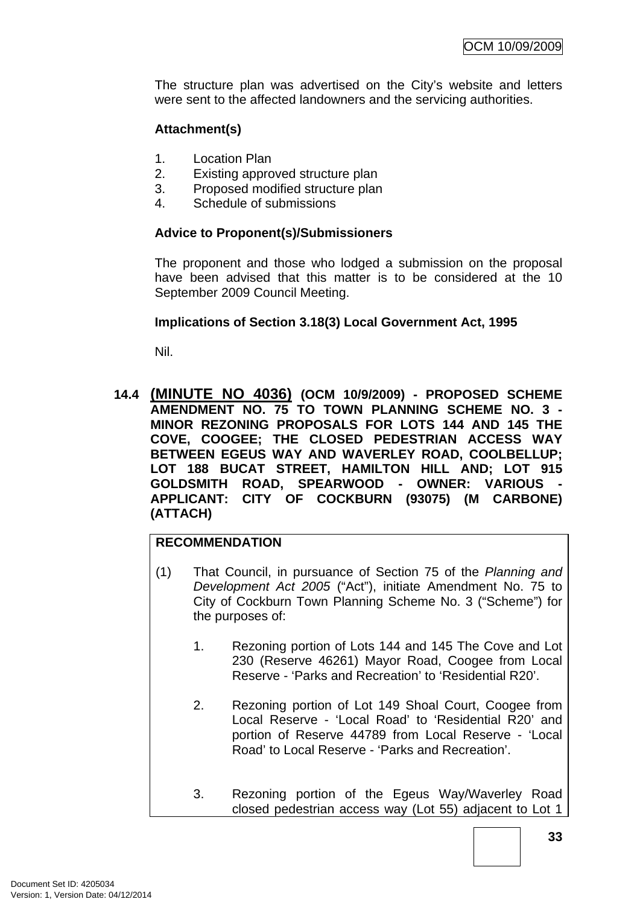The structure plan was advertised on the City's website and letters were sent to the affected landowners and the servicing authorities.

**Attachment(s)**

1. Location Plan
2. Existing approved structure plan
3. Proposed modified structure plan
4. Schedule of submissions

**Advice to Proponent(s)/Submissioners**

The proponent and those who lodged a submission on the proposal have been advised that this matter is to be considered at the 10 September 2009 Council Meeting.

**Implications of Section 3.18(3) Local Government Act, 1995**

Nil.

### 14.4 (MINUTE NO 4036) (OCM 10/9/2009) - PROPOSED SCHEME AMENDMENT NO. 75 TO TOWN PLANNING SCHEME NO. 3 - MINOR REZONING PROPOSALS FOR LOTS 144 AND 145 THE COVE, COOGEE; THE CLOSED PEDESTRIAN ACCESS WAY BETWEEN EGEUS WAY AND WAVERLEY ROAD, COOLBELLUP; LOT 188 BUCAT STREET, HAMILTON HILL AND; LOT 915 GOLDSMITH ROAD, SPEARWOOD - OWNER: VARIOUS - APPLICANT: CITY OF COCKBURN (93075) (M CARBONE) (ATTACH)

**RECOMMENDATION**

(1) That Council, in pursuance of Section 75 of the *Planning and Development Act 2005* ("Act"), initiate Amendment No. 75 to City of Cockburn Town Planning Scheme No. 3 ("Scheme") for the purposes of:

1. Rezoning portion of Lots 144 and 145 The Cove and Lot 230 (Reserve 46261) Mayor Road, Coogee from Local Reserve - 'Parks and Recreation' to 'Residential R20'.

2. Rezoning portion of Lot 149 Shoal Court, Coogee from Local Reserve - 'Local Road' to 'Residential R20' and portion of Reserve 44789 from Local Reserve - 'Local Road' to Local Reserve - 'Parks and Recreation'.

3. Rezoning portion of the Egeus Way/Waverley Road closed pedestrian access way (Lot 55) adjacent to Lot 1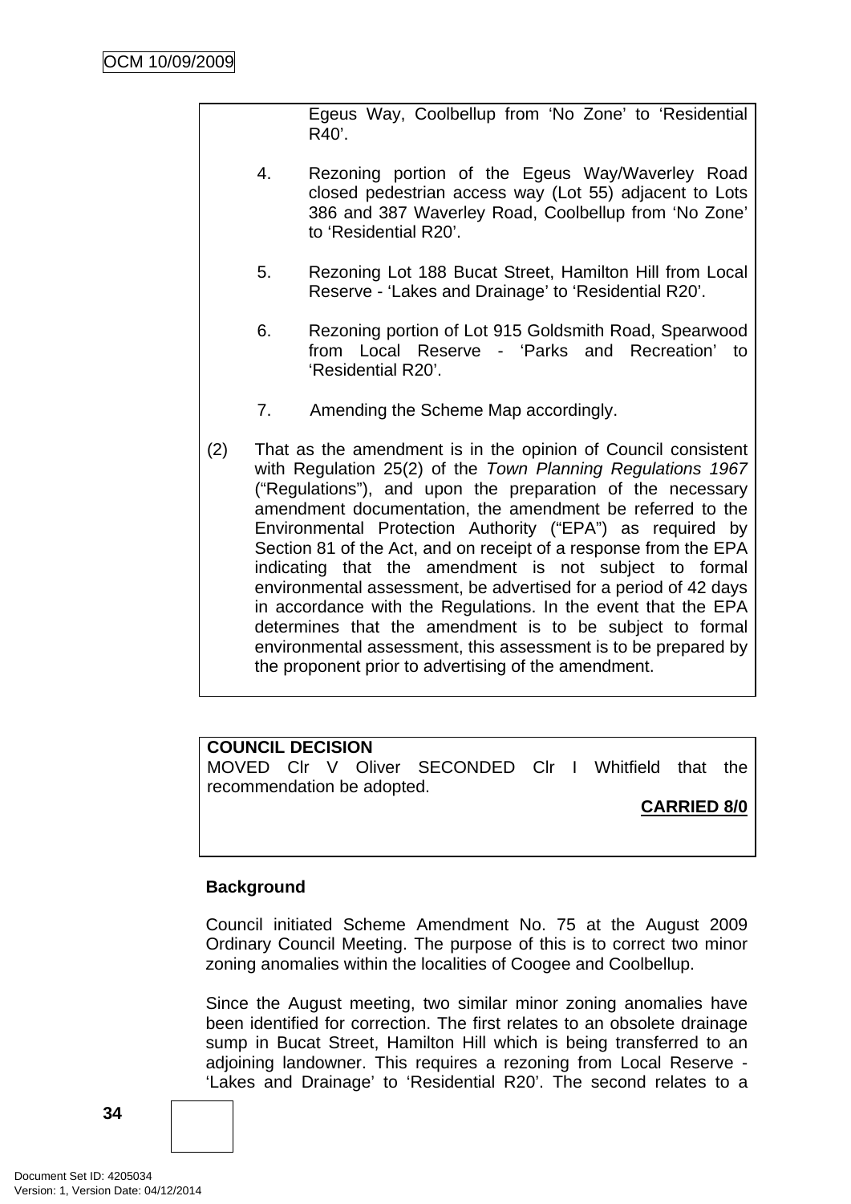Egeus Way, Coolbellup from 'No Zone' to 'Residential R40'.

4. Rezoning portion of the Egeus Way/Waverley Road closed pedestrian access way (Lot 55) adjacent to Lots 386 and 387 Waverley Road, Coolbellup from 'No Zone' to 'Residential R20'.

5. Rezoning Lot 188 Bucat Street, Hamilton Hill from Local Reserve - 'Lakes and Drainage' to 'Residential R20'.

6. Rezoning portion of Lot 915 Goldsmith Road, Spearwood from Local Reserve - 'Parks and Recreation' to 'Residential R20'.

7. Amending the Scheme Map accordingly.

(2) That as the amendment is in the opinion of Council consistent with Regulation 25(2) of the *Town Planning Regulations 1967* ("Regulations"), and upon the preparation of the necessary amendment documentation, the amendment be referred to the Environmental Protection Authority ("EPA") as required by Section 81 of the Act, and on receipt of a response from the EPA indicating that the amendment is not subject to formal environmental assessment, be advertised for a period of 42 days in accordance with the Regulations. In the event that the EPA determines that the amendment is to be subject to formal environmental assessment, this assessment is to be prepared by the proponent prior to advertising of the amendment.

**COUNCIL DECISION**
MOVED Clr V Oliver SECONDED Clr I Whitfield that the recommendation be adopted.

**CARRIED 8/0**

**Background**

Council initiated Scheme Amendment No. 75 at the August 2009 Ordinary Council Meeting. The purpose of this is to correct two minor zoning anomalies within the localities of Coogee and Coolbellup.

Since the August meeting, two similar minor zoning anomalies have been identified for correction. The first relates to an obsolete drainage sump in Bucat Street, Hamilton Hill which is being transferred to an adjoining landowner. This requires a rezoning from Local Reserve - 'Lakes and Drainage' to 'Residential R20'. The second relates to a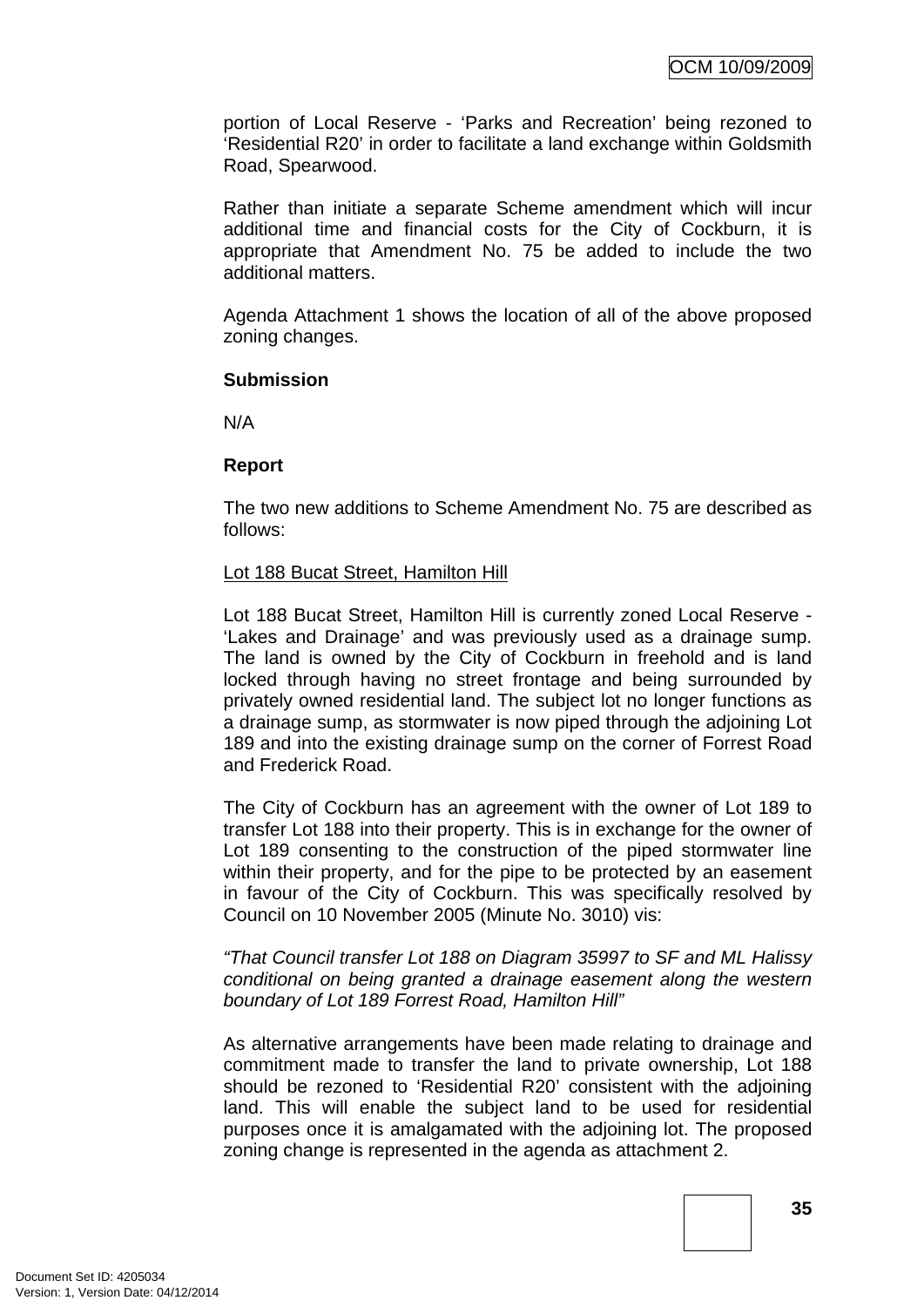portion of Local Reserve - ‘Parks and Recreation’ being rezoned to ‘Residential R20’ in order to facilitate a land exchange within Goldsmith Road, Spearwood.

Rather than initiate a separate Scheme amendment which will incur additional time and financial costs for the City of Cockburn, it is appropriate that Amendment No. 75 be added to include the two additional matters.

Agenda Attachment 1 shows the location of all of the above proposed zoning changes.

**Submission**

N/A

**Report**

The two new additions to Scheme Amendment No. 75 are described as follows:

Lot 188 Bucat Street, Hamilton Hill

Lot 188 Bucat Street, Hamilton Hill is currently zoned Local Reserve - ‘Lakes and Drainage’ and was previously used as a drainage sump. The land is owned by the City of Cockburn in freehold and is land locked through having no street frontage and being surrounded by privately owned residential land. The subject lot no longer functions as a drainage sump, as stormwater is now piped through the adjoining Lot 189 and into the existing drainage sump on the corner of Forrest Road and Frederick Road.

The City of Cockburn has an agreement with the owner of Lot 189 to transfer Lot 188 into their property. This is in exchange for the owner of Lot 189 consenting to the construction of the piped stormwater line within their property, and for the pipe to be protected by an easement in favour of the City of Cockburn. This was specifically resolved by Council on 10 November 2005 (Minute No. 3010) vis:

*“That Council transfer Lot 188 on Diagram 35997 to SF and ML Halissy conditional on being granted a drainage easement along the western boundary of Lot 189 Forrest Road, Hamilton Hill”*

As alternative arrangements have been made relating to drainage and commitment made to transfer the land to private ownership, Lot 188 should be rezoned to ‘Residential R20’ consistent with the adjoining land. This will enable the subject land to be used for residential purposes once it is amalgamated with the adjoining lot. The proposed zoning change is represented in the agenda as attachment 2.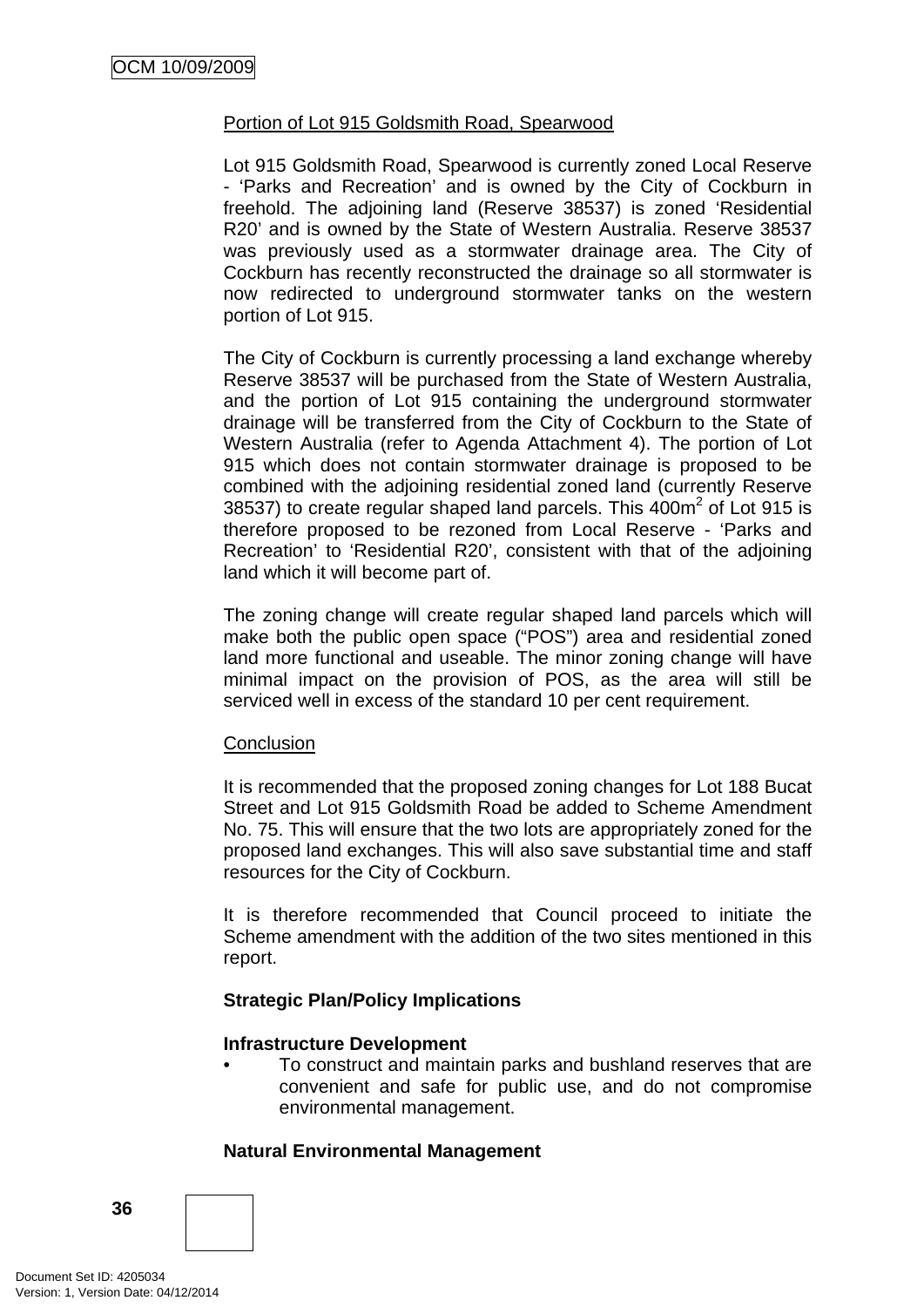Portion of Lot 915 Goldsmith Road, Spearwood

Lot 915 Goldsmith Road, Spearwood is currently zoned Local Reserve - 'Parks and Recreation' and is owned by the City of Cockburn in freehold. The adjoining land (Reserve 38537) is zoned 'Residential R20' and is owned by the State of Western Australia. Reserve 38537 was previously used as a stormwater drainage area. The City of Cockburn has recently reconstructed the drainage so all stormwater is now redirected to underground stormwater tanks on the western portion of Lot 915.

The City of Cockburn is currently processing a land exchange whereby Reserve 38537 will be purchased from the State of Western Australia, and the portion of Lot 915 containing the underground stormwater drainage will be transferred from the City of Cockburn to the State of Western Australia (refer to Agenda Attachment 4). The portion of Lot 915 which does not contain stormwater drainage is proposed to be combined with the adjoining residential zoned land (currently Reserve 38537) to create regular shaped land parcels. This 400m$^2$ of Lot 915 is therefore proposed to be rezoned from Local Reserve - 'Parks and Recreation' to 'Residential R20', consistent with that of the adjoining land which it will become part of.

The zoning change will create regular shaped land parcels which will make both the public open space ("POS") area and residential zoned land more functional and useable. The minor zoning change will have minimal impact on the provision of POS, as the area will still be serviced well in excess of the standard 10 per cent requirement.

Conclusion

It is recommended that the proposed zoning changes for Lot 188 Bucat Street and Lot 915 Goldsmith Road be added to Scheme Amendment No. 75. This will ensure that the two lots are appropriately zoned for the proposed land exchanges. This will also save substantial time and staff resources for the City of Cockburn.

It is therefore recommended that Council proceed to initiate the Scheme amendment with the addition of the two sites mentioned in this report.

**Strategic Plan/Policy Implications**

**Infrastructure Development**

- To construct and maintain parks and bushland reserves that are convenient and safe for public use, and do not compromise environmental management.

**Natural Environmental Management**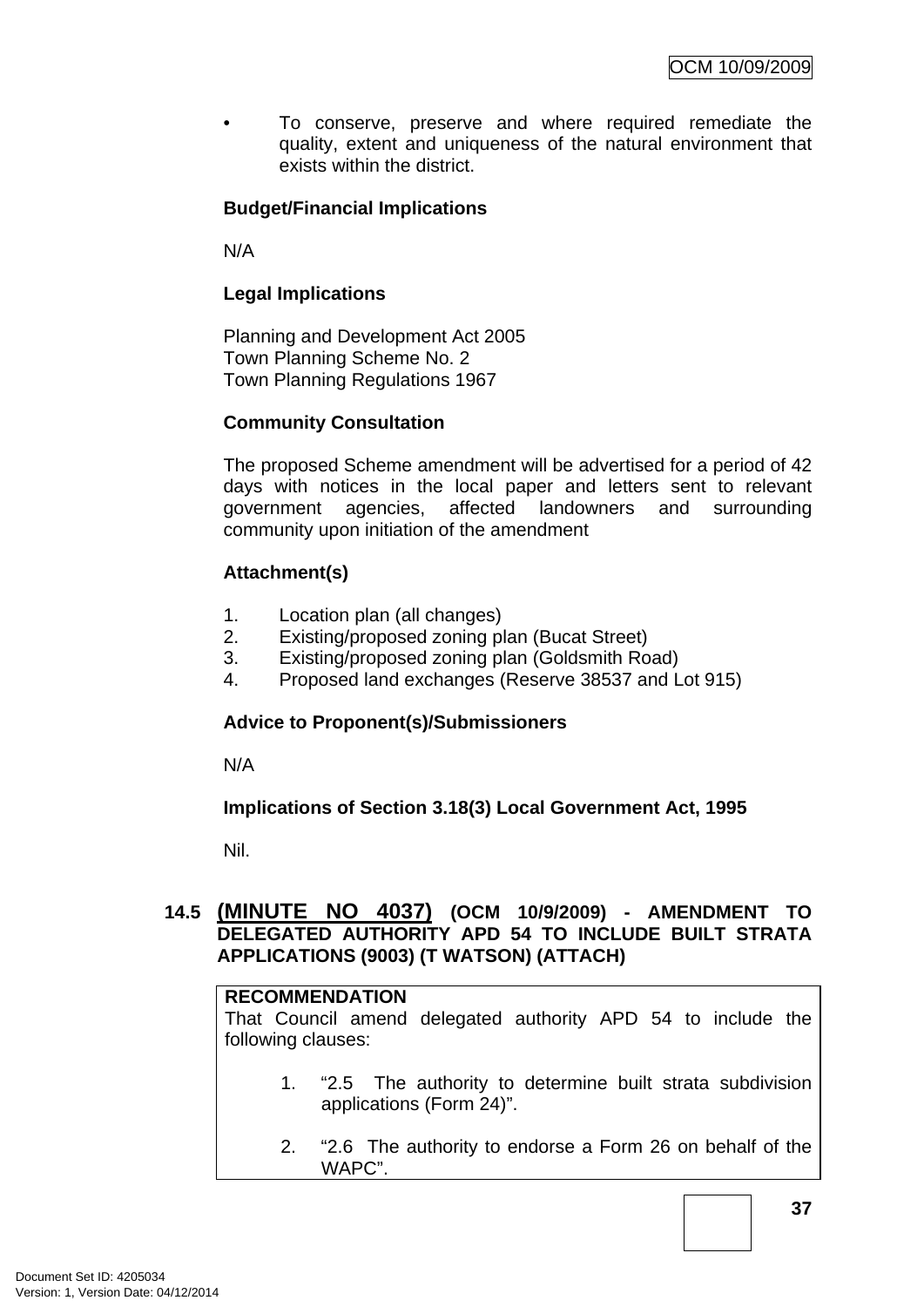- To conserve, preserve and where required remediate the quality, extent and uniqueness of the natural environment that exists within the district.

**Budget/Financial Implications**

N/A

**Legal Implications**

Planning and Development Act 2005
Town Planning Scheme No. 2
Town Planning Regulations 1967

**Community Consultation**

The proposed Scheme amendment will be advertised for a period of 42 days with notices in the local paper and letters sent to relevant government agencies, affected landowners and surrounding community upon initiation of the amendment

**Attachment(s)**

1. Location plan (all changes)
2. Existing/proposed zoning plan (Bucat Street)
3. Existing/proposed zoning plan (Goldsmith Road)
4. Proposed land exchanges (Reserve 38537 and Lot 915)

**Advice to Proponent(s)/Submissioners**

N/A

**Implications of Section 3.18(3) Local Government Act, 1995**

Nil.

## 14.5 (MINUTE NO 4037) (OCM 10/9/2009) - AMENDMENT TO DELEGATED AUTHORITY APD 54 TO INCLUDE BUILT STRATA APPLICATIONS (9003) (T WATSON) (ATTACH)

**RECOMMENDATION**

That Council amend delegated authority APD 54 to include the following clauses:

1. "2.5 The authority to determine built strata subdivision applications (Form 24)".

2. "2.6 The authority to endorse a Form 26 on behalf of the WAPC".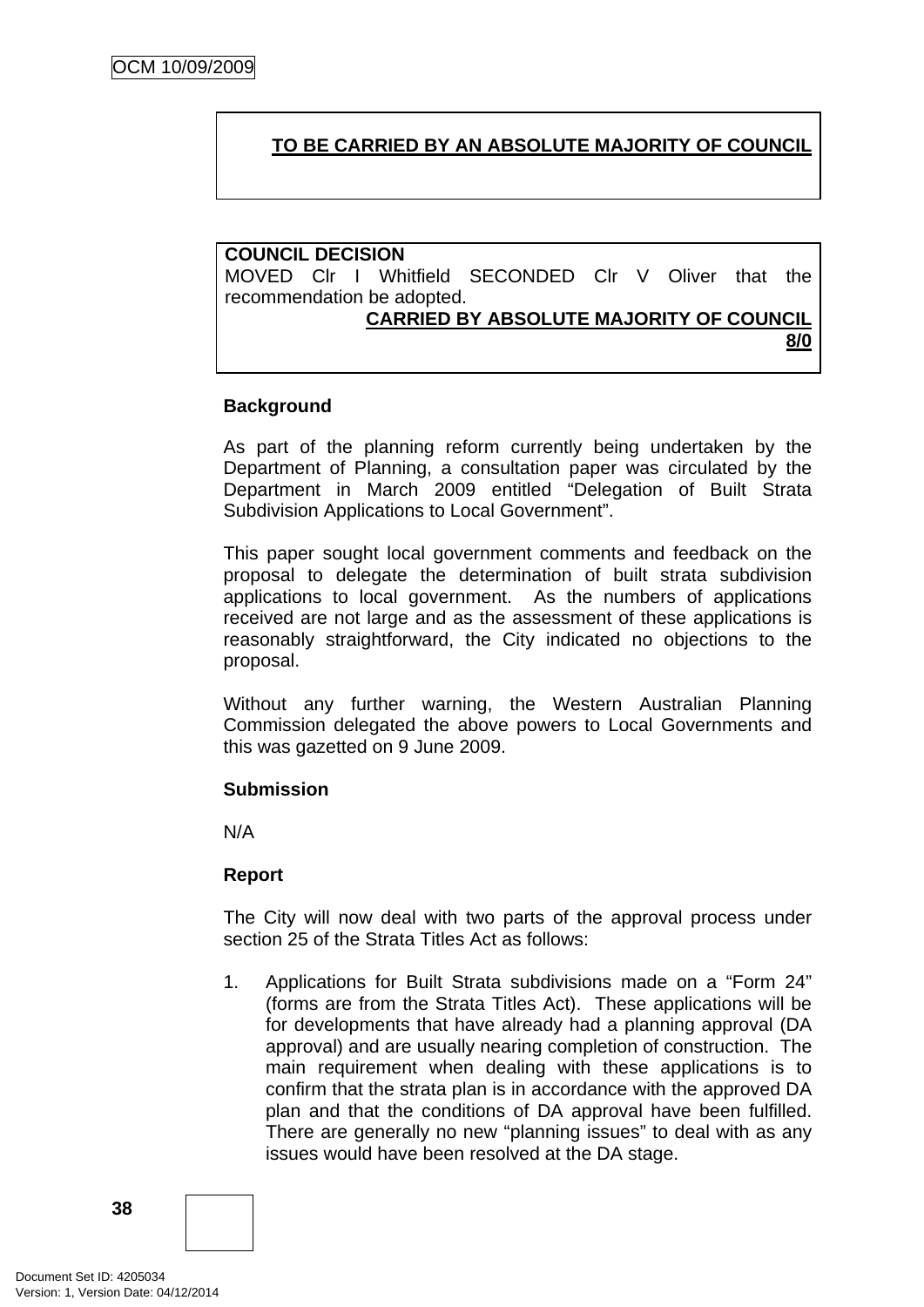**TO BE CARRIED BY AN ABSOLUTE MAJORITY OF COUNCIL**

**COUNCIL DECISION**

MOVED Clr I Whitfield SECONDED Clr V Oliver that the recommendation be adopted.

**CARRIED BY ABSOLUTE MAJORITY OF COUNCIL 8/0**

**Background**

As part of the planning reform currently being undertaken by the Department of Planning, a consultation paper was circulated by the Department in March 2009 entitled "Delegation of Built Strata Subdivision Applications to Local Government".

This paper sought local government comments and feedback on the proposal to delegate the determination of built strata subdivision applications to local government. As the numbers of applications received are not large and as the assessment of these applications is reasonably straightforward, the City indicated no objections to the proposal.

Without any further warning, the Western Australian Planning Commission delegated the above powers to Local Governments and this was gazetted on 9 June 2009.

**Submission**

N/A

**Report**

The City will now deal with two parts of the approval process under section 25 of the Strata Titles Act as follows:

1. Applications for Built Strata subdivisions made on a "Form 24" (forms are from the Strata Titles Act). These applications will be for developments that have already had a planning approval (DA approval) and are usually nearing completion of construction. The main requirement when dealing with these applications is to confirm that the strata plan is in accordance with the approved DA plan and that the conditions of DA approval have been fulfilled. There are generally no new "planning issues" to deal with as any issues would have been resolved at the DA stage.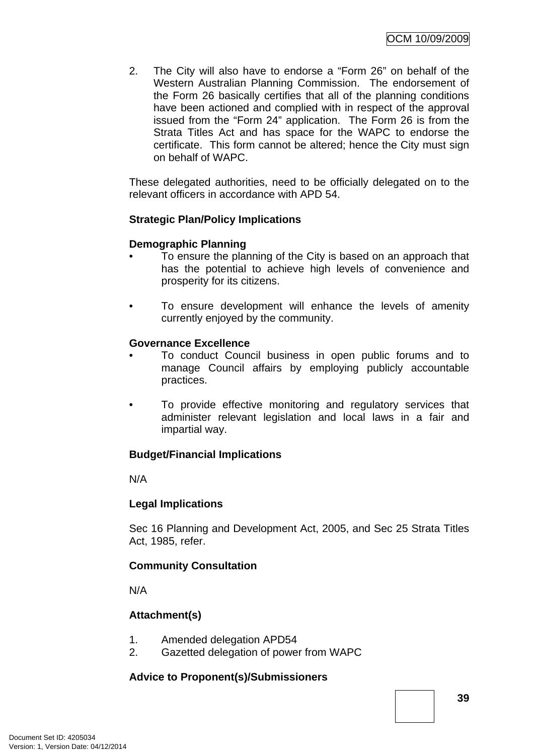2. The City will also have to endorse a "Form 26" on behalf of the Western Australian Planning Commission. The endorsement of the Form 26 basically certifies that all of the planning conditions have been actioned and complied with in respect of the approval issued from the "Form 24" application. The Form 26 is from the Strata Titles Act and has space for the WAPC to endorse the certificate. This form cannot be altered; hence the City must sign on behalf of WAPC.

These delegated authorities, need to be officially delegated on to the relevant officers in accordance with APD 54.

**Strategic Plan/Policy Implications**

**Demographic Planning**

- To ensure the planning of the City is based on an approach that has the potential to achieve high levels of convenience and prosperity for its citizens.

- To ensure development will enhance the levels of amenity currently enjoyed by the community.

**Governance Excellence**

- To conduct Council business in open public forums and to manage Council affairs by employing publicly accountable practices.

- To provide effective monitoring and regulatory services that administer relevant legislation and local laws in a fair and impartial way.

**Budget/Financial Implications**

N/A

**Legal Implications**

Sec 16 Planning and Development Act, 2005, and Sec 25 Strata Titles Act, 1985, refer.

**Community Consultation**

N/A

**Attachment(s)**

1. Amended delegation APD54
2. Gazetted delegation of power from WAPC

**Advice to Proponent(s)/Submissioners**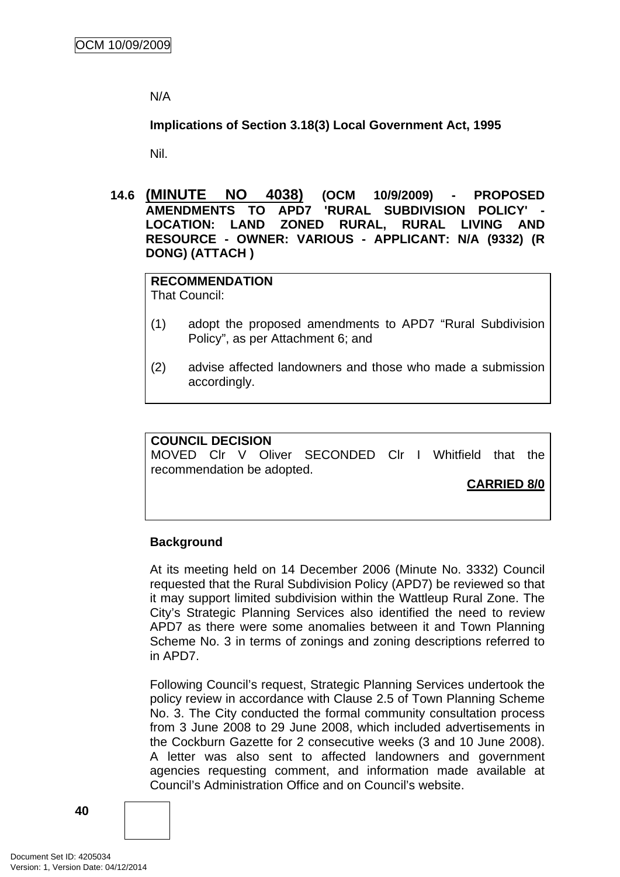N/A

**Implications of Section 3.18(3) Local Government Act, 1995**

Nil.

### 14.6 (MINUTE NO 4038) (OCM 10/9/2009) - PROPOSED AMENDMENTS TO APD7 'RURAL SUBDIVISION POLICY' - LOCATION: LAND ZONED RURAL, RURAL LIVING AND RESOURCE - OWNER: VARIOUS - APPLICANT: N/A (9332) (R DONG) (ATTACH )

**RECOMMENDATION**
That Council:

(1) adopt the proposed amendments to APD7 "Rural Subdivision Policy", as per Attachment 6; and

(2) advise affected landowners and those who made a submission accordingly.

**COUNCIL DECISION**
MOVED Clr V Oliver SECONDED Clr I Whitfield that the recommendation be adopted.

**CARRIED 8/0**

**Background**

At its meeting held on 14 December 2006 (Minute No. 3332) Council requested that the Rural Subdivision Policy (APD7) be reviewed so that it may support limited subdivision within the Wattleup Rural Zone. The City's Strategic Planning Services also identified the need to review APD7 as there were some anomalies between it and Town Planning Scheme No. 3 in terms of zonings and zoning descriptions referred to in APD7.

Following Council's request, Strategic Planning Services undertook the policy review in accordance with Clause 2.5 of Town Planning Scheme No. 3. The City conducted the formal community consultation process from 3 June 2008 to 29 June 2008, which included advertisements in the Cockburn Gazette for 2 consecutive weeks (3 and 10 June 2008). A letter was also sent to affected landowners and government agencies requesting comment, and information made available at Council's Administration Office and on Council's website.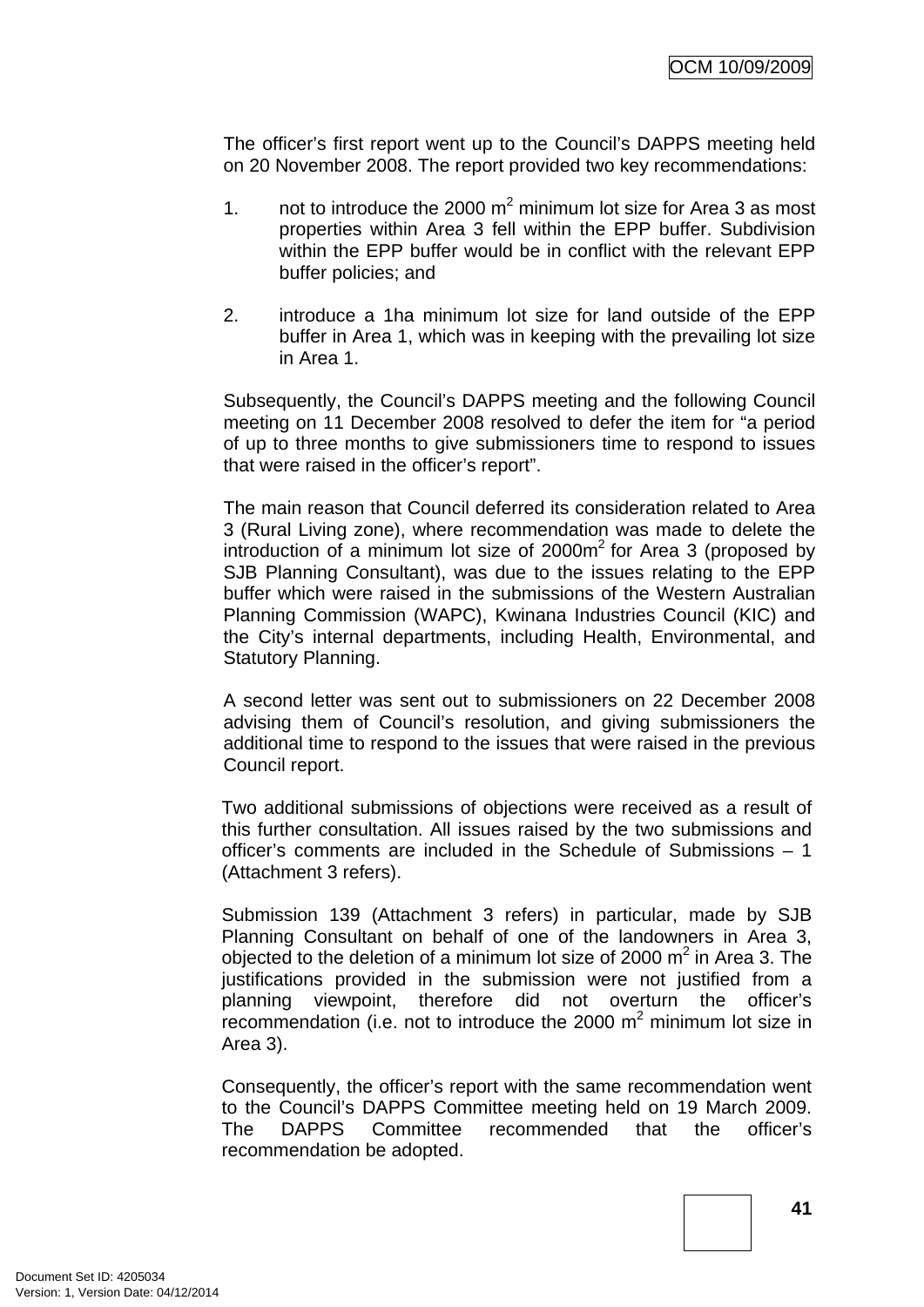The officer's first report went up to the Council's DAPPS meeting held on 20 November 2008. The report provided two key recommendations:

1. not to introduce the 2000 $m^2$ minimum lot size for Area 3 as most properties within Area 3 fell within the EPP buffer. Subdivision within the EPP buffer would be in conflict with the relevant EPP buffer policies; and

2. introduce a 1ha minimum lot size for land outside of the EPP buffer in Area 1, which was in keeping with the prevailing lot size in Area 1.

Subsequently, the Council's DAPPS meeting and the following Council meeting on 11 December 2008 resolved to defer the item for "a period of up to three months to give submissioners time to respond to issues that were raised in the officer's report".

The main reason that Council deferred its consideration related to Area 3 (Rural Living zone), where recommendation was made to delete the introduction of a minimum lot size of 2000$m^2$ for Area 3 (proposed by SJB Planning Consultant), was due to the issues relating to the EPP buffer which were raised in the submissions of the Western Australian Planning Commission (WAPC), Kwinana Industries Council (KIC) and the City's internal departments, including Health, Environmental, and Statutory Planning.

A second letter was sent out to submissioners on 22 December 2008 advising them of Council's resolution, and giving submissioners the additional time to respond to the issues that were raised in the previous Council report.

Two additional submissions of objections were received as a result of this further consultation. All issues raised by the two submissions and officer's comments are included in the Schedule of Submissions – 1 (Attachment 3 refers).

Submission 139 (Attachment 3 refers) in particular, made by SJB Planning Consultant on behalf of one of the landowners in Area 3, objected to the deletion of a minimum lot size of 2000 $m^2$ in Area 3. The justifications provided in the submission were not justified from a planning viewpoint, therefore did not overturn the officer's recommendation (i.e. not to introduce the 2000 $m^2$ minimum lot size in Area 3).

Consequently, the officer's report with the same recommendation went to the Council's DAPPS Committee meeting held on 19 March 2009. The DAPPS Committee recommended that the officer's recommendation be adopted.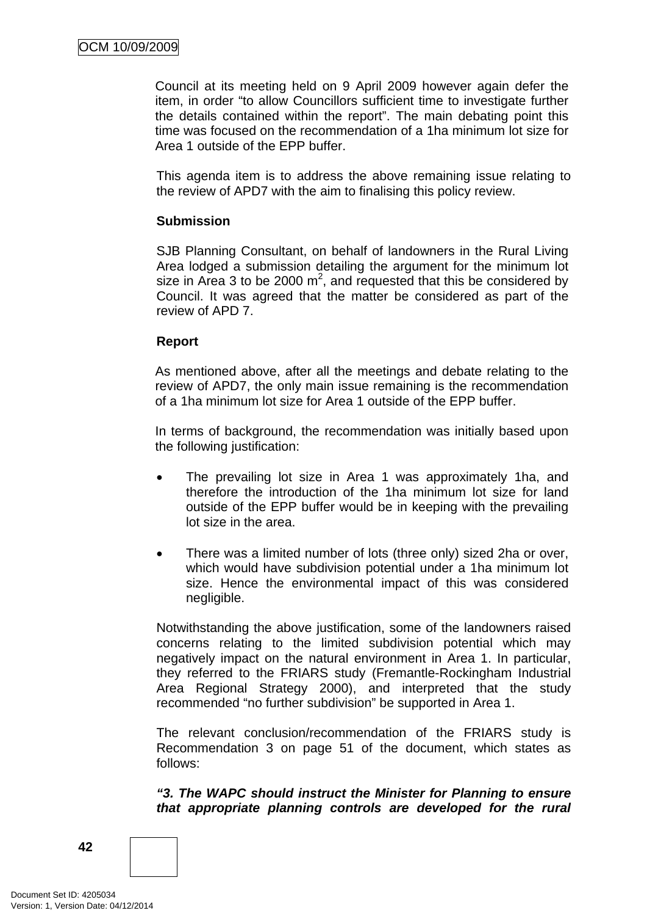Council at its meeting held on 9 April 2009 however again defer the item, in order "to allow Councillors sufficient time to investigate further the details contained within the report". The main debating point this time was focused on the recommendation of a 1ha minimum lot size for Area 1 outside of the EPP buffer.

This agenda item is to address the above remaining issue relating to the review of APD7 with the aim to finalising this policy review.

**Submission**

SJB Planning Consultant, on behalf of landowners in the Rural Living Area lodged a submission detailing the argument for the minimum lot size in Area 3 to be 2000 $m^2$, and requested that this be considered by Council. It was agreed that the matter be considered as part of the review of APD 7.

**Report**

As mentioned above, after all the meetings and debate relating to the review of APD7, the only main issue remaining is the recommendation of a 1ha minimum lot size for Area 1 outside of the EPP buffer.

In terms of background, the recommendation was initially based upon the following justification:

- The prevailing lot size in Area 1 was approximately 1ha, and therefore the introduction of the 1ha minimum lot size for land outside of the EPP buffer would be in keeping with the prevailing lot size in the area.

- There was a limited number of lots (three only) sized 2ha or over, which would have subdivision potential under a 1ha minimum lot size. Hence the environmental impact of this was considered negligible.

Notwithstanding the above justification, some of the landowners raised concerns relating to the limited subdivision potential which may negatively impact on the natural environment in Area 1. In particular, they referred to the FRIARS study (Fremantle-Rockingham Industrial Area Regional Strategy 2000), and interpreted that the study recommended "no further subdivision" be supported in Area 1.

The relevant conclusion/recommendation of the FRIARS study is Recommendation 3 on page 51 of the document, which states as follows:

***"3. The WAPC should instruct the Minister for Planning to ensure that appropriate planning controls are developed for the rural***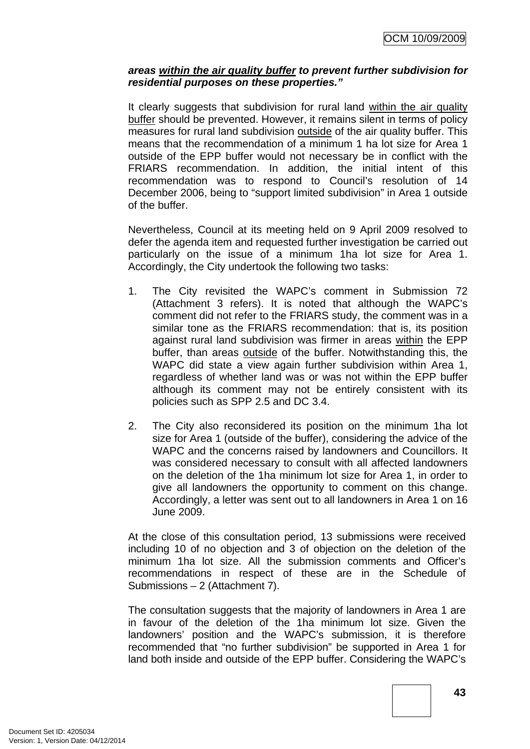***areas <u>within the air quality buffer</u> to prevent further subdivision for residential purposes on these properties."***

It clearly suggests that subdivision for rural land <u>within the air quality buffer</u> should be prevented. However, it remains silent in terms of policy measures for rural land subdivision <u>outside</u> of the air quality buffer. This means that the recommendation of a minimum 1 ha lot size for Area 1 outside of the EPP buffer would not necessary be in conflict with the FRIARS recommendation. In addition, the initial intent of this recommendation was to respond to Council's resolution of 14 December 2006, being to "support limited subdivision" in Area 1 outside of the buffer.

Nevertheless, Council at its meeting held on 9 April 2009 resolved to defer the agenda item and requested further investigation be carried out particularly on the issue of a minimum 1ha lot size for Area 1. Accordingly, the City undertook the following two tasks:

1. The City revisited the WAPC's comment in Submission 72 (Attachment 3 refers). It is noted that although the WAPC's comment did not refer to the FRIARS study, the comment was in a similar tone as the FRIARS recommendation: that is, its position against rural land subdivision was firmer in areas <u>within</u> the EPP buffer, than areas <u>outside</u> of the buffer. Notwithstanding this, the WAPC did state a view again further subdivision within Area 1, regardless of whether land was or was not within the EPP buffer although its comment may not be entirely consistent with its policies such as SPP 2.5 and DC 3.4.

2. The City also reconsidered its position on the minimum 1ha lot size for Area 1 (outside of the buffer), considering the advice of the WAPC and the concerns raised by landowners and Councillors. It was considered necessary to consult with all affected landowners on the deletion of the 1ha minimum lot size for Area 1, in order to give all landowners the opportunity to comment on this change. Accordingly, a letter was sent out to all landowners in Area 1 on 16 June 2009.

At the close of this consultation period, 13 submissions were received including 10 of no objection and 3 of objection on the deletion of the minimum 1ha lot size. All the submission comments and Officer's recommendations in respect of these are in the Schedule of Submissions – 2 (Attachment 7).

The consultation suggests that the majority of landowners in Area 1 are in favour of the deletion of the 1ha minimum lot size. Given the landowners' position and the WAPC's submission, it is therefore recommended that "no further subdivision" be supported in Area 1 for land both inside and outside of the EPP buffer. Considering the WAPC's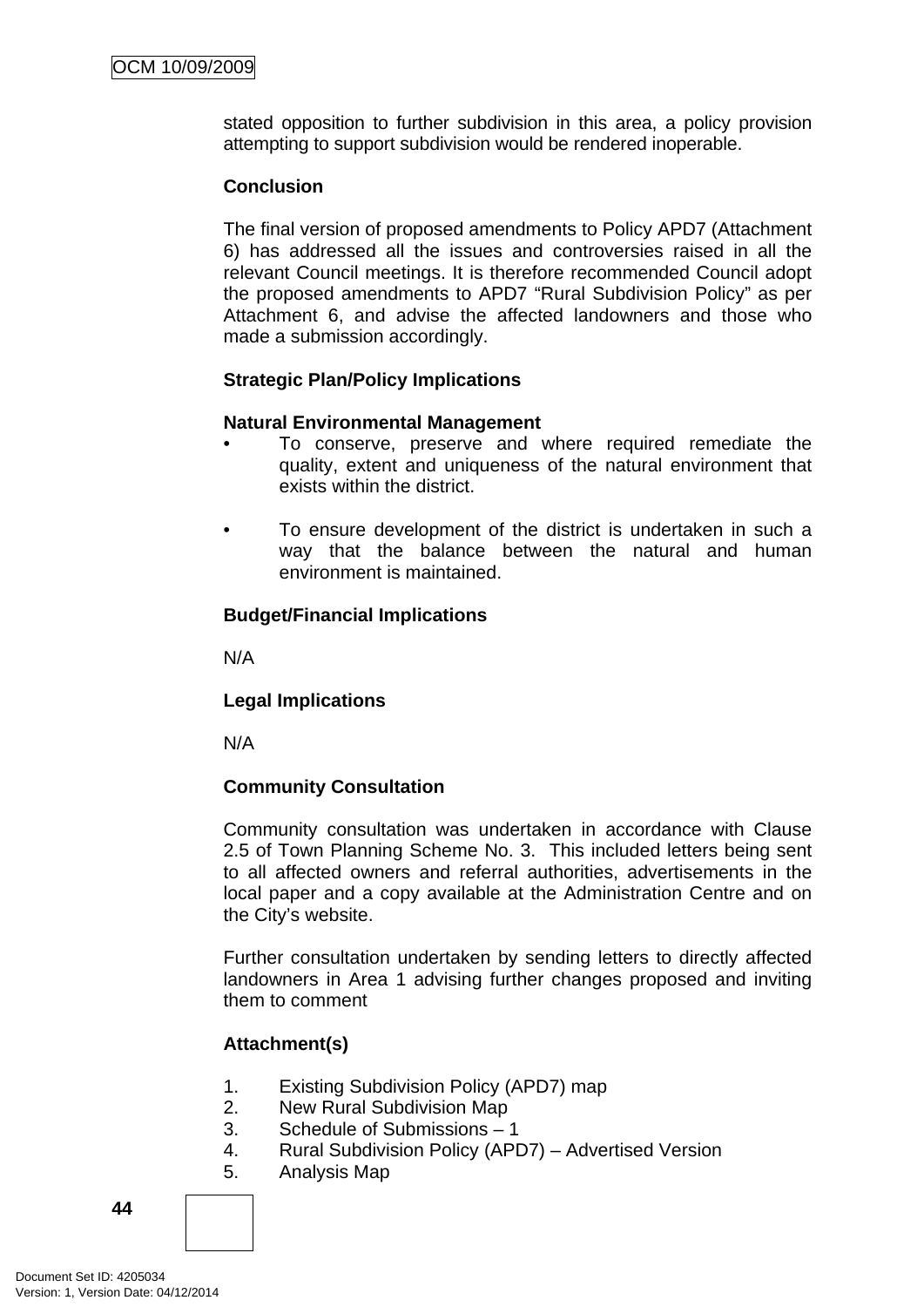stated opposition to further subdivision in this area, a policy provision attempting to support subdivision would be rendered inoperable.

**Conclusion**

The final version of proposed amendments to Policy APD7 (Attachment 6) has addressed all the issues and controversies raised in all the relevant Council meetings. It is therefore recommended Council adopt the proposed amendments to APD7 "Rural Subdivision Policy" as per Attachment 6, and advise the affected landowners and those who made a submission accordingly.

**Strategic Plan/Policy Implications**

**Natural Environmental Management**

- To conserve, preserve and where required remediate the quality, extent and uniqueness of the natural environment that exists within the district.

- To ensure development of the district is undertaken in such a way that the balance between the natural and human environment is maintained.

**Budget/Financial Implications**

N/A

**Legal Implications**

N/A

**Community Consultation**

Community consultation was undertaken in accordance with Clause 2.5 of Town Planning Scheme No. 3. This included letters being sent to all affected owners and referral authorities, advertisements in the local paper and a copy available at the Administration Centre and on the City's website.

Further consultation undertaken by sending letters to directly affected landowners in Area 1 advising further changes proposed and inviting them to comment

**Attachment(s)**

1. Existing Subdivision Policy (APD7) map
2. New Rural Subdivision Map
3. Schedule of Submissions – 1
4. Rural Subdivision Policy (APD7) – Advertised Version
5. Analysis Map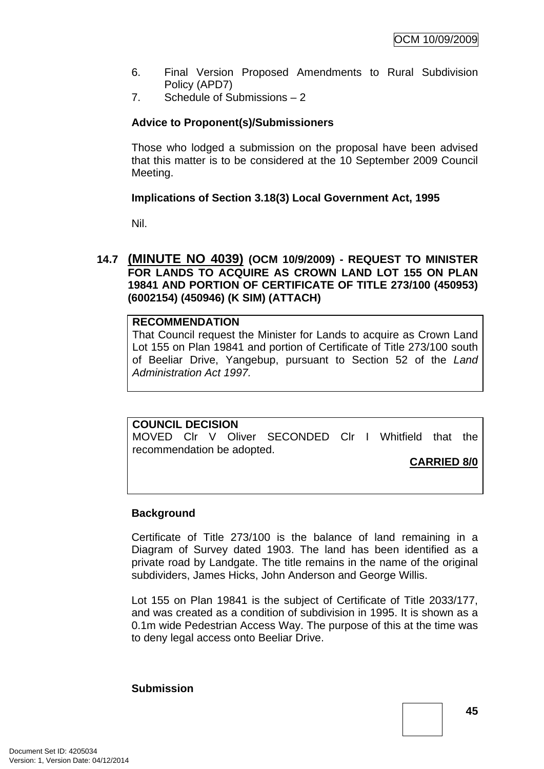6. Final Version Proposed Amendments to Rural Subdivision Policy (APD7)
7. Schedule of Submissions – 2

**Advice to Proponent(s)/Submissioners**

Those who lodged a submission on the proposal have been advised that this matter is to be considered at the 10 September 2009 Council Meeting.

**Implications of Section 3.18(3) Local Government Act, 1995**

Nil.

### 14.7 (MINUTE NO 4039) (OCM 10/9/2009) - REQUEST TO MINISTER FOR LANDS TO ACQUIRE AS CROWN LAND LOT 155 ON PLAN 19841 AND PORTION OF CERTIFICATE OF TITLE 273/100 (450953) (6002154) (450946) (K SIM) (ATTACH)

**RECOMMENDATION**
That Council request the Minister for Lands to acquire as Crown Land Lot 155 on Plan 19841 and portion of Certificate of Title 273/100 south of Beeliar Drive, Yangebup, pursuant to Section 52 of the *Land Administration Act 1997.*

**COUNCIL DECISION**
MOVED Clr V Oliver SECONDED Clr I Whitfield that the recommendation be adopted.

**CARRIED 8/0**

**Background**

Certificate of Title 273/100 is the balance of land remaining in a Diagram of Survey dated 1903. The land has been identified as a private road by Landgate. The title remains in the name of the original subdividers, James Hicks, John Anderson and George Willis.

Lot 155 on Plan 19841 is the subject of Certificate of Title 2033/177, and was created as a condition of subdivision in 1995. It is shown as a 0.1m wide Pedestrian Access Way. The purpose of this at the time was to deny legal access onto Beeliar Drive.

**Submission**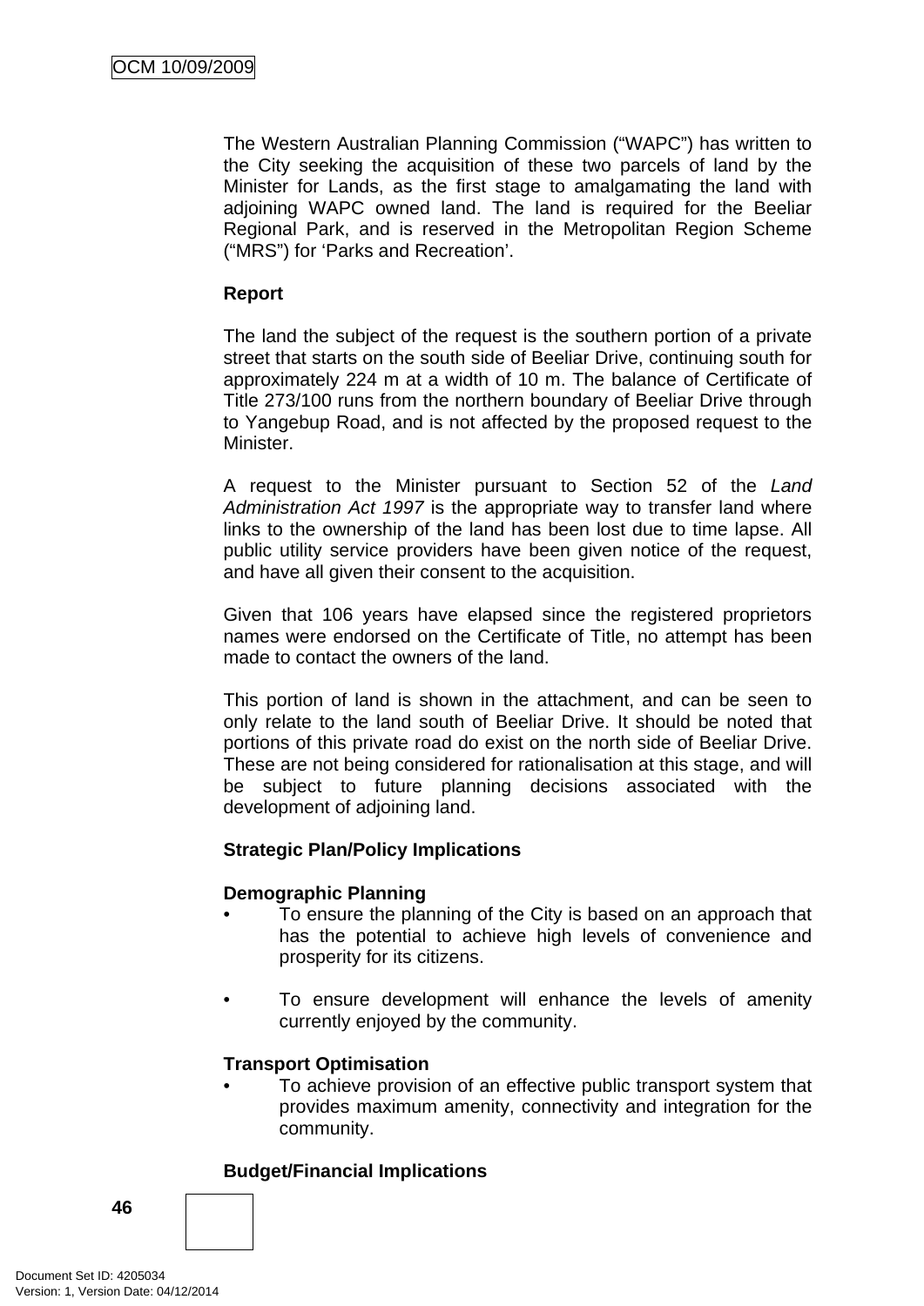The Western Australian Planning Commission (“WAPC”) has written to the City seeking the acquisition of these two parcels of land by the Minister for Lands, as the first stage to amalgamating the land with adjoining WAPC owned land. The land is required for the Beeliar Regional Park, and is reserved in the Metropolitan Region Scheme (“MRS”) for ‘Parks and Recreation’.

**Report**

The land the subject of the request is the southern portion of a private street that starts on the south side of Beeliar Drive, continuing south for approximately 224 m at a width of 10 m. The balance of Certificate of Title 273/100 runs from the northern boundary of Beeliar Drive through to Yangebup Road, and is not affected by the proposed request to the Minister.

A request to the Minister pursuant to Section 52 of the *Land Administration Act 1997* is the appropriate way to transfer land where links to the ownership of the land has been lost due to time lapse. All public utility service providers have been given notice of the request, and have all given their consent to the acquisition.

Given that 106 years have elapsed since the registered proprietors names were endorsed on the Certificate of Title, no attempt has been made to contact the owners of the land.

This portion of land is shown in the attachment, and can be seen to only relate to the land south of Beeliar Drive. It should be noted that portions of this private road do exist on the north side of Beeliar Drive. These are not being considered for rationalisation at this stage, and will be subject to future planning decisions associated with the development of adjoining land.

**Strategic Plan/Policy Implications**

**Demographic Planning**

- To ensure the planning of the City is based on an approach that has the potential to achieve high levels of convenience and prosperity for its citizens.

- To ensure development will enhance the levels of amenity currently enjoyed by the community.

**Transport Optimisation**

- To achieve provision of an effective public transport system that provides maximum amenity, connectivity and integration for the community.

**Budget/Financial Implications**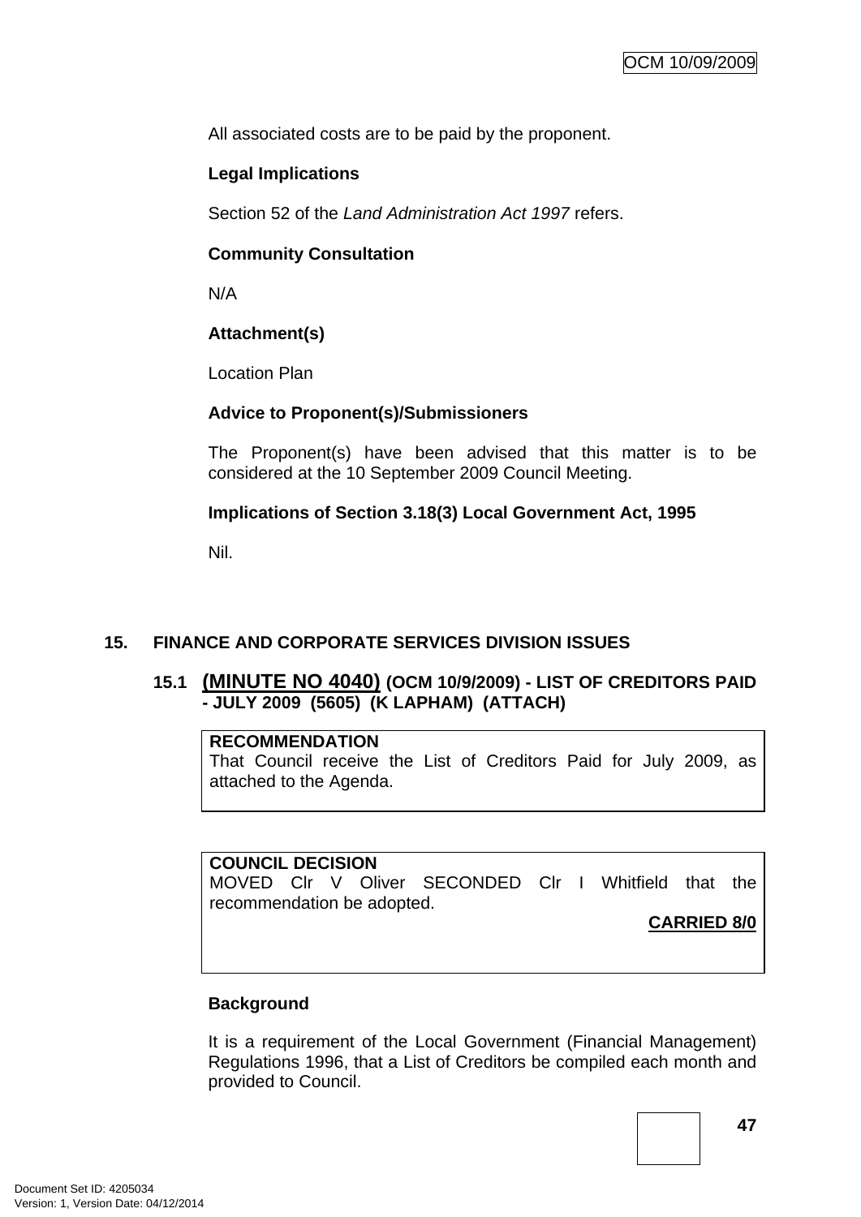All associated costs are to be paid by the proponent.

**Legal Implications**

Section 52 of the *Land Administration Act 1997* refers.

**Community Consultation**

N/A

**Attachment(s)**

Location Plan

**Advice to Proponent(s)/Submissioners**

The Proponent(s) have been advised that this matter is to be considered at the 10 September 2009 Council Meeting.

**Implications of Section 3.18(3) Local Government Act, 1995**

Nil.

## 15. FINANCE AND CORPORATE SERVICES DIVISION ISSUES

### 15.1 (MINUTE NO 4040) (OCM 10/9/2009) - LIST OF CREDITORS PAID - JULY 2009 (5605) (K LAPHAM) (ATTACH)

**RECOMMENDATION**
That Council receive the List of Creditors Paid for July 2009, as attached to the Agenda.

**COUNCIL DECISION**
MOVED Clr V Oliver SECONDED Clr I Whitfield that the recommendation be adopted.

**CARRIED 8/0**

**Background**

It is a requirement of the Local Government (Financial Management) Regulations 1996, that a List of Creditors be compiled each month and provided to Council.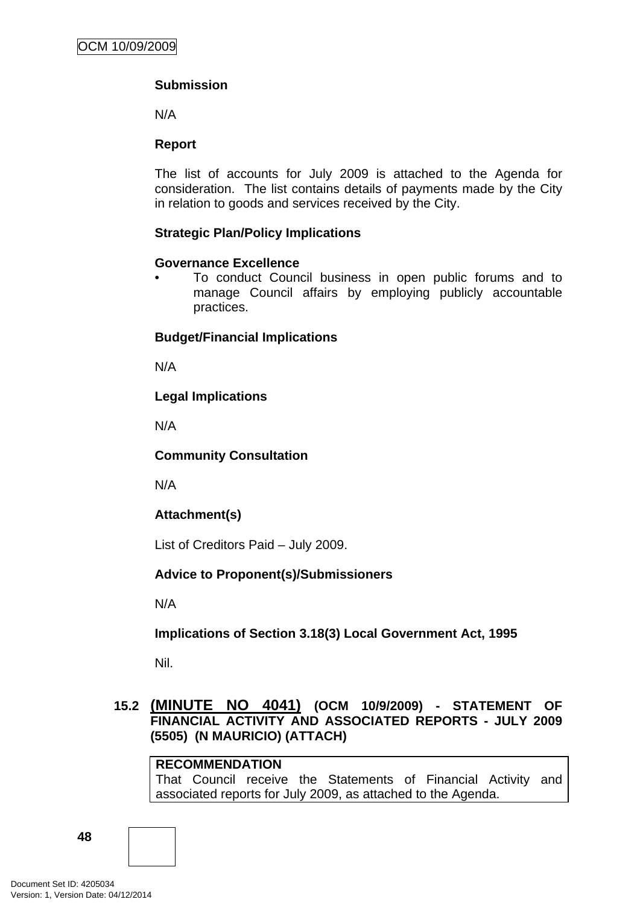**Submission**

N/A

**Report**

The list of accounts for July 2009 is attached to the Agenda for consideration. The list contains details of payments made by the City in relation to goods and services received by the City.

**Strategic Plan/Policy Implications**

**Governance Excellence**

- To conduct Council business in open public forums and to manage Council affairs by employing publicly accountable practices.

**Budget/Financial Implications**

N/A

**Legal Implications**

N/A

**Community Consultation**

N/A

**Attachment(s)**

List of Creditors Paid – July 2009.

**Advice to Proponent(s)/Submissioners**

N/A

**Implications of Section 3.18(3) Local Government Act, 1995**

Nil.

### 15.2 (MINUTE NO 4041) (OCM 10/9/2009) - STATEMENT OF FINANCIAL ACTIVITY AND ASSOCIATED REPORTS - JULY 2009 (5505) (N MAURICIO) (ATTACH)

**RECOMMENDATION**
That Council receive the Statements of Financial Activity and associated reports for July 2009, as attached to the Agenda.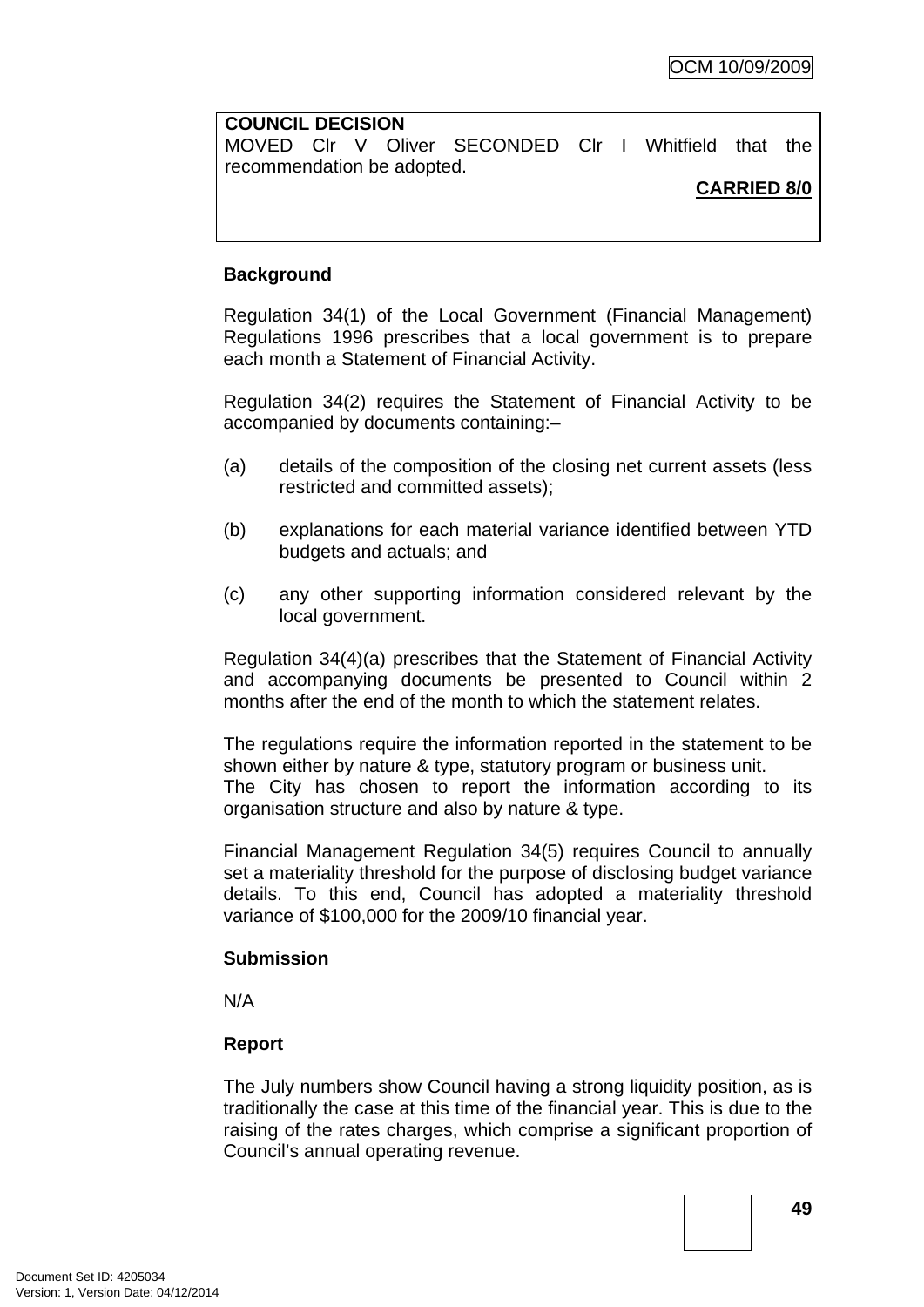**COUNCIL DECISION**
MOVED Clr V Oliver SECONDED Clr I Whitfield that the recommendation be adopted.

**CARRIED 8/0**

**Background**

Regulation 34(1) of the Local Government (Financial Management) Regulations 1996 prescribes that a local government is to prepare each month a Statement of Financial Activity.

Regulation 34(2) requires the Statement of Financial Activity to be accompanied by documents containing:–

(a) details of the composition of the closing net current assets (less restricted and committed assets);

(b) explanations for each material variance identified between YTD budgets and actuals; and

(c) any other supporting information considered relevant by the local government.

Regulation 34(4)(a) prescribes that the Statement of Financial Activity and accompanying documents be presented to Council within 2 months after the end of the month to which the statement relates.

The regulations require the information reported in the statement to be shown either by nature & type, statutory program or business unit.
The City has chosen to report the information according to its organisation structure and also by nature & type.

Financial Management Regulation 34(5) requires Council to annually set a materiality threshold for the purpose of disclosing budget variance details. To this end, Council has adopted a materiality threshold variance of $100,000 for the 2009/10 financial year.

**Submission**

N/A

**Report**

The July numbers show Council having a strong liquidity position, as is traditionally the case at this time of the financial year. This is due to the raising of the rates charges, which comprise a significant proportion of Council's annual operating revenue.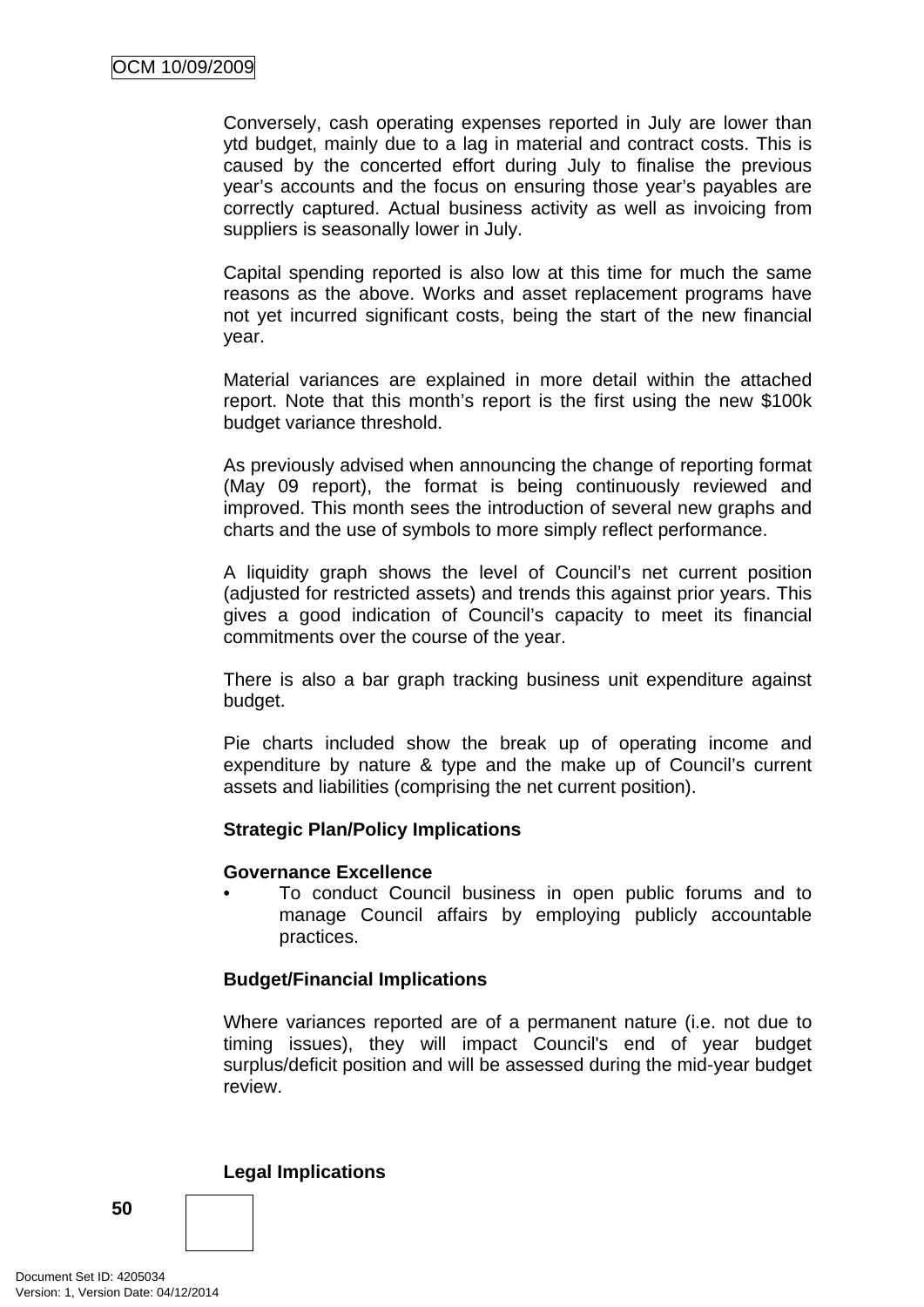Conversely, cash operating expenses reported in July are lower than ytd budget, mainly due to a lag in material and contract costs. This is caused by the concerted effort during July to finalise the previous year's accounts and the focus on ensuring those year's payables are correctly captured. Actual business activity as well as invoicing from suppliers is seasonally lower in July.

Capital spending reported is also low at this time for much the same reasons as the above. Works and asset replacement programs have not yet incurred significant costs, being the start of the new financial year.

Material variances are explained in more detail within the attached report. Note that this month's report is the first using the new $100k budget variance threshold.

As previously advised when announcing the change of reporting format (May 09 report), the format is being continuously reviewed and improved. This month sees the introduction of several new graphs and charts and the use of symbols to more simply reflect performance.

A liquidity graph shows the level of Council's net current position (adjusted for restricted assets) and trends this against prior years. This gives a good indication of Council's capacity to meet its financial commitments over the course of the year.

There is also a bar graph tracking business unit expenditure against budget.

Pie charts included show the break up of operating income and expenditure by nature & type and the make up of Council's current assets and liabilities (comprising the net current position).

**Strategic Plan/Policy Implications**

**Governance Excellence**

- To conduct Council business in open public forums and to manage Council affairs by employing publicly accountable practices.

**Budget/Financial Implications**

Where variances reported are of a permanent nature (i.e. not due to timing issues), they will impact Council's end of year budget surplus/deficit position and will be assessed during the mid-year budget review.

**Legal Implications**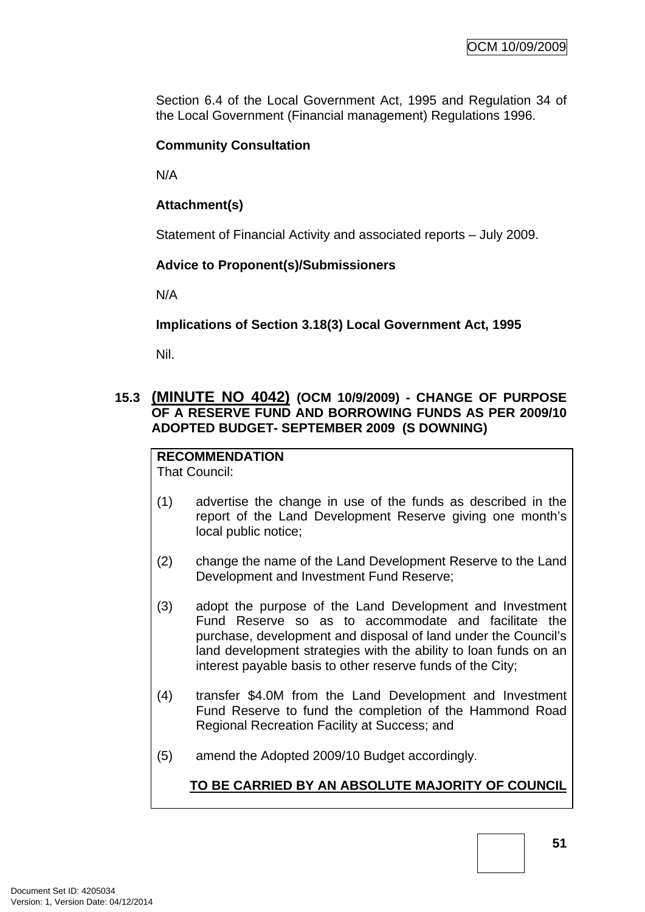Section 6.4 of the Local Government Act, 1995 and Regulation 34 of the Local Government (Financial management) Regulations 1996.

**Community Consultation**

N/A

**Attachment(s)**

Statement of Financial Activity and associated reports – July 2009.

**Advice to Proponent(s)/Submissioners**

N/A

**Implications of Section 3.18(3) Local Government Act, 1995**

Nil.

## 15.3 (MINUTE NO 4042) (OCM 10/9/2009) - CHANGE OF PURPOSE OF A RESERVE FUND AND BORROWING FUNDS AS PER 2009/10 ADOPTED BUDGET- SEPTEMBER 2009 (S DOWNING)

**RECOMMENDATION**

That Council:

(1) advertise the change in use of the funds as described in the report of the Land Development Reserve giving one month's local public notice;

(2) change the name of the Land Development Reserve to the Land Development and Investment Fund Reserve;

(3) adopt the purpose of the Land Development and Investment Fund Reserve so as to accommodate and facilitate the purchase, development and disposal of land under the Council's land development strategies with the ability to loan funds on an interest payable basis to other reserve funds of the City;

(4) transfer $4.0M from the Land Development and Investment Fund Reserve to fund the completion of the Hammond Road Regional Recreation Facility at Success; and

(5) amend the Adopted 2009/10 Budget accordingly.

**TO BE CARRIED BY AN ABSOLUTE MAJORITY OF COUNCIL**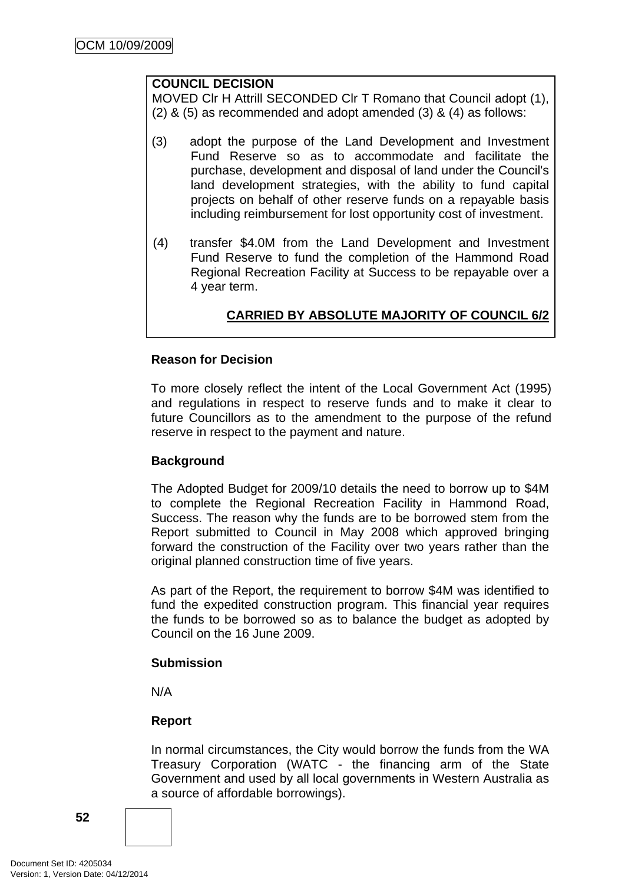**COUNCIL DECISION**

MOVED Clr H Attrill SECONDED Clr T Romano that Council adopt (1), (2) & (5) as recommended and adopt amended (3) & (4) as follows:

(3) adopt the purpose of the Land Development and Investment Fund Reserve so as to accommodate and facilitate the purchase, development and disposal of land under the Council's land development strategies, with the ability to fund capital projects on behalf of other reserve funds on a repayable basis including reimbursement for lost opportunity cost of investment.

(4) transfer $4.0M from the Land Development and Investment Fund Reserve to fund the completion of the Hammond Road Regional Recreation Facility at Success to be repayable over a 4 year term.

**CARRIED BY ABSOLUTE MAJORITY OF COUNCIL 6/2**

**Reason for Decision**

To more closely reflect the intent of the Local Government Act (1995) and regulations in respect to reserve funds and to make it clear to future Councillors as to the amendment to the purpose of the refund reserve in respect to the payment and nature.

**Background**

The Adopted Budget for 2009/10 details the need to borrow up to $4M to complete the Regional Recreation Facility in Hammond Road, Success. The reason why the funds are to be borrowed stem from the Report submitted to Council in May 2008 which approved bringing forward the construction of the Facility over two years rather than the original planned construction time of five years.

As part of the Report, the requirement to borrow $4M was identified to fund the expedited construction program. This financial year requires the funds to be borrowed so as to balance the budget as adopted by Council on the 16 June 2009.

**Submission**

N/A

**Report**

In normal circumstances, the City would borrow the funds from the WA Treasury Corporation (WATC - the financing arm of the State Government and used by all local governments in Western Australia as a source of affordable borrowings).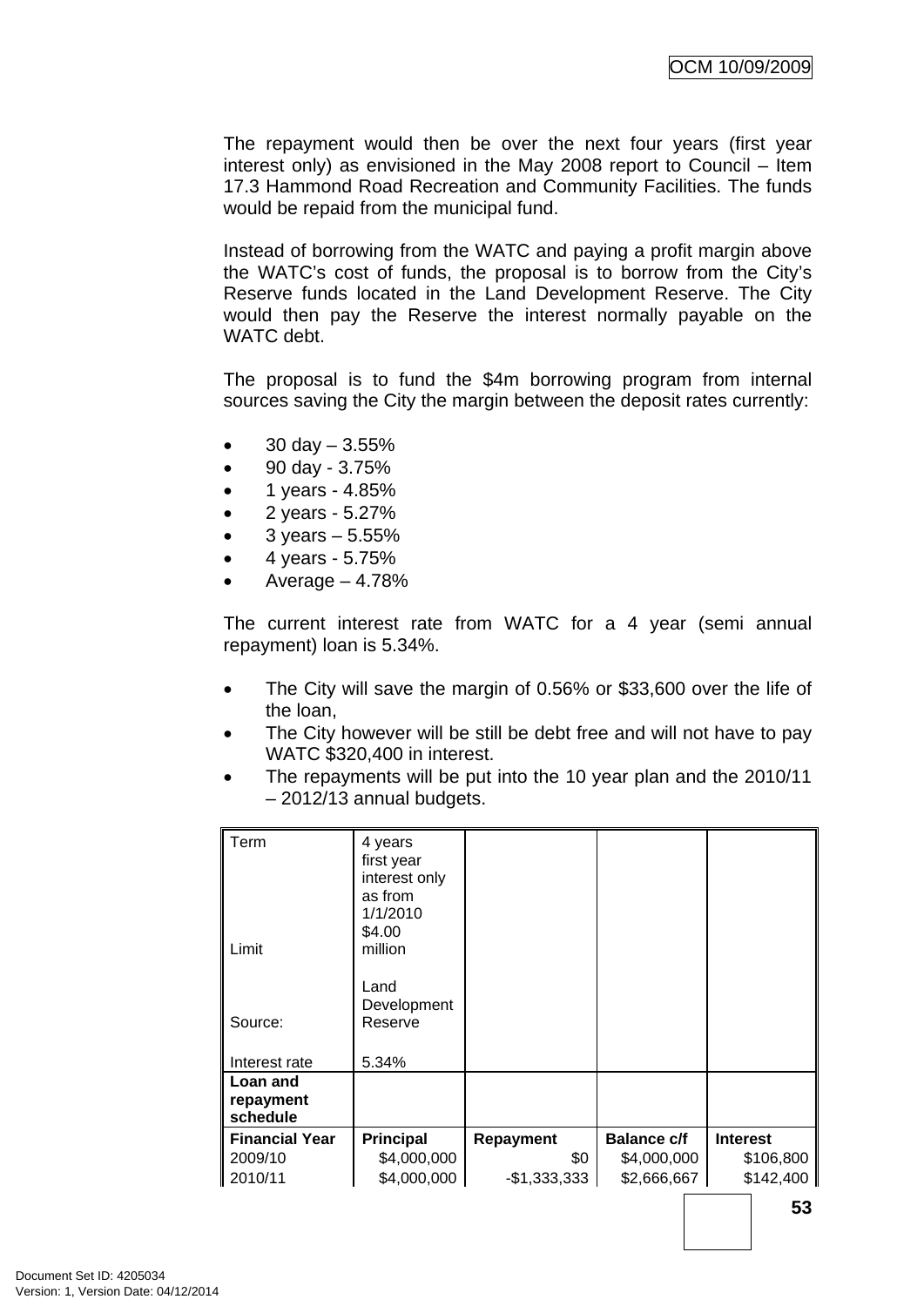The repayment would then be over the next four years (first year interest only) as envisioned in the May 2008 report to Council – Item 17.3 Hammond Road Recreation and Community Facilities. The funds would be repaid from the municipal fund.

Instead of borrowing from the WATC and paying a profit margin above the WATC's cost of funds, the proposal is to borrow from the City's Reserve funds located in the Land Development Reserve. The City would then pay the Reserve the interest normally payable on the WATC debt.

The proposal is to fund the $4m borrowing program from internal sources saving the City the margin between the deposit rates currently:

- 30 day – 3.55%
- 90 day - 3.75%
- 1 years - 4.85%
- 2 years - 5.27%
- 3 years – 5.55%
- 4 years - 5.75%
- Average – 4.78%

The current interest rate from WATC for a 4 year (semi annual repayment) loan is 5.34%.

- The City will save the margin of 0.56% or $33,600 over the life of the loan,
- The City however will be still be debt free and will not have to pay WATC $320,400 in interest.
- The repayments will be put into the 10 year plan and the 2010/11 – 2012/13 annual budgets.

| Term | 4 years first year interest only as from 1/1/2010 | | | |
|---|---|---|---|---|
| Limit | $4.00 million | | | |
| Source: | Land Development Reserve | | | |
| Interest rate | 5.34% | | | |
| **Loan and repayment schedule** | | | | |
| **Financial Year** | **Principal** | **Repayment** | **Balance c/f** | **Interest** |
| 2009/10 | $4,000,000 | $0 | $4,000,000 | $106,800 |
| 2010/11 | $4,000,000 | -$1,333,333 | $2,666,667 | $142,400 |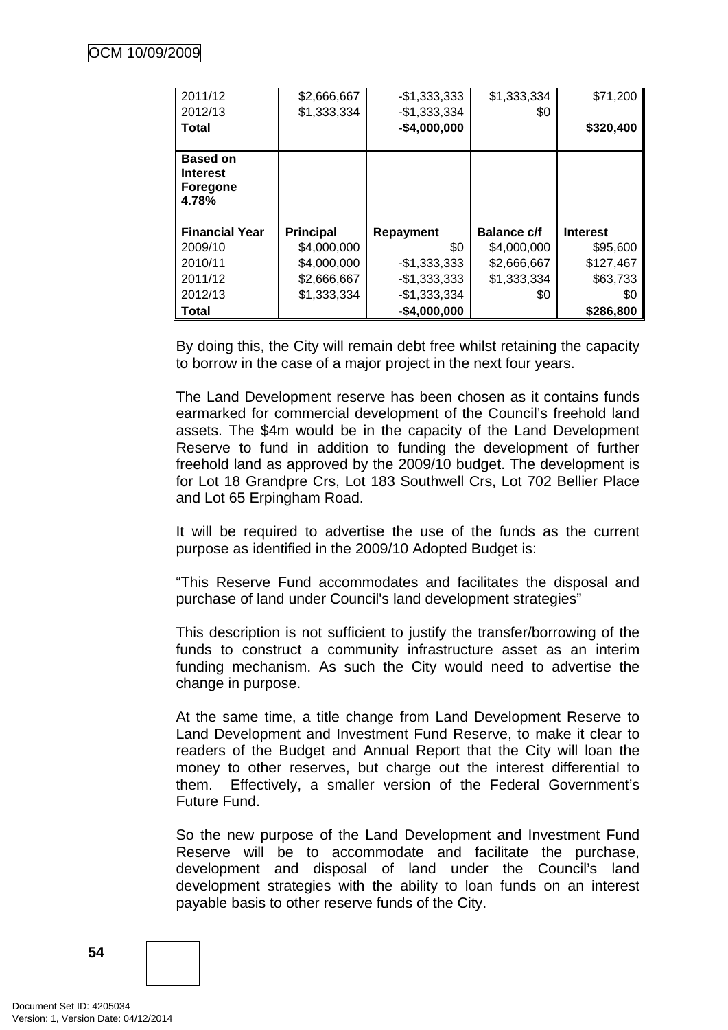| 2011/12 | $2,666,667 | -$1,333,333 | $1,333,334 | $71,200 |
|---|---|---|---|---|
| 2012/13 | $1,333,334 | -$1,333,334 | $0 | |
| **Total** | | **-$4,000,000** | | **$320,400** |
| **Based on Interest Foregone 4.78%** | | | | |
| **Financial Year** | **Principal** | **Repayment** | **Balance c/f** | **Interest** |
| 2009/10 | $4,000,000 | $0 | $4,000,000 | $95,600 |
| 2010/11 | $4,000,000 | -$1,333,333 | $2,666,667 | $127,467 |
| 2011/12 | $2,666,667 | -$1,333,333 | $1,333,334 | $63,733 |
| 2012/13 | $1,333,334 | -$1,333,334 | $0 | $0 |
| **Total** | | **-$4,000,000** | | **$286,800** |

By doing this, the City will remain debt free whilst retaining the capacity to borrow in the case of a major project in the next four years.

The Land Development reserve has been chosen as it contains funds earmarked for commercial development of the Council's freehold land assets. The $4m would be in the capacity of the Land Development Reserve to fund in addition to funding the development of further freehold land as approved by the 2009/10 budget. The development is for Lot 18 Grandpre Crs, Lot 183 Southwell Crs, Lot 702 Bellier Place and Lot 65 Erpingham Road.

It will be required to advertise the use of the funds as the current purpose as identified in the 2009/10 Adopted Budget is:

"This Reserve Fund accommodates and facilitates the disposal and purchase of land under Council's land development strategies"

This description is not sufficient to justify the transfer/borrowing of the funds to construct a community infrastructure asset as an interim funding mechanism. As such the City would need to advertise the change in purpose.

At the same time, a title change from Land Development Reserve to Land Development and Investment Fund Reserve, to make it clear to readers of the Budget and Annual Report that the City will loan the money to other reserves, but charge out the interest differential to them. Effectively, a smaller version of the Federal Government's Future Fund.

So the new purpose of the Land Development and Investment Fund Reserve will be to accommodate and facilitate the purchase, development and disposal of land under the Council's land development strategies with the ability to loan funds on an interest payable basis to other reserve funds of the City.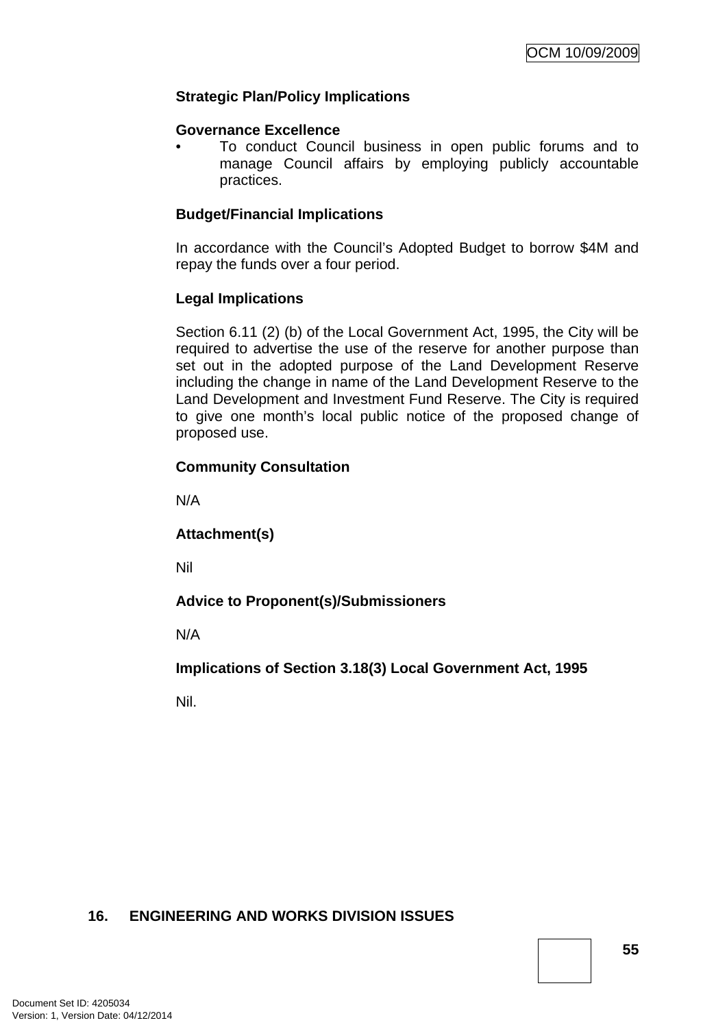**Strategic Plan/Policy Implications**

**Governance Excellence**

- To conduct Council business in open public forums and to manage Council affairs by employing publicly accountable practices.

**Budget/Financial Implications**

In accordance with the Council's Adopted Budget to borrow $4M and repay the funds over a four period.

**Legal Implications**

Section 6.11 (2) (b) of the Local Government Act, 1995, the City will be required to advertise the use of the reserve for another purpose than set out in the adopted purpose of the Land Development Reserve including the change in name of the Land Development Reserve to the Land Development and Investment Fund Reserve. The City is required to give one month's local public notice of the proposed change of proposed use.

**Community Consultation**

N/A

**Attachment(s)**

Nil

**Advice to Proponent(s)/Submissioners**

N/A

**Implications of Section 3.18(3) Local Government Act, 1995**

Nil.

## 16. ENGINEERING AND WORKS DIVISION ISSUES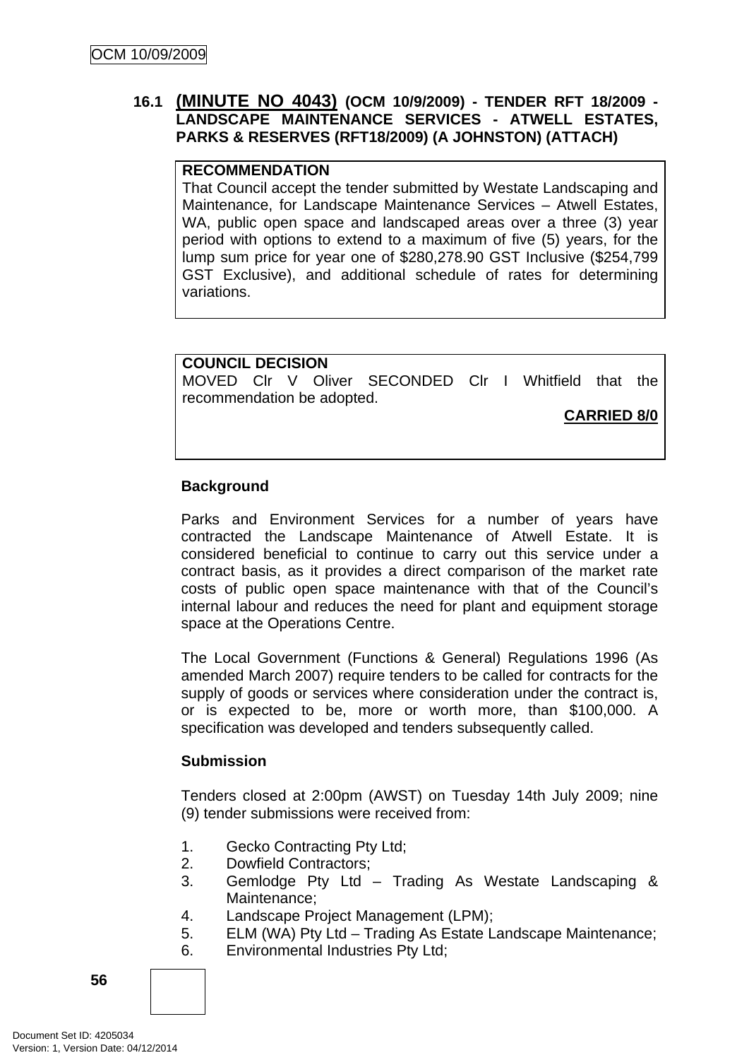### 16.1 (MINUTE NO 4043) (OCM 10/9/2009) - TENDER RFT 18/2009 - LANDSCAPE MAINTENANCE SERVICES - ATWELL ESTATES, PARKS & RESERVES (RFT18/2009) (A JOHNSTON) (ATTACH)

**RECOMMENDATION**

That Council accept the tender submitted by Westate Landscaping and Maintenance, for Landscape Maintenance Services – Atwell Estates, WA, public open space and landscaped areas over a three (3) year period with options to extend to a maximum of five (5) years, for the lump sum price for year one of $280,278.90 GST Inclusive ($254,799 GST Exclusive), and additional schedule of rates for determining variations.

**COUNCIL DECISION**

MOVED Clr V Oliver SECONDED Clr I Whitfield that the recommendation be adopted.

**CARRIED 8/0**

**Background**

Parks and Environment Services for a number of years have contracted the Landscape Maintenance of Atwell Estate. It is considered beneficial to continue to carry out this service under a contract basis, as it provides a direct comparison of the market rate costs of public open space maintenance with that of the Council's internal labour and reduces the need for plant and equipment storage space at the Operations Centre.

The Local Government (Functions & General) Regulations 1996 (As amended March 2007) require tenders to be called for contracts for the supply of goods or services where consideration under the contract is, or is expected to be, more or worth more, than $100,000. A specification was developed and tenders subsequently called.

**Submission**

Tenders closed at 2:00pm (AWST) on Tuesday 14th July 2009; nine (9) tender submissions were received from:

1. Gecko Contracting Pty Ltd;
2. Dowfield Contractors;
3. Gemlodge Pty Ltd – Trading As Westate Landscaping & Maintenance;
4. Landscape Project Management (LPM);
5. ELM (WA) Pty Ltd – Trading As Estate Landscape Maintenance;
6. Environmental Industries Pty Ltd;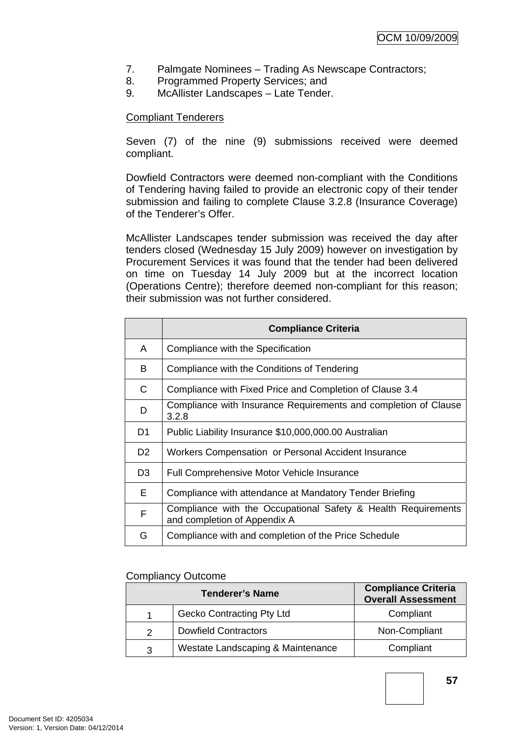7. Palmgate Nominees – Trading As Newscape Contractors;
8. Programmed Property Services; and
9. McAllister Landscapes – Late Tender.

Compliant Tenderers

Seven (7) of the nine (9) submissions received were deemed compliant.

Dowfield Contractors were deemed non-compliant with the Conditions of Tendering having failed to provide an electronic copy of their tender submission and failing to complete Clause 3.2.8 (Insurance Coverage) of the Tenderer's Offer.

McAllister Landscapes tender submission was received the day after tenders closed (Wednesday 15 July 2009) however on investigation by Procurement Services it was found that the tender had been delivered on time on Tuesday 14 July 2009 but at the incorrect location (Operations Centre); therefore deemed non-compliant for this reason; their submission was not further considered.

| | Compliance Criteria |
|---|---|
| A | Compliance with the Specification |
| B | Compliance with the Conditions of Tendering |
| C | Compliance with Fixed Price and Completion of Clause 3.4 |
| D | Compliance with Insurance Requirements and completion of Clause 3.2.8 |
| D1 | Public Liability Insurance $10,000,000.00 Australian |
| D2 | Workers Compensation or Personal Accident Insurance |
| D3 | Full Comprehensive Motor Vehicle Insurance |
| E | Compliance with attendance at Mandatory Tender Briefing |
| F | Compliance with the Occupational Safety & Health Requirements and completion of Appendix A |
| G | Compliance with and completion of the Price Schedule |

Compliancy Outcome

| Tenderer's Name | | Compliance Criteria Overall Assessment |
|---|---|---|
| 1 | Gecko Contracting Pty Ltd | Compliant |
| 2 | Dowfield Contractors | Non-Compliant |
| 3 | Westate Landscaping & Maintenance | Compliant |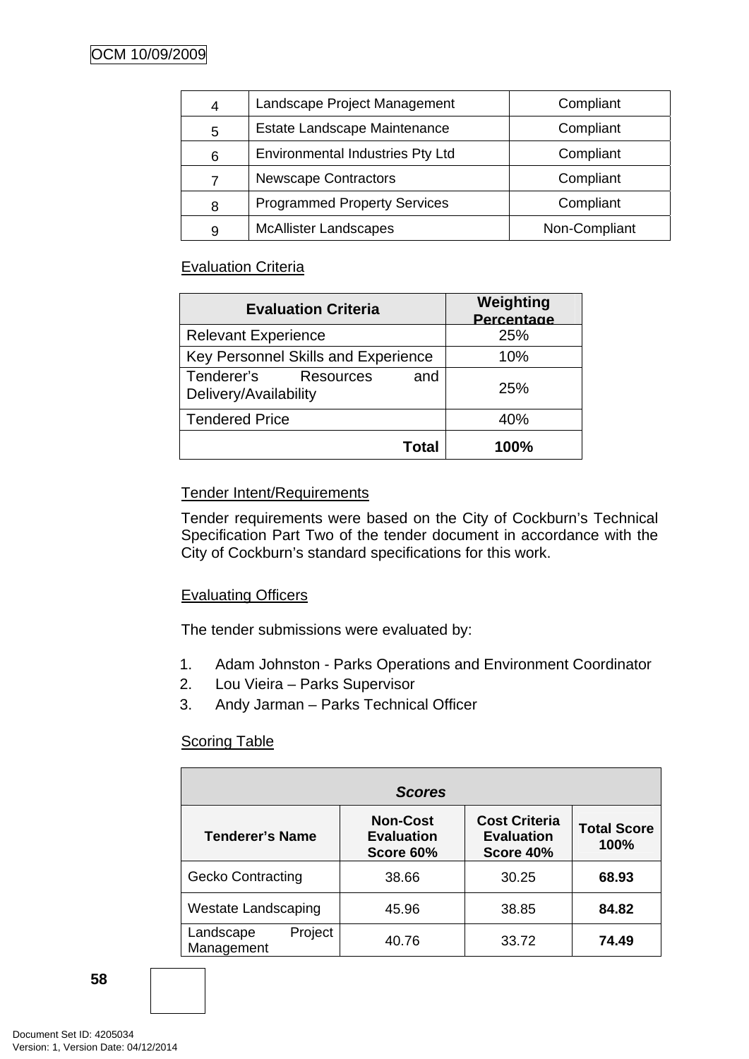| 4 | Landscape Project Management | Compliant |
|---|---|---|
| 5 | Estate Landscape Maintenance | Compliant |
| 6 | Environmental Industries Pty Ltd | Compliant |
| 7 | Newscape Contractors | Compliant |
| 8 | Programmed Property Services | Compliant |
| 9 | McAllister Landscapes | Non-Compliant |

Evaluation Criteria

| Evaluation Criteria | Weighting Percentage |
|---|---|
| Relevant Experience | 25% |
| Key Personnel Skills and Experience | 10% |
| Tenderer's Resources and Delivery/Availability | 25% |
| Tendered Price | 40% |
| **Total** | **100%** |

Tender Intent/Requirements

Tender requirements were based on the City of Cockburn's Technical Specification Part Two of the tender document in accordance with the City of Cockburn's standard specifications for this work.

Evaluating Officers

The tender submissions were evaluated by:

1. Adam Johnston - Parks Operations and Environment Coordinator
2. Lou Vieira – Parks Supervisor
3. Andy Jarman – Parks Technical Officer

Scoring Table

| ***Scores*** | | | |
|---|---|---|---|
| **Tenderer's Name** | **Non-Cost Evaluation Score 60%** | **Cost Criteria Evaluation Score 40%** | **Total Score 100%** |
| Gecko Contracting | 38.66 | 30.25 | **68.93** |
| Westate Landscaping | 45.96 | 38.85 | **84.82** |
| Landscape Project Management | 40.76 | 33.72 | **74.49** |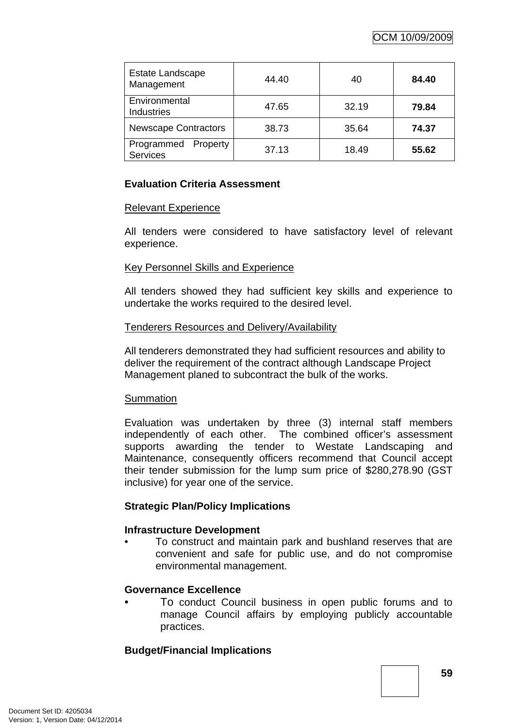| | | | |
|---|---|---|---|
| Estate Landscape Management | 44.40 | 40 | **84.40** |
| Environmental Industries | 47.65 | 32.19 | **79.84** |
| Newscape Contractors | 38.73 | 35.64 | **74.37** |
| Programmed Property Services | 37.13 | 18.49 | **55.62** |

**Evaluation Criteria Assessment**

Relevant Experience

All tenders were considered to have satisfactory level of relevant experience.

Key Personnel Skills and Experience

All tenders showed they had sufficient key skills and experience to undertake the works required to the desired level.

Tenderers Resources and Delivery/Availability

All tenderers demonstrated they had sufficient resources and ability to deliver the requirement of the contract although Landscape Project Management planed to subcontract the bulk of the works.

Summation

Evaluation was undertaken by three (3) internal staff members independently of each other. The combined officer's assessment supports awarding the tender to Westate Landscaping and Maintenance, consequently officers recommend that Council accept their tender submission for the lump sum price of $280,278.90 (GST inclusive) for year one of the service.

**Strategic Plan/Policy Implications**

**Infrastructure Development**

- To construct and maintain park and bushland reserves that are convenient and safe for public use, and do not compromise environmental management.

**Governance Excellence**

- To conduct Council business in open public forums and to manage Council affairs by employing publicly accountable practices.

**Budget/Financial Implications**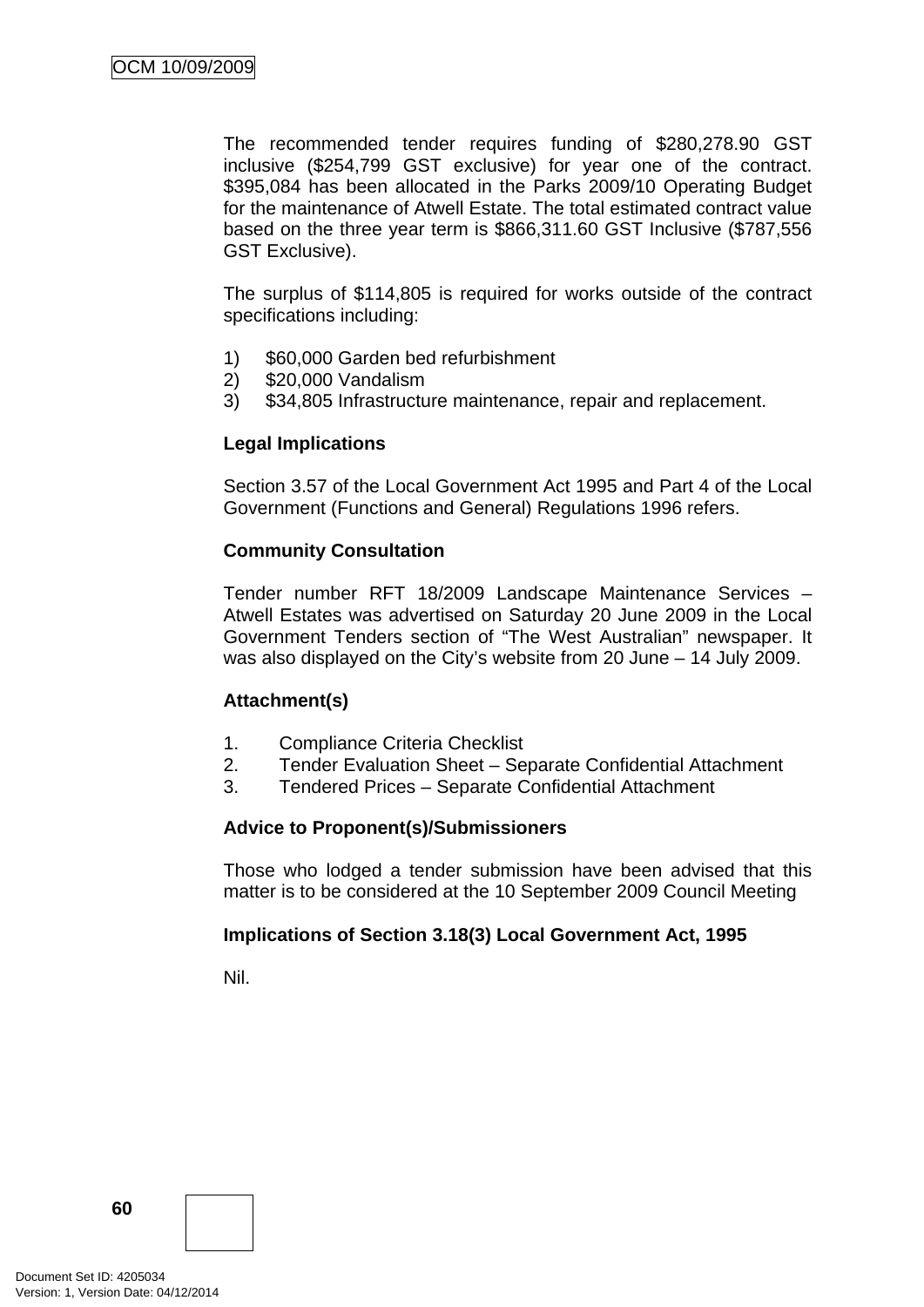The recommended tender requires funding of $280,278.90 GST inclusive ($254,799 GST exclusive) for year one of the contract. $395,084 has been allocated in the Parks 2009/10 Operating Budget for the maintenance of Atwell Estate. The total estimated contract value based on the three year term is $866,311.60 GST Inclusive ($787,556 GST Exclusive).

The surplus of $114,805 is required for works outside of the contract specifications including:

1) $60,000 Garden bed refurbishment
2) $20,000 Vandalism
3) $34,805 Infrastructure maintenance, repair and replacement.

**Legal Implications**

Section 3.57 of the Local Government Act 1995 and Part 4 of the Local Government (Functions and General) Regulations 1996 refers.

**Community Consultation**

Tender number RFT 18/2009 Landscape Maintenance Services – Atwell Estates was advertised on Saturday 20 June 2009 in the Local Government Tenders section of "The West Australian" newspaper. It was also displayed on the City's website from 20 June – 14 July 2009.

**Attachment(s)**

1. Compliance Criteria Checklist
2. Tender Evaluation Sheet – Separate Confidential Attachment
3. Tendered Prices – Separate Confidential Attachment

**Advice to Proponent(s)/Submissioners**

Those who lodged a tender submission have been advised that this matter is to be considered at the 10 September 2009 Council Meeting

**Implications of Section 3.18(3) Local Government Act, 1995**

Nil.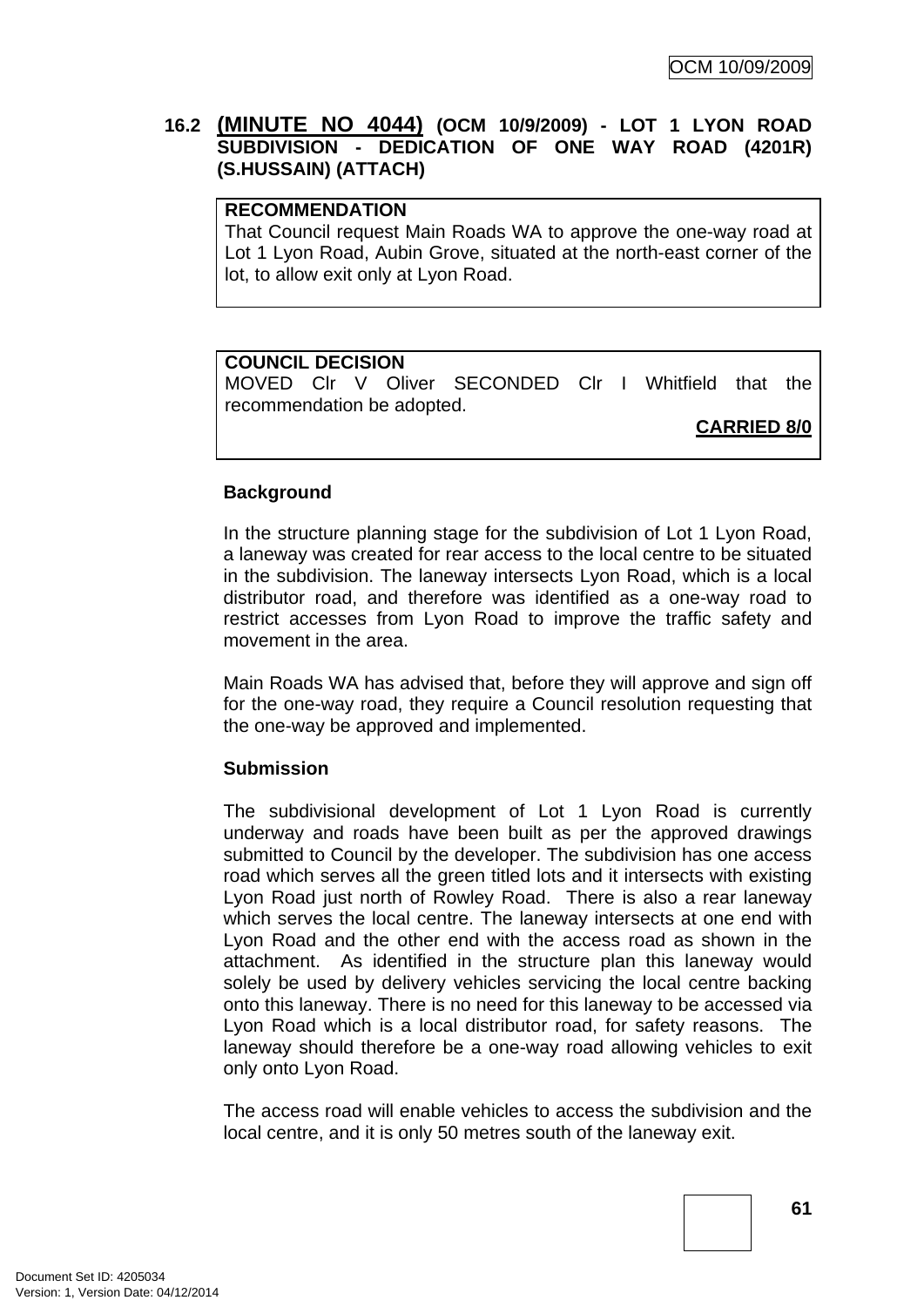## 16.2 (MINUTE NO 4044) (OCM 10/9/2009) - LOT 1 LYON ROAD SUBDIVISION - DEDICATION OF ONE WAY ROAD (4201R) (S.HUSSAIN) (ATTACH)

**RECOMMENDATION**
That Council request Main Roads WA to approve the one-way road at Lot 1 Lyon Road, Aubin Grove, situated at the north-east corner of the lot, to allow exit only at Lyon Road.

**COUNCIL DECISION**
MOVED Clr V Oliver SECONDED Clr I Whitfield that the recommendation be adopted.

**CARRIED 8/0**

**Background**

In the structure planning stage for the subdivision of Lot 1 Lyon Road, a laneway was created for rear access to the local centre to be situated in the subdivision. The laneway intersects Lyon Road, which is a local distributor road, and therefore was identified as a one-way road to restrict accesses from Lyon Road to improve the traffic safety and movement in the area.

Main Roads WA has advised that, before they will approve and sign off for the one-way road, they require a Council resolution requesting that the one-way be approved and implemented.

**Submission**

The subdivisional development of Lot 1 Lyon Road is currently underway and roads have been built as per the approved drawings submitted to Council by the developer. The subdivision has one access road which serves all the green titled lots and it intersects with existing Lyon Road just north of Rowley Road. There is also a rear laneway which serves the local centre. The laneway intersects at one end with Lyon Road and the other end with the access road as shown in the attachment. As identified in the structure plan this laneway would solely be used by delivery vehicles servicing the local centre backing onto this laneway. There is no need for this laneway to be accessed via Lyon Road which is a local distributor road, for safety reasons. The laneway should therefore be a one-way road allowing vehicles to exit only onto Lyon Road.

The access road will enable vehicles to access the subdivision and the local centre, and it is only 50 metres south of the laneway exit.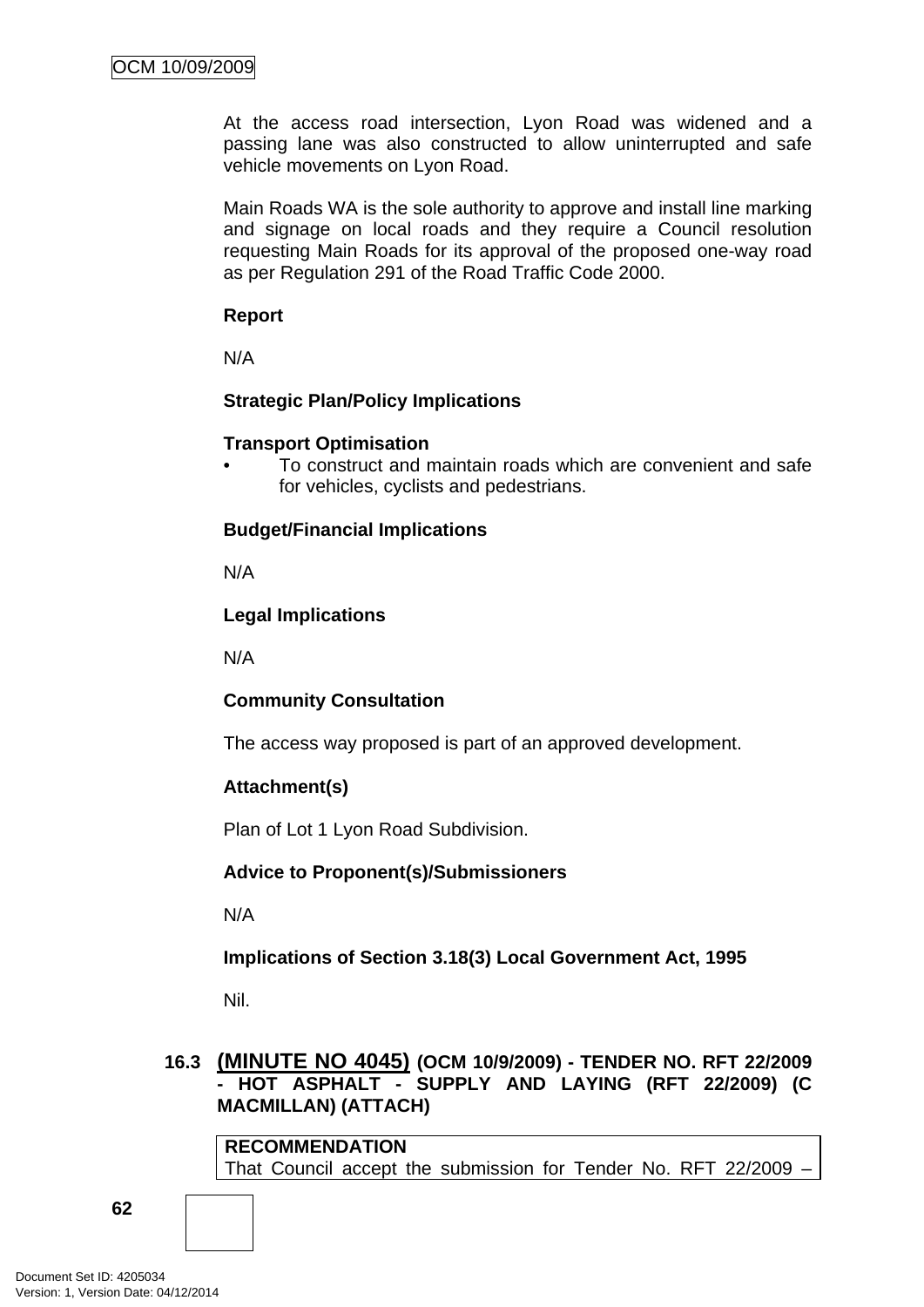At the access road intersection, Lyon Road was widened and a passing lane was also constructed to allow uninterrupted and safe vehicle movements on Lyon Road.

Main Roads WA is the sole authority to approve and install line marking and signage on local roads and they require a Council resolution requesting Main Roads for its approval of the proposed one-way road as per Regulation 291 of the Road Traffic Code 2000.

**Report**

N/A

**Strategic Plan/Policy Implications**

**Transport Optimisation**

- To construct and maintain roads which are convenient and safe for vehicles, cyclists and pedestrians.

**Budget/Financial Implications**

N/A

**Legal Implications**

N/A

**Community Consultation**

The access way proposed is part of an approved development.

**Attachment(s)**

Plan of Lot 1 Lyon Road Subdivision.

**Advice to Proponent(s)/Submissioners**

N/A

**Implications of Section 3.18(3) Local Government Act, 1995**

Nil.

### 16.3 (MINUTE NO 4045) (OCM 10/9/2009) - TENDER NO. RFT 22/2009 - HOT ASPHALT - SUPPLY AND LAYING (RFT 22/2009) (C MACMILLAN) (ATTACH)

**RECOMMENDATION**
That Council accept the submission for Tender No. RFT 22/2009 –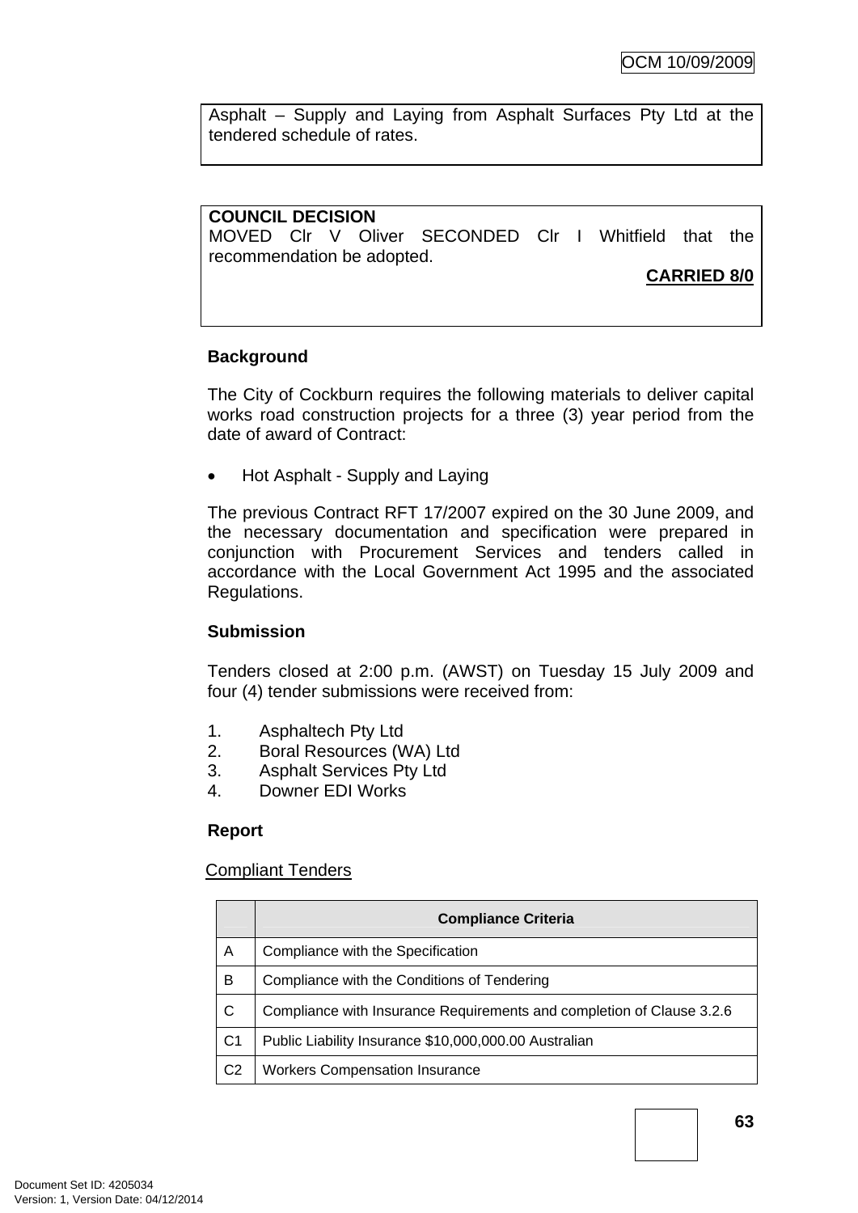Asphalt – Supply and Laying from Asphalt Surfaces Pty Ltd at the tendered schedule of rates.

**COUNCIL DECISION**
MOVED Clr V Oliver SECONDED Clr I Whitfield that the recommendation be adopted.

**CARRIED 8/0**

**Background**

The City of Cockburn requires the following materials to deliver capital works road construction projects for a three (3) year period from the date of award of Contract:

- Hot Asphalt - Supply and Laying

The previous Contract RFT 17/2007 expired on the 30 June 2009, and the necessary documentation and specification were prepared in conjunction with Procurement Services and tenders called in accordance with the Local Government Act 1995 and the associated Regulations.

**Submission**

Tenders closed at 2:00 p.m. (AWST) on Tuesday 15 July 2009 and four (4) tender submissions were received from:

1. Asphaltech Pty Ltd
2. Boral Resources (WA) Ltd
3. Asphalt Services Pty Ltd
4. Downer EDI Works

**Report**

Compliant Tenders

| | Compliance Criteria |
|---|---|
| A | Compliance with the Specification |
| B | Compliance with the Conditions of Tendering |
| C | Compliance with Insurance Requirements and completion of Clause 3.2.6 |
| C1 | Public Liability Insurance $10,000,000.00 Australian |
| C2 | Workers Compensation Insurance |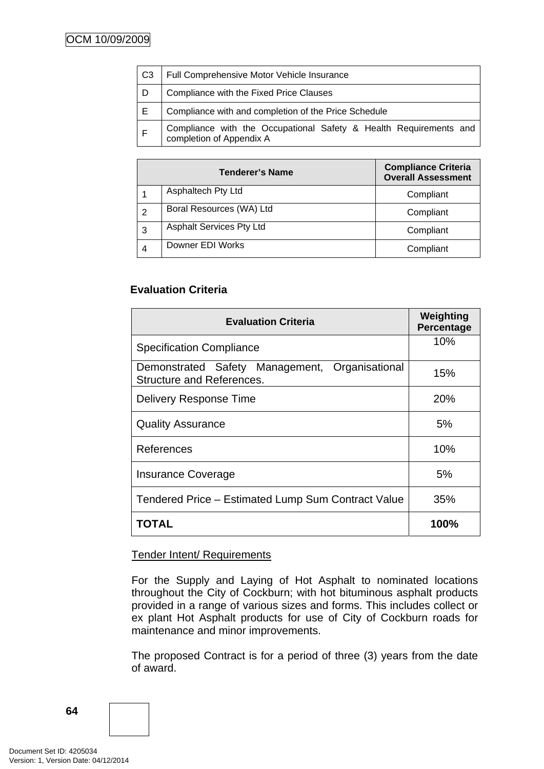| C3 | Full Comprehensive Motor Vehicle Insurance |
|---|---|
| D | Compliance with the Fixed Price Clauses |
| E | Compliance with and completion of the Price Schedule |
| F | Compliance with the Occupational Safety & Health Requirements and completion of Appendix A |

| | Tenderer's Name | Compliance Criteria Overall Assessment |
|---|---|---|
| 1 | Asphaltech Pty Ltd | Compliant |
| 2 | Boral Resources (WA) Ltd | Compliant |
| 3 | Asphalt Services Pty Ltd | Compliant |
| 4 | Downer EDI Works | Compliant |

**Evaluation Criteria**

| Evaluation Criteria | Weighting Percentage |
|---|---|
| Specification Compliance | 10% |
| Demonstrated Safety Management, Organisational Structure and References. | 15% |
| Delivery Response Time | 20% |
| Quality Assurance | 5% |
| References | 10% |
| Insurance Coverage | 5% |
| Tendered Price – Estimated Lump Sum Contract Value | 35% |
| **TOTAL** | **100%** |

Tender Intent/ Requirements

For the Supply and Laying of Hot Asphalt to nominated locations throughout the City of Cockburn; with hot bituminous asphalt products provided in a range of various sizes and forms. This includes collect or ex plant Hot Asphalt products for use of City of Cockburn roads for maintenance and minor improvements.

The proposed Contract is for a period of three (3) years from the date of award.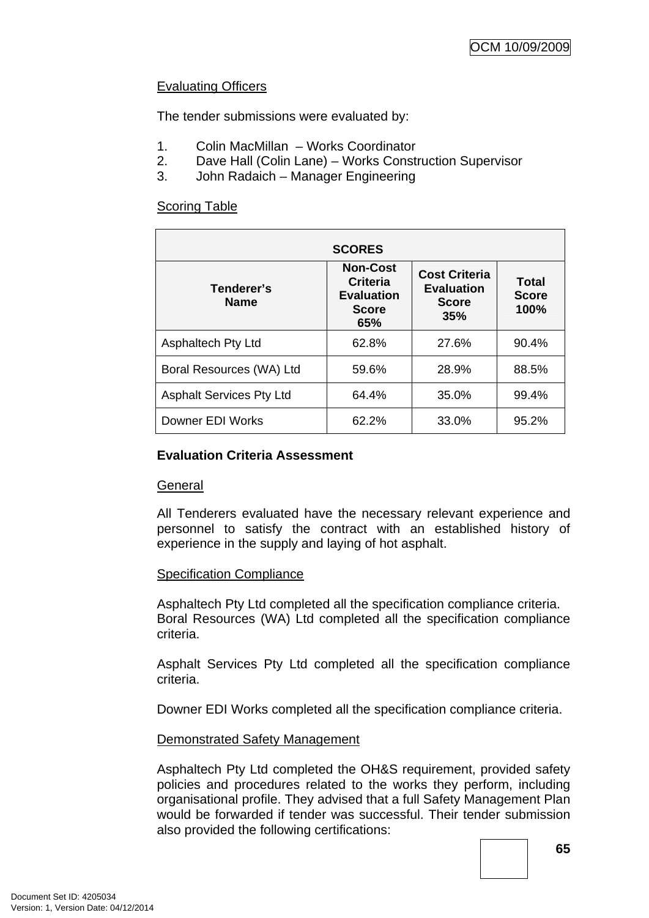Evaluating Officers

The tender submissions were evaluated by:

1. Colin MacMillan – Works Coordinator
2. Dave Hall (Colin Lane) – Works Construction Supervisor
3. John Radaich – Manager Engineering

Scoring Table

| SCORES | | | |
|---|---|---|---|
| **Tenderer's Name** | **Non-Cost Criteria Evaluation Score 65%** | **Cost Criteria Evaluation Score 35%** | **Total Score 100%** |
| Asphaltech Pty Ltd | 62.8% | 27.6% | 90.4% |
| Boral Resources (WA) Ltd | 59.6% | 28.9% | 88.5% |
| Asphalt Services Pty Ltd | 64.4% | 35.0% | 99.4% |
| Downer EDI Works | 62.2% | 33.0% | 95.2% |

**Evaluation Criteria Assessment**

General

All Tenderers evaluated have the necessary relevant experience and personnel to satisfy the contract with an established history of experience in the supply and laying of hot asphalt.

Specification Compliance

Asphaltech Pty Ltd completed all the specification compliance criteria.
Boral Resources (WA) Ltd completed all the specification compliance criteria.

Asphalt Services Pty Ltd completed all the specification compliance criteria.

Downer EDI Works completed all the specification compliance criteria.

Demonstrated Safety Management

Asphaltech Pty Ltd completed the OH&S requirement, provided safety policies and procedures related to the works they perform, including organisational profile. They advised that a full Safety Management Plan would be forwarded if tender was successful. Their tender submission also provided the following certifications: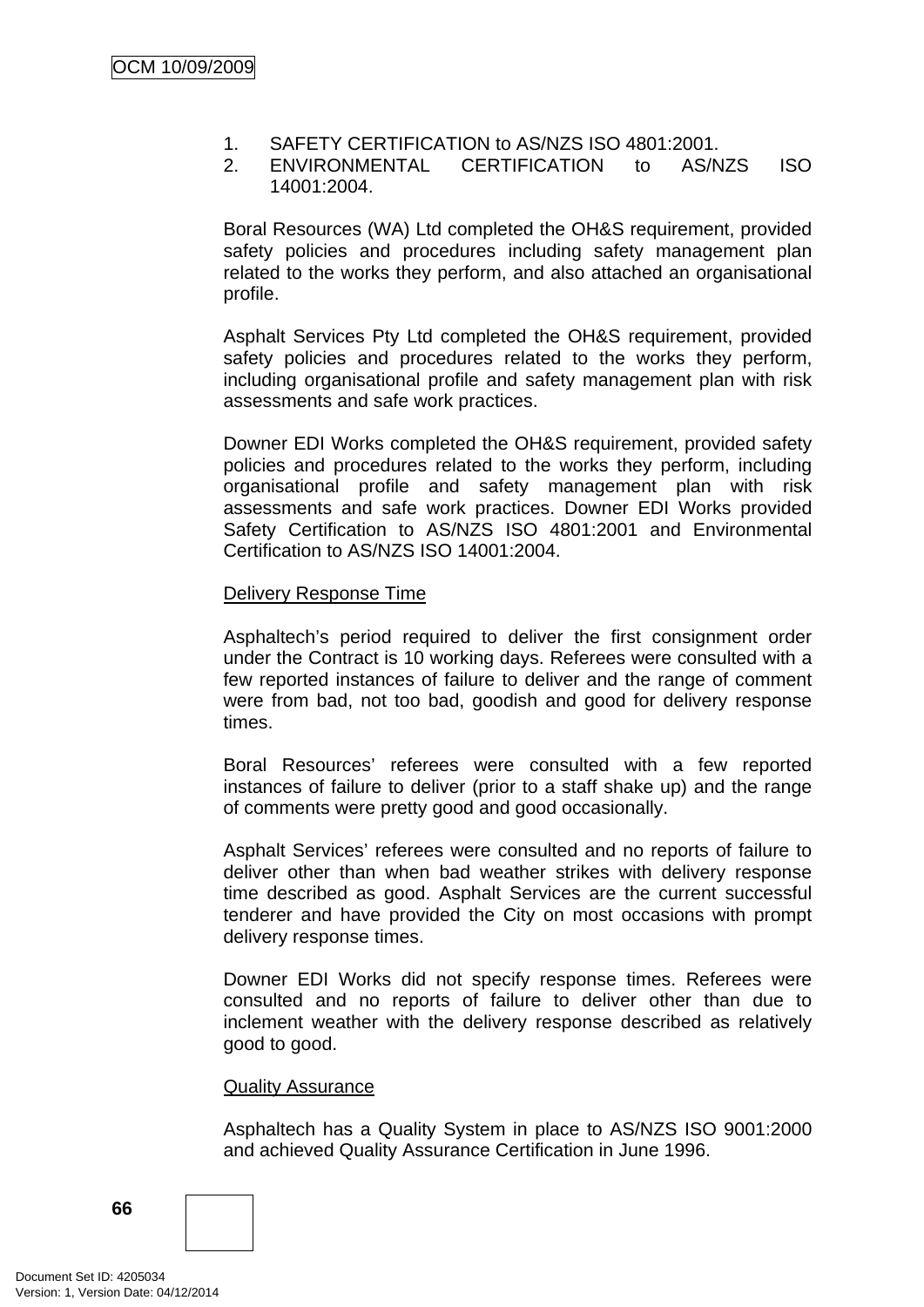1. SAFETY CERTIFICATION to AS/NZS ISO 4801:2001.
2. ENVIRONMENTAL CERTIFICATION to AS/NZS ISO 14001:2004.

Boral Resources (WA) Ltd completed the OH&S requirement, provided safety policies and procedures including safety management plan related to the works they perform, and also attached an organisational profile.

Asphalt Services Pty Ltd completed the OH&S requirement, provided safety policies and procedures related to the works they perform, including organisational profile and safety management plan with risk assessments and safe work practices.

Downer EDI Works completed the OH&S requirement, provided safety policies and procedures related to the works they perform, including organisational profile and safety management plan with risk assessments and safe work practices. Downer EDI Works provided Safety Certification to AS/NZS ISO 4801:2001 and Environmental Certification to AS/NZS ISO 14001:2004.

<u>Delivery Response Time</u>

Asphaltech's period required to deliver the first consignment order under the Contract is 10 working days. Referees were consulted with a few reported instances of failure to deliver and the range of comment were from bad, not too bad, goodish and good for delivery response times.

Boral Resources' referees were consulted with a few reported instances of failure to deliver (prior to a staff shake up) and the range of comments were pretty good and good occasionally.

Asphalt Services' referees were consulted and no reports of failure to deliver other than when bad weather strikes with delivery response time described as good. Asphalt Services are the current successful tenderer and have provided the City on most occasions with prompt delivery response times.

Downer EDI Works did not specify response times. Referees were consulted and no reports of failure to deliver other than due to inclement weather with the delivery response described as relatively good to good.

<u>Quality Assurance</u>

Asphaltech has a Quality System in place to AS/NZS ISO 9001:2000 and achieved Quality Assurance Certification in June 1996.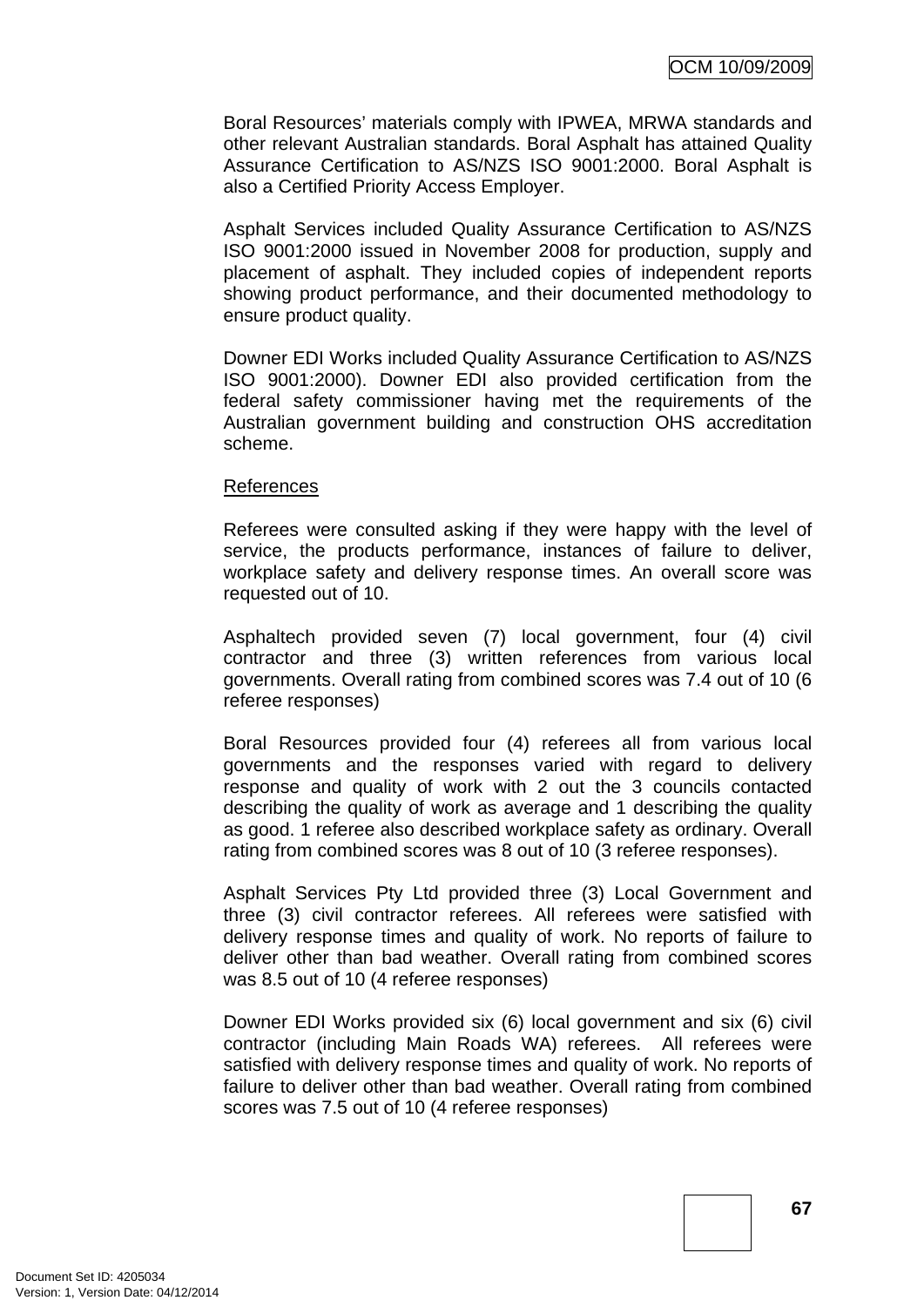Boral Resources' materials comply with IPWEA, MRWA standards and other relevant Australian standards. Boral Asphalt has attained Quality Assurance Certification to AS/NZS ISO 9001:2000. Boral Asphalt is also a Certified Priority Access Employer.

Asphalt Services included Quality Assurance Certification to AS/NZS ISO 9001:2000 issued in November 2008 for production, supply and placement of asphalt. They included copies of independent reports showing product performance, and their documented methodology to ensure product quality.

Downer EDI Works included Quality Assurance Certification to AS/NZS ISO 9001:2000). Downer EDI also provided certification from the federal safety commissioner having met the requirements of the Australian government building and construction OHS accreditation scheme.

References

Referees were consulted asking if they were happy with the level of service, the products performance, instances of failure to deliver, workplace safety and delivery response times. An overall score was requested out of 10.

Asphaltech provided seven (7) local government, four (4) civil contractor and three (3) written references from various local governments. Overall rating from combined scores was 7.4 out of 10 (6 referee responses)

Boral Resources provided four (4) referees all from various local governments and the responses varied with regard to delivery response and quality of work with 2 out the 3 councils contacted describing the quality of work as average and 1 describing the quality as good. 1 referee also described workplace safety as ordinary. Overall rating from combined scores was 8 out of 10 (3 referee responses).

Asphalt Services Pty Ltd provided three (3) Local Government and three (3) civil contractor referees. All referees were satisfied with delivery response times and quality of work. No reports of failure to deliver other than bad weather. Overall rating from combined scores was 8.5 out of 10 (4 referee responses)

Downer EDI Works provided six (6) local government and six (6) civil contractor (including Main Roads WA) referees. All referees were satisfied with delivery response times and quality of work. No reports of failure to deliver other than bad weather. Overall rating from combined scores was 7.5 out of 10 (4 referee responses)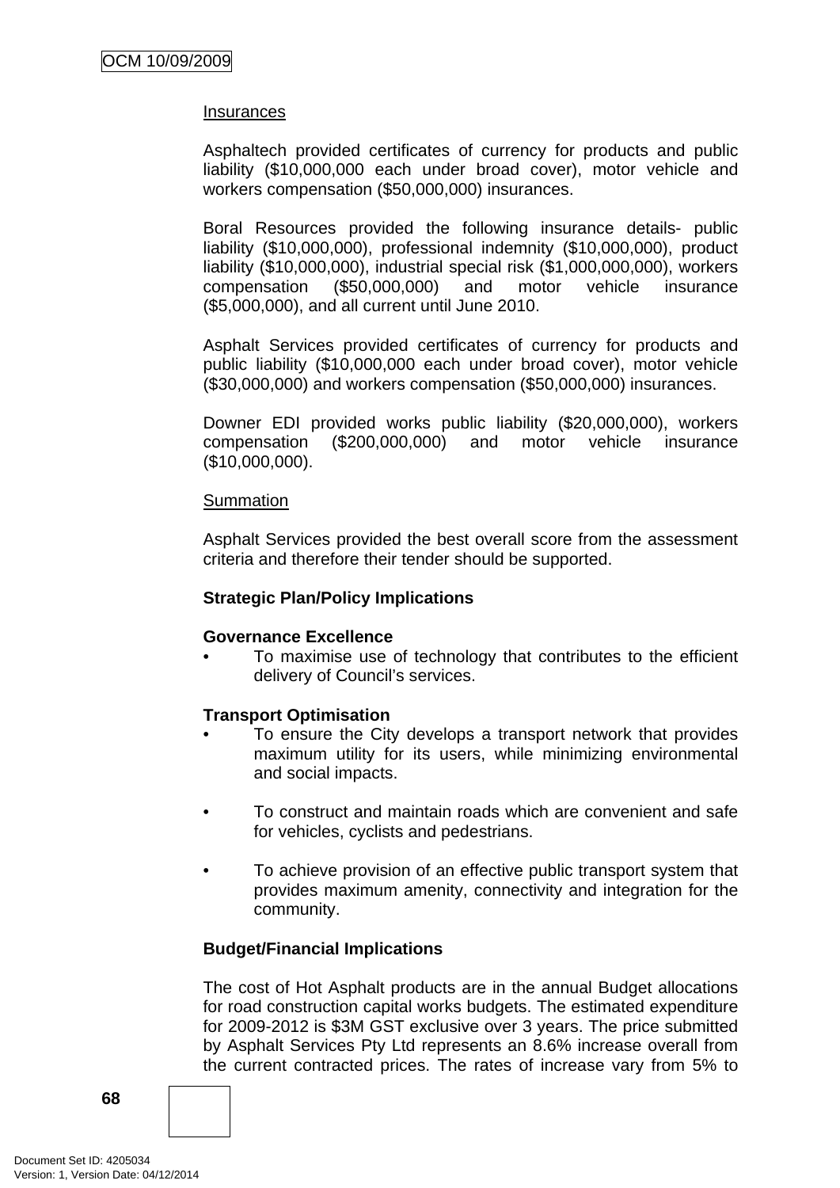<u>Insurances</u>

Asphaltech provided certificates of currency for products and public liability ($10,000,000 each under broad cover), motor vehicle and workers compensation ($50,000,000) insurances.

Boral Resources provided the following insurance details- public liability ($10,000,000), professional indemnity ($10,000,000), product liability ($10,000,000), industrial special risk ($1,000,000,000), workers compensation ($50,000,000) and motor vehicle insurance ($5,000,000), and all current until June 2010.

Asphalt Services provided certificates of currency for products and public liability ($10,000,000 each under broad cover), motor vehicle ($30,000,000) and workers compensation ($50,000,000) insurances.

Downer EDI provided works public liability ($20,000,000), workers compensation ($200,000,000) and motor vehicle insurance ($10,000,000).

<u>Summation</u>

Asphalt Services provided the best overall score from the assessment criteria and therefore their tender should be supported.

**Strategic Plan/Policy Implications**

**Governance Excellence**

- To maximise use of technology that contributes to the efficient delivery of Council's services.

**Transport Optimisation**

- To ensure the City develops a transport network that provides maximum utility for its users, while minimizing environmental and social impacts.
- To construct and maintain roads which are convenient and safe for vehicles, cyclists and pedestrians.
- To achieve provision of an effective public transport system that provides maximum amenity, connectivity and integration for the community.

**Budget/Financial Implications**

The cost of Hot Asphalt products are in the annual Budget allocations for road construction capital works budgets. The estimated expenditure for 2009-2012 is $3M GST exclusive over 3 years. The price submitted by Asphalt Services Pty Ltd represents an 8.6% increase overall from the current contracted prices. The rates of increase vary from 5% to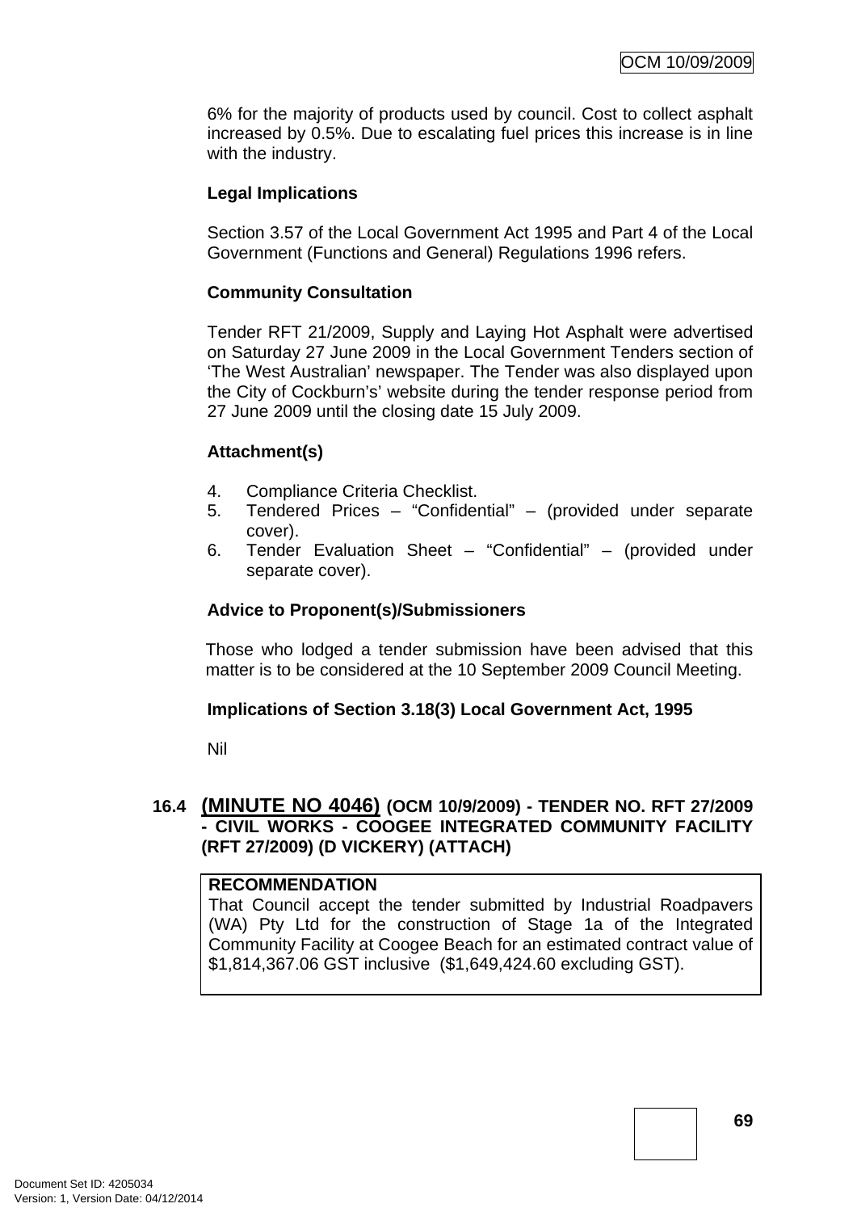6% for the majority of products used by council. Cost to collect asphalt increased by 0.5%. Due to escalating fuel prices this increase is in line with the industry.

**Legal Implications**

Section 3.57 of the Local Government Act 1995 and Part 4 of the Local Government (Functions and General) Regulations 1996 refers.

**Community Consultation**

Tender RFT 21/2009, Supply and Laying Hot Asphalt were advertised on Saturday 27 June 2009 in the Local Government Tenders section of 'The West Australian' newspaper. The Tender was also displayed upon the City of Cockburn's' website during the tender response period from 27 June 2009 until the closing date 15 July 2009.

**Attachment(s)**

4. Compliance Criteria Checklist.
5. Tendered Prices – "Confidential" – (provided under separate cover).
6. Tender Evaluation Sheet – "Confidential" – (provided under separate cover).

**Advice to Proponent(s)/Submissioners**

Those who lodged a tender submission have been advised that this matter is to be considered at the 10 September 2009 Council Meeting.

**Implications of Section 3.18(3) Local Government Act, 1995**

Nil

### 16.4 (MINUTE NO 4046) (OCM 10/9/2009) - TENDER NO. RFT 27/2009 - CIVIL WORKS - COOGEE INTEGRATED COMMUNITY FACILITY (RFT 27/2009) (D VICKERY) (ATTACH)

**RECOMMENDATION**
That Council accept the tender submitted by Industrial Roadpavers (WA) Pty Ltd for the construction of Stage 1a of the Integrated Community Facility at Coogee Beach for an estimated contract value of $1,814,367.06 GST inclusive ($1,649,424.60 excluding GST).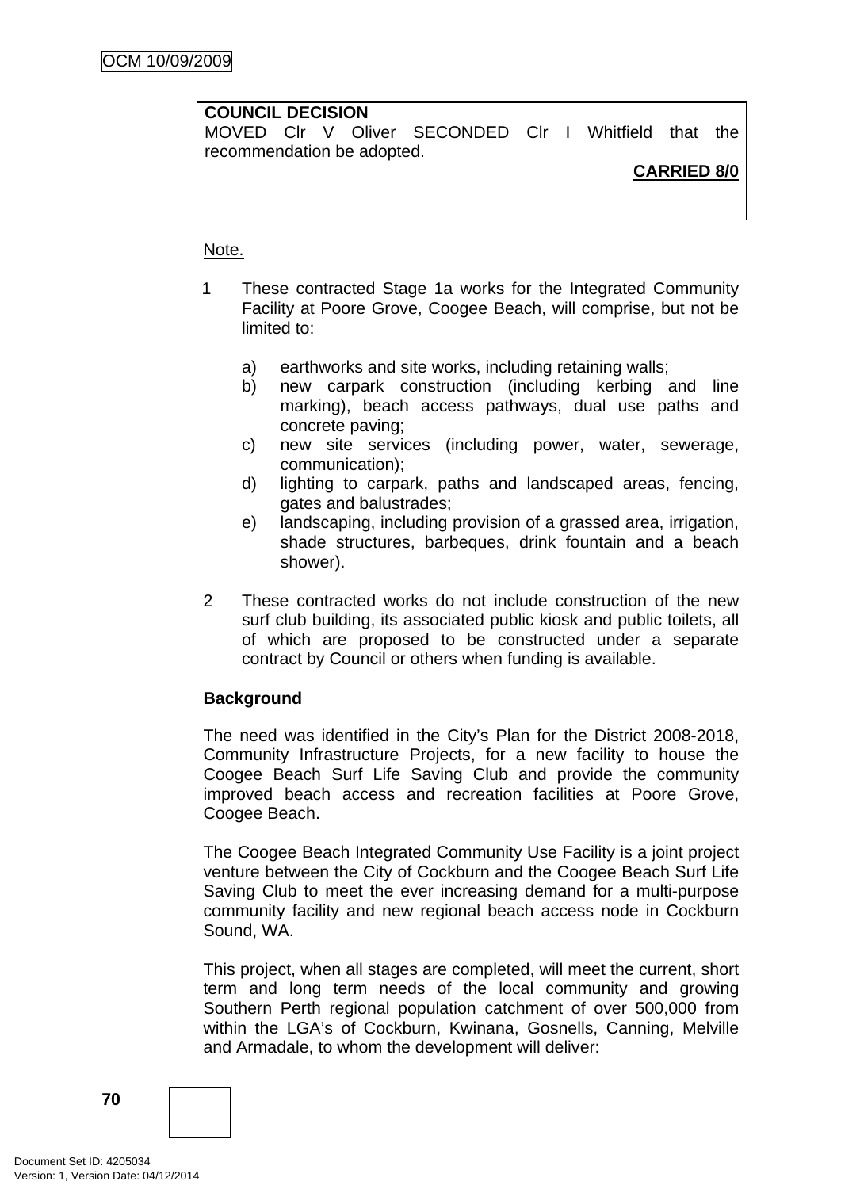**COUNCIL DECISION**
MOVED Clr V Oliver SECONDED Clr I Whitfield that the recommendation be adopted.

**CARRIED 8/0**

Note.

1 These contracted Stage 1a works for the Integrated Community Facility at Poore Grove, Coogee Beach, will comprise, but not be limited to:

   a) earthworks and site works, including retaining walls;
   b) new carpark construction (including kerbing and line marking), beach access pathways, dual use paths and concrete paving;
   c) new site services (including power, water, sewerage, communication);
   d) lighting to carpark, paths and landscaped areas, fencing, gates and balustrades;
   e) landscaping, including provision of a grassed area, irrigation, shade structures, barbeques, drink fountain and a beach shower).

2 These contracted works do not include construction of the new surf club building, its associated public kiosk and public toilets, all of which are proposed to be constructed under a separate contract by Council or others when funding is available.

**Background**

The need was identified in the City's Plan for the District 2008-2018, Community Infrastructure Projects, for a new facility to house the Coogee Beach Surf Life Saving Club and provide the community improved beach access and recreation facilities at Poore Grove, Coogee Beach.

The Coogee Beach Integrated Community Use Facility is a joint project venture between the City of Cockburn and the Coogee Beach Surf Life Saving Club to meet the ever increasing demand for a multi-purpose community facility and new regional beach access node in Cockburn Sound, WA.

This project, when all stages are completed, will meet the current, short term and long term needs of the local community and growing Southern Perth regional population catchment of over 500,000 from within the LGA's of Cockburn, Kwinana, Gosnells, Canning, Melville and Armadale, to whom the development will deliver: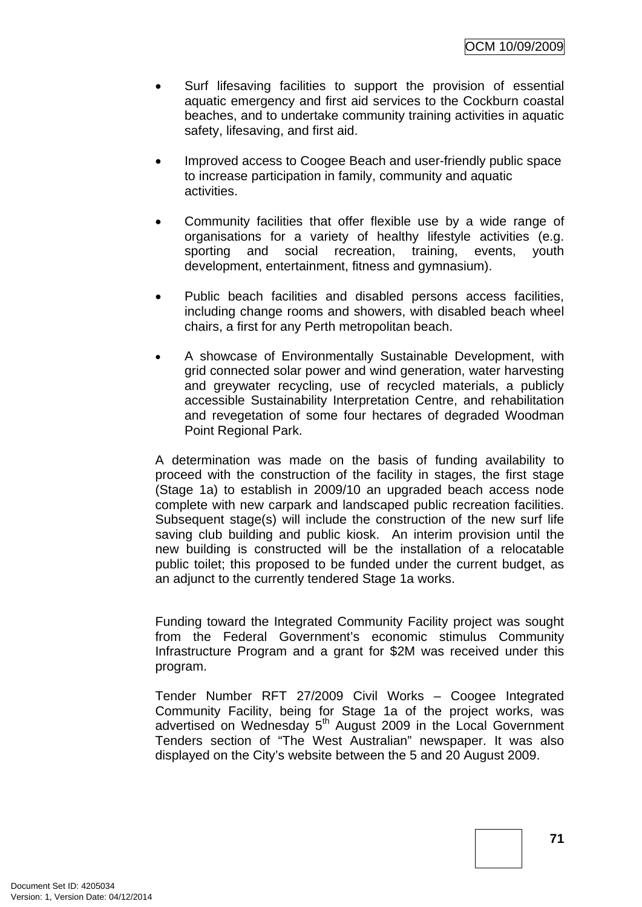- Surf lifesaving facilities to support the provision of essential aquatic emergency and first aid services to the Cockburn coastal beaches, and to undertake community training activities in aquatic safety, lifesaving, and first aid.

- Improved access to Coogee Beach and user-friendly public space to increase participation in family, community and aquatic activities.

- Community facilities that offer flexible use by a wide range of organisations for a variety of healthy lifestyle activities (e.g. sporting and social recreation, training, events, youth development, entertainment, fitness and gymnasium).

- Public beach facilities and disabled persons access facilities, including change rooms and showers, with disabled beach wheel chairs, a first for any Perth metropolitan beach.

- A showcase of Environmentally Sustainable Development, with grid connected solar power and wind generation, water harvesting and greywater recycling, use of recycled materials, a publicly accessible Sustainability Interpretation Centre, and rehabilitation and revegetation of some four hectares of degraded Woodman Point Regional Park.

A determination was made on the basis of funding availability to proceed with the construction of the facility in stages, the first stage (Stage 1a) to establish in 2009/10 an upgraded beach access node complete with new carpark and landscaped public recreation facilities. Subsequent stage(s) will include the construction of the new surf life saving club building and public kiosk. An interim provision until the new building is constructed will be the installation of a relocatable public toilet; this proposed to be funded under the current budget, as an adjunct to the currently tendered Stage 1a works.

Funding toward the Integrated Community Facility project was sought from the Federal Government's economic stimulus Community Infrastructure Program and a grant for $2M was received under this program.

Tender Number RFT 27/2009 Civil Works – Coogee Integrated Community Facility, being for Stage 1a of the project works, was advertised on Wednesday 5th August 2009 in the Local Government Tenders section of "The West Australian" newspaper. It was also displayed on the City's website between the 5 and 20 August 2009.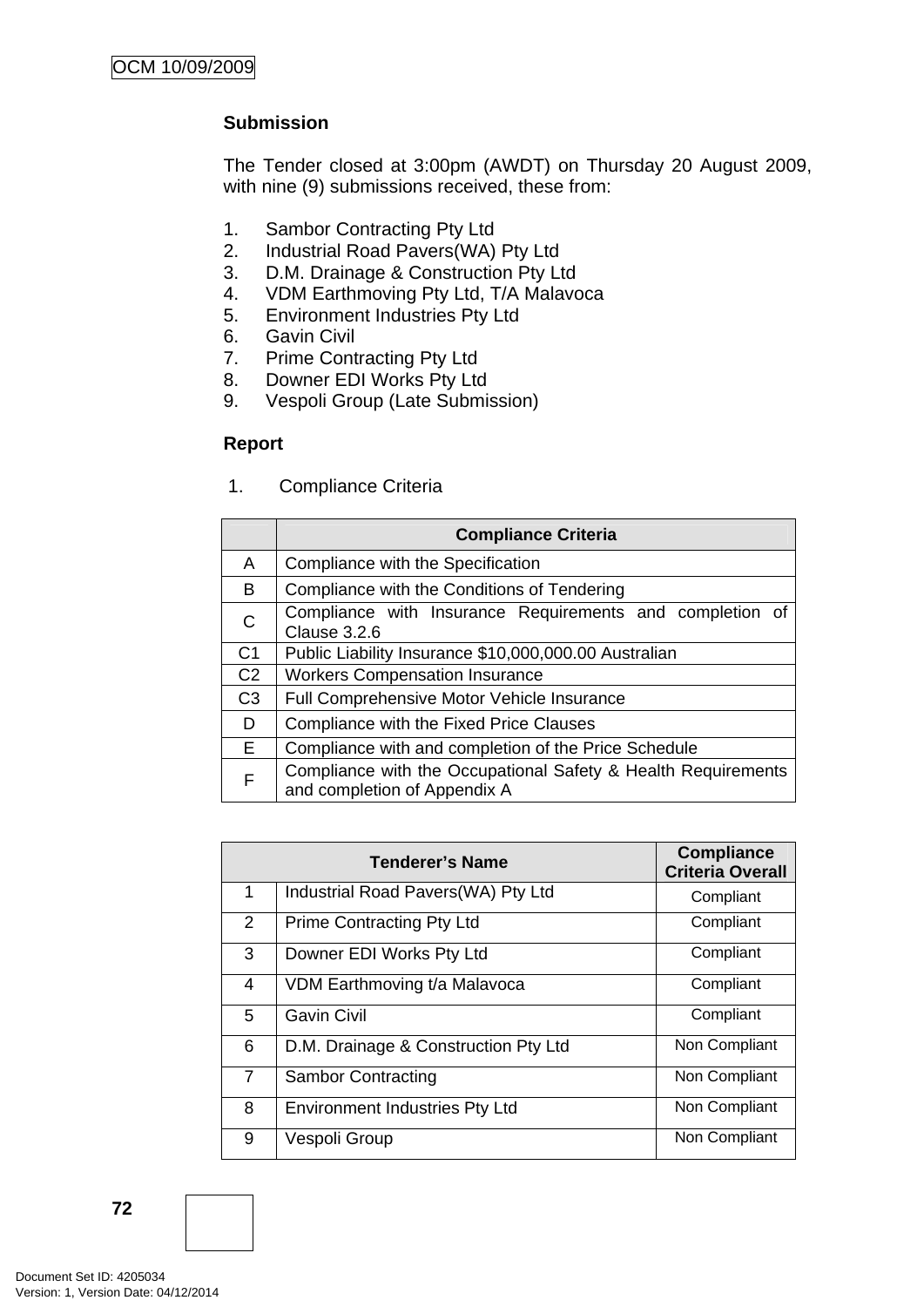**Submission**

The Tender closed at 3:00pm (AWDT) on Thursday 20 August 2009, with nine (9) submissions received, these from:

1. Sambor Contracting Pty Ltd
2. Industrial Road Pavers(WA) Pty Ltd
3. D.M. Drainage & Construction Pty Ltd
4. VDM Earthmoving Pty Ltd, T/A Malavoca
5. Environment Industries Pty Ltd
6. Gavin Civil
7. Prime Contracting Pty Ltd
8. Downer EDI Works Pty Ltd
9. Vespoli Group (Late Submission)

**Report**

1. Compliance Criteria

| | Compliance Criteria |
|---|---|
| A | Compliance with the Specification |
| B | Compliance with the Conditions of Tendering |
| C | Compliance with Insurance Requirements and completion of Clause 3.2.6 |
| C1 | Public Liability Insurance $10,000,000.00 Australian |
| C2 | Workers Compensation Insurance |
| C3 | Full Comprehensive Motor Vehicle Insurance |
| D | Compliance with the Fixed Price Clauses |
| E | Compliance with and completion of the Price Schedule |
| F | Compliance with the Occupational Safety & Health Requirements and completion of Appendix A |

| Tenderer's Name | | Compliance Criteria Overall |
|---|---|---|
| 1 | Industrial Road Pavers(WA) Pty Ltd | Compliant |
| 2 | Prime Contracting Pty Ltd | Compliant |
| 3 | Downer EDI Works Pty Ltd | Compliant |
| 4 | VDM Earthmoving t/a Malavoca | Compliant |
| 5 | Gavin Civil | Compliant |
| 6 | D.M. Drainage & Construction Pty Ltd | Non Compliant |
| 7 | Sambor Contracting | Non Compliant |
| 8 | Environment Industries Pty Ltd | Non Compliant |
| 9 | Vespoli Group | Non Compliant |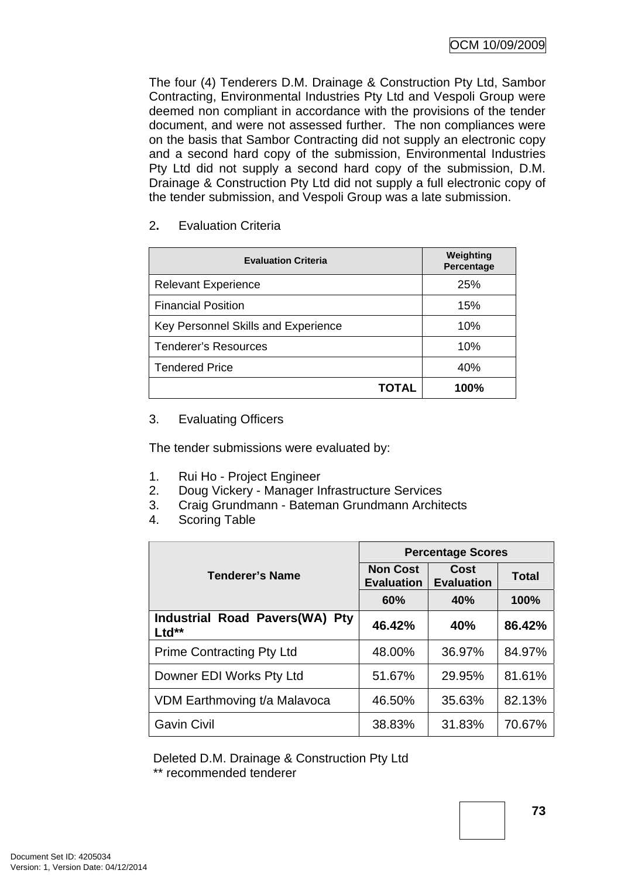The four (4) Tenderers D.M. Drainage & Construction Pty Ltd, Sambor Contracting, Environmental Industries Pty Ltd and Vespoli Group were deemed non compliant in accordance with the provisions of the tender document, and were not assessed further. The non compliances were on the basis that Sambor Contracting did not supply an electronic copy and a second hard copy of the submission, Environmental Industries Pty Ltd did not supply a second hard copy of the submission, D.M. Drainage & Construction Pty Ltd did not supply a full electronic copy of the tender submission, and Vespoli Group was a late submission.

2. Evaluation Criteria

| Evaluation Criteria | Weighting Percentage |
|---|---|
| Relevant Experience | 25% |
| Financial Position | 15% |
| Key Personnel Skills and Experience | 10% |
| Tenderer's Resources | 10% |
| Tendered Price | 40% |
| **TOTAL** | **100%** |

3. Evaluating Officers

The tender submissions were evaluated by:

1. Rui Ho - Project Engineer
2. Doug Vickery - Manager Infrastructure Services
3. Craig Grundmann - Bateman Grundmann Architects
4. Scoring Table

| Tenderer's Name | Percentage Scores | | |
|---|---|---|---|
| | Non Cost Evaluation | Cost Evaluation | Total |
| | 60% | 40% | 100% |
| **Industrial Road Pavers(WA) Pty Ltd**** | **46.42%** | **40%** | **86.42%** |
| Prime Contracting Pty Ltd | 48.00% | 36.97% | 84.97% |
| Downer EDI Works Pty Ltd | 51.67% | 29.95% | 81.61% |
| VDM Earthmoving t/a Malavoca | 46.50% | 35.63% | 82.13% |
| Gavin Civil | 38.83% | 31.83% | 70.67% |

Deleted D.M. Drainage & Construction Pty Ltd
** recommended tenderer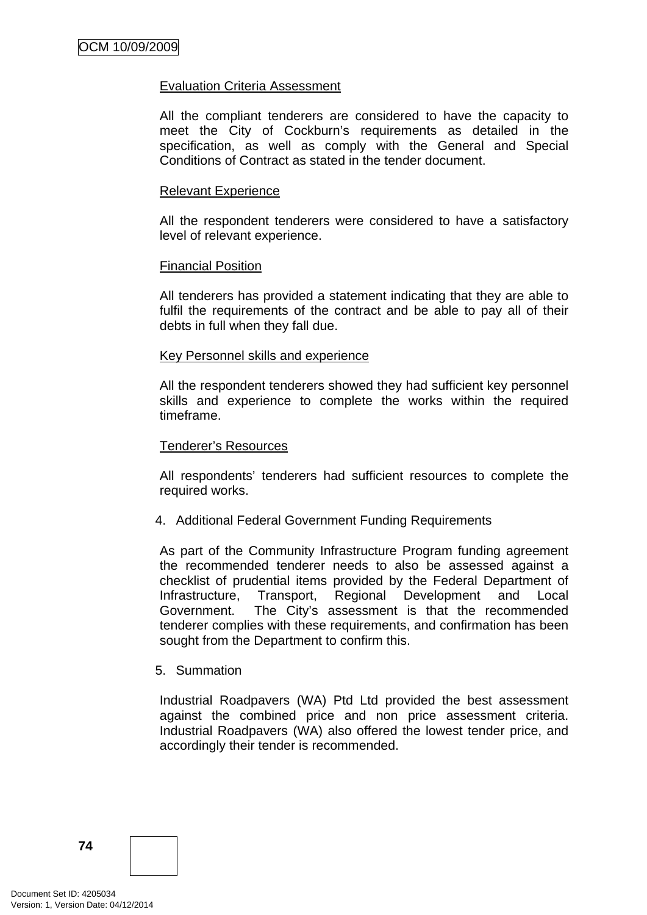Evaluation Criteria Assessment

All the compliant tenderers are considered to have the capacity to meet the City of Cockburn's requirements as detailed in the specification, as well as comply with the General and Special Conditions of Contract as stated in the tender document.

Relevant Experience

All the respondent tenderers were considered to have a satisfactory level of relevant experience.

Financial Position

All tenderers has provided a statement indicating that they are able to fulfil the requirements of the contract and be able to pay all of their debts in full when they fall due.

Key Personnel skills and experience

All the respondent tenderers showed they had sufficient key personnel skills and experience to complete the works within the required timeframe.

Tenderer's Resources

All respondents' tenderers had sufficient resources to complete the required works.

4. Additional Federal Government Funding Requirements

As part of the Community Infrastructure Program funding agreement the recommended tenderer needs to also be assessed against a checklist of prudential items provided by the Federal Department of Infrastructure, Transport, Regional Development and Local Government. The City's assessment is that the recommended tenderer complies with these requirements, and confirmation has been sought from the Department to confirm this.

5. Summation

Industrial Roadpavers (WA) Ptd Ltd provided the best assessment against the combined price and non price assessment criteria. Industrial Roadpavers (WA) also offered the lowest tender price, and accordingly their tender is recommended.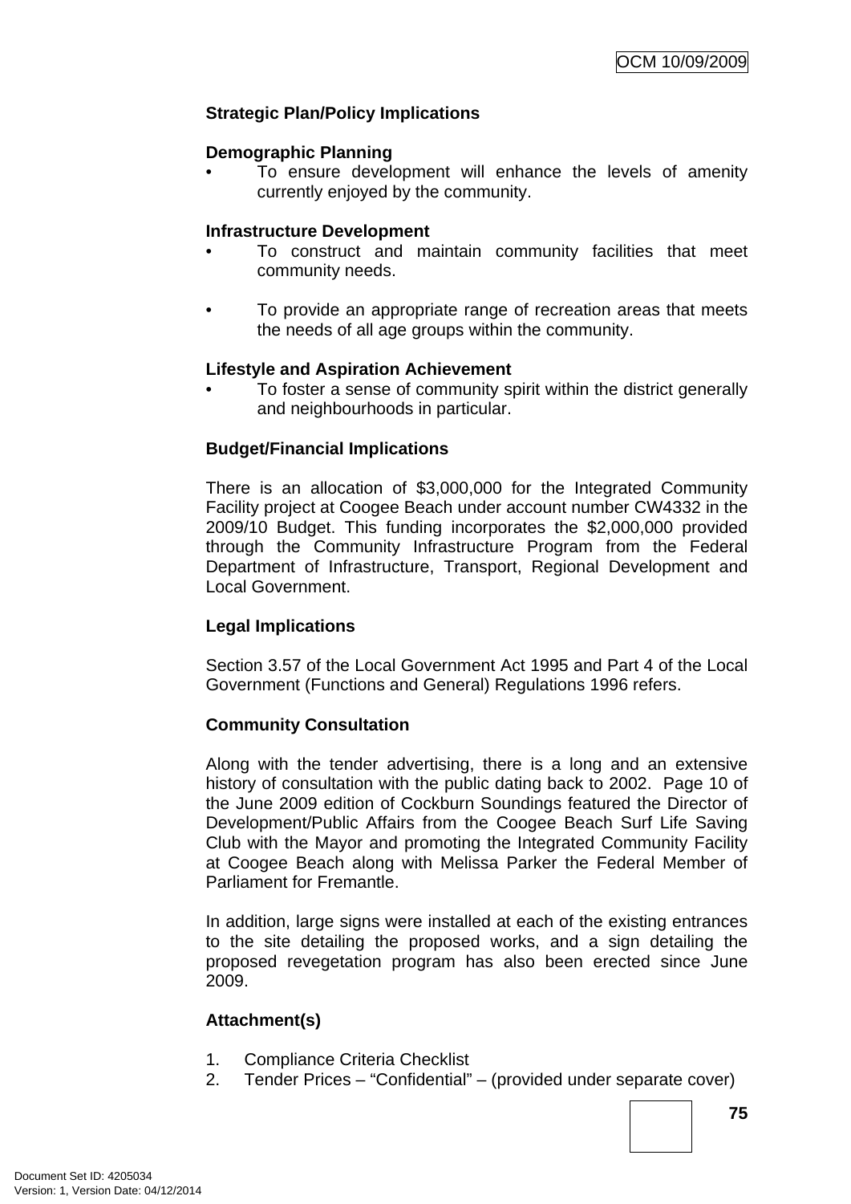**Strategic Plan/Policy Implications**

**Demographic Planning**

- To ensure development will enhance the levels of amenity currently enjoyed by the community.

**Infrastructure Development**

- To construct and maintain community facilities that meet community needs.

- To provide an appropriate range of recreation areas that meets the needs of all age groups within the community.

**Lifestyle and Aspiration Achievement**

- To foster a sense of community spirit within the district generally and neighbourhoods in particular.

**Budget/Financial Implications**

There is an allocation of $3,000,000 for the Integrated Community Facility project at Coogee Beach under account number CW4332 in the 2009/10 Budget. This funding incorporates the $2,000,000 provided through the Community Infrastructure Program from the Federal Department of Infrastructure, Transport, Regional Development and Local Government.

**Legal Implications**

Section 3.57 of the Local Government Act 1995 and Part 4 of the Local Government (Functions and General) Regulations 1996 refers.

**Community Consultation**

Along with the tender advertising, there is a long and an extensive history of consultation with the public dating back to 2002. Page 10 of the June 2009 edition of Cockburn Soundings featured the Director of Development/Public Affairs from the Coogee Beach Surf Life Saving Club with the Mayor and promoting the Integrated Community Facility at Coogee Beach along with Melissa Parker the Federal Member of Parliament for Fremantle.

In addition, large signs were installed at each of the existing entrances to the site detailing the proposed works, and a sign detailing the proposed revegetation program has also been erected since June 2009.

**Attachment(s)**

1. Compliance Criteria Checklist
2. Tender Prices – "Confidential" – (provided under separate cover)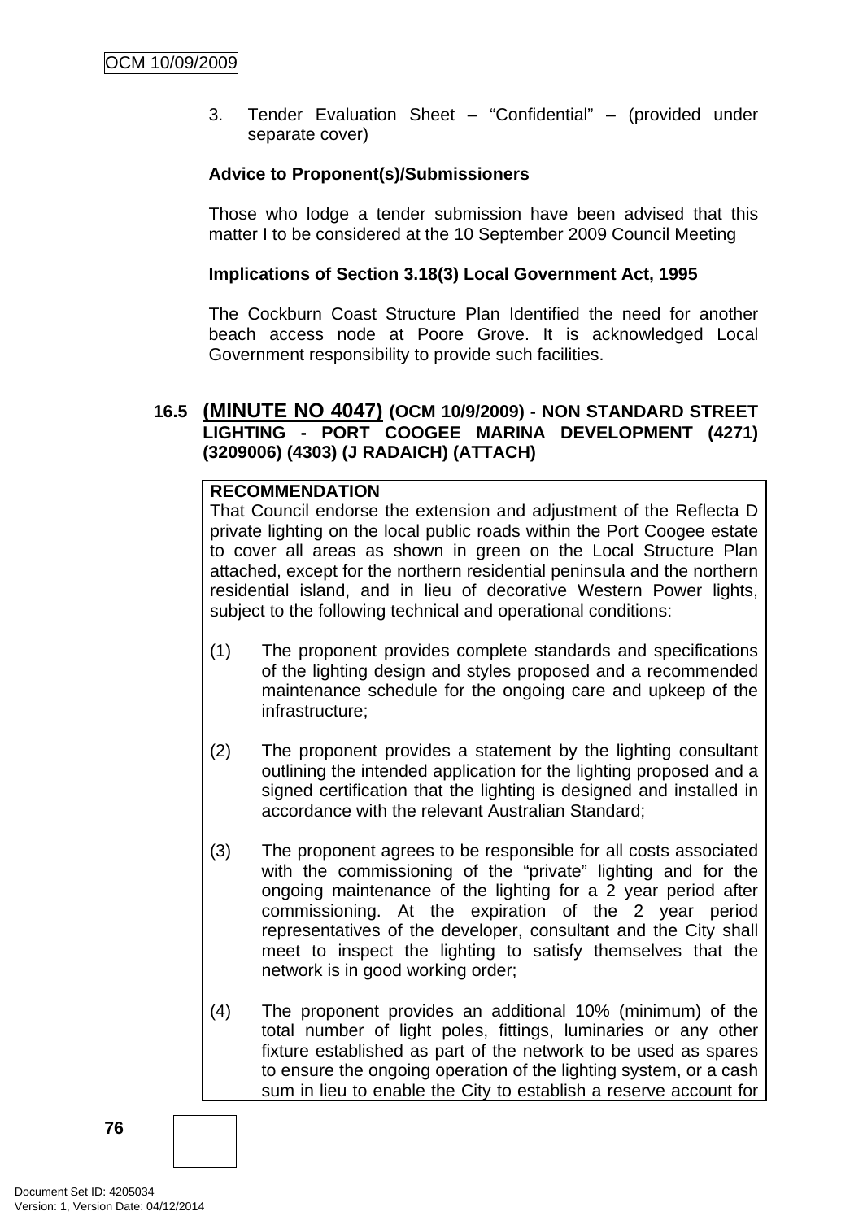3. Tender Evaluation Sheet – "Confidential" – (provided under separate cover)

**Advice to Proponent(s)/Submissioners**

Those who lodge a tender submission have been advised that this matter I to be considered at the 10 September 2009 Council Meeting

**Implications of Section 3.18(3) Local Government Act, 1995**

The Cockburn Coast Structure Plan Identified the need for another beach access node at Poore Grove. It is acknowledged Local Government responsibility to provide such facilities.

## 16.5 (MINUTE NO 4047) (OCM 10/9/2009) - NON STANDARD STREET LIGHTING - PORT COOGEE MARINA DEVELOPMENT (4271) (3209006) (4303) (J RADAICH) (ATTACH)

**RECOMMENDATION**

That Council endorse the extension and adjustment of the Reflecta D private lighting on the local public roads within the Port Coogee estate to cover all areas as shown in green on the Local Structure Plan attached, except for the northern residential peninsula and the northern residential island, and in lieu of decorative Western Power lights, subject to the following technical and operational conditions:

(1) The proponent provides complete standards and specifications of the lighting design and styles proposed and a recommended maintenance schedule for the ongoing care and upkeep of the infrastructure;

(2) The proponent provides a statement by the lighting consultant outlining the intended application for the lighting proposed and a signed certification that the lighting is designed and installed in accordance with the relevant Australian Standard;

(3) The proponent agrees to be responsible for all costs associated with the commissioning of the "private" lighting and for the ongoing maintenance of the lighting for a 2 year period after commissioning. At the expiration of the 2 year period representatives of the developer, consultant and the City shall meet to inspect the lighting to satisfy themselves that the network is in good working order;

(4) The proponent provides an additional 10% (minimum) of the total number of light poles, fittings, luminaries or any other fixture established as part of the network to be used as spares to ensure the ongoing operation of the lighting system, or a cash sum in lieu to enable the City to establish a reserve account for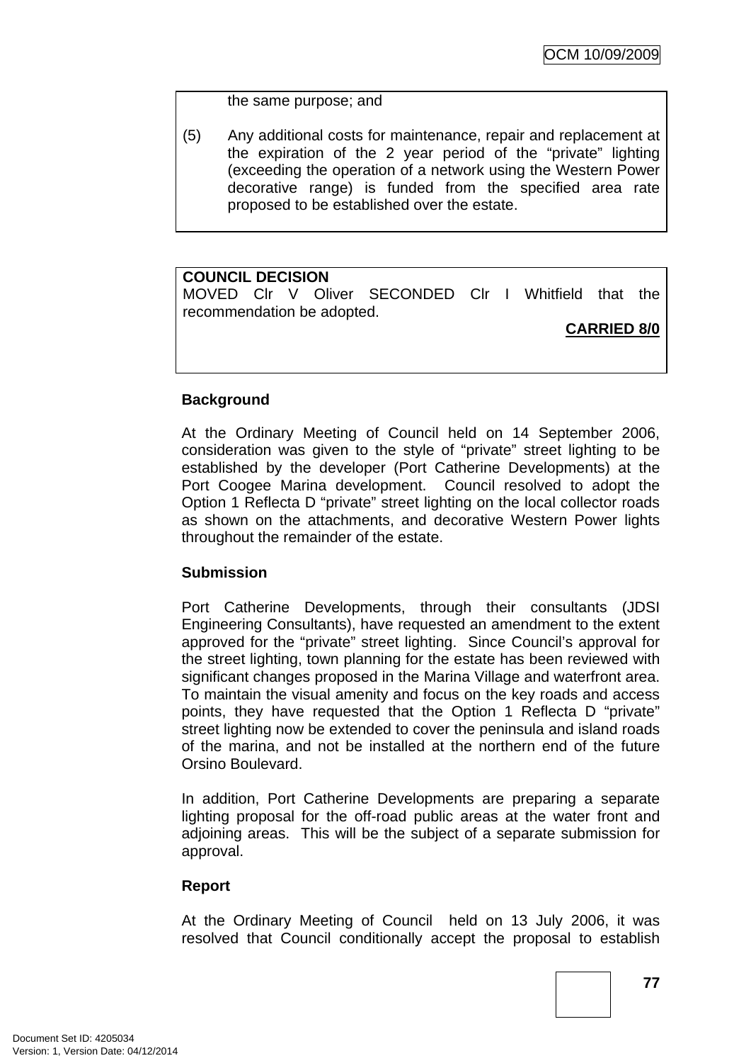the same purpose; and

(5) Any additional costs for maintenance, repair and replacement at the expiration of the 2 year period of the "private" lighting (exceeding the operation of a network using the Western Power decorative range) is funded from the specified area rate proposed to be established over the estate.

**COUNCIL DECISION**
MOVED Clr V Oliver SECONDED Clr I Whitfield that the recommendation be adopted.

**CARRIED 8/0**

**Background**

At the Ordinary Meeting of Council held on 14 September 2006, consideration was given to the style of "private" street lighting to be established by the developer (Port Catherine Developments) at the Port Coogee Marina development. Council resolved to adopt the Option 1 Reflecta D "private" street lighting on the local collector roads as shown on the attachments, and decorative Western Power lights throughout the remainder of the estate.

**Submission**

Port Catherine Developments, through their consultants (JDSI Engineering Consultants), have requested an amendment to the extent approved for the "private" street lighting. Since Council's approval for the street lighting, town planning for the estate has been reviewed with significant changes proposed in the Marina Village and waterfront area. To maintain the visual amenity and focus on the key roads and access points, they have requested that the Option 1 Reflecta D "private" street lighting now be extended to cover the peninsula and island roads of the marina, and not be installed at the northern end of the future Orsino Boulevard.

In addition, Port Catherine Developments are preparing a separate lighting proposal for the off-road public areas at the water front and adjoining areas. This will be the subject of a separate submission for approval.

**Report**

At the Ordinary Meeting of Council held on 13 July 2006, it was resolved that Council conditionally accept the proposal to establish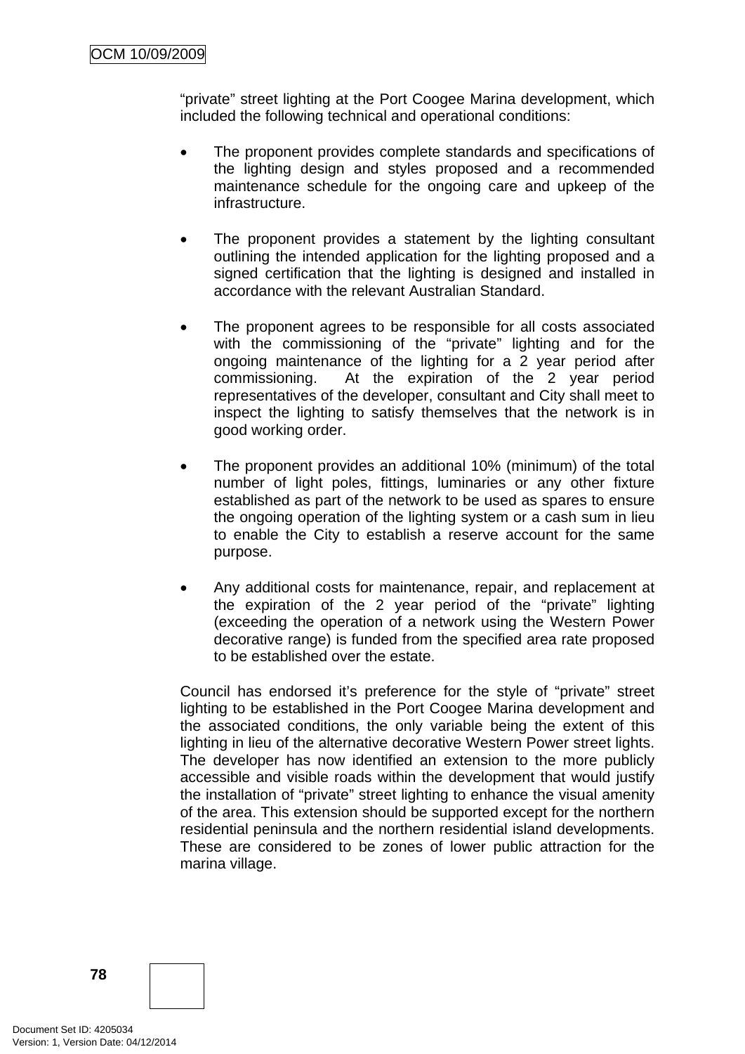"private" street lighting at the Port Coogee Marina development, which included the following technical and operational conditions:

- The proponent provides complete standards and specifications of the lighting design and styles proposed and a recommended maintenance schedule for the ongoing care and upkeep of the infrastructure.

- The proponent provides a statement by the lighting consultant outlining the intended application for the lighting proposed and a signed certification that the lighting is designed and installed in accordance with the relevant Australian Standard.

- The proponent agrees to be responsible for all costs associated with the commissioning of the "private" lighting and for the ongoing maintenance of the lighting for a 2 year period after commissioning. At the expiration of the 2 year period representatives of the developer, consultant and City shall meet to inspect the lighting to satisfy themselves that the network is in good working order.

- The proponent provides an additional 10% (minimum) of the total number of light poles, fittings, luminaries or any other fixture established as part of the network to be used as spares to ensure the ongoing operation of the lighting system or a cash sum in lieu to enable the City to establish a reserve account for the same purpose.

- Any additional costs for maintenance, repair, and replacement at the expiration of the 2 year period of the "private" lighting (exceeding the operation of a network using the Western Power decorative range) is funded from the specified area rate proposed to be established over the estate.

Council has endorsed it's preference for the style of "private" street lighting to be established in the Port Coogee Marina development and the associated conditions, the only variable being the extent of this lighting in lieu of the alternative decorative Western Power street lights. The developer has now identified an extension to the more publicly accessible and visible roads within the development that would justify the installation of "private" street lighting to enhance the visual amenity of the area. This extension should be supported except for the northern residential peninsula and the northern residential island developments. These are considered to be zones of lower public attraction for the marina village.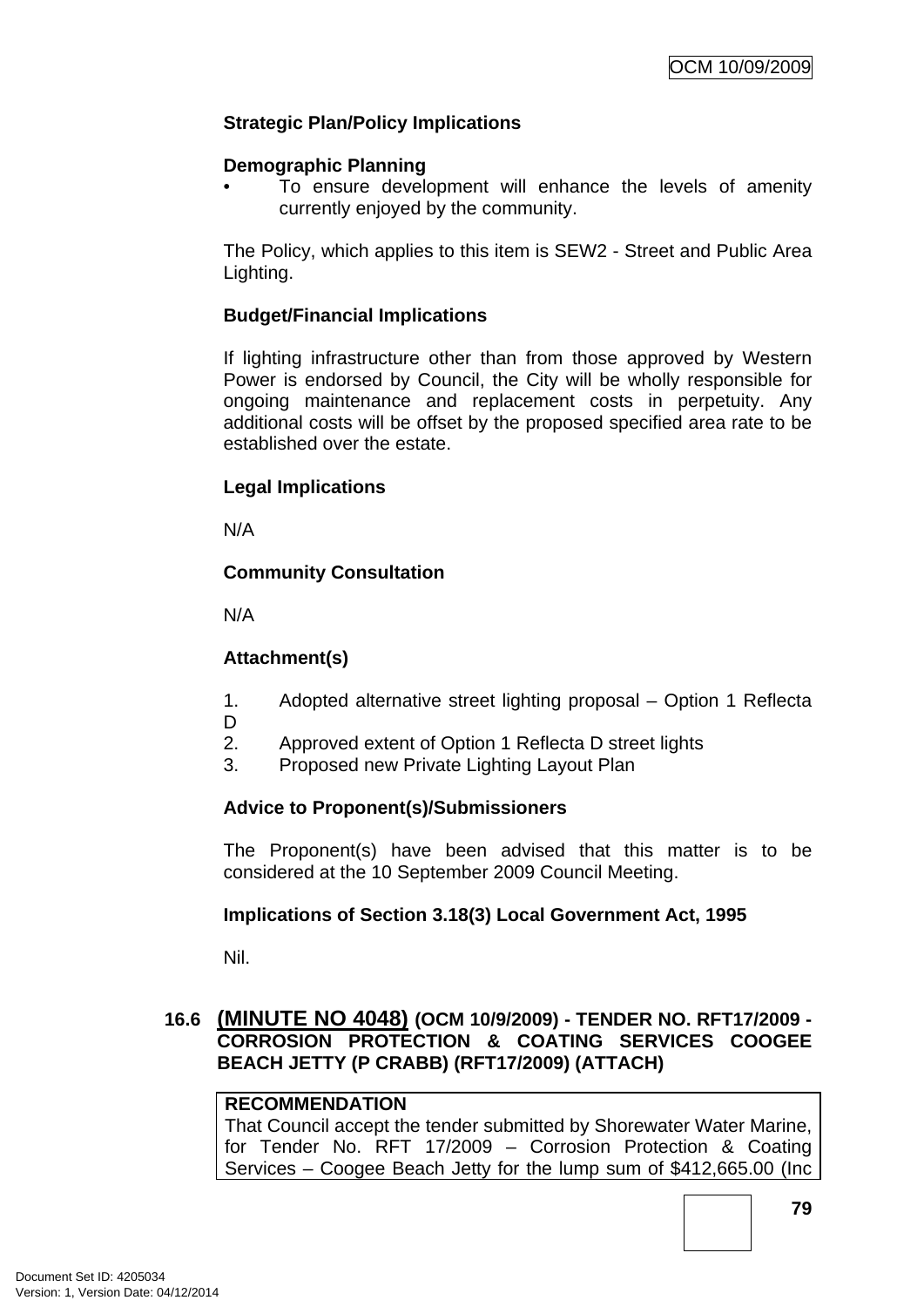**Strategic Plan/Policy Implications**

**Demographic Planning**

- To ensure development will enhance the levels of amenity currently enjoyed by the community.

The Policy, which applies to this item is SEW2 - Street and Public Area Lighting.

**Budget/Financial Implications**

If lighting infrastructure other than from those approved by Western Power is endorsed by Council, the City will be wholly responsible for ongoing maintenance and replacement costs in perpetuity. Any additional costs will be offset by the proposed specified area rate to be established over the estate.

**Legal Implications**

N/A

**Community Consultation**

N/A

**Attachment(s)**

1. Adopted alternative street lighting proposal – Option 1 Reflecta D
2. Approved extent of Option 1 Reflecta D street lights
3. Proposed new Private Lighting Layout Plan

**Advice to Proponent(s)/Submissioners**

The Proponent(s) have been advised that this matter is to be considered at the 10 September 2009 Council Meeting.

**Implications of Section 3.18(3) Local Government Act, 1995**

Nil.

### 16.6 (MINUTE NO 4048) (OCM 10/9/2009) - TENDER NO. RFT17/2009 - CORROSION PROTECTION & COATING SERVICES COOGEE BEACH JETTY (P CRABB) (RFT17/2009) (ATTACH)

**RECOMMENDATION**
That Council accept the tender submitted by Shorewater Water Marine, for Tender No. RFT 17/2009 – Corrosion Protection & Coating Services – Coogee Beach Jetty for the lump sum of $412,665.00 (Inc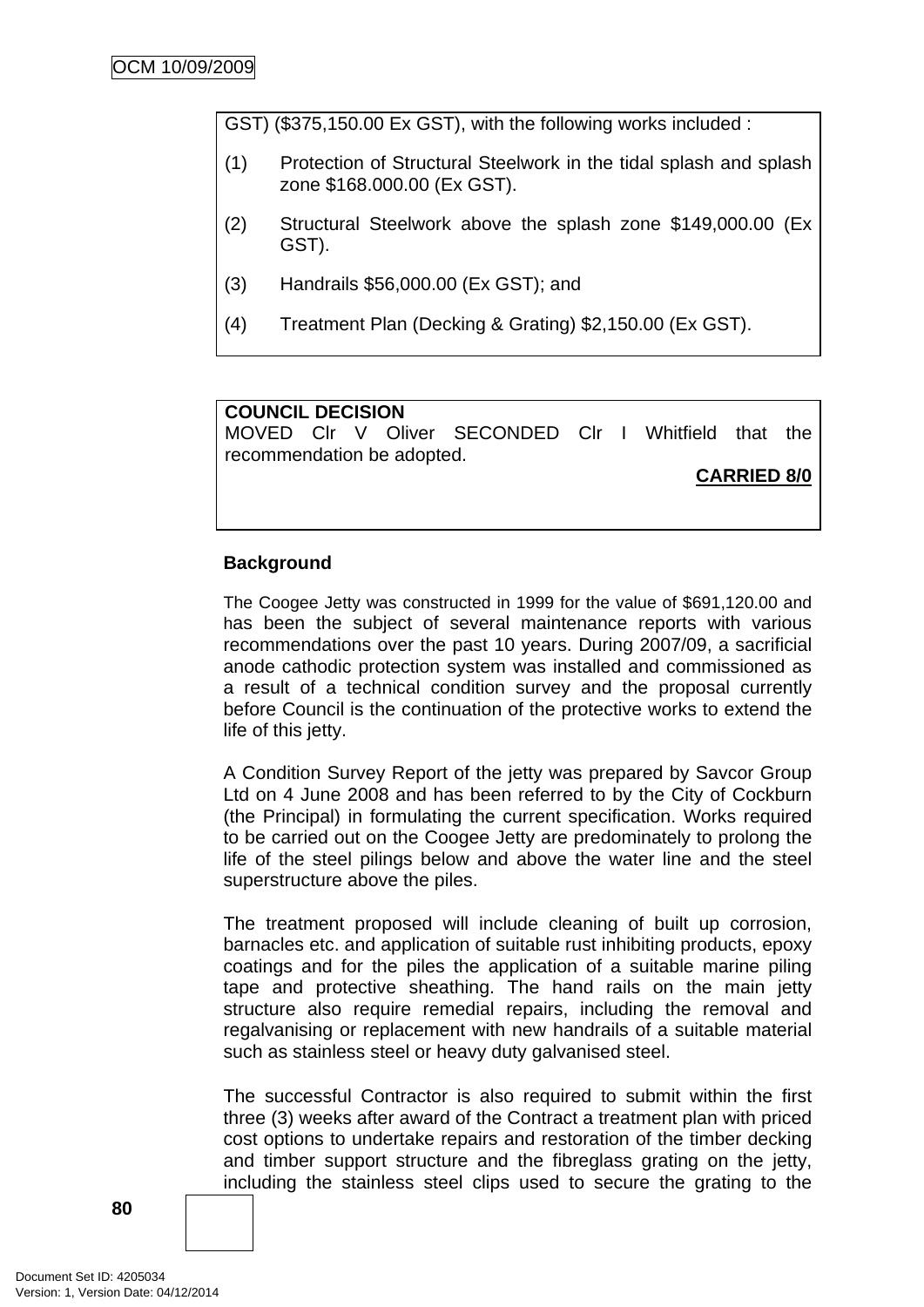GST) ($375,150.00 Ex GST), with the following works included :

(1) Protection of Structural Steelwork in the tidal splash and splash zone $168.000.00 (Ex GST).

(2) Structural Steelwork above the splash zone $149,000.00 (Ex GST).

(3) Handrails $56,000.00 (Ex GST); and

(4) Treatment Plan (Decking & Grating) $2,150.00 (Ex GST).

**COUNCIL DECISION**
MOVED Clr V Oliver SECONDED Clr I Whitfield that the recommendation be adopted.

**CARRIED 8/0**

**Background**

The Coogee Jetty was constructed in 1999 for the value of $691,120.00 and has been the subject of several maintenance reports with various recommendations over the past 10 years. During 2007/09, a sacrificial anode cathodic protection system was installed and commissioned as a result of a technical condition survey and the proposal currently before Council is the continuation of the protective works to extend the life of this jetty.

A Condition Survey Report of the jetty was prepared by Savcor Group Ltd on 4 June 2008 and has been referred to by the City of Cockburn (the Principal) in formulating the current specification. Works required to be carried out on the Coogee Jetty are predominately to prolong the life of the steel pilings below and above the water line and the steel superstructure above the piles.

The treatment proposed will include cleaning of built up corrosion, barnacles etc. and application of suitable rust inhibiting products, epoxy coatings and for the piles the application of a suitable marine piling tape and protective sheathing. The hand rails on the main jetty structure also require remedial repairs, including the removal and regalvanising or replacement with new handrails of a suitable material such as stainless steel or heavy duty galvanised steel.

The successful Contractor is also required to submit within the first three (3) weeks after award of the Contract a treatment plan with priced cost options to undertake repairs and restoration of the timber decking and timber support structure and the fibreglass grating on the jetty, including the stainless steel clips used to secure the grating to the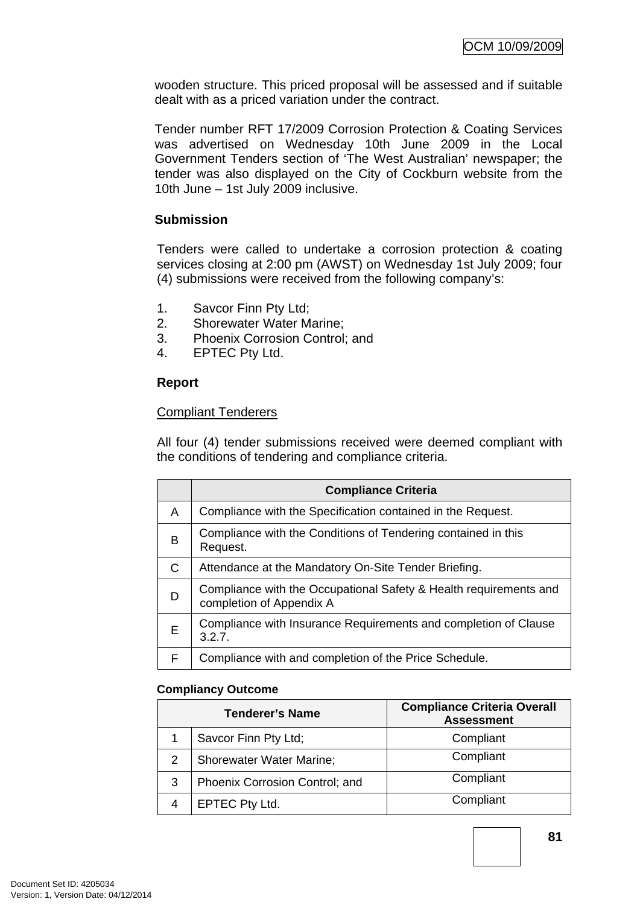wooden structure. This priced proposal will be assessed and if suitable dealt with as a priced variation under the contract.

Tender number RFT 17/2009 Corrosion Protection & Coating Services was advertised on Wednesday 10th June 2009 in the Local Government Tenders section of 'The West Australian' newspaper; the tender was also displayed on the City of Cockburn website from the 10th June – 1st July 2009 inclusive.

**Submission**

Tenders were called to undertake a corrosion protection & coating services closing at 2:00 pm (AWST) on Wednesday 1st July 2009; four (4) submissions were received from the following company's:

1. Savcor Finn Pty Ltd;
2. Shorewater Water Marine;
3. Phoenix Corrosion Control; and
4. EPTEC Pty Ltd.

**Report**

Compliant Tenderers

All four (4) tender submissions received were deemed compliant with the conditions of tendering and compliance criteria.

| | Compliance Criteria |
|---|---|
| A | Compliance with the Specification contained in the Request. |
| B | Compliance with the Conditions of Tendering contained in this Request. |
| C | Attendance at the Mandatory On-Site Tender Briefing. |
| D | Compliance with the Occupational Safety & Health requirements and completion of Appendix A |
| E | Compliance with Insurance Requirements and completion of Clause 3.2.7. |
| F | Compliance with and completion of the Price Schedule. |

**Compliancy Outcome**

| Tenderer's Name | | Compliance Criteria Overall Assessment |
|---|---|---|
| 1 | Savcor Finn Pty Ltd; | Compliant |
| 2 | Shorewater Water Marine; | Compliant |
| 3 | Phoenix Corrosion Control; and | Compliant |
| 4 | EPTEC Pty Ltd. | Compliant |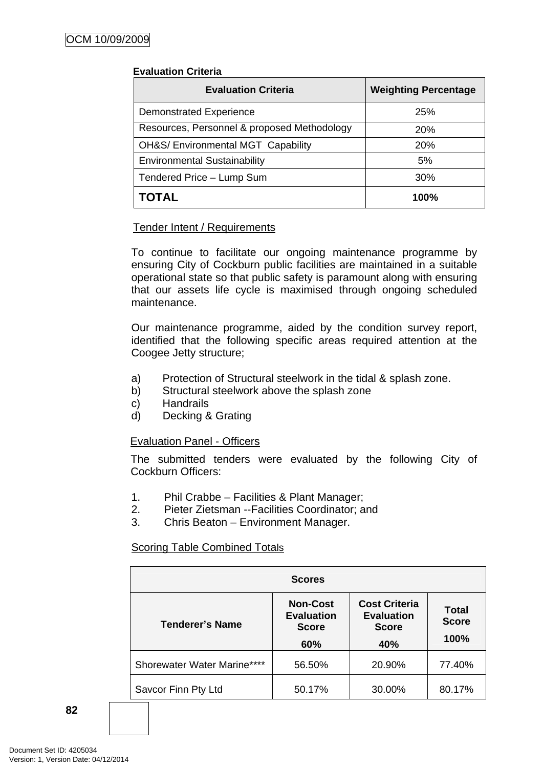**Evaluation Criteria**

| Evaluation Criteria | Weighting Percentage |
|---|---|
| Demonstrated Experience | 25% |
| Resources, Personnel & proposed Methodology | 20% |
| OH&S/ Environmental MGT Capability | 20% |
| Environmental Sustainability | 5% |
| Tendered Price – Lump Sum | 30% |
| **TOTAL** | **100%** |

Tender Intent / Requirements

To continue to facilitate our ongoing maintenance programme by ensuring City of Cockburn public facilities are maintained in a suitable operational state so that public safety is paramount along with ensuring that our assets life cycle is maximised through ongoing scheduled maintenance.

Our maintenance programme, aided by the condition survey report, identified that the following specific areas required attention at the Coogee Jetty structure;

a) Protection of Structural steelwork in the tidal & splash zone.
b) Structural steelwork above the splash zone
c) Handrails
d) Decking & Grating

Evaluation Panel - Officers

The submitted tenders were evaluated by the following City of Cockburn Officers:

1. Phil Crabbe – Facilities & Plant Manager;
2. Pieter Zietsman --Facilities Coordinator; and
3. Chris Beaton – Environment Manager.

Scoring Table Combined Totals

| Scores | | | |
|---|---|---|---|
| **Tenderer's Name** | **Non-Cost Evaluation Score 60%** | **Cost Criteria Evaluation Score 40%** | **Total Score 100%** |
| Shorewater Water Marine**** | 56.50% | 20.90% | 77.40% |
| Savcor Finn Pty Ltd | 50.17% | 30.00% | 80.17% |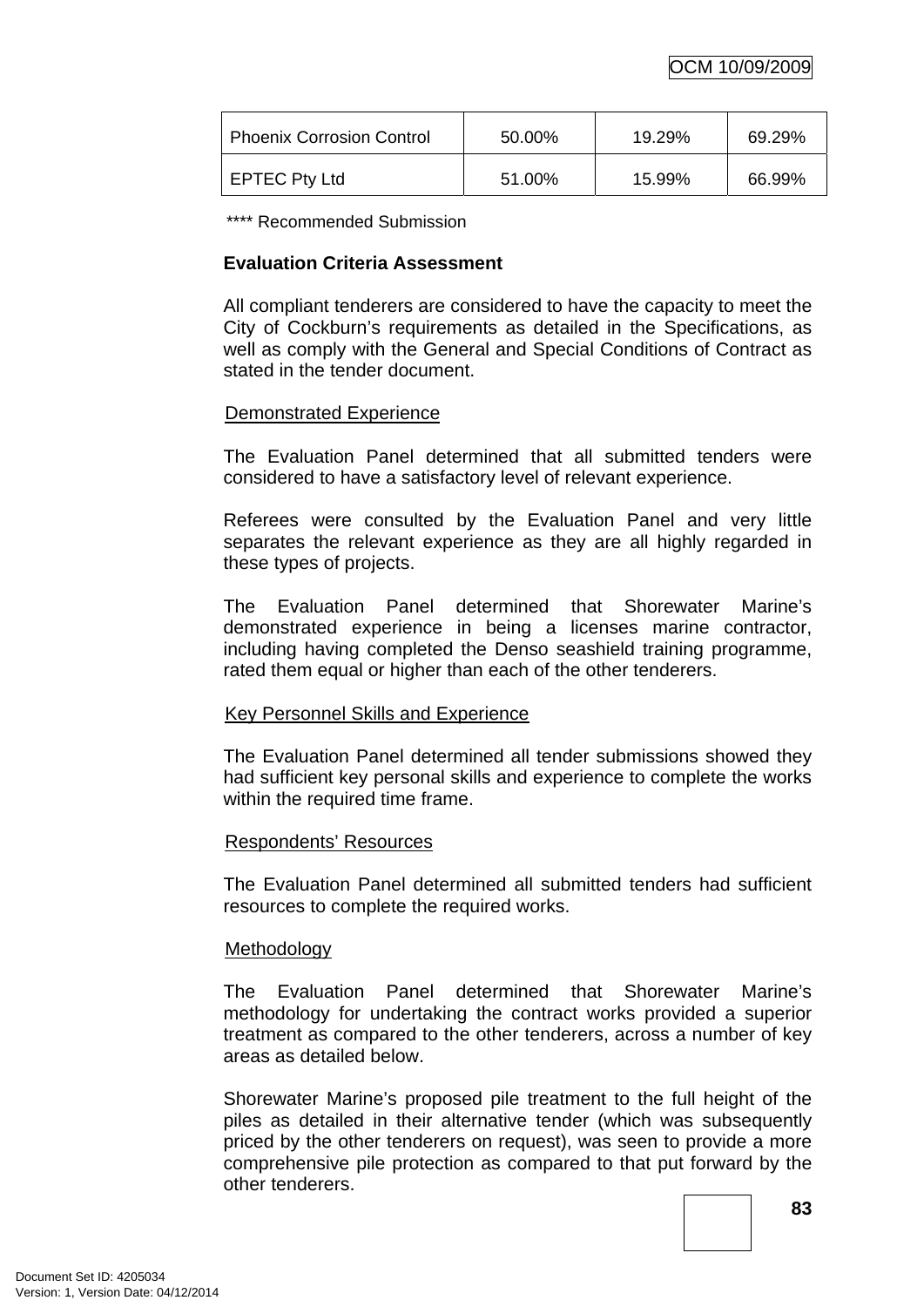| Phoenix Corrosion Control | 50.00% | 19.29% | 69.29% |
|---|---|---|---|
| EPTEC Pty Ltd | 51.00% | 15.99% | 66.99% |

**** Recommended Submission

**Evaluation Criteria Assessment**

All compliant tenderers are considered to have the capacity to meet the City of Cockburn's requirements as detailed in the Specifications, as well as comply with the General and Special Conditions of Contract as stated in the tender document.

Demonstrated Experience

The Evaluation Panel determined that all submitted tenders were considered to have a satisfactory level of relevant experience.

Referees were consulted by the Evaluation Panel and very little separates the relevant experience as they are all highly regarded in these types of projects.

The Evaluation Panel determined that Shorewater Marine's demonstrated experience in being a licenses marine contractor, including having completed the Denso seashield training programme, rated them equal or higher than each of the other tenderers.

Key Personnel Skills and Experience

The Evaluation Panel determined all tender submissions showed they had sufficient key personal skills and experience to complete the works within the required time frame.

Respondents' Resources

The Evaluation Panel determined all submitted tenders had sufficient resources to complete the required works.

Methodology

The Evaluation Panel determined that Shorewater Marine's methodology for undertaking the contract works provided a superior treatment as compared to the other tenderers, across a number of key areas as detailed below.

Shorewater Marine's proposed pile treatment to the full height of the piles as detailed in their alternative tender (which was subsequently priced by the other tenderers on request), was seen to provide a more comprehensive pile protection as compared to that put forward by the other tenderers.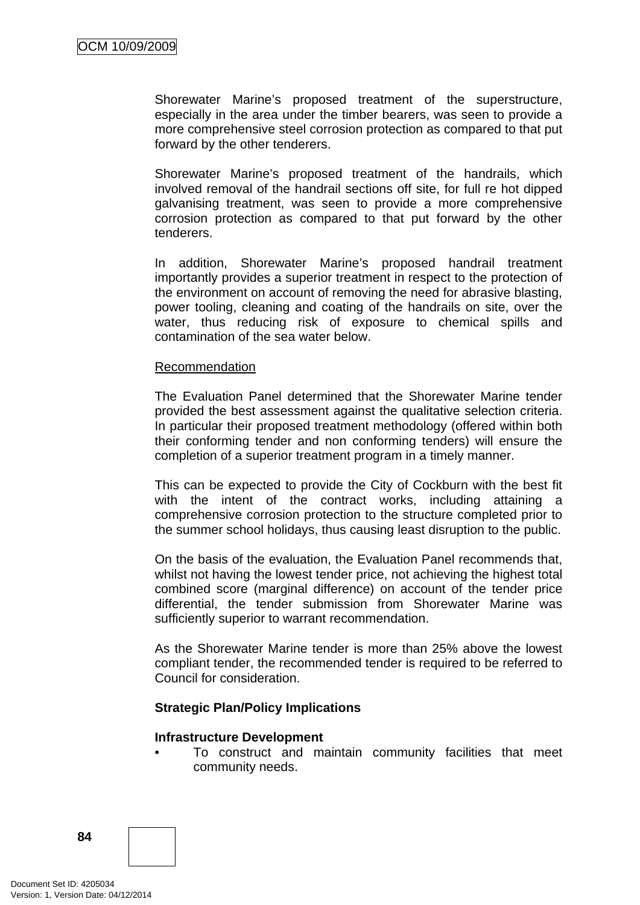Shorewater Marine's proposed treatment of the superstructure, especially in the area under the timber bearers, was seen to provide a more comprehensive steel corrosion protection as compared to that put forward by the other tenderers.

Shorewater Marine's proposed treatment of the handrails, which involved removal of the handrail sections off site, for full re hot dipped galvanising treatment, was seen to provide a more comprehensive corrosion protection as compared to that put forward by the other tenderers.

In addition, Shorewater Marine's proposed handrail treatment importantly provides a superior treatment in respect to the protection of the environment on account of removing the need for abrasive blasting, power tooling, cleaning and coating of the handrails on site, over the water, thus reducing risk of exposure to chemical spills and contamination of the sea water below.

Recommendation

The Evaluation Panel determined that the Shorewater Marine tender provided the best assessment against the qualitative selection criteria. In particular their proposed treatment methodology (offered within both their conforming tender and non conforming tenders) will ensure the completion of a superior treatment program in a timely manner.

This can be expected to provide the City of Cockburn with the best fit with the intent of the contract works, including attaining a comprehensive corrosion protection to the structure completed prior to the summer school holidays, thus causing least disruption to the public.

On the basis of the evaluation, the Evaluation Panel recommends that, whilst not having the lowest tender price, not achieving the highest total combined score (marginal difference) on account of the tender price differential, the tender submission from Shorewater Marine was sufficiently superior to warrant recommendation.

As the Shorewater Marine tender is more than 25% above the lowest compliant tender, the recommended tender is required to be referred to Council for consideration.

**Strategic Plan/Policy Implications**

**Infrastructure Development**

- To construct and maintain community facilities that meet community needs.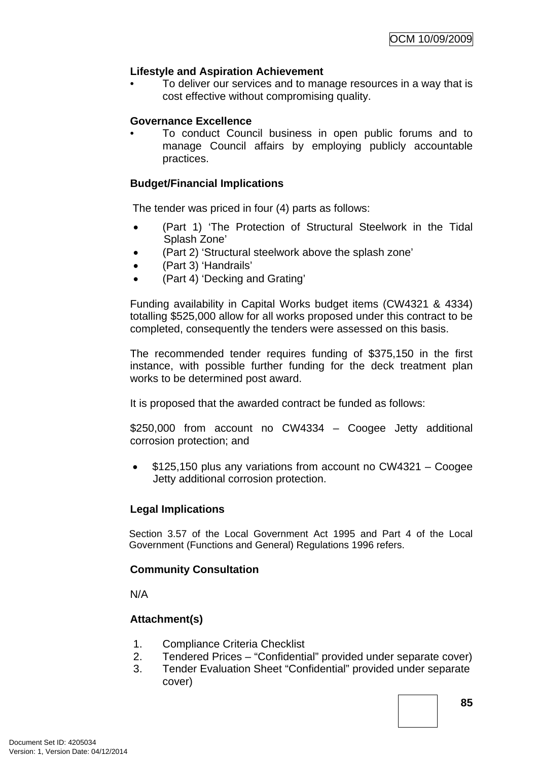**Lifestyle and Aspiration Achievement**

- To deliver our services and to manage resources in a way that is cost effective without compromising quality.

**Governance Excellence**

- To conduct Council business in open public forums and to manage Council affairs by employing publicly accountable practices.

**Budget/Financial Implications**

The tender was priced in four (4) parts as follows:

- (Part 1) 'The Protection of Structural Steelwork in the Tidal Splash Zone'
- (Part 2) 'Structural steelwork above the splash zone'
- (Part 3) 'Handrails'
- (Part 4) 'Decking and Grating'

Funding availability in Capital Works budget items (CW4321 & 4334) totalling $525,000 allow for all works proposed under this contract to be completed, consequently the tenders were assessed on this basis.

The recommended tender requires funding of $375,150 in the first instance, with possible further funding for the deck treatment plan works to be determined post award.

It is proposed that the awarded contract be funded as follows:

$250,000 from account no CW4334 – Coogee Jetty additional corrosion protection; and

- $125,150 plus any variations from account no CW4321 – Coogee Jetty additional corrosion protection.

**Legal Implications**

Section 3.57 of the Local Government Act 1995 and Part 4 of the Local Government (Functions and General) Regulations 1996 refers.

**Community Consultation**

N/A

**Attachment(s)**

1. Compliance Criteria Checklist
2. Tendered Prices – "Confidential" provided under separate cover)
3. Tender Evaluation Sheet "Confidential" provided under separate cover)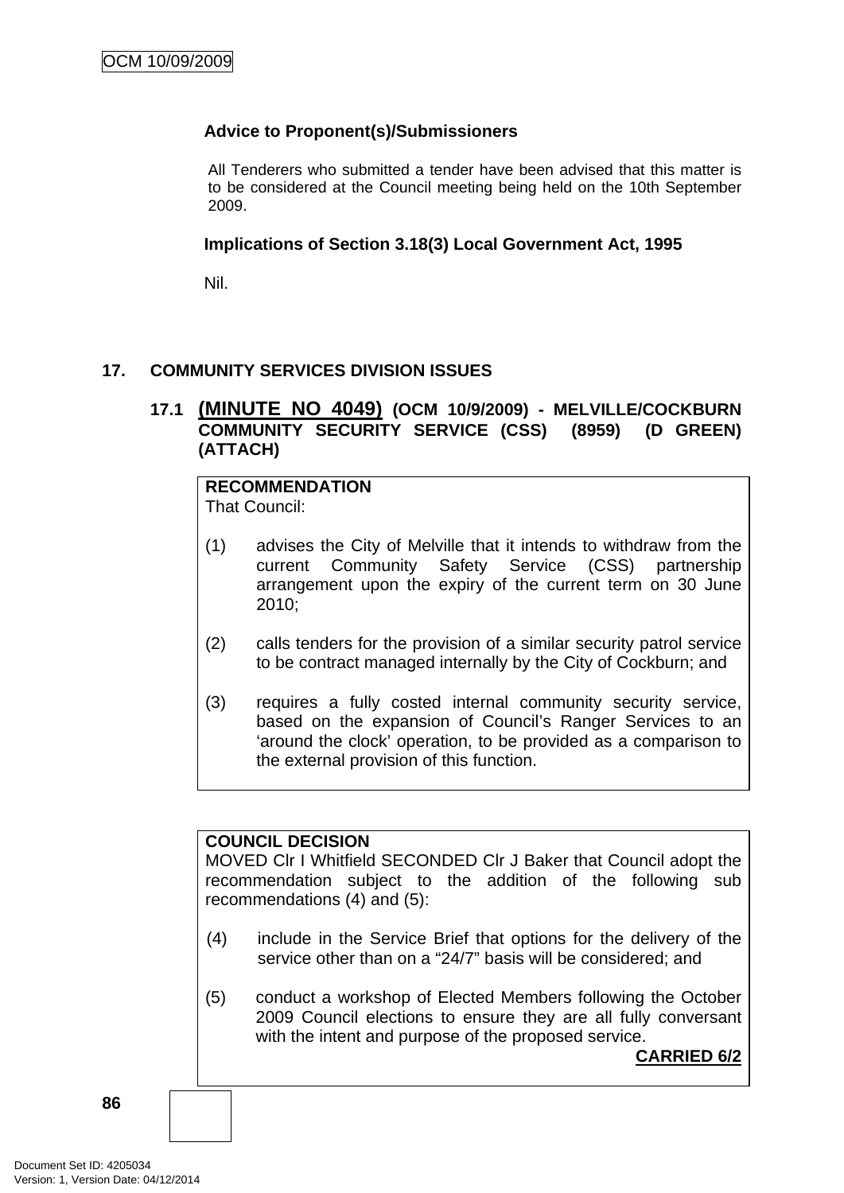**Advice to Proponent(s)/Submissioners**

All Tenderers who submitted a tender have been advised that this matter is to be considered at the Council meeting being held on the 10th September 2009.

**Implications of Section 3.18(3) Local Government Act, 1995**

Nil.

## 17. COMMUNITY SERVICES DIVISION ISSUES

### 17.1 (MINUTE NO 4049) (OCM 10/9/2009) - MELVILLE/COCKBURN COMMUNITY SECURITY SERVICE (CSS) (8959) (D GREEN) (ATTACH)

**RECOMMENDATION**
That Council:

(1) advises the City of Melville that it intends to withdraw from the current Community Safety Service (CSS) partnership arrangement upon the expiry of the current term on 30 June 2010;

(2) calls tenders for the provision of a similar security patrol service to be contract managed internally by the City of Cockburn; and

(3) requires a fully costed internal community security service, based on the expansion of Council's Ranger Services to an 'around the clock' operation, to be provided as a comparison to the external provision of this function.

**COUNCIL DECISION**
MOVED Clr I Whitfield SECONDED Clr J Baker that Council adopt the recommendation subject to the addition of the following sub recommendations (4) and (5):

(4) include in the Service Brief that options for the delivery of the service other than on a "24/7" basis will be considered; and

(5) conduct a workshop of Elected Members following the October 2009 Council elections to ensure they are all fully conversant with the intent and purpose of the proposed service.

**CARRIED 6/2**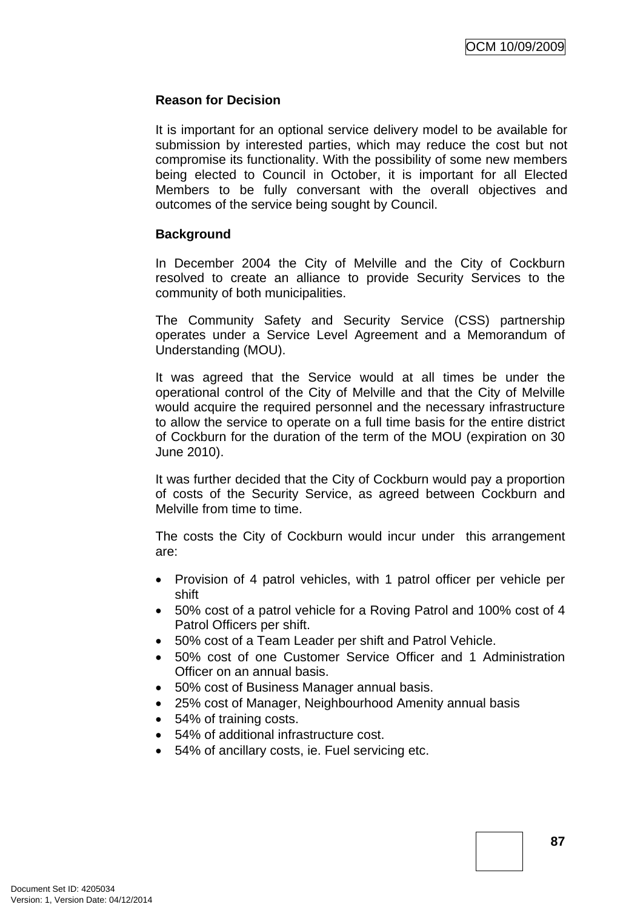**Reason for Decision**

It is important for an optional service delivery model to be available for submission by interested parties, which may reduce the cost but not compromise its functionality. With the possibility of some new members being elected to Council in October, it is important for all Elected Members to be fully conversant with the overall objectives and outcomes of the service being sought by Council.

**Background**

In December 2004 the City of Melville and the City of Cockburn resolved to create an alliance to provide Security Services to the community of both municipalities.

The Community Safety and Security Service (CSS) partnership operates under a Service Level Agreement and a Memorandum of Understanding (MOU).

It was agreed that the Service would at all times be under the operational control of the City of Melville and that the City of Melville would acquire the required personnel and the necessary infrastructure to allow the service to operate on a full time basis for the entire district of Cockburn for the duration of the term of the MOU (expiration on 30 June 2010).

It was further decided that the City of Cockburn would pay a proportion of costs of the Security Service, as agreed between Cockburn and Melville from time to time.

The costs the City of Cockburn would incur under this arrangement are:

- Provision of 4 patrol vehicles, with 1 patrol officer per vehicle per shift
- 50% cost of a patrol vehicle for a Roving Patrol and 100% cost of 4 Patrol Officers per shift.
- 50% cost of a Team Leader per shift and Patrol Vehicle.
- 50% cost of one Customer Service Officer and 1 Administration Officer on an annual basis.
- 50% cost of Business Manager annual basis.
- 25% cost of Manager, Neighbourhood Amenity annual basis
- 54% of training costs.
- 54% of additional infrastructure cost.
- 54% of ancillary costs, ie. Fuel servicing etc.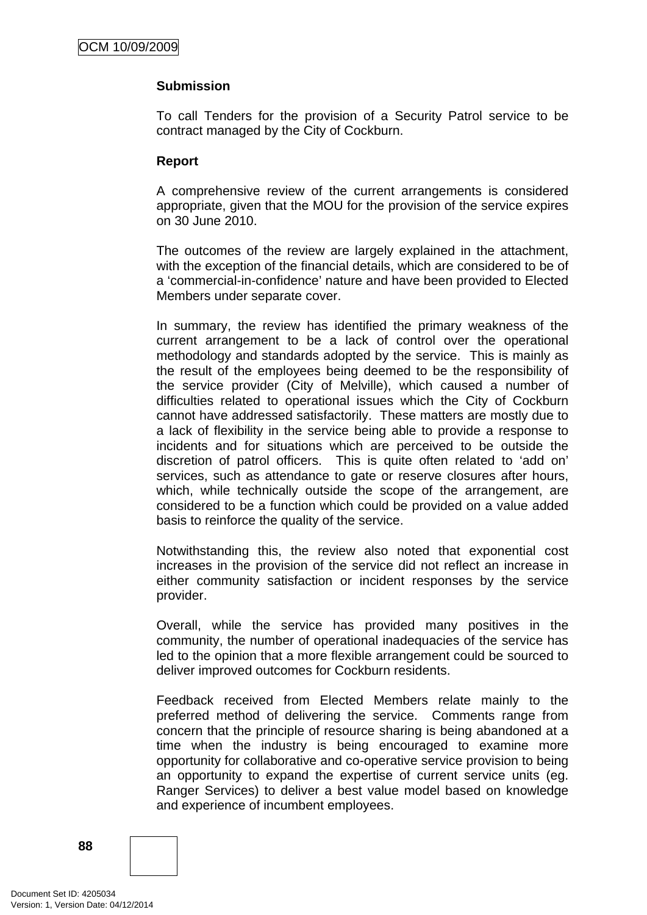**Submission**

To call Tenders for the provision of a Security Patrol service to be contract managed by the City of Cockburn.

**Report**

A comprehensive review of the current arrangements is considered appropriate, given that the MOU for the provision of the service expires on 30 June 2010.

The outcomes of the review are largely explained in the attachment, with the exception of the financial details, which are considered to be of a 'commercial-in-confidence' nature and have been provided to Elected Members under separate cover.

In summary, the review has identified the primary weakness of the current arrangement to be a lack of control over the operational methodology and standards adopted by the service. This is mainly as the result of the employees being deemed to be the responsibility of the service provider (City of Melville), which caused a number of difficulties related to operational issues which the City of Cockburn cannot have addressed satisfactorily. These matters are mostly due to a lack of flexibility in the service being able to provide a response to incidents and for situations which are perceived to be outside the discretion of patrol officers. This is quite often related to 'add on' services, such as attendance to gate or reserve closures after hours, which, while technically outside the scope of the arrangement, are considered to be a function which could be provided on a value added basis to reinforce the quality of the service.

Notwithstanding this, the review also noted that exponential cost increases in the provision of the service did not reflect an increase in either community satisfaction or incident responses by the service provider.

Overall, while the service has provided many positives in the community, the number of operational inadequacies of the service has led to the opinion that a more flexible arrangement could be sourced to deliver improved outcomes for Cockburn residents.

Feedback received from Elected Members relate mainly to the preferred method of delivering the service. Comments range from concern that the principle of resource sharing is being abandoned at a time when the industry is being encouraged to examine more opportunity for collaborative and co-operative service provision to being an opportunity to expand the expertise of current service units (eg. Ranger Services) to deliver a best value model based on knowledge and experience of incumbent employees.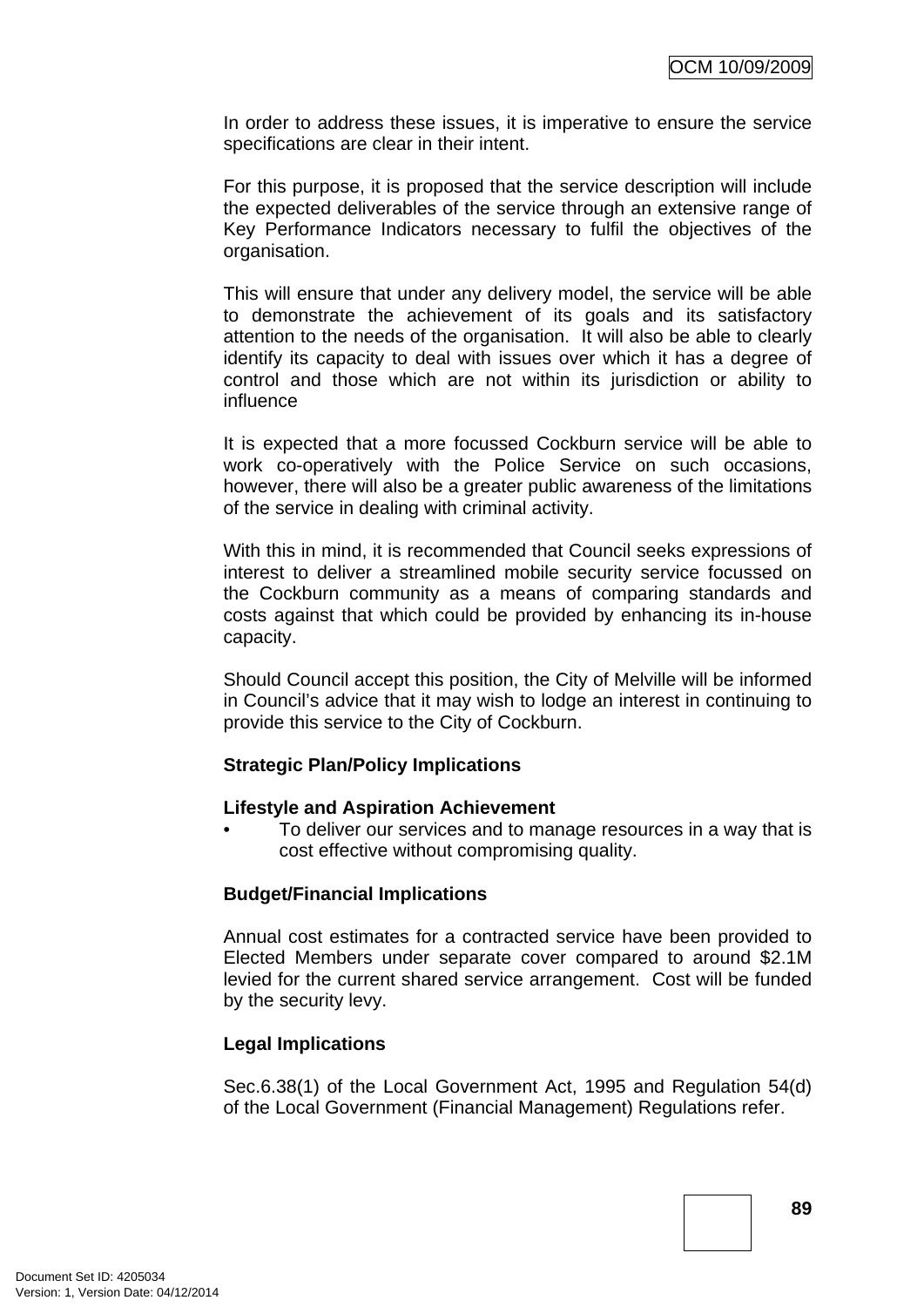In order to address these issues, it is imperative to ensure the service specifications are clear in their intent.

For this purpose, it is proposed that the service description will include the expected deliverables of the service through an extensive range of Key Performance Indicators necessary to fulfil the objectives of the organisation.

This will ensure that under any delivery model, the service will be able to demonstrate the achievement of its goals and its satisfactory attention to the needs of the organisation. It will also be able to clearly identify its capacity to deal with issues over which it has a degree of control and those which are not within its jurisdiction or ability to influence

It is expected that a more focussed Cockburn service will be able to work co-operatively with the Police Service on such occasions, however, there will also be a greater public awareness of the limitations of the service in dealing with criminal activity.

With this in mind, it is recommended that Council seeks expressions of interest to deliver a streamlined mobile security service focussed on the Cockburn community as a means of comparing standards and costs against that which could be provided by enhancing its in-house capacity.

Should Council accept this position, the City of Melville will be informed in Council's advice that it may wish to lodge an interest in continuing to provide this service to the City of Cockburn.

**Strategic Plan/Policy Implications**

**Lifestyle and Aspiration Achievement**

- To deliver our services and to manage resources in a way that is cost effective without compromising quality.

**Budget/Financial Implications**

Annual cost estimates for a contracted service have been provided to Elected Members under separate cover compared to around $2.1M levied for the current shared service arrangement. Cost will be funded by the security levy.

**Legal Implications**

Sec.6.38(1) of the Local Government Act, 1995 and Regulation 54(d) of the Local Government (Financial Management) Regulations refer.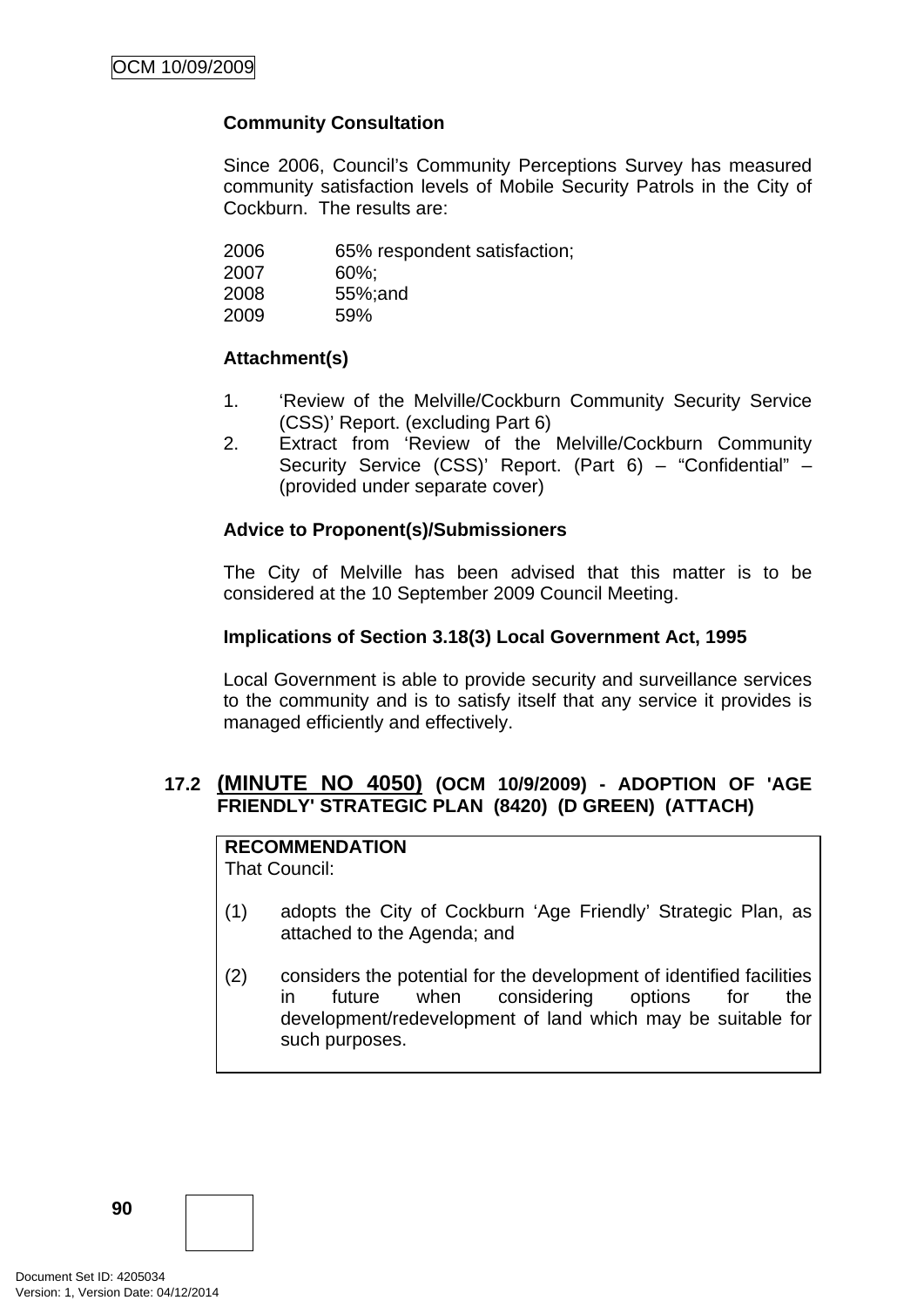**Community Consultation**

Since 2006, Council's Community Perceptions Survey has measured community satisfaction levels of Mobile Security Patrols in the City of Cockburn. The results are:

2006 65% respondent satisfaction;
2007 60%;
2008 55%;and
2009 59%

**Attachment(s)**

1. 'Review of the Melville/Cockburn Community Security Service (CSS)' Report. (excluding Part 6)
2. Extract from 'Review of the Melville/Cockburn Community Security Service (CSS)' Report. (Part 6) – "Confidential" – (provided under separate cover)

**Advice to Proponent(s)/Submissioners**

The City of Melville has been advised that this matter is to be considered at the 10 September 2009 Council Meeting.

**Implications of Section 3.18(3) Local Government Act, 1995**

Local Government is able to provide security and surveillance services to the community and is to satisfy itself that any service it provides is managed efficiently and effectively.

### 17.2 (MINUTE NO 4050) (OCM 10/9/2009) - ADOPTION OF 'AGE FRIENDLY' STRATEGIC PLAN (8420) (D GREEN) (ATTACH)

**RECOMMENDATION**
That Council:

(1) adopts the City of Cockburn 'Age Friendly' Strategic Plan, as attached to the Agenda; and

(2) considers the potential for the development of identified facilities in future when considering options for the development/redevelopment of land which may be suitable for such purposes.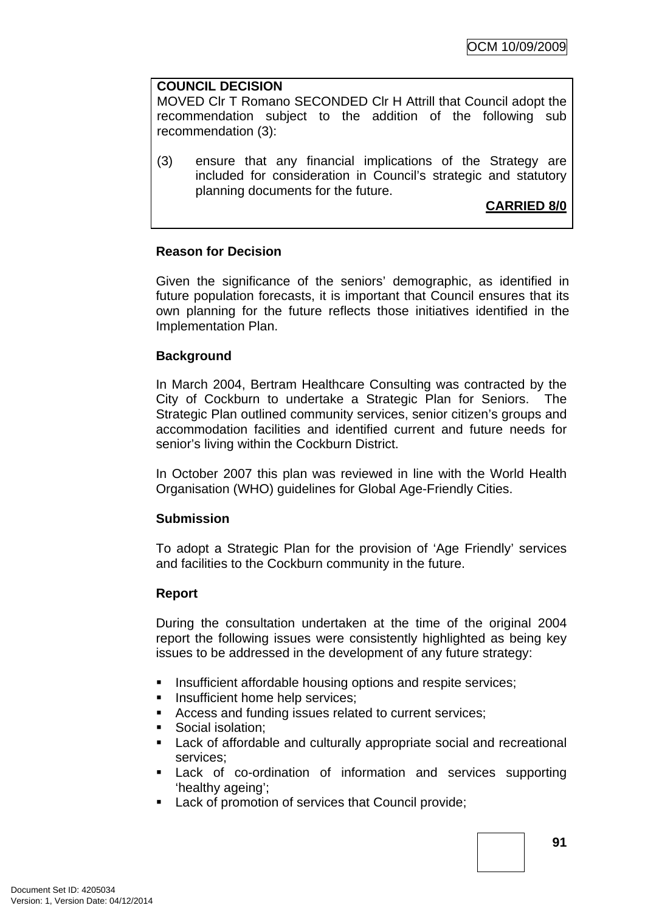**COUNCIL DECISION**
MOVED Clr T Romano SECONDED Clr H Attrill that Council adopt the recommendation subject to the addition of the following sub recommendation (3):

(3) ensure that any financial implications of the Strategy are included for consideration in Council's strategic and statutory planning documents for the future.

**CARRIED 8/0**

**Reason for Decision**

Given the significance of the seniors' demographic, as identified in future population forecasts, it is important that Council ensures that its own planning for the future reflects those initiatives identified in the Implementation Plan.

**Background**

In March 2004, Bertram Healthcare Consulting was contracted by the City of Cockburn to undertake a Strategic Plan for Seniors. The Strategic Plan outlined community services, senior citizen's groups and accommodation facilities and identified current and future needs for senior's living within the Cockburn District.

In October 2007 this plan was reviewed in line with the World Health Organisation (WHO) guidelines for Global Age-Friendly Cities.

**Submission**

To adopt a Strategic Plan for the provision of 'Age Friendly' services and facilities to the Cockburn community in the future.

**Report**

During the consultation undertaken at the time of the original 2004 report the following issues were consistently highlighted as being key issues to be addressed in the development of any future strategy:

- Insufficient affordable housing options and respite services;
- Insufficient home help services;
- Access and funding issues related to current services;
- Social isolation;
- Lack of affordable and culturally appropriate social and recreational services;
- Lack of co-ordination of information and services supporting 'healthy ageing';
- Lack of promotion of services that Council provide;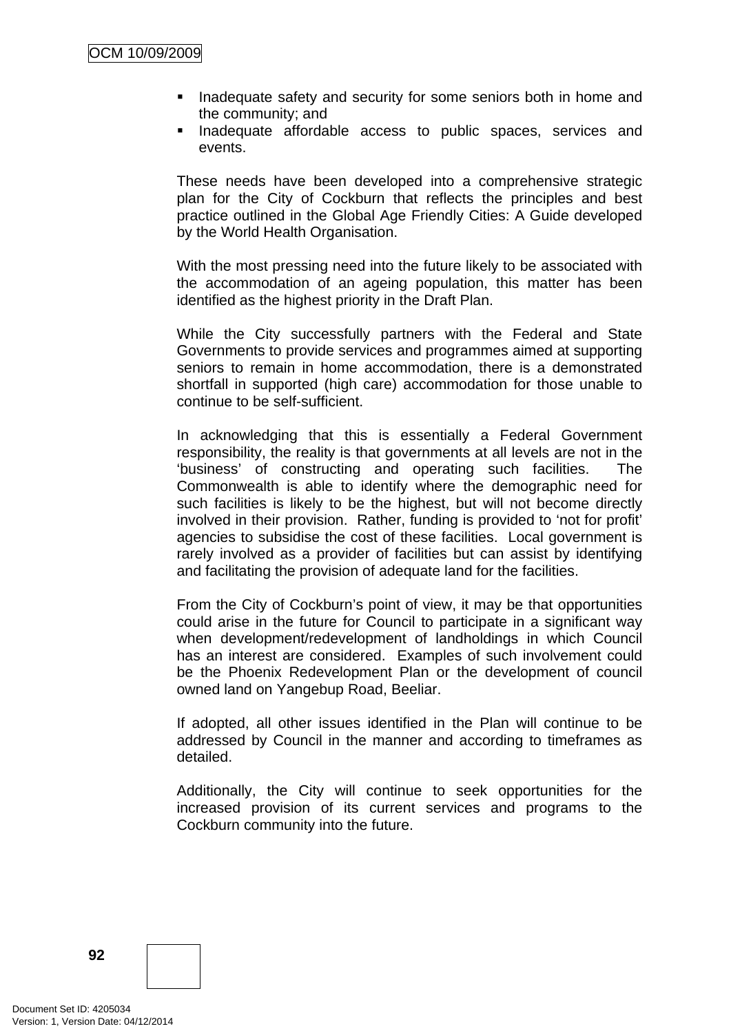- Inadequate safety and security for some seniors both in home and the community; and
- Inadequate affordable access to public spaces, services and events.

These needs have been developed into a comprehensive strategic plan for the City of Cockburn that reflects the principles and best practice outlined in the Global Age Friendly Cities: A Guide developed by the World Health Organisation.

With the most pressing need into the future likely to be associated with the accommodation of an ageing population, this matter has been identified as the highest priority in the Draft Plan.

While the City successfully partners with the Federal and State Governments to provide services and programmes aimed at supporting seniors to remain in home accommodation, there is a demonstrated shortfall in supported (high care) accommodation for those unable to continue to be self-sufficient.

In acknowledging that this is essentially a Federal Government responsibility, the reality is that governments at all levels are not in the 'business' of constructing and operating such facilities. The Commonwealth is able to identify where the demographic need for such facilities is likely to be the highest, but will not become directly involved in their provision. Rather, funding is provided to 'not for profit' agencies to subsidise the cost of these facilities. Local government is rarely involved as a provider of facilities but can assist by identifying and facilitating the provision of adequate land for the facilities.

From the City of Cockburn's point of view, it may be that opportunities could arise in the future for Council to participate in a significant way when development/redevelopment of landholdings in which Council has an interest are considered. Examples of such involvement could be the Phoenix Redevelopment Plan or the development of council owned land on Yangebup Road, Beeliar.

If adopted, all other issues identified in the Plan will continue to be addressed by Council in the manner and according to timeframes as detailed.

Additionally, the City will continue to seek opportunities for the increased provision of its current services and programs to the Cockburn community into the future.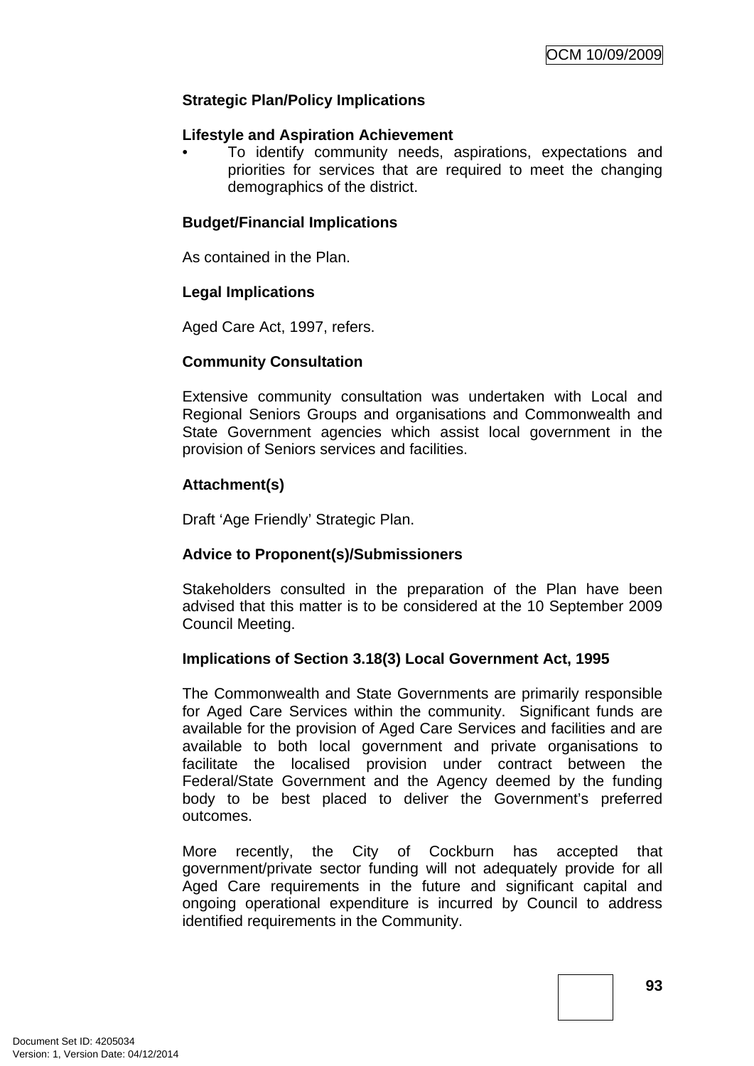**Strategic Plan/Policy Implications**

**Lifestyle and Aspiration Achievement**

- To identify community needs, aspirations, expectations and priorities for services that are required to meet the changing demographics of the district.

**Budget/Financial Implications**

As contained in the Plan.

**Legal Implications**

Aged Care Act, 1997, refers.

**Community Consultation**

Extensive community consultation was undertaken with Local and Regional Seniors Groups and organisations and Commonwealth and State Government agencies which assist local government in the provision of Seniors services and facilities.

**Attachment(s)**

Draft 'Age Friendly' Strategic Plan.

**Advice to Proponent(s)/Submissioners**

Stakeholders consulted in the preparation of the Plan have been advised that this matter is to be considered at the 10 September 2009 Council Meeting.

**Implications of Section 3.18(3) Local Government Act, 1995**

The Commonwealth and State Governments are primarily responsible for Aged Care Services within the community. Significant funds are available for the provision of Aged Care Services and facilities and are available to both local government and private organisations to facilitate the localised provision under contract between the Federal/State Government and the Agency deemed by the funding body to be best placed to deliver the Government's preferred outcomes.

More recently, the City of Cockburn has accepted that government/private sector funding will not adequately provide for all Aged Care requirements in the future and significant capital and ongoing operational expenditure is incurred by Council to address identified requirements in the Community.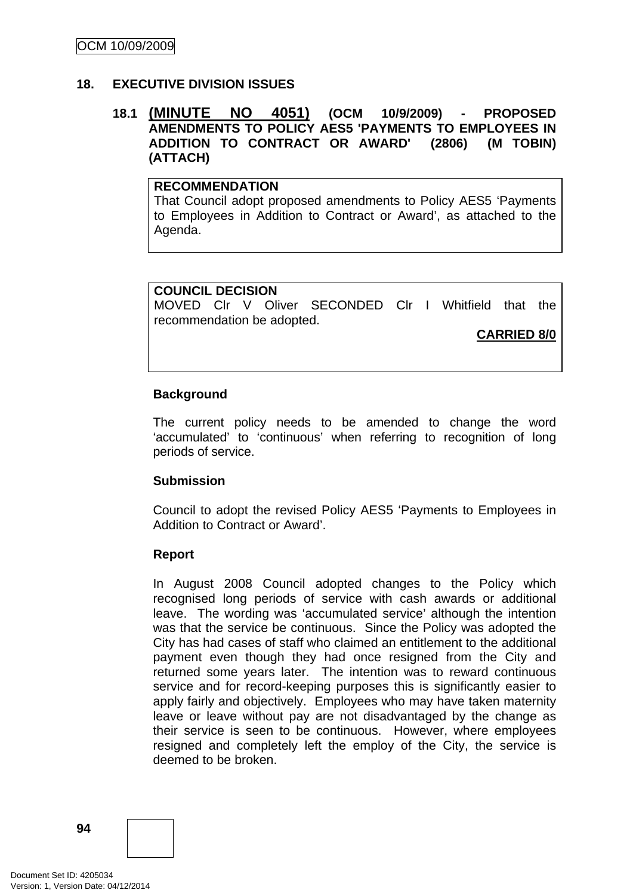## 18. EXECUTIVE DIVISION ISSUES

### 18.1 (MINUTE NO 4051) (OCM 10/9/2009) - PROPOSED AMENDMENTS TO POLICY AES5 'PAYMENTS TO EMPLOYEES IN ADDITION TO CONTRACT OR AWARD' (2806) (M TOBIN) (ATTACH)

**RECOMMENDATION**
That Council adopt proposed amendments to Policy AES5 'Payments to Employees in Addition to Contract or Award', as attached to the Agenda.

**COUNCIL DECISION**
MOVED Clr V Oliver SECONDED Clr I Whitfield that the recommendation be adopted.

**CARRIED 8/0**

**Background**

The current policy needs to be amended to change the word 'accumulated' to 'continuous' when referring to recognition of long periods of service.

**Submission**

Council to adopt the revised Policy AES5 'Payments to Employees in Addition to Contract or Award'.

**Report**

In August 2008 Council adopted changes to the Policy which recognised long periods of service with cash awards or additional leave. The wording was 'accumulated service' although the intention was that the service be continuous. Since the Policy was adopted the City has had cases of staff who claimed an entitlement to the additional payment even though they had once resigned from the City and returned some years later. The intention was to reward continuous service and for record-keeping purposes this is significantly easier to apply fairly and objectively. Employees who may have taken maternity leave or leave without pay are not disadvantaged by the change as their service is seen to be continuous. However, where employees resigned and completely left the employ of the City, the service is deemed to be broken.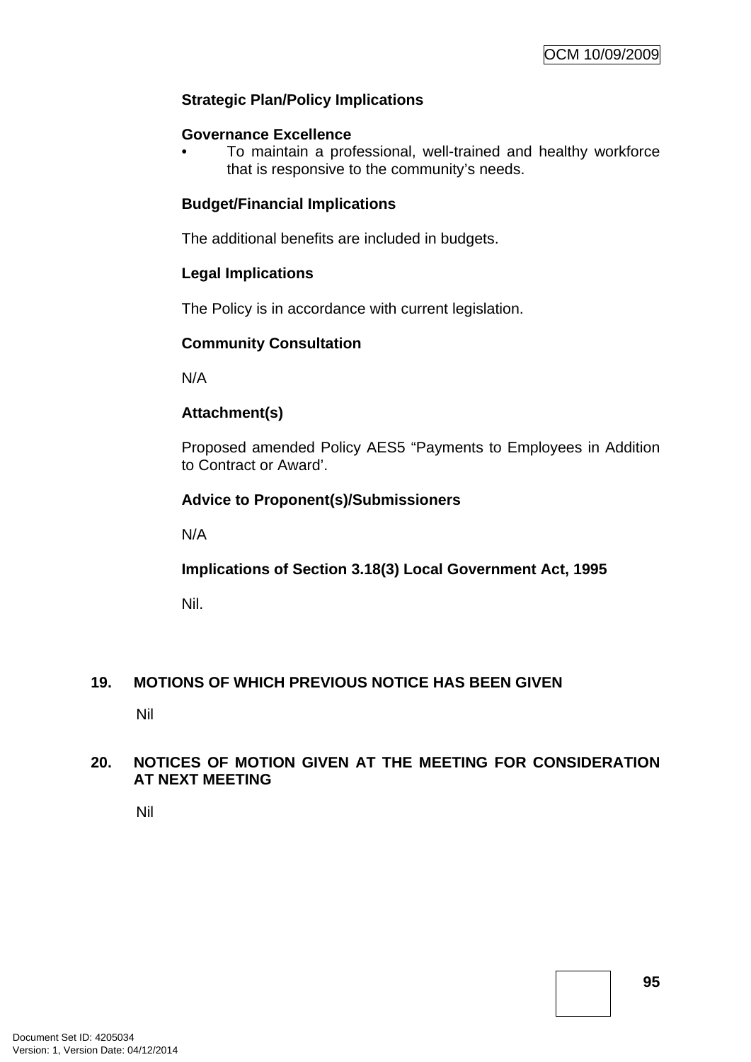**Strategic Plan/Policy Implications**

**Governance Excellence**

- To maintain a professional, well-trained and healthy workforce that is responsive to the community's needs.

**Budget/Financial Implications**

The additional benefits are included in budgets.

**Legal Implications**

The Policy is in accordance with current legislation.

**Community Consultation**

N/A

**Attachment(s)**

Proposed amended Policy AES5 "Payments to Employees in Addition to Contract or Award'.

**Advice to Proponent(s)/Submissioners**

N/A

**Implications of Section 3.18(3) Local Government Act, 1995**

Nil.

## 19. MOTIONS OF WHICH PREVIOUS NOTICE HAS BEEN GIVEN

Nil

## 20. NOTICES OF MOTION GIVEN AT THE MEETING FOR CONSIDERATION AT NEXT MEETING

Nil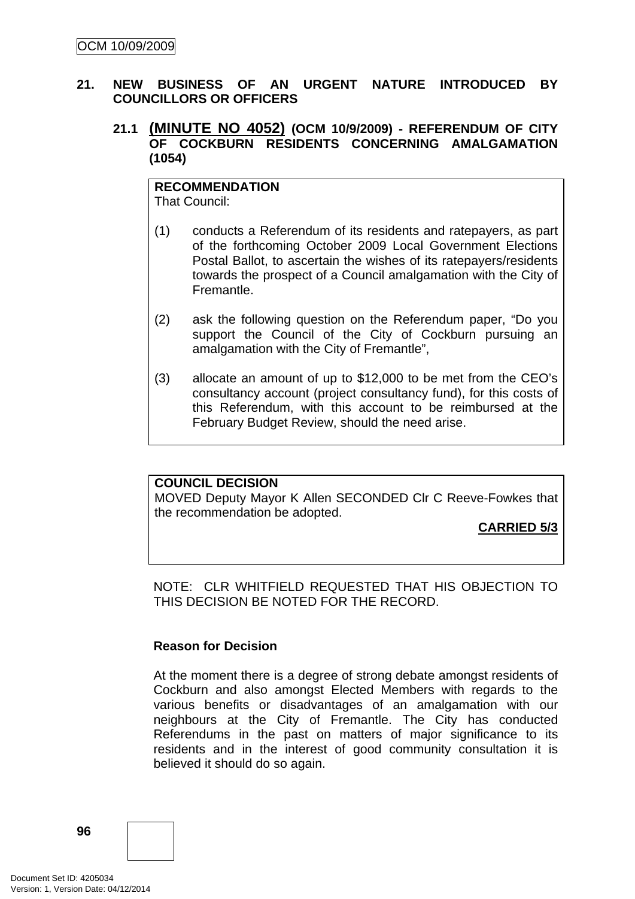## 21. NEW BUSINESS OF AN URGENT NATURE INTRODUCED BY COUNCILLORS OR OFFICERS

### 21.1 (MINUTE NO 4052) (OCM 10/9/2009) - REFERENDUM OF CITY OF COCKBURN RESIDENTS CONCERNING AMALGAMATION (1054)

**RECOMMENDATION**
That Council:

(1) conducts a Referendum of its residents and ratepayers, as part of the forthcoming October 2009 Local Government Elections Postal Ballot, to ascertain the wishes of its ratepayers/residents towards the prospect of a Council amalgamation with the City of Fremantle.

(2) ask the following question on the Referendum paper, "Do you support the Council of the City of Cockburn pursuing an amalgamation with the City of Fremantle",

(3) allocate an amount of up to $12,000 to be met from the CEO's consultancy account (project consultancy fund), for this costs of this Referendum, with this account to be reimbursed at the February Budget Review, should the need arise.

**COUNCIL DECISION**
MOVED Deputy Mayor K Allen SECONDED Clr C Reeve-Fowkes that the recommendation be adopted.

**CARRIED 5/3**

NOTE: CLR WHITFIELD REQUESTED THAT HIS OBJECTION TO THIS DECISION BE NOTED FOR THE RECORD.

**Reason for Decision**

At the moment there is a degree of strong debate amongst residents of Cockburn and also amongst Elected Members with regards to the various benefits or disadvantages of an amalgamation with our neighbours at the City of Fremantle. The City has conducted Referendums in the past on matters of major significance to its residents and in the interest of good community consultation it is believed it should do so again.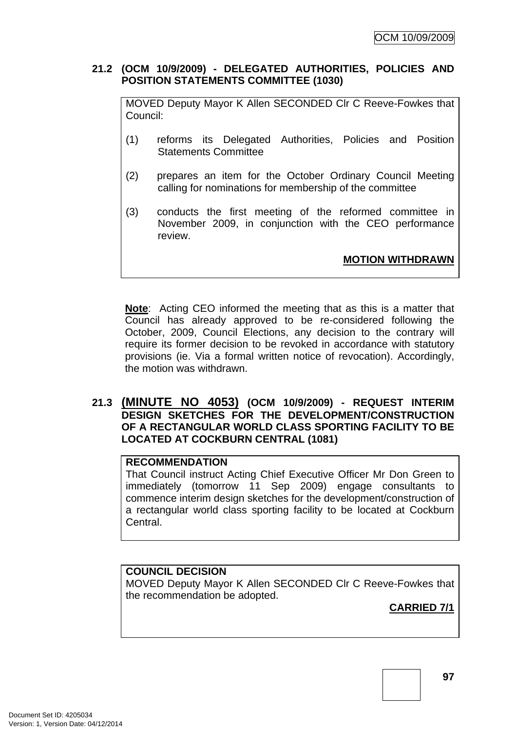### 21.2 (OCM 10/9/2009) - DELEGATED AUTHORITIES, POLICIES AND POSITION STATEMENTS COMMITTEE (1030)

MOVED Deputy Mayor K Allen SECONDED Clr C Reeve-Fowkes that Council:

(1) reforms its Delegated Authorities, Policies and Position Statements Committee

(2) prepares an item for the October Ordinary Council Meeting calling for nominations for membership of the committee

(3) conducts the first meeting of the reformed committee in November 2009, in conjunction with the CEO performance review.

**MOTION WITHDRAWN**

**Note**: Acting CEO informed the meeting that as this is a matter that Council has already approved to be re-considered following the October, 2009, Council Elections, any decision to the contrary will require its former decision to be revoked in accordance with statutory provisions (ie. Via a formal written notice of revocation). Accordingly, the motion was withdrawn.

### 21.3 (MINUTE NO 4053) (OCM 10/9/2009) - REQUEST INTERIM DESIGN SKETCHES FOR THE DEVELOPMENT/CONSTRUCTION OF A RECTANGULAR WORLD CLASS SPORTING FACILITY TO BE LOCATED AT COCKBURN CENTRAL (1081)

**RECOMMENDATION**
That Council instruct Acting Chief Executive Officer Mr Don Green to immediately (tomorrow 11 Sep 2009) engage consultants to commence interim design sketches for the development/construction of a rectangular world class sporting facility to be located at Cockburn Central.

**COUNCIL DECISION**
MOVED Deputy Mayor K Allen SECONDED Clr C Reeve-Fowkes that the recommendation be adopted.

**CARRIED 7/1**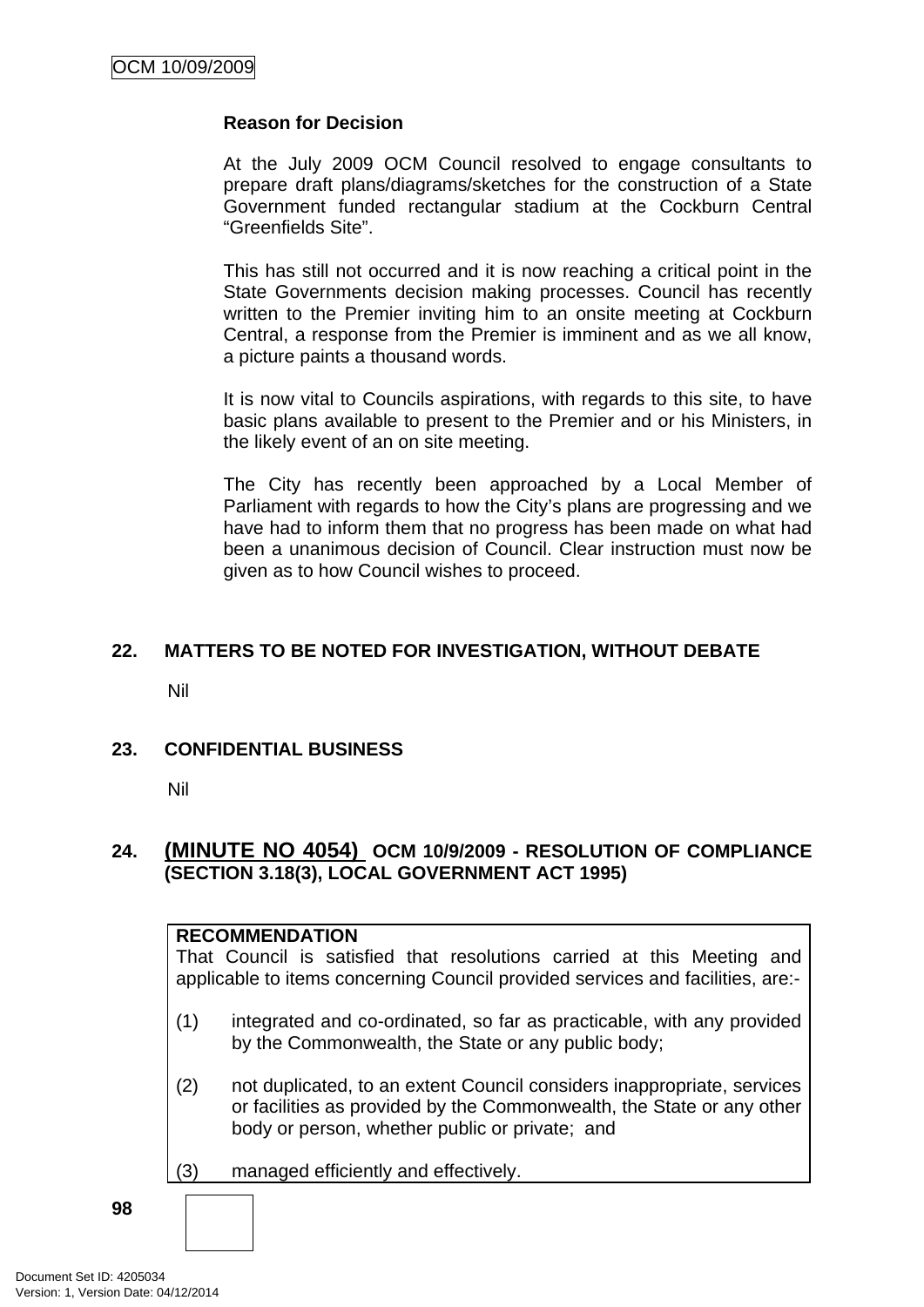**Reason for Decision**

At the July 2009 OCM Council resolved to engage consultants to prepare draft plans/diagrams/sketches for the construction of a State Government funded rectangular stadium at the Cockburn Central "Greenfields Site".

This has still not occurred and it is now reaching a critical point in the State Governments decision making processes. Council has recently written to the Premier inviting him to an onsite meeting at Cockburn Central, a response from the Premier is imminent and as we all know, a picture paints a thousand words.

It is now vital to Councils aspirations, with regards to this site, to have basic plans available to present to the Premier and or his Ministers, in the likely event of an on site meeting.

The City has recently been approached by a Local Member of Parliament with regards to how the City's plans are progressing and we have had to inform them that no progress has been made on what had been a unanimous decision of Council. Clear instruction must now be given as to how Council wishes to proceed.

## 22. MATTERS TO BE NOTED FOR INVESTIGATION, WITHOUT DEBATE

Nil

## 23. CONFIDENTIAL BUSINESS

Nil

## 24. (MINUTE NO 4054) OCM 10/9/2009 - RESOLUTION OF COMPLIANCE (SECTION 3.18(3), LOCAL GOVERNMENT ACT 1995)

**RECOMMENDATION**
That Council is satisfied that resolutions carried at this Meeting and applicable to items concerning Council provided services and facilities, are:-

(1) integrated and co-ordinated, so far as practicable, with any provided by the Commonwealth, the State or any public body;

(2) not duplicated, to an extent Council considers inappropriate, services or facilities as provided by the Commonwealth, the State or any other body or person, whether public or private; and

(3) managed efficiently and effectively.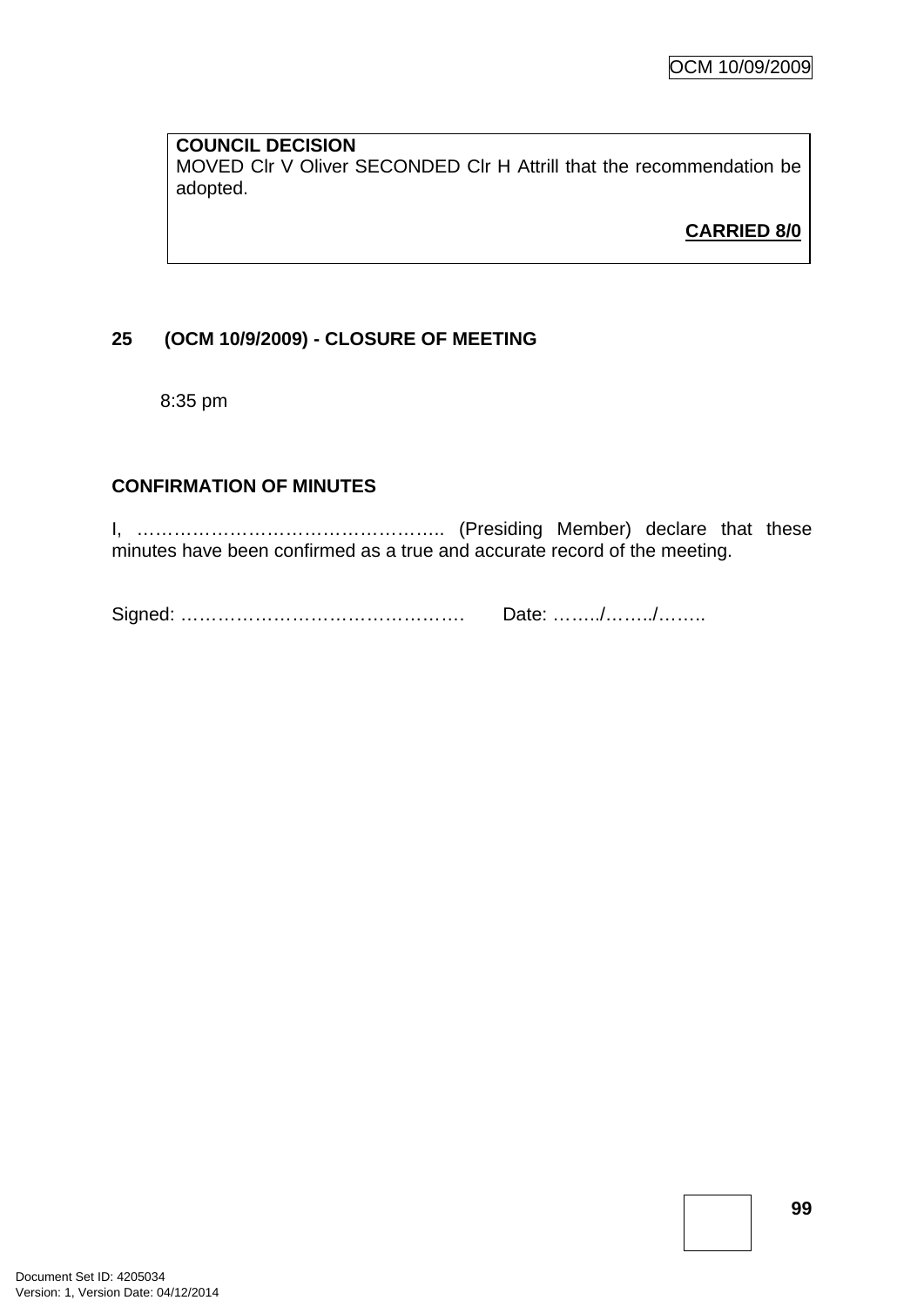**COUNCIL DECISION**
MOVED Clr V Oliver SECONDED Clr H Attrill that the recommendation be adopted.

**CARRIED 8/0**

## 25 (OCM 10/9/2009) - CLOSURE OF MEETING

8:35 pm

## CONFIRMATION OF MINUTES

I, ………………………………………….. (Presiding Member) declare that these minutes have been confirmed as a true and accurate record of the meeting.

Signed: ……………………………………… Date: ……../……../……..

Document Set ID: 4205034
Version: 1, Version Date: 04/12/2014